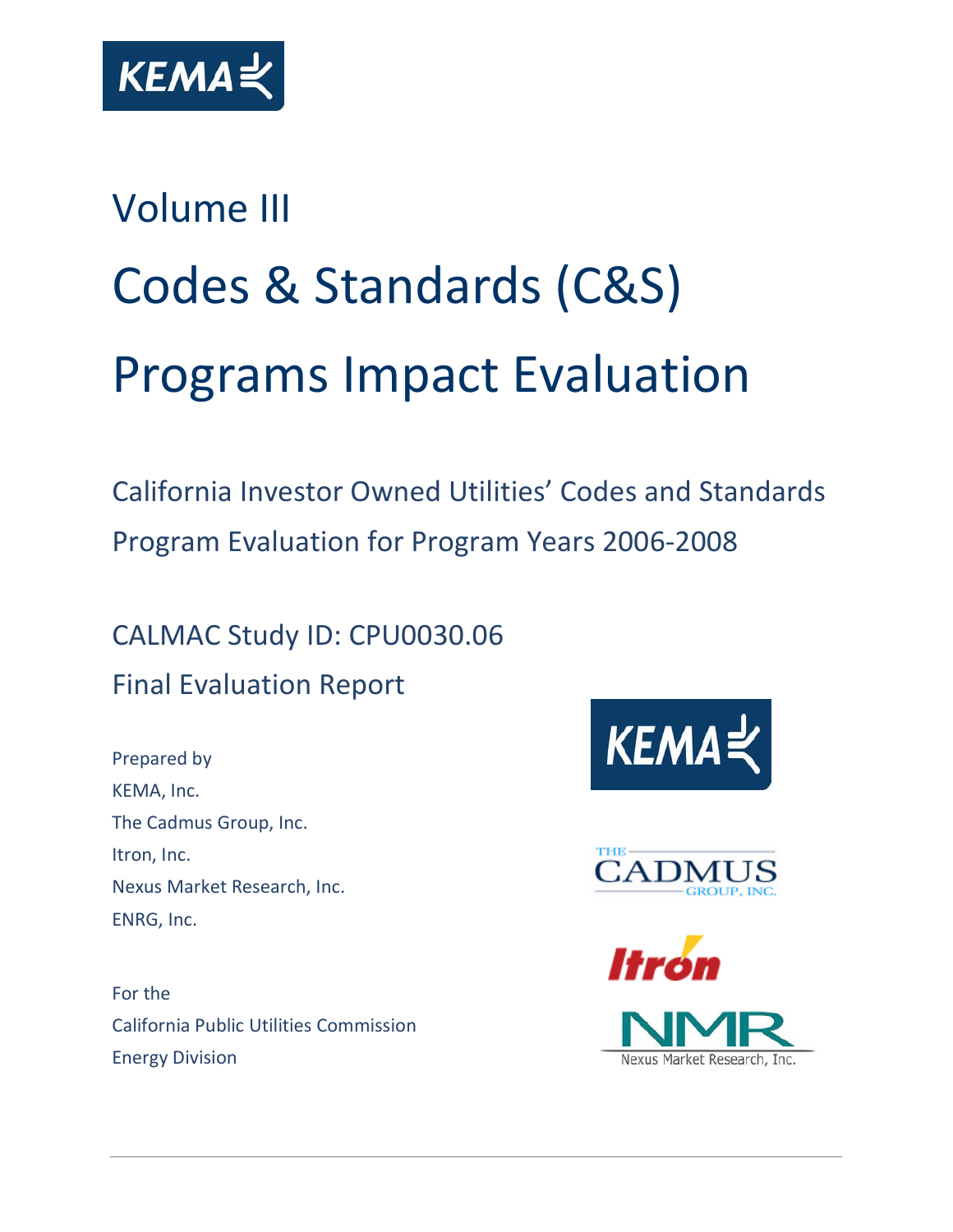# Volume III

# Codes & Standards (C&S) Programs Impact Evaluation

## California Investor Owned Utilities' Codes and Standards Program Evaluation for Program Years 2006-2008

CALMAC Study ID: CPU0030.06

Final Evaluation Report

Prepared by
KEMA, Inc.
The Cadmus Group, Inc.
Itron, Inc.
Nexus Market Research, Inc.
ENRG, Inc.

For the
California Public Utilities Commission
Energy Division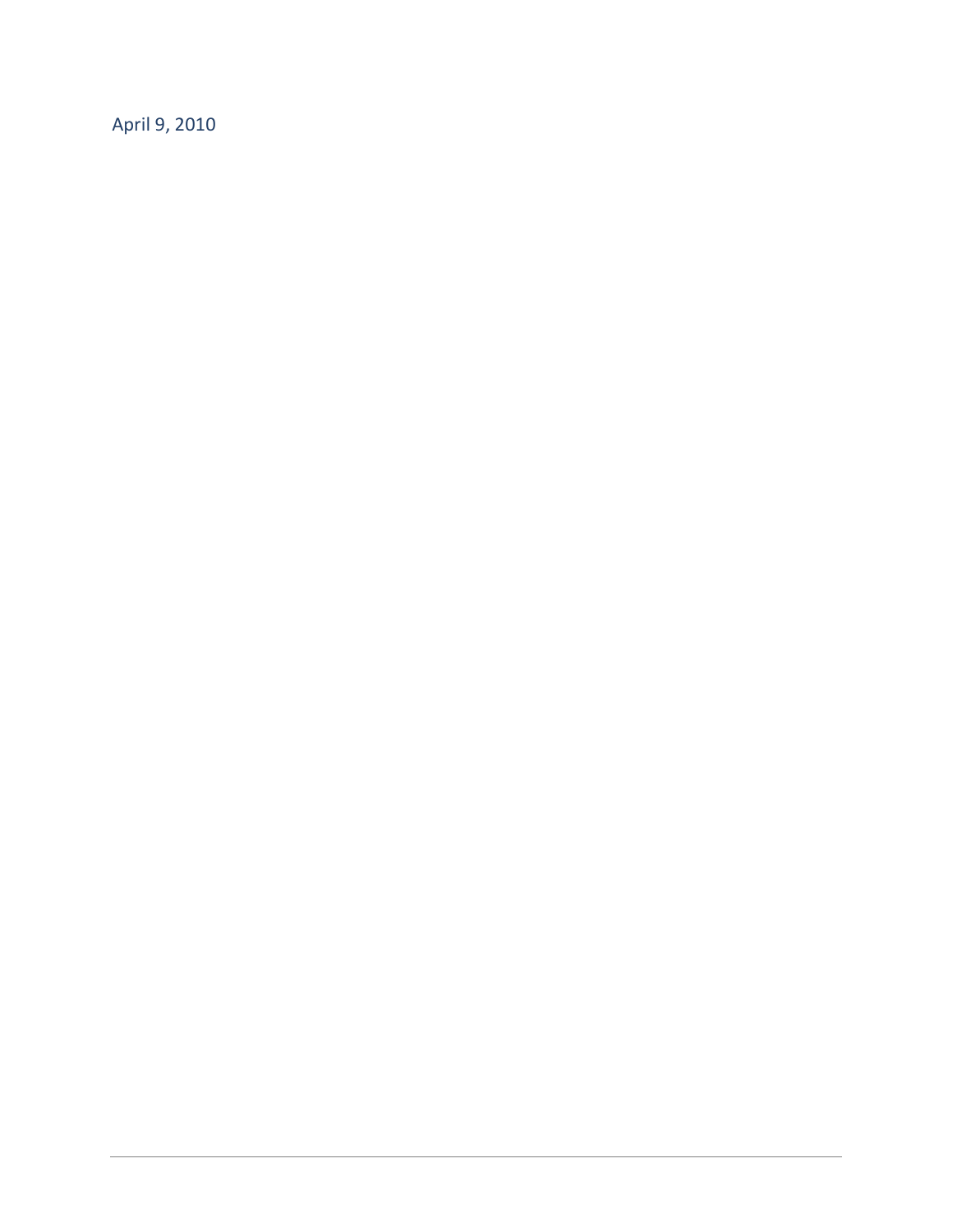April 9, 2010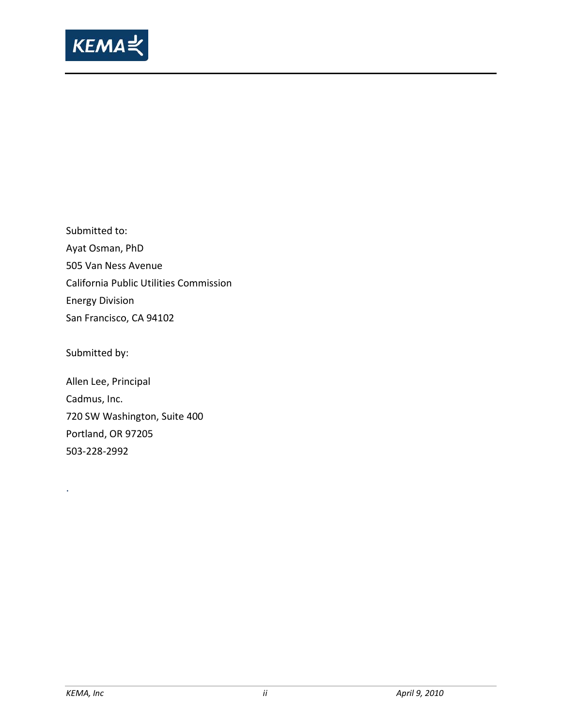Submitted to:

Ayat Osman, PhD

505 Van Ness Avenue

California Public Utilities Commission

Energy Division

San Francisco, CA 94102

Submitted by:

Allen Lee, Principal

Cadmus, Inc.

720 SW Washington, Suite 400

Portland, OR 97205

503-228-2992

.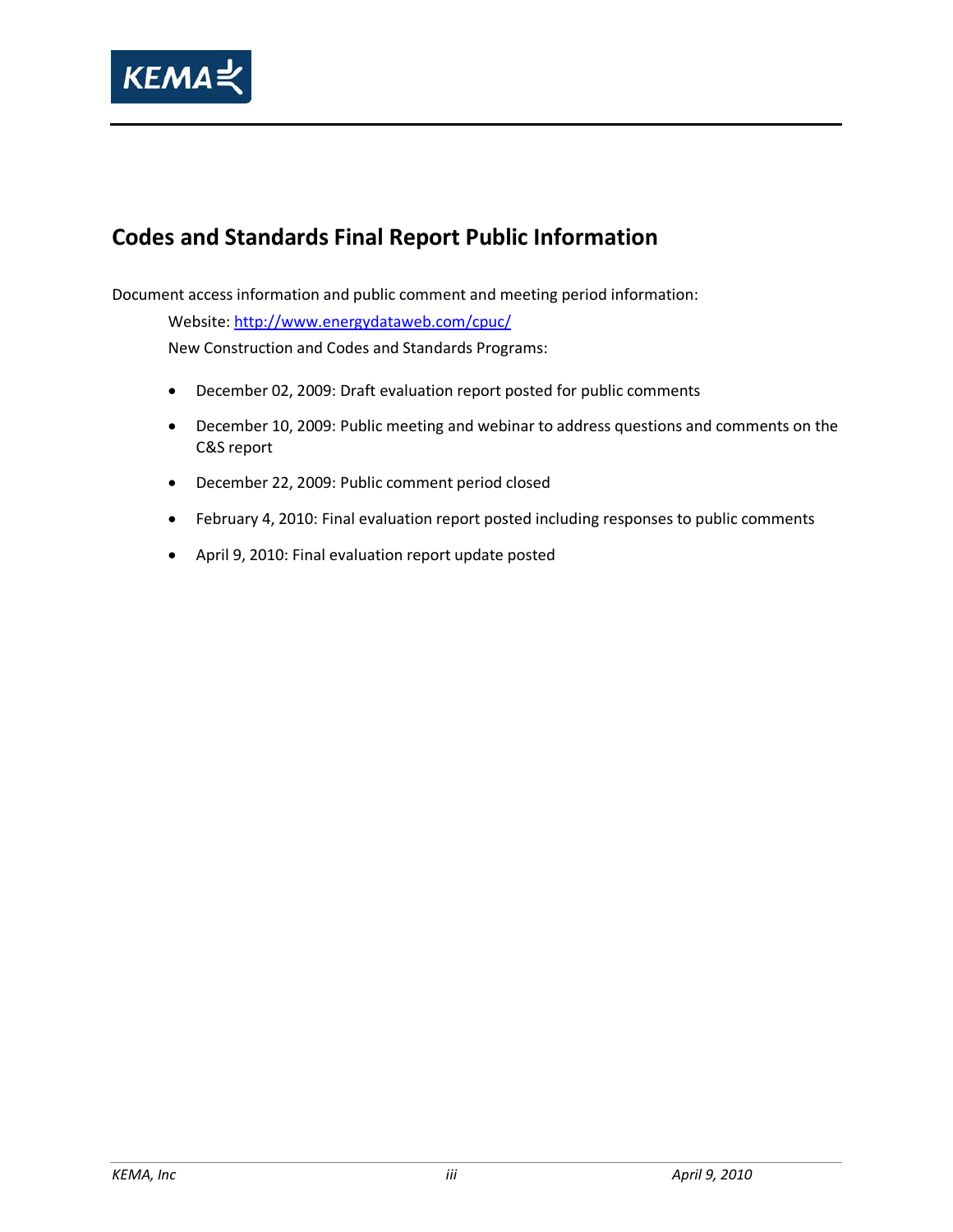## Codes and Standards Final Report Public Information

Document access information and public comment and meeting period information:

Website: http://www.energydataweb.com/cpuc/

New Construction and Codes and Standards Programs:

- December 02, 2009: Draft evaluation report posted for public comments
- December 10, 2009: Public meeting and webinar to address questions and comments on the C&S report
- December 22, 2009: Public comment period closed
- February 4, 2010: Final evaluation report posted including responses to public comments
- April 9, 2010: Final evaluation report update posted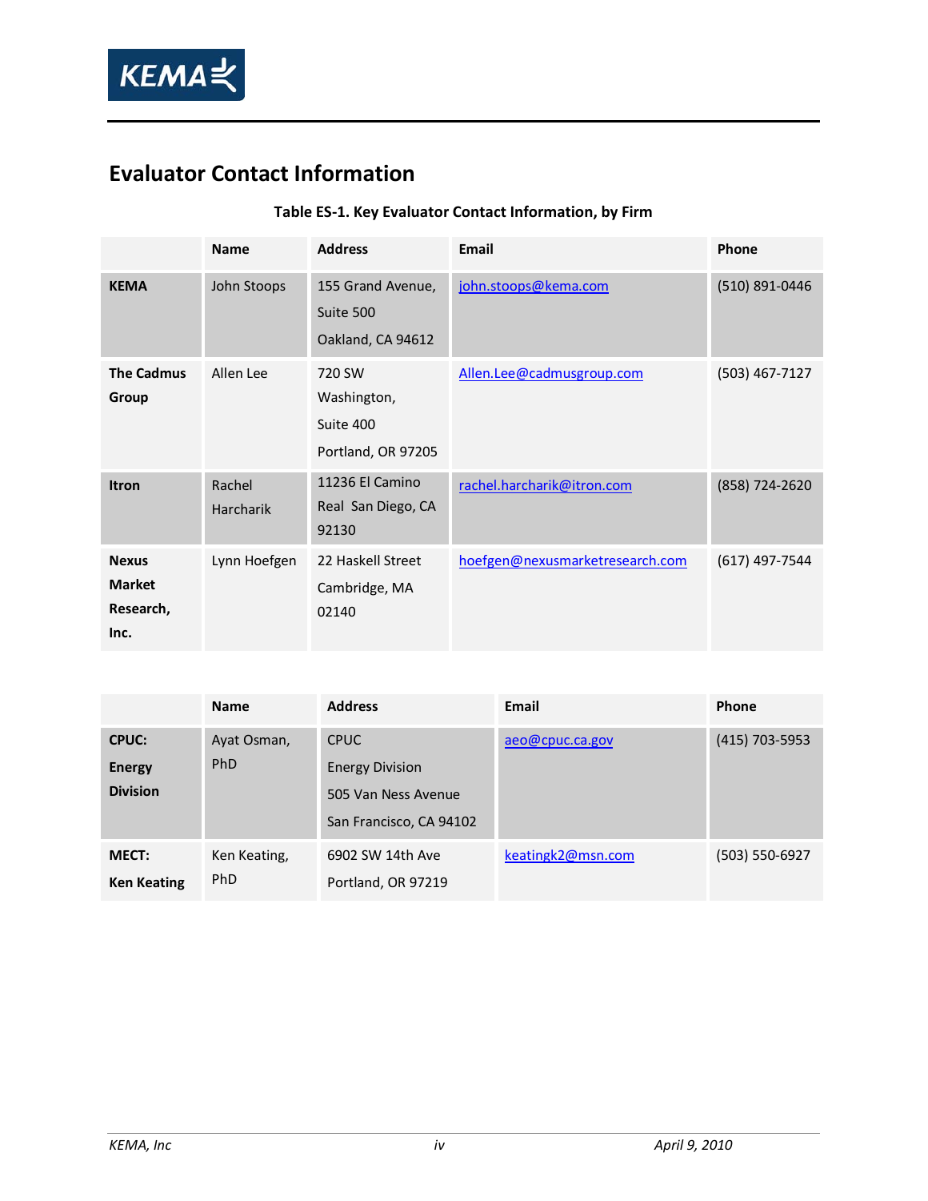# Evaluator Contact Information

**Table ES-1. Key Evaluator Contact Information, by Firm**

| | Name | Address | Email | Phone |
|---|---|---|---|---|
| **KEMA** | John Stoops | 155 Grand Avenue, Suite 500 Oakland, CA 94612 | john.stoops@kema.com | (510) 891-0446 |
| **The Cadmus Group** | Allen Lee | 720 SW Washington, Suite 400 Portland, OR 97205 | Allen.Lee@cadmusgroup.com | (503) 467-7127 |
| **Itron** | Rachel Harcharik | 11236 El Camino Real San Diego, CA 92130 | rachel.harcharik@itron.com | (858) 724-2620 |
| **Nexus Market Research, Inc.** | Lynn Hoefgen | 22 Haskell Street Cambridge, MA 02140 | hoefgen@nexusmarketresearch.com | (617) 497-7544 |

| | Name | Address | Email | Phone |
|---|---|---|---|---|
| **CPUC: Energy Division** | Ayat Osman, PhD | CPUC Energy Division 505 Van Ness Avenue San Francisco, CA 94102 | aeo@cpuc.ca.gov | (415) 703-5953 |
| **MECT: Ken Keating** | Ken Keating, PhD | 6902 SW 14th Ave Portland, OR 97219 | keatingk2@msn.com | (503) 550-6927 |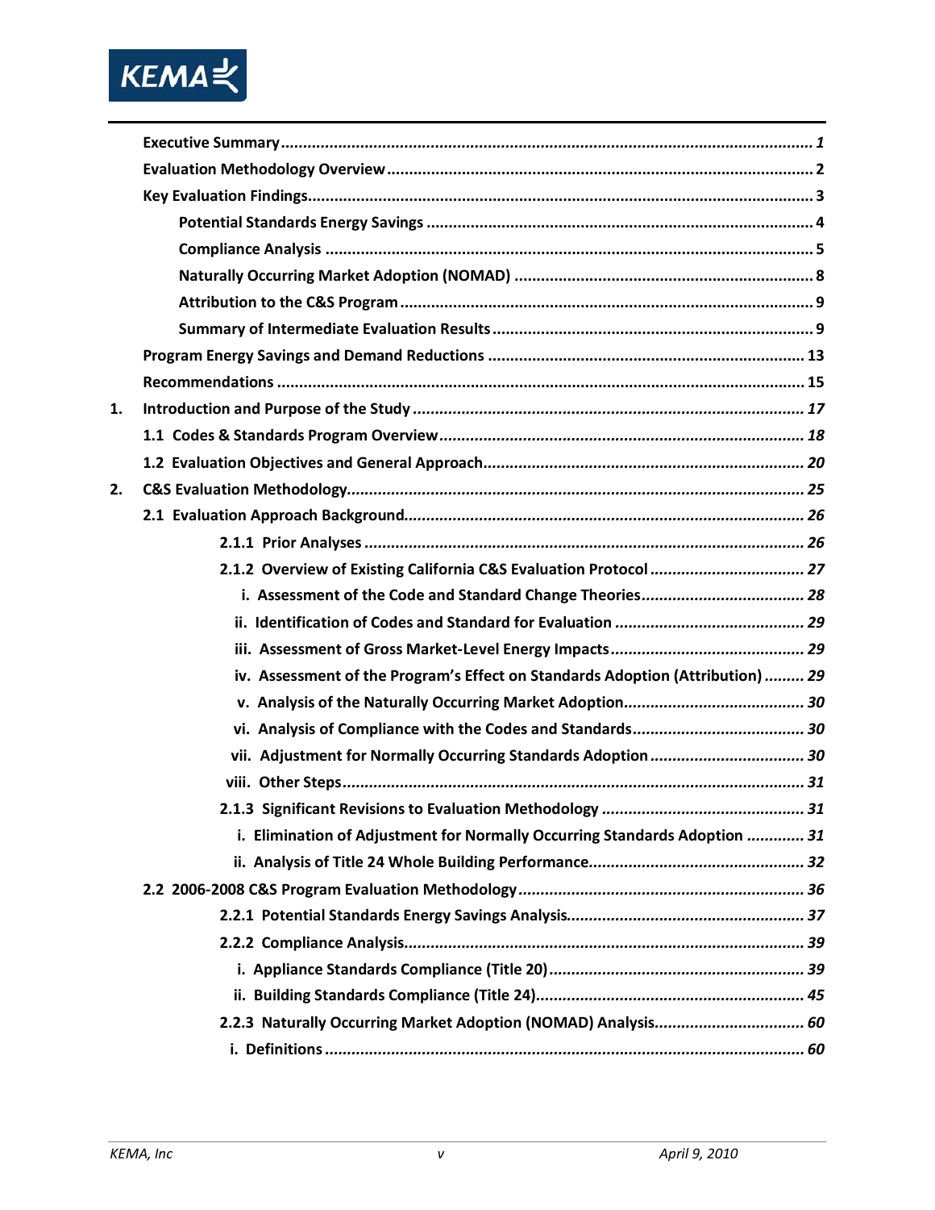**Executive Summary ........................................................................................................................ 1**

**Evaluation Methodology Overview ................................................................................................. 2**

**Key Evaluation Findings................................................................................................................... 3**

**Potential Standards Energy Savings ......................................................................................... 4**

**Compliance Analysis ................................................................................................................. 5**

**Naturally Occurring Market Adoption (NOMAD) ..................................................................... 8**

**Attribution to the C&S Program .............................................................................................. 9**

**Summary of Intermediate Evaluation Results .......................................................................... 9**

**Program Energy Savings and Demand Reductions ........................................................................ 13**

**Recommendations ........................................................................................................................ 15**

**1. Introduction and Purpose of the Study ........................................................................................ 17**

**1.1 Codes & Standards Program Overview .................................................................................... 18**

**1.2 Evaluation Objectives and General Approach ......................................................................... 20**

**2. C&S Evaluation Methodology ....................................................................................................... 25**

**2.1 Evaluation Approach Background ........................................................................................... 26**

**2.1.1 Prior Analyses ................................................................................................................. 26**

**2.1.2 Overview of Existing California C&S Evaluation Protocol .................................... 27**

**i. Assessment of the Code and Standard Change Theories ..................................... 28**

**ii. Identification of Codes and Standard for Evaluation ........................................... 29**

**iii. Assessment of Gross Market-Level Energy Impacts ............................................ 29**

**iv. Assessment of the Program's Effect on Standards Adoption (Attribution) ......... 29**

**v. Analysis of the Naturally Occurring Market Adoption ......................................... 30**

**vi. Analysis of Compliance with the Codes and Standards ....................................... 30**

**vii. Adjustment for Normally Occurring Standards Adoption ................................... 30**

**viii. Other Steps ........................................................................................................ 31**

**2.1.3 Significant Revisions to Evaluation Methodology .............................................. 31**

**i. Elimination of Adjustment for Normally Occurring Standards Adoption ............. 31**

**ii. Analysis of Title 24 Whole Building Performance ................................................. 32**

**2.2 2006-2008 C&S Program Evaluation Methodology .................................................................. 36**

**2.2.1 Potential Standards Energy Savings Analysis ...................................................... 37**

**2.2.2 Compliance Analysis ........................................................................................... 39**

**i. Appliance Standards Compliance (Title 20) .......................................................... 39**

**ii. Building Standards Compliance (Title 24) ............................................................ 45**

**2.2.3 Naturally Occurring Market Adoption (NOMAD) Analysis .................................. 60**

**i. Definitions ............................................................................................................ 60**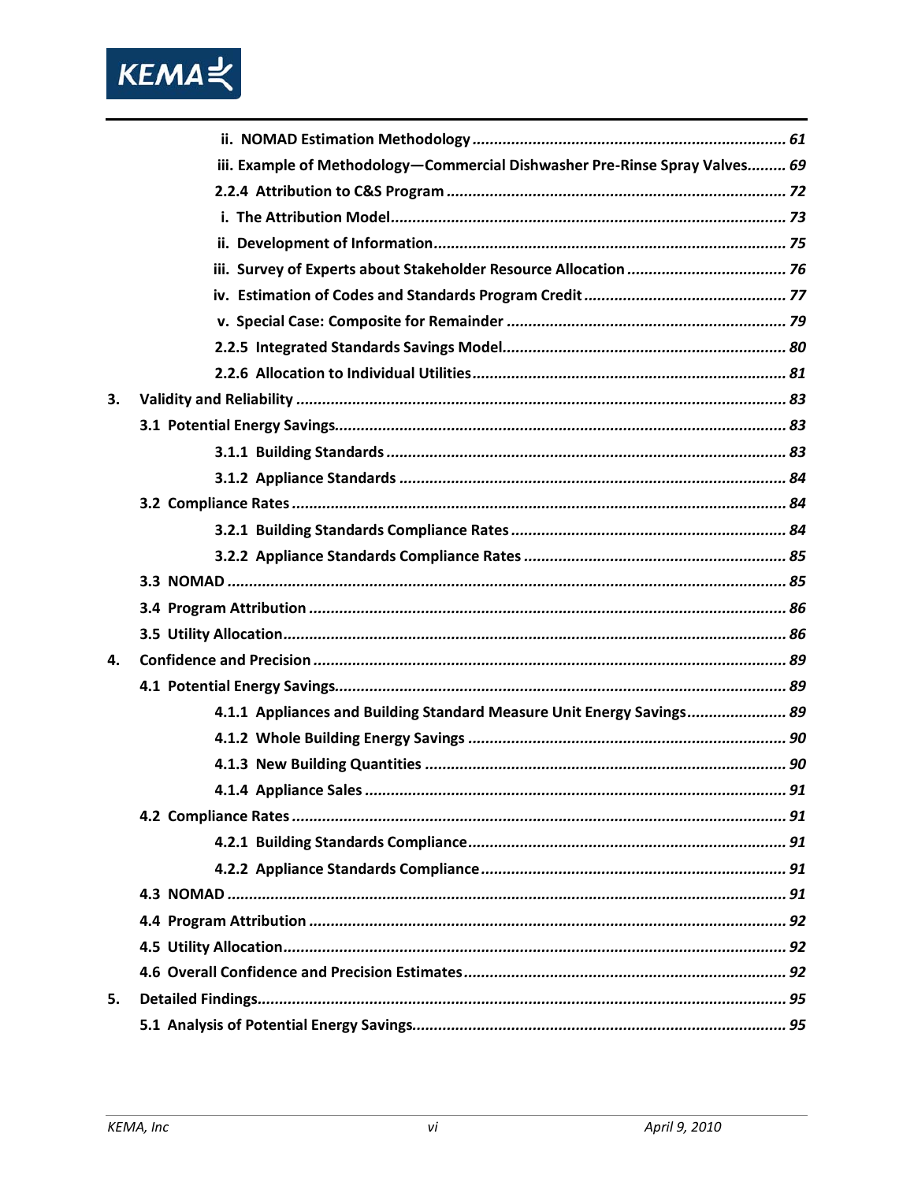ii. NOMAD Estimation Methodology ........................................................................ 61
iii. Example of Methodology—Commercial Dishwasher Pre-Rinse Spray Valves......... 69
2.2.4 Attribution to C&S Program ............................................................................. 72
i. The Attribution Model.......................................................................................... 73
ii. Development of Information................................................................................ 75
iii. Survey of Experts about Stakeholder Resource Allocation .................................... 76
iv. Estimation of Codes and Standards Program Credit .............................................. 77
v. Special Case: Composite for Remainder ................................................................ 79
2.2.5 Integrated Standards Savings Model................................................................. 80
2.2.6 Allocation to Individual Utilities........................................................................ 81

3. Validity and Reliability ................................................................................................ 83
3.1 Potential Energy Savings....................................................................................... 83
3.1.1 Building Standards ........................................................................................... 83
3.1.2 Appliance Standards ........................................................................................ 84
3.2 Compliance Rates ................................................................................................. 84
3.2.1 Building Standards Compliance Rates .............................................................. 84
3.2.2 Appliance Standards Compliance Rates ............................................................ 85
3.3 NOMAD ............................................................................................................... 85
3.4 Program Attribution ............................................................................................. 86
3.5 Utility Allocation................................................................................................... 86

4. Confidence and Precision ............................................................................................ 89
4.1 Potential Energy Savings....................................................................................... 89
4.1.1 Appliances and Building Standard Measure Unit Energy Savings....................... 89
4.1.2 Whole Building Energy Savings ........................................................................ 90
4.1.3 New Building Quantities .................................................................................. 90
4.1.4 Appliance Sales ................................................................................................ 91
4.2 Compliance Rates ................................................................................................. 91
4.2.1 Building Standards Compliance......................................................................... 91
4.2.2 Appliance Standards Compliance...................................................................... 91
4.3 NOMAD ............................................................................................................... 91
4.4 Program Attribution ............................................................................................. 92
4.5 Utility Allocation................................................................................................... 92
4.6 Overall Confidence and Precision Estimates .......................................................... 92

5. Detailed Findings......................................................................................................... 95
5.1 Analysis of Potential Energy Savings...................................................................... 95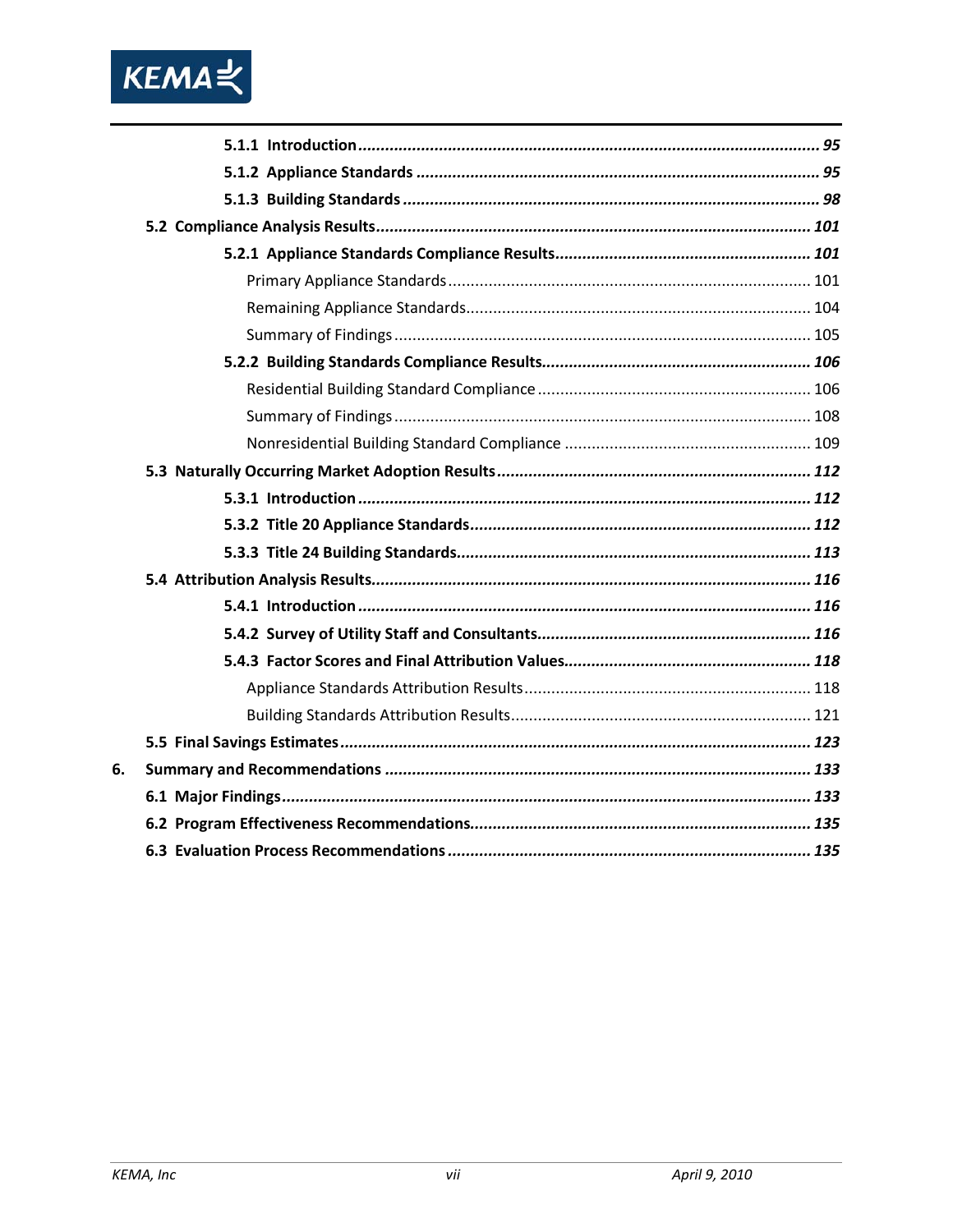5.1.1 Introduction ........ 95

5.1.2 Appliance Standards ........ 95

5.1.3 Building Standards ........ 98

5.2 Compliance Analysis Results ........ 101

5.2.1 Appliance Standards Compliance Results ........ 101

Primary Appliance Standards ........ 101

Remaining Appliance Standards ........ 104

Summary of Findings ........ 105

5.2.2 Building Standards Compliance Results ........ 106

Residential Building Standard Compliance ........ 106

Summary of Findings ........ 108

Nonresidential Building Standard Compliance ........ 109

5.3 Naturally Occurring Market Adoption Results ........ 112

5.3.1 Introduction ........ 112

5.3.2 Title 20 Appliance Standards ........ 112

5.3.3 Title 24 Building Standards ........ 113

5.4 Attribution Analysis Results ........ 116

5.4.1 Introduction ........ 116

5.4.2 Survey of Utility Staff and Consultants ........ 116

5.4.3 Factor Scores and Final Attribution Values ........ 118

Appliance Standards Attribution Results ........ 118

Building Standards Attribution Results ........ 121

5.5 Final Savings Estimates ........ 123

6. Summary and Recommendations ........ 133

6.1 Major Findings ........ 133

6.2 Program Effectiveness Recommendations ........ 135

6.3 Evaluation Process Recommendations ........ 135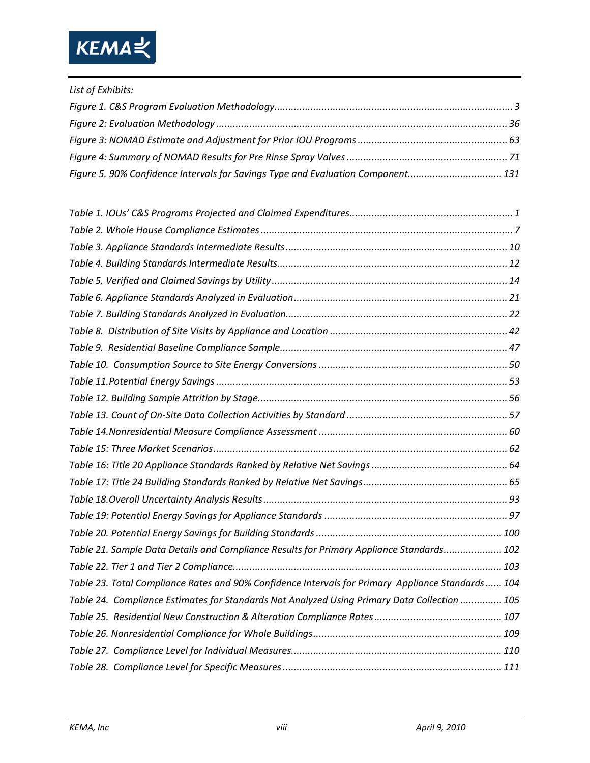*List of Exhibits:*

*Figure 1. C&S Program Evaluation Methodology ..................... 3*

*Figure 2: Evaluation Methodology ..................... 36*

*Figure 3: NOMAD Estimate and Adjustment for Prior IOU Programs ..................... 63*

*Figure 4: Summary of NOMAD Results for Pre Rinse Spray Valves ..................... 71*

*Figure 5. 90% Confidence Intervals for Savings Type and Evaluation Component ..................... 131*

*Table 1. IOUs' C&S Programs Projected and Claimed Expenditures ..................... 1*

*Table 2. Whole House Compliance Estimates ..................... 7*

*Table 3. Appliance Standards Intermediate Results ..................... 10*

*Table 4. Building Standards Intermediate Results ..................... 12*

*Table 5. Verified and Claimed Savings by Utility ..................... 14*

*Table 6. Appliance Standards Analyzed in Evaluation ..................... 21*

*Table 7. Building Standards Analyzed in Evaluation ..................... 22*

*Table 8. Distribution of Site Visits by Appliance and Location ..................... 42*

*Table 9. Residential Baseline Compliance Sample ..................... 47*

*Table 10. Consumption Source to Site Energy Conversions ..................... 50*

*Table 11. Potential Energy Savings ..................... 53*

*Table 12. Building Sample Attrition by Stage ..................... 56*

*Table 13. Count of On-Site Data Collection Activities by Standard ..................... 57*

*Table 14. Nonresidential Measure Compliance Assessment ..................... 60*

*Table 15: Three Market Scenarios ..................... 62*

*Table 16: Title 20 Appliance Standards Ranked by Relative Net Savings ..................... 64*

*Table 17: Title 24 Building Standards Ranked by Relative Net Savings ..................... 65*

*Table 18. Overall Uncertainty Analysis Results ..................... 93*

*Table 19: Potential Energy Savings for Appliance Standards ..................... 97*

*Table 20. Potential Energy Savings for Building Standards ..................... 100*

*Table 21. Sample Data Details and Compliance Results for Primary Appliance Standards ..................... 102*

*Table 22. Tier 1 and Tier 2 Compliance ..................... 103*

*Table 23. Total Compliance Rates and 90% Confidence Intervals for Primary Appliance Standards ..................... 104*

*Table 24. Compliance Estimates for Standards Not Analyzed Using Primary Data Collection ..................... 105*

*Table 25. Residential New Construction & Alteration Compliance Rates ..................... 107*

*Table 26. Nonresidential Compliance for Whole Buildings ..................... 109*

*Table 27. Compliance Level for Individual Measures ..................... 110*

*Table 28. Compliance Level for Specific Measures ..................... 111*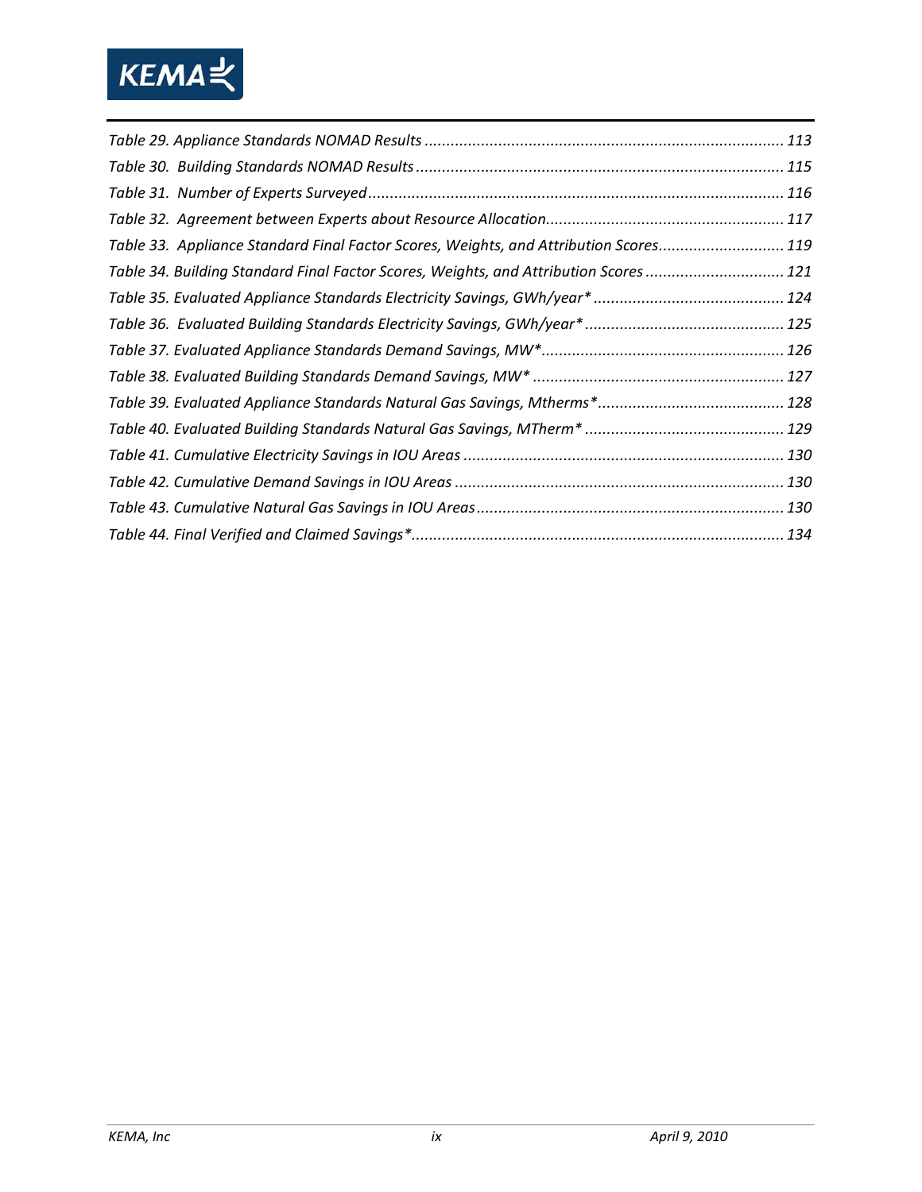*Table 29. Appliance Standards NOMAD Results ............................................................................... 113*
*Table 30. Building Standards NOMAD Results ............................................................................... 115*
*Table 31. Number of Experts Surveyed ......................................................................................... 116*
*Table 32. Agreement between Experts about Resource Allocation ................................................. 117*
*Table 33. Appliance Standard Final Factor Scores, Weights, and Attribution Scores ....................... 119*
*Table 34. Building Standard Final Factor Scores, Weights, and Attribution Scores .......................... 121*
*Table 35. Evaluated Appliance Standards Electricity Savings, GWh/year* ....................................... 124*
*Table 36. Evaluated Building Standards Electricity Savings, GWh/year* .......................................... 125*
*Table 37. Evaluated Appliance Standards Demand Savings, MW* ................................................... 126*
*Table 38. Evaluated Building Standards Demand Savings, MW* ...................................................... 127*
*Table 39. Evaluated Appliance Standards Natural Gas Savings, Mtherms* ...................................... 128*
*Table 40. Evaluated Building Standards Natural Gas Savings, MTherm* .......................................... 129*
*Table 41. Cumulative Electricity Savings in IOU Areas .................................................................... 130*
*Table 42. Cumulative Demand Savings in IOU Areas ...................................................................... 130*
*Table 43. Cumulative Natural Gas Savings in IOU Areas .................................................................. 130*
*Table 44. Final Verified and Claimed Savings* ................................................................................. 134*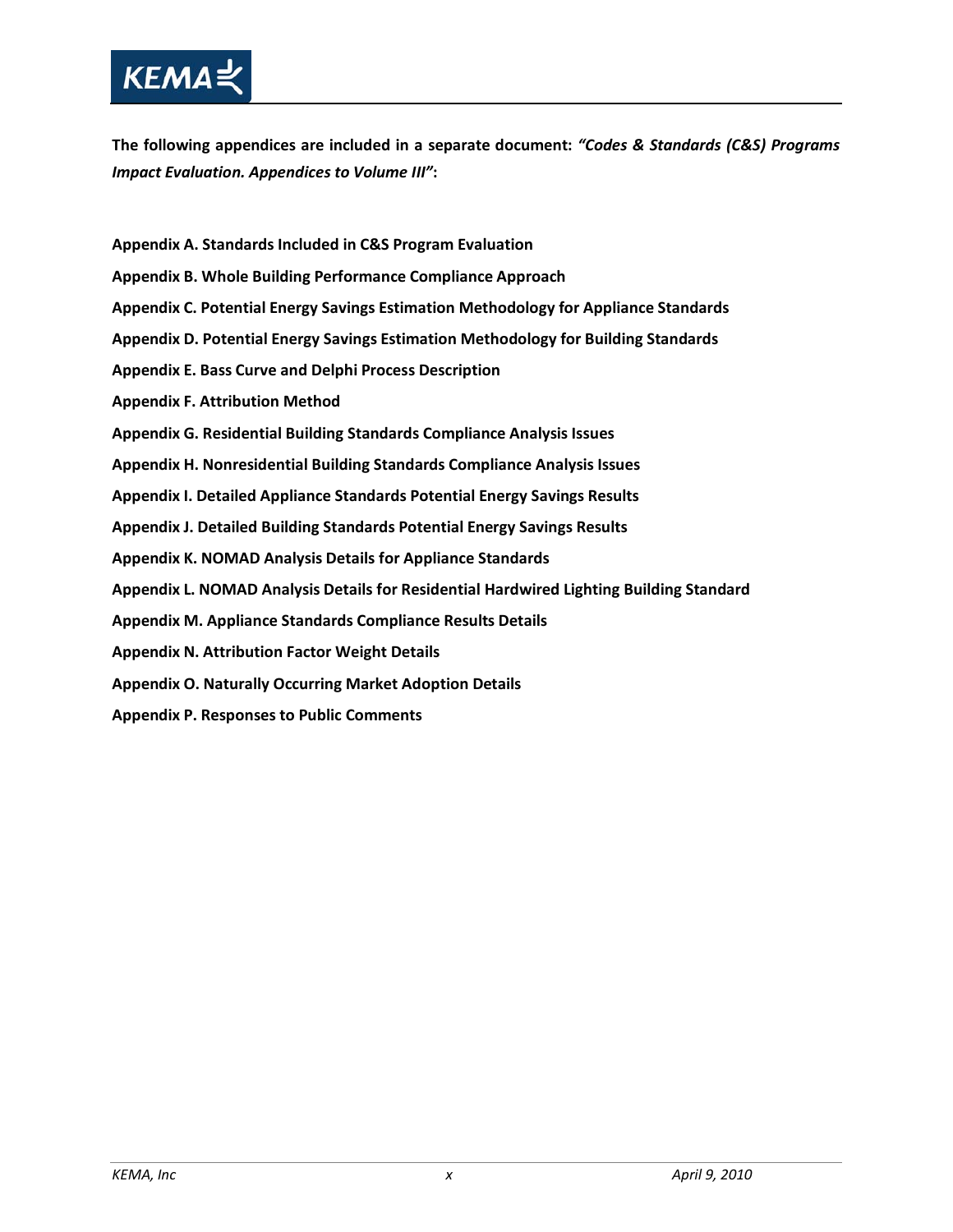**The following appendices are included in a separate document: *"Codes & Standards (C&S) Programs Impact Evaluation. Appendices to Volume III"*:**

**Appendix A. Standards Included in C&S Program Evaluation**

**Appendix B. Whole Building Performance Compliance Approach**

**Appendix C. Potential Energy Savings Estimation Methodology for Appliance Standards**

**Appendix D. Potential Energy Savings Estimation Methodology for Building Standards**

**Appendix E. Bass Curve and Delphi Process Description**

**Appendix F. Attribution Method**

**Appendix G. Residential Building Standards Compliance Analysis Issues**

**Appendix H. Nonresidential Building Standards Compliance Analysis Issues**

**Appendix I. Detailed Appliance Standards Potential Energy Savings Results**

**Appendix J. Detailed Building Standards Potential Energy Savings Results**

**Appendix K. NOMAD Analysis Details for Appliance Standards**

**Appendix L. NOMAD Analysis Details for Residential Hardwired Lighting Building Standard**

**Appendix M. Appliance Standards Compliance Results Details**

**Appendix N. Attribution Factor Weight Details**

**Appendix O. Naturally Occurring Market Adoption Details**

**Appendix P. Responses to Public Comments**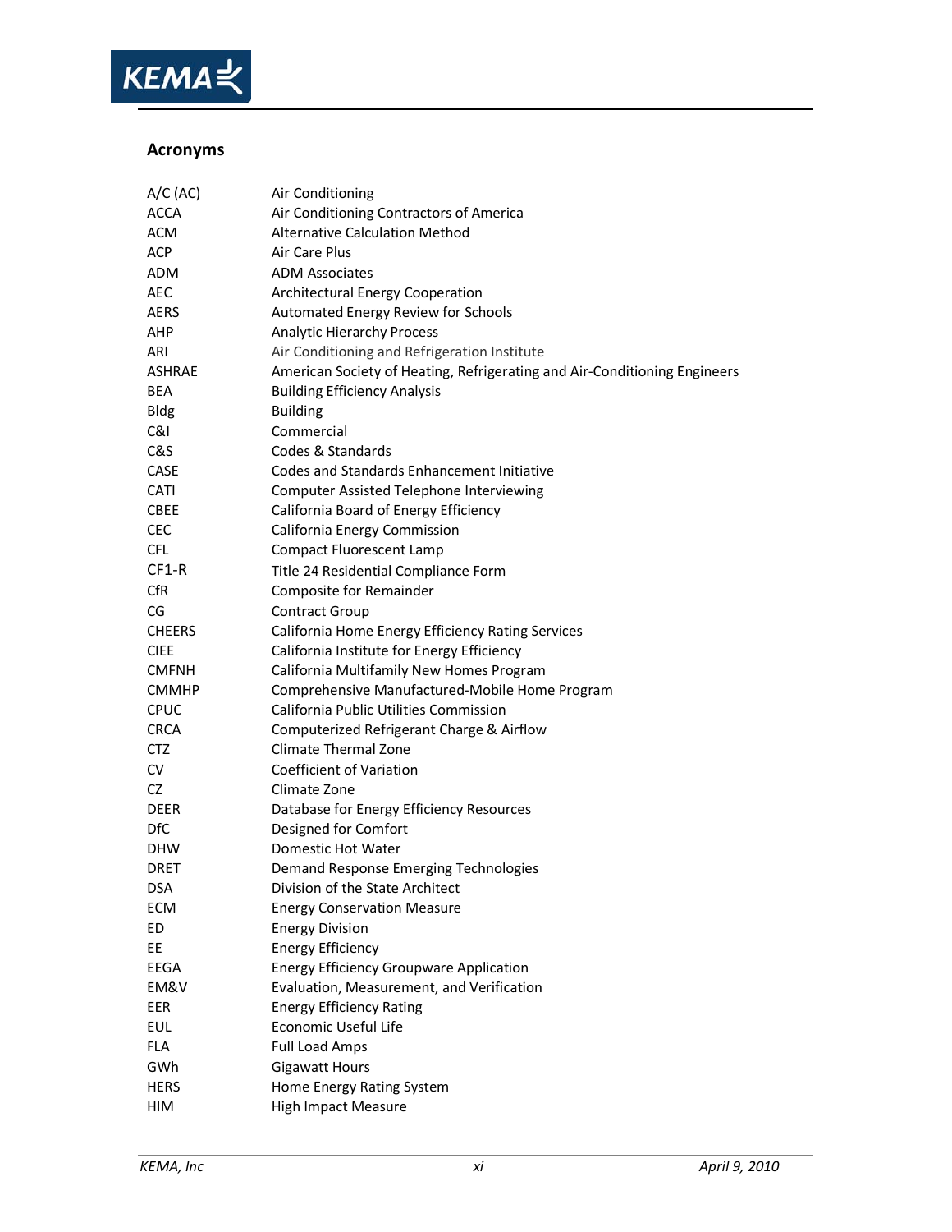## Acronyms

| | |
|---|---|
| A/C (AC) | Air Conditioning |
| ACCA | Air Conditioning Contractors of America |
| ACM | Alternative Calculation Method |
| ACP | Air Care Plus |
| ADM | ADM Associates |
| AEC | Architectural Energy Cooperation |
| AERS | Automated Energy Review for Schools |
| AHP | Analytic Hierarchy Process |
| ARI | Air Conditioning and Refrigeration Institute |
| ASHRAE | American Society of Heating, Refrigerating and Air-Conditioning Engineers |
| BEA | Building Efficiency Analysis |
| Bldg | Building |
| C&I | Commercial |
| C&S | Codes & Standards |
| CASE | Codes and Standards Enhancement Initiative |
| CATI | Computer Assisted Telephone Interviewing |
| CBEE | California Board of Energy Efficiency |
| CEC | California Energy Commission |
| CFL | Compact Fluorescent Lamp |
| CF1-R | Title 24 Residential Compliance Form |
| CfR | Composite for Remainder |
| CG | Contract Group |
| CHEERS | California Home Energy Efficiency Rating Services |
| CIEE | California Institute for Energy Efficiency |
| CMFNH | California Multifamily New Homes Program |
| CMMHP | Comprehensive Manufactured-Mobile Home Program |
| CPUC | California Public Utilities Commission |
| CRCA | Computerized Refrigerant Charge & Airflow |
| CTZ | Climate Thermal Zone |
| CV | Coefficient of Variation |
| CZ | Climate Zone |
| DEER | Database for Energy Efficiency Resources |
| DfC | Designed for Comfort |
| DHW | Domestic Hot Water |
| DRET | Demand Response Emerging Technologies |
| DSA | Division of the State Architect |
| ECM | Energy Conservation Measure |
| ED | Energy Division |
| EE | Energy Efficiency |
| EEGA | Energy Efficiency Groupware Application |
| EM&V | Evaluation, Measurement, and Verification |
| EER | Energy Efficiency Rating |
| EUL | Economic Useful Life |
| FLA | Full Load Amps |
| GWh | Gigawatt Hours |
| HERS | Home Energy Rating System |
| HIM | High Impact Measure |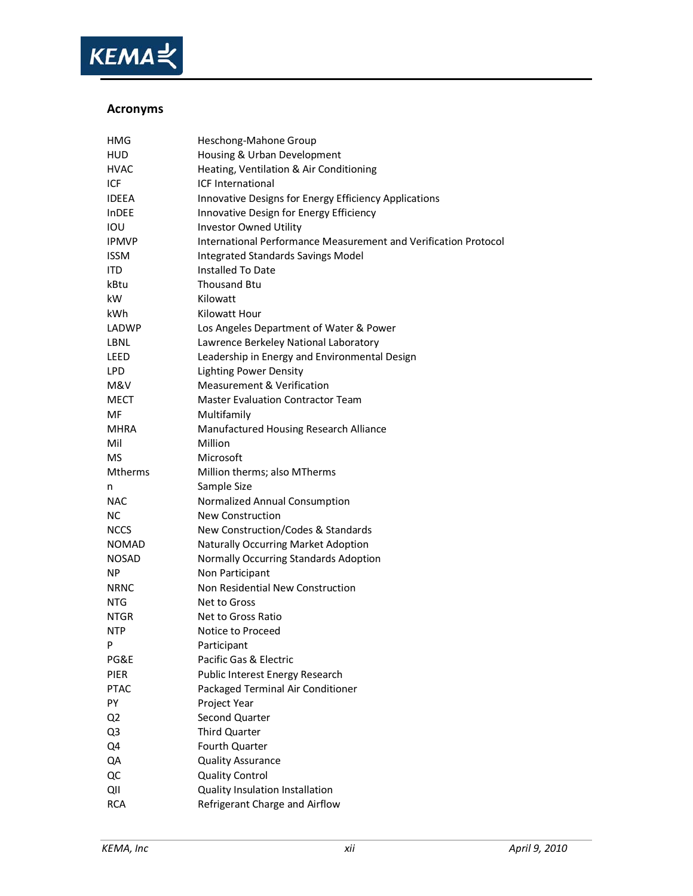## Acronyms

| | |
|---|---|
| HMG | Heschong-Mahone Group |
| HUD | Housing & Urban Development |
| HVAC | Heating, Ventilation & Air Conditioning |
| ICF | ICF International |
| IDEEA | Innovative Designs for Energy Efficiency Applications |
| InDEE | Innovative Design for Energy Efficiency |
| IOU | Investor Owned Utility |
| IPMVP | International Performance Measurement and Verification Protocol |
| ISSM | Integrated Standards Savings Model |
| ITD | Installed To Date |
| kBtu | Thousand Btu |
| kW | Kilowatt |
| kWh | Kilowatt Hour |
| LADWP | Los Angeles Department of Water & Power |
| LBNL | Lawrence Berkeley National Laboratory |
| LEED | Leadership in Energy and Environmental Design |
| LPD | Lighting Power Density |
| M&V | Measurement & Verification |
| MECT | Master Evaluation Contractor Team |
| MF | Multifamily |
| MHRA | Manufactured Housing Research Alliance |
| Mil | Million |
| MS | Microsoft |
| Mtherms | Million therms; also MTherms |
| n | Sample Size |
| NAC | Normalized Annual Consumption |
| NC | New Construction |
| NCCS | New Construction/Codes & Standards |
| NOMAD | Naturally Occurring Market Adoption |
| NOSAD | Normally Occurring Standards Adoption |
| NP | Non Participant |
| NRNC | Non Residential New Construction |
| NTG | Net to Gross |
| NTGR | Net to Gross Ratio |
| NTP | Notice to Proceed |
| P | Participant |
| PG&E | Pacific Gas & Electric |
| PIER | Public Interest Energy Research |
| PTAC | Packaged Terminal Air Conditioner |
| PY | Project Year |
| Q2 | Second Quarter |
| Q3 | Third Quarter |
| Q4 | Fourth Quarter |
| QA | Quality Assurance |
| QC | Quality Control |
| QII | Quality Insulation Installation |
| RCA | Refrigerant Charge and Airflow |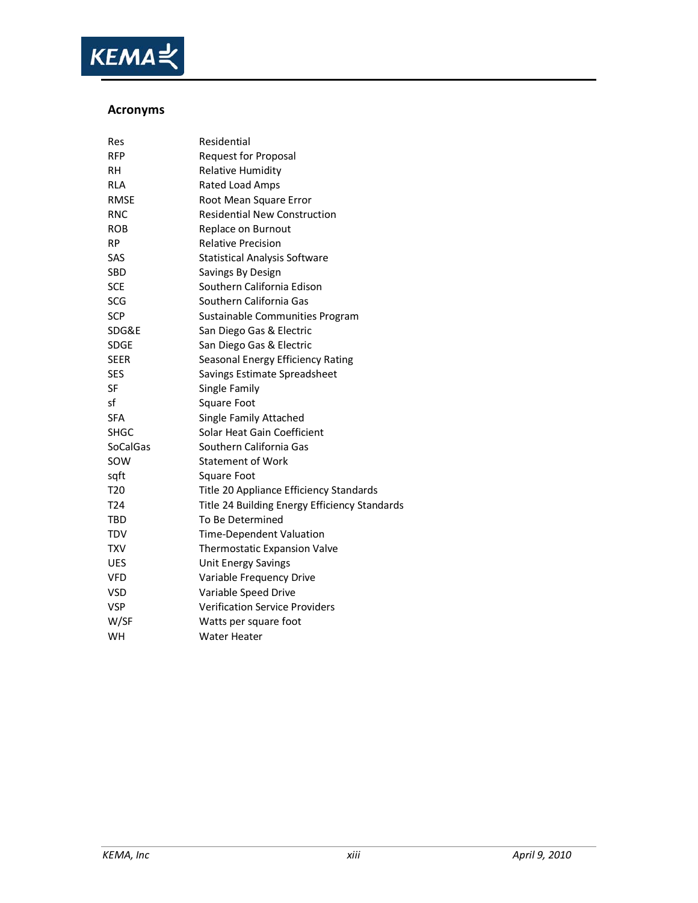## Acronyms

| | |
|---|---|
| Res | Residential |
| RFP | Request for Proposal |
| RH | Relative Humidity |
| RLA | Rated Load Amps |
| RMSE | Root Mean Square Error |
| RNC | Residential New Construction |
| ROB | Replace on Burnout |
| RP | Relative Precision |
| SAS | Statistical Analysis Software |
| SBD | Savings By Design |
| SCE | Southern California Edison |
| SCG | Southern California Gas |
| SCP | Sustainable Communities Program |
| SDG&E | San Diego Gas & Electric |
| SDGE | San Diego Gas & Electric |
| SEER | Seasonal Energy Efficiency Rating |
| SES | Savings Estimate Spreadsheet |
| SF | Single Family |
| sf | Square Foot |
| SFA | Single Family Attached |
| SHGC | Solar Heat Gain Coefficient |
| SoCalGas | Southern California Gas |
| SOW | Statement of Work |
| sqft | Square Foot |
| T20 | Title 20 Appliance Efficiency Standards |
| T24 | Title 24 Building Energy Efficiency Standards |
| TBD | To Be Determined |
| TDV | Time-Dependent Valuation |
| TXV | Thermostatic Expansion Valve |
| UES | Unit Energy Savings |
| VFD | Variable Frequency Drive |
| VSD | Variable Speed Drive |
| VSP | Verification Service Providers |
| W/SF | Watts per square foot |
| WH | Water Heater |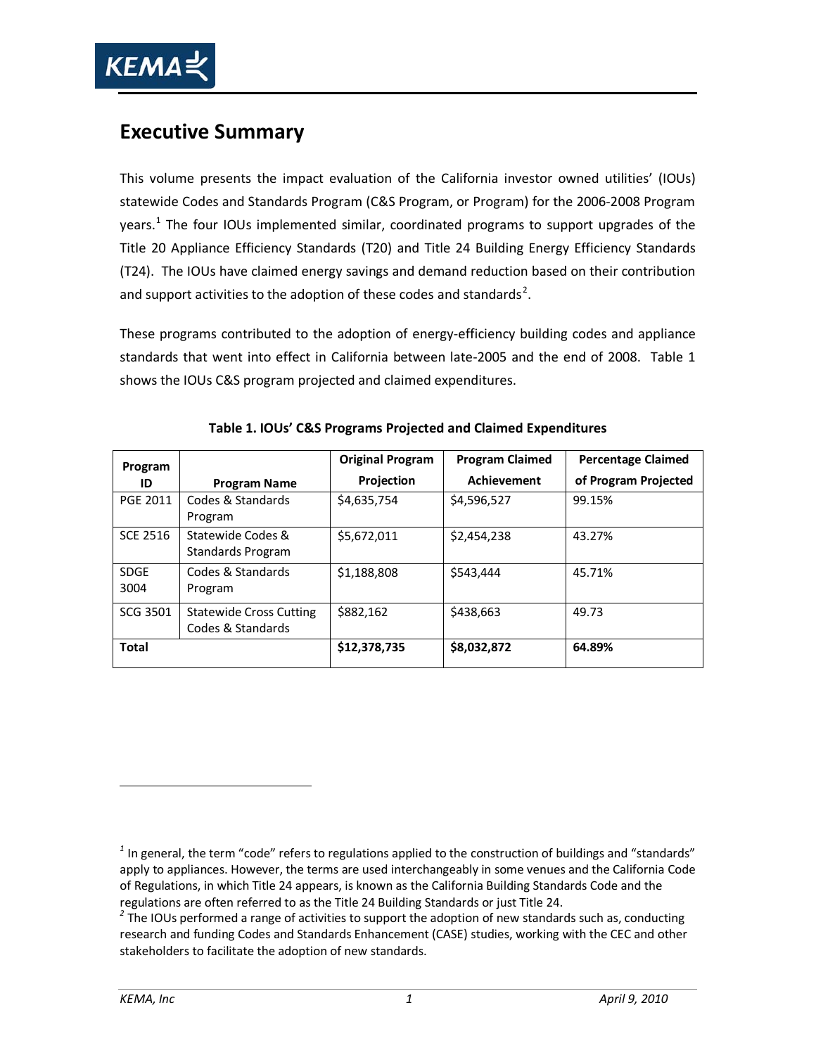# Executive Summary

This volume presents the impact evaluation of the California investor owned utilities' (IOUs) statewide Codes and Standards Program (C&S Program, or Program) for the 2006-2008 Program years.[1] The four IOUs implemented similar, coordinated programs to support upgrades of the Title 20 Appliance Efficiency Standards (T20) and Title 24 Building Energy Efficiency Standards (T24). The IOUs have claimed energy savings and demand reduction based on their contribution and support activities to the adoption of these codes and standards[2].

These programs contributed to the adoption of energy-efficiency building codes and appliance standards that went into effect in California between late-2005 and the end of 2008. Table 1 shows the IOUs C&S program projected and claimed expenditures.

**Table 1. IOUs' C&S Programs Projected and Claimed Expenditures**

| Program ID | Program Name | Original Program Projection | Program Claimed Achievement | Percentage Claimed of Program Projected |
|---|---|---|---|---|
| PGE 2011 | Codes & Standards Program | $4,635,754 | $4,596,527 | 99.15% |
| SCE 2516 | Statewide Codes & Standards Program | $5,672,011 | $2,454,238 | 43.27% |
| SDGE 3004 | Codes & Standards Program | $1,188,808 | $543,444 | 45.71% |
| SCG 3501 | Statewide Cross Cutting Codes & Standards | $882,162 | $438,663 | 49.73 |
| **Total** | | **$12,378,735** | **$8,032,872** | **64.89%** |

[1] In general, the term "code" refers to regulations applied to the construction of buildings and "standards" apply to appliances. However, the terms are used interchangeably in some venues and the California Code of Regulations, in which Title 24 appears, is known as the California Building Standards Code and the regulations are often referred to as the Title 24 Building Standards or just Title 24.

[2] The IOUs performed a range of activities to support the adoption of new standards such as, conducting research and funding Codes and Standards Enhancement (CASE) studies, working with the CEC and other stakeholders to facilitate the adoption of new standards.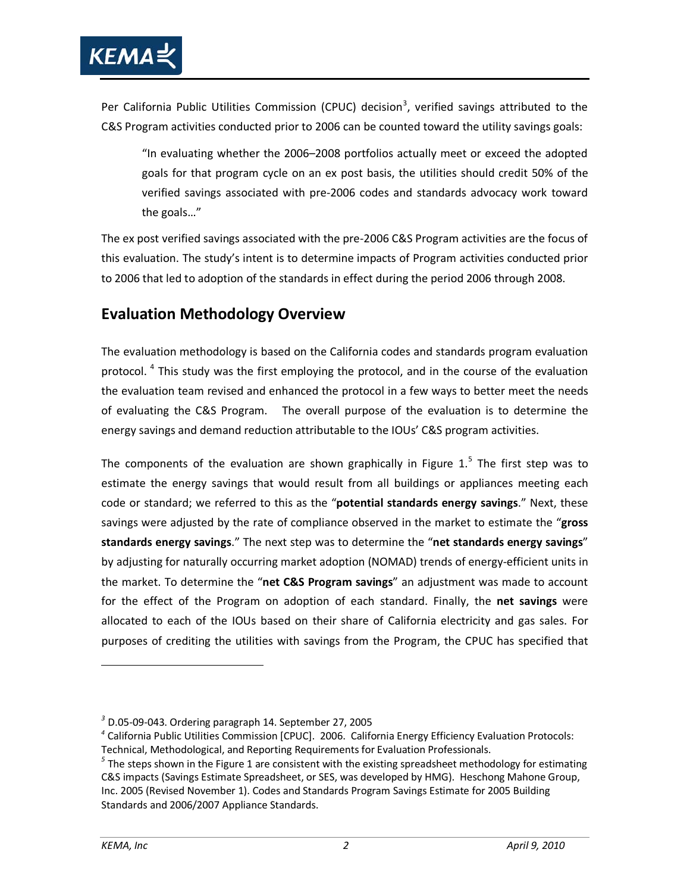Per California Public Utilities Commission (CPUC) decision[3], verified savings attributed to the C&S Program activities conducted prior to 2006 can be counted toward the utility savings goals:

> "In evaluating whether the 2006–2008 portfolios actually meet or exceed the adopted goals for that program cycle on an ex post basis, the utilities should credit 50% of the verified savings associated with pre-2006 codes and standards advocacy work toward the goals…"

The ex post verified savings associated with the pre-2006 C&S Program activities are the focus of this evaluation. The study's intent is to determine impacts of Program activities conducted prior to 2006 that led to adoption of the standards in effect during the period 2006 through 2008.

## Evaluation Methodology Overview

The evaluation methodology is based on the California codes and standards program evaluation protocol. [4] This study was the first employing the protocol, and in the course of the evaluation the evaluation team revised and enhanced the protocol in a few ways to better meet the needs of evaluating the C&S Program. The overall purpose of the evaluation is to determine the energy savings and demand reduction attributable to the IOUs' C&S program activities.

The components of the evaluation are shown graphically in Figure 1.[5] The first step was to estimate the energy savings that would result from all buildings or appliances meeting each code or standard; we referred to this as the "**potential standards energy savings**." Next, these savings were adjusted by the rate of compliance observed in the market to estimate the "**gross standards energy savings**." The next step was to determine the "**net standards energy savings**" by adjusting for naturally occurring market adoption (NOMAD) trends of energy-efficient units in the market. To determine the "**net C&S Program savings**" an adjustment was made to account for the effect of the Program on adoption of each standard. Finally, the **net savings** were allocated to each of the IOUs based on their share of California electricity and gas sales. For purposes of crediting the utilities with savings from the Program, the CPUC has specified that

---

[3] D.05-09-043. Ordering paragraph 14. September 27, 2005

[4] California Public Utilities Commission [CPUC]. 2006. California Energy Efficiency Evaluation Protocols: Technical, Methodological, and Reporting Requirements for Evaluation Professionals.

[5] The steps shown in the Figure 1 are consistent with the existing spreadsheet methodology for estimating C&S impacts (Savings Estimate Spreadsheet, or SES, was developed by HMG). Heschong Mahone Group, Inc. 2005 (Revised November 1). Codes and Standards Program Savings Estimate for 2005 Building Standards and 2006/2007 Appliance Standards.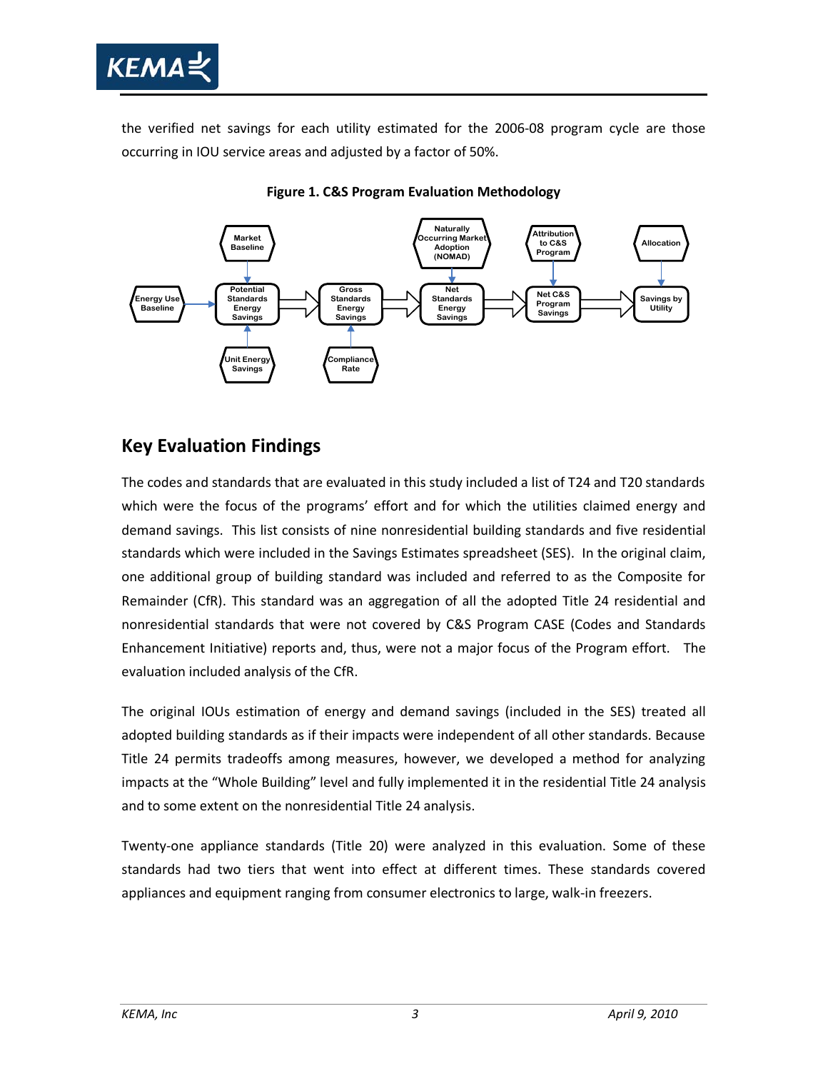the verified net savings for each utility estimated for the 2006-08 program cycle are those occurring in IOU service areas and adjusted by a factor of 50%.

**Figure 1. C&S Program Evaluation Methodology**

## Key Evaluation Findings

The codes and standards that are evaluated in this study included a list of T24 and T20 standards which were the focus of the programs' effort and for which the utilities claimed energy and demand savings. This list consists of nine nonresidential building standards and five residential standards which were included in the Savings Estimates spreadsheet (SES). In the original claim, one additional group of building standard was included and referred to as the Composite for Remainder (CfR). This standard was an aggregation of all the adopted Title 24 residential and nonresidential standards that were not covered by C&S Program CASE (Codes and Standards Enhancement Initiative) reports and, thus, were not a major focus of the Program effort. The evaluation included analysis of the CfR.

The original IOUs estimation of energy and demand savings (included in the SES) treated all adopted building standards as if their impacts were independent of all other standards. Because Title 24 permits tradeoffs among measures, however, we developed a method for analyzing impacts at the "Whole Building" level and fully implemented it in the residential Title 24 analysis and to some extent on the nonresidential Title 24 analysis.

Twenty-one appliance standards (Title 20) were analyzed in this evaluation. Some of these standards had two tiers that went into effect at different times. These standards covered appliances and equipment ranging from consumer electronics to large, walk-in freezers.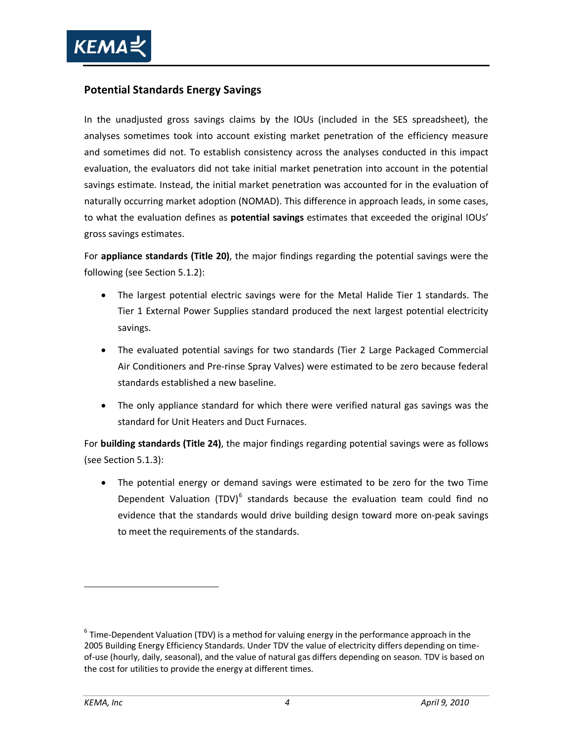### Potential Standards Energy Savings

In the unadjusted gross savings claims by the IOUs (included in the SES spreadsheet), the analyses sometimes took into account existing market penetration of the efficiency measure and sometimes did not. To establish consistency across the analyses conducted in this impact evaluation, the evaluators did not take initial market penetration into account in the potential savings estimate. Instead, the initial market penetration was accounted for in the evaluation of naturally occurring market adoption (NOMAD). This difference in approach leads, in some cases, to what the evaluation defines as **potential savings** estimates that exceeded the original IOUs' gross savings estimates.

For **appliance standards (Title 20)**, the major findings regarding the potential savings were the following (see Section 5.1.2):

- The largest potential electric savings were for the Metal Halide Tier 1 standards. The Tier 1 External Power Supplies standard produced the next largest potential electricity savings.
- The evaluated potential savings for two standards (Tier 2 Large Packaged Commercial Air Conditioners and Pre-rinse Spray Valves) were estimated to be zero because federal standards established a new baseline.
- The only appliance standard for which there were verified natural gas savings was the standard for Unit Heaters and Duct Furnaces.

For **building standards (Title 24)**, the major findings regarding potential savings were as follows (see Section 5.1.3):

- The potential energy or demand savings were estimated to be zero for the two Time Dependent Valuation (TDV)[6] standards because the evaluation team could find no evidence that the standards would drive building design toward more on-peak savings to meet the requirements of the standards.

---

[6] Time-Dependent Valuation (TDV) is a method for valuing energy in the performance approach in the 2005 Building Energy Efficiency Standards. Under TDV the value of electricity differs depending on time-of-use (hourly, daily, seasonal), and the value of natural gas differs depending on season. TDV is based on the cost for utilities to provide the energy at different times.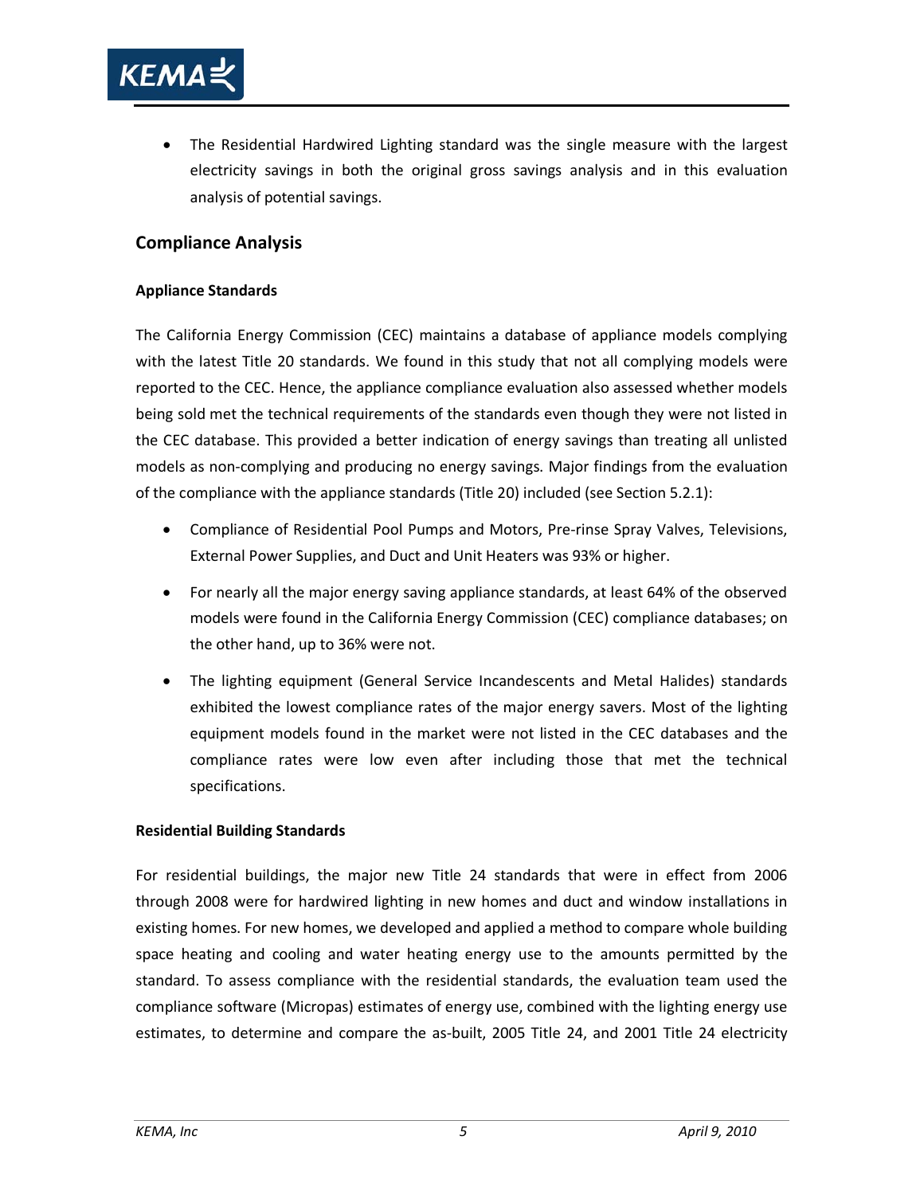- The Residential Hardwired Lighting standard was the single measure with the largest electricity savings in both the original gross savings analysis and in this evaluation analysis of potential savings.

## Compliance Analysis

**Appliance Standards**

The California Energy Commission (CEC) maintains a database of appliance models complying with the latest Title 20 standards. We found in this study that not all complying models were reported to the CEC. Hence, the appliance compliance evaluation also assessed whether models being sold met the technical requirements of the standards even though they were not listed in the CEC database. This provided a better indication of energy savings than treating all unlisted models as non-complying and producing no energy savings. Major findings from the evaluation of the compliance with the appliance standards (Title 20) included (see Section 5.2.1):

- Compliance of Residential Pool Pumps and Motors, Pre-rinse Spray Valves, Televisions, External Power Supplies, and Duct and Unit Heaters was 93% or higher.
- For nearly all the major energy saving appliance standards, at least 64% of the observed models were found in the California Energy Commission (CEC) compliance databases; on the other hand, up to 36% were not.
- The lighting equipment (General Service Incandescents and Metal Halides) standards exhibited the lowest compliance rates of the major energy savers. Most of the lighting equipment models found in the market were not listed in the CEC databases and the compliance rates were low even after including those that met the technical specifications.

**Residential Building Standards**

For residential buildings, the major new Title 24 standards that were in effect from 2006 through 2008 were for hardwired lighting in new homes and duct and window installations in existing homes. For new homes, we developed and applied a method to compare whole building space heating and cooling and water heating energy use to the amounts permitted by the standard. To assess compliance with the residential standards, the evaluation team used the compliance software (Micropas) estimates of energy use, combined with the lighting energy use estimates, to determine and compare the as-built, 2005 Title 24, and 2001 Title 24 electricity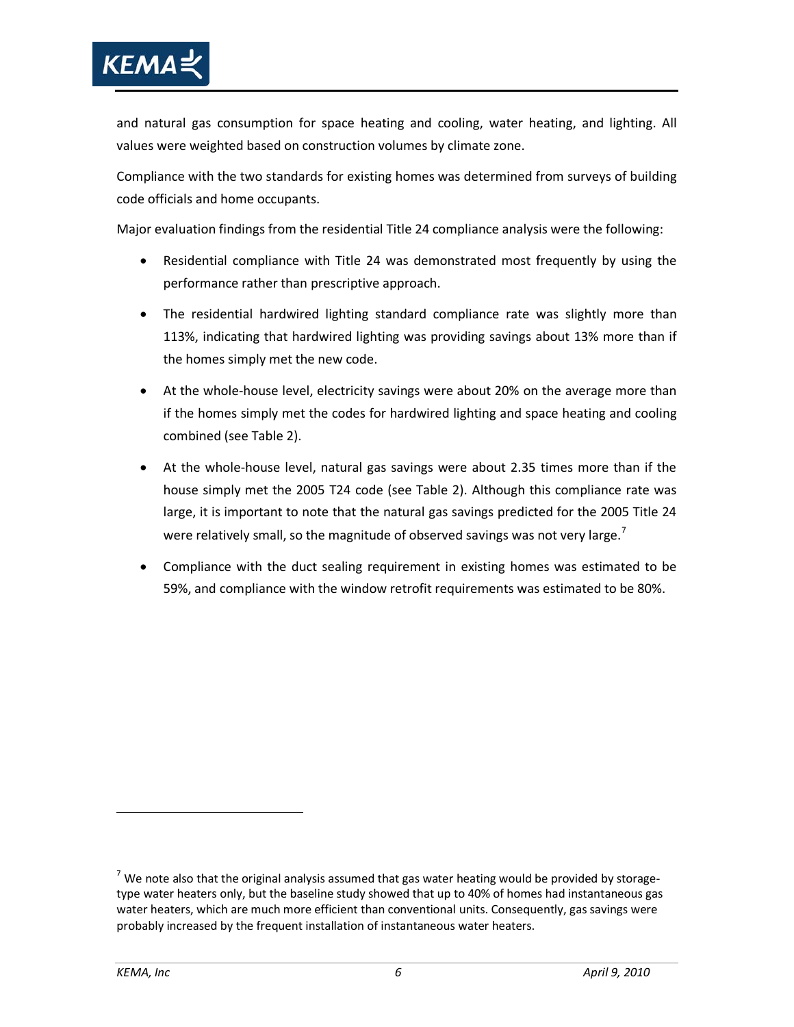and natural gas consumption for space heating and cooling, water heating, and lighting. All values were weighted based on construction volumes by climate zone.

Compliance with the two standards for existing homes was determined from surveys of building code officials and home occupants.

Major evaluation findings from the residential Title 24 compliance analysis were the following:

- Residential compliance with Title 24 was demonstrated most frequently by using the performance rather than prescriptive approach.
- The residential hardwired lighting standard compliance rate was slightly more than 113%, indicating that hardwired lighting was providing savings about 13% more than if the homes simply met the new code.
- At the whole-house level, electricity savings were about 20% on the average more than if the homes simply met the codes for hardwired lighting and space heating and cooling combined (see Table 2).
- At the whole-house level, natural gas savings were about 2.35 times more than if the house simply met the 2005 T24 code (see Table 2). Although this compliance rate was large, it is important to note that the natural gas savings predicted for the 2005 Title 24 were relatively small, so the magnitude of observed savings was not very large.[7]
- Compliance with the duct sealing requirement in existing homes was estimated to be 59%, and compliance with the window retrofit requirements was estimated to be 80%.

[7] We note also that the original analysis assumed that gas water heating would be provided by storage-type water heaters only, but the baseline study showed that up to 40% of homes had instantaneous gas water heaters, which are much more efficient than conventional units. Consequently, gas savings were probably increased by the frequent installation of instantaneous water heaters.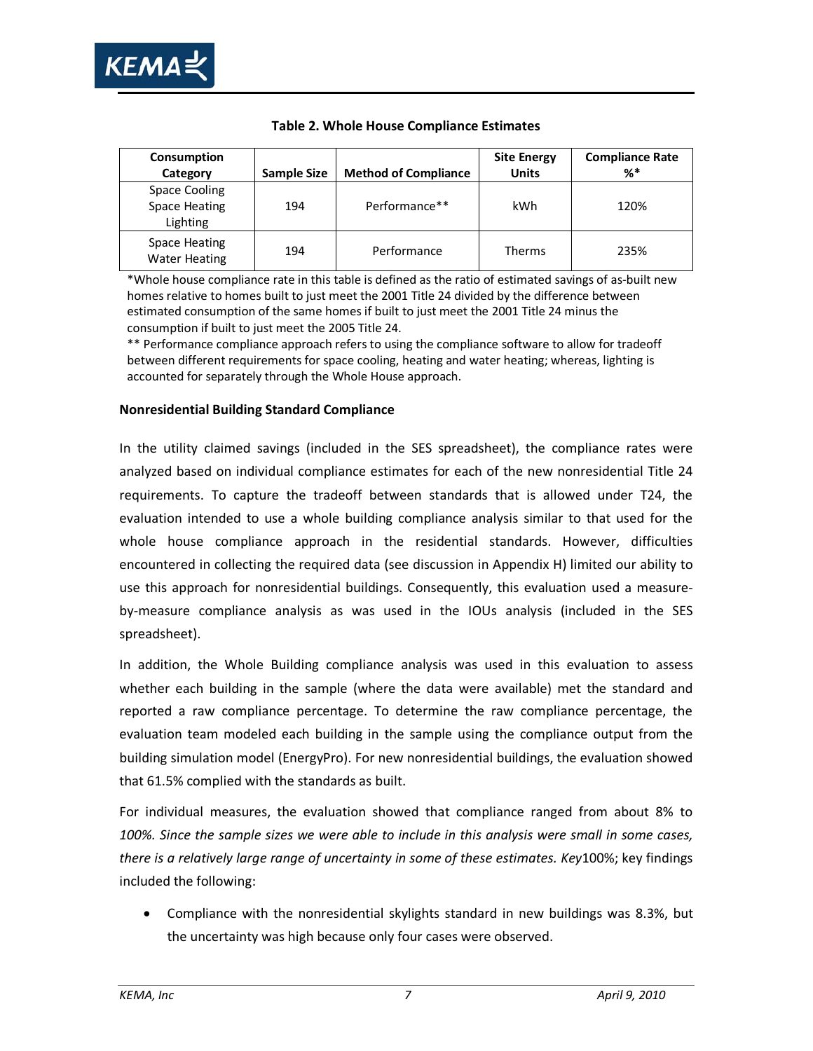**Table 2. Whole House Compliance Estimates**

| Consumption Category | Sample Size | Method of Compliance | Site Energy Units | Compliance Rate %* |
|---|---|---|---|---|
| Space Cooling<br>Space Heating<br>Lighting | 194 | Performance** | kWh | 120% |
| Space Heating<br>Water Heating | 194 | Performance | Therms | 235% |

*Whole house compliance rate in this table is defined as the ratio of estimated savings of as-built new homes relative to homes built to just meet the 2001 Title 24 divided by the difference between estimated consumption of the same homes if built to just meet the 2001 Title 24 minus the consumption if built to just meet the 2005 Title 24.

** Performance compliance approach refers to using the compliance software to allow for tradeoff between different requirements for space cooling, heating and water heating; whereas, lighting is accounted for separately through the Whole House approach.

**Nonresidential Building Standard Compliance**

In the utility claimed savings (included in the SES spreadsheet), the compliance rates were analyzed based on individual compliance estimates for each of the new nonresidential Title 24 requirements. To capture the tradeoff between standards that is allowed under T24, the evaluation intended to use a whole building compliance analysis similar to that used for the whole house compliance approach in the residential standards. However, difficulties encountered in collecting the required data (see discussion in Appendix H) limited our ability to use this approach for nonresidential buildings. Consequently, this evaluation used a measure-by-measure compliance analysis as was used in the IOUs analysis (included in the SES spreadsheet).

In addition, the Whole Building compliance analysis was used in this evaluation to assess whether each building in the sample (where the data were available) met the standard and reported a raw compliance percentage. To determine the raw compliance percentage, the evaluation team modeled each building in the sample using the compliance output from the building simulation model (EnergyPro). For new nonresidential buildings, the evaluation showed that 61.5% complied with the standards as built.

For individual measures, the evaluation showed that compliance ranged from about 8% to *100%. Since the sample sizes we were able to include in this analysis were small in some cases, there is a relatively large range of uncertainty in some of these estimates. Key*100%; key findings included the following:

- Compliance with the nonresidential skylights standard in new buildings was 8.3%, but the uncertainty was high because only four cases were observed.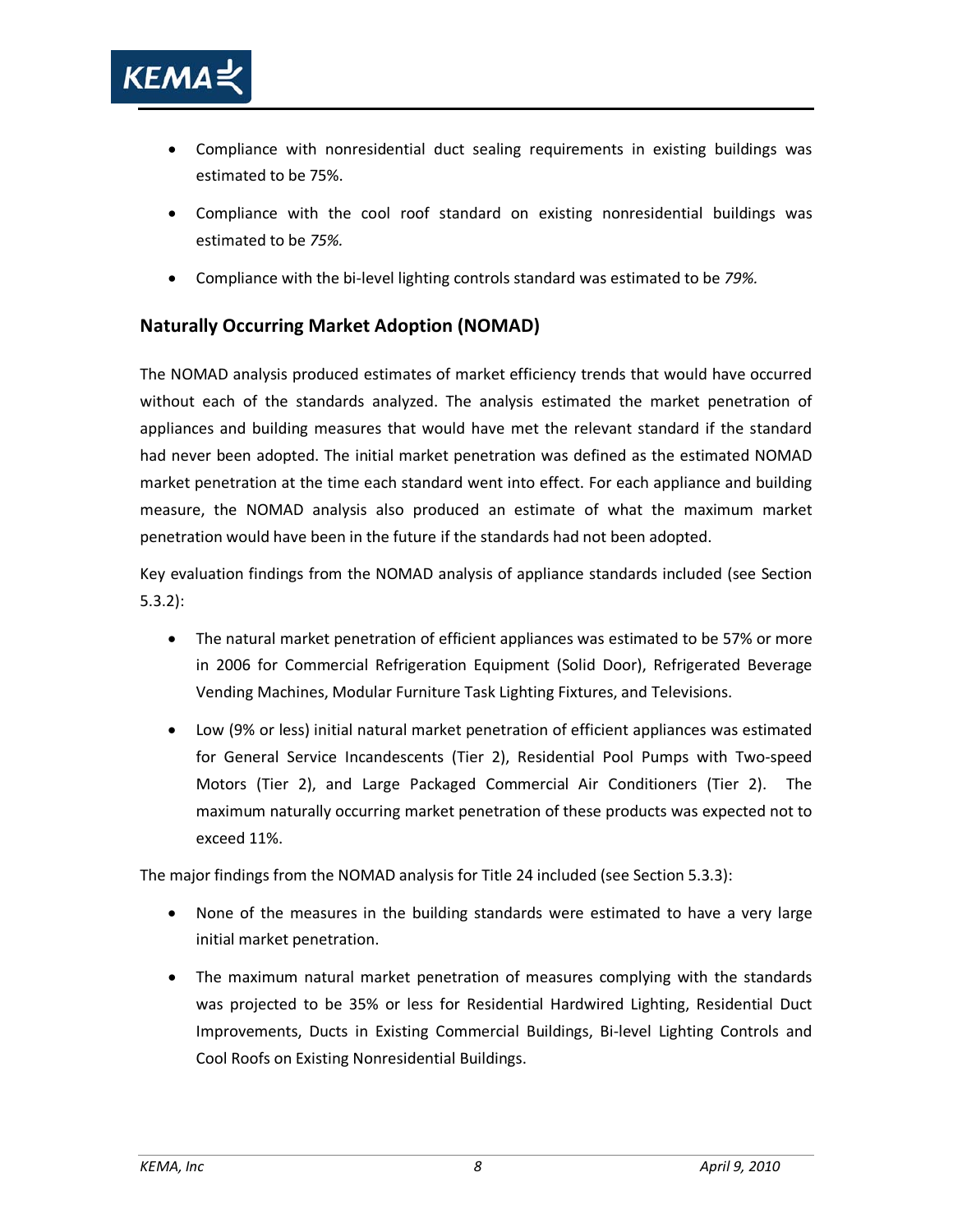- Compliance with nonresidential duct sealing requirements in existing buildings was estimated to be 75%.
- Compliance with the cool roof standard on existing nonresidential buildings was estimated to be *75%.*
- Compliance with the bi-level lighting controls standard was estimated to be *79%.*

## Naturally Occurring Market Adoption (NOMAD)

The NOMAD analysis produced estimates of market efficiency trends that would have occurred without each of the standards analyzed. The analysis estimated the market penetration of appliances and building measures that would have met the relevant standard if the standard had never been adopted. The initial market penetration was defined as the estimated NOMAD market penetration at the time each standard went into effect. For each appliance and building measure, the NOMAD analysis also produced an estimate of what the maximum market penetration would have been in the future if the standards had not been adopted.

Key evaluation findings from the NOMAD analysis of appliance standards included (see Section 5.3.2):

- The natural market penetration of efficient appliances was estimated to be 57% or more in 2006 for Commercial Refrigeration Equipment (Solid Door), Refrigerated Beverage Vending Machines, Modular Furniture Task Lighting Fixtures, and Televisions.
- Low (9% or less) initial natural market penetration of efficient appliances was estimated for General Service Incandescents (Tier 2), Residential Pool Pumps with Two-speed Motors (Tier 2), and Large Packaged Commercial Air Conditioners (Tier 2). The maximum naturally occurring market penetration of these products was expected not to exceed 11%.

The major findings from the NOMAD analysis for Title 24 included (see Section 5.3.3):

- None of the measures in the building standards were estimated to have a very large initial market penetration.
- The maximum natural market penetration of measures complying with the standards was projected to be 35% or less for Residential Hardwired Lighting, Residential Duct Improvements, Ducts in Existing Commercial Buildings, Bi-level Lighting Controls and Cool Roofs on Existing Nonresidential Buildings.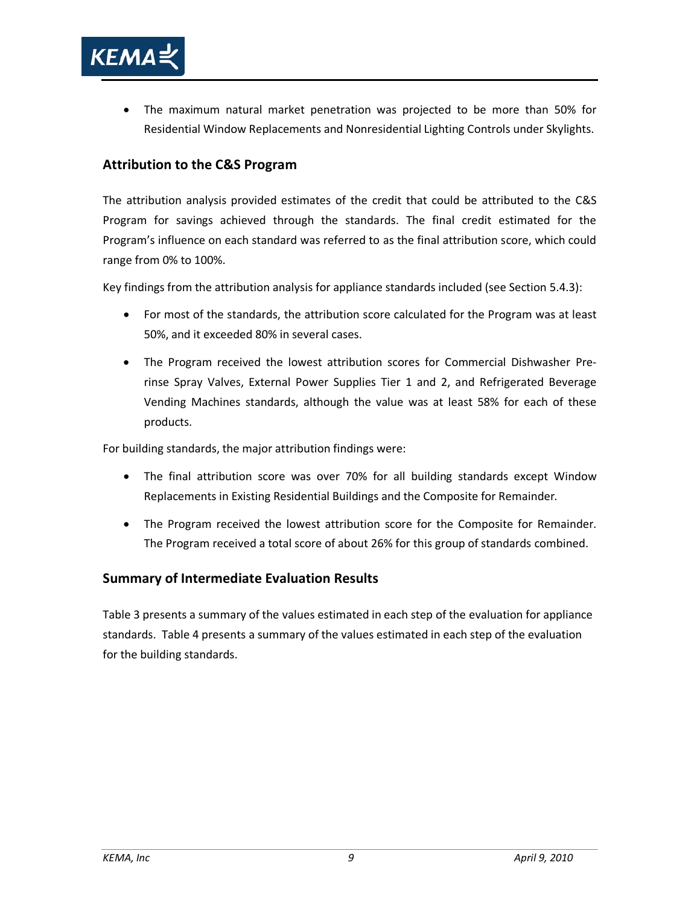- The maximum natural market penetration was projected to be more than 50% for Residential Window Replacements and Nonresidential Lighting Controls under Skylights.

### Attribution to the C&S Program

The attribution analysis provided estimates of the credit that could be attributed to the C&S Program for savings achieved through the standards. The final credit estimated for the Program's influence on each standard was referred to as the final attribution score, which could range from 0% to 100%.

Key findings from the attribution analysis for appliance standards included (see Section 5.4.3):

- For most of the standards, the attribution score calculated for the Program was at least 50%, and it exceeded 80% in several cases.
- The Program received the lowest attribution scores for Commercial Dishwasher Pre-rinse Spray Valves, External Power Supplies Tier 1 and 2, and Refrigerated Beverage Vending Machines standards, although the value was at least 58% for each of these products.

For building standards, the major attribution findings were:

- The final attribution score was over 70% for all building standards except Window Replacements in Existing Residential Buildings and the Composite for Remainder.
- The Program received the lowest attribution score for the Composite for Remainder. The Program received a total score of about 26% for this group of standards combined.

### Summary of Intermediate Evaluation Results

Table 3 presents a summary of the values estimated in each step of the evaluation for appliance standards. Table 4 presents a summary of the values estimated in each step of the evaluation for the building standards.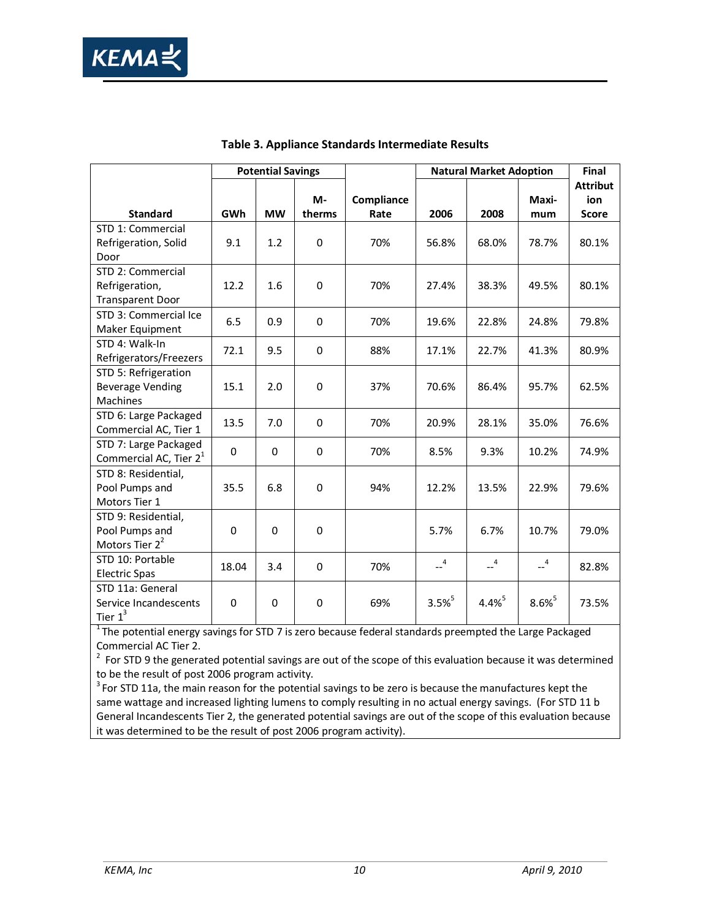**Table 3. Appliance Standards Intermediate Results**

| Standard | Potential Savings | | | Compliance Rate | Natural Market Adoption | | | Final Attribution Score |
|---|---|---|---|---|---|---|---|---|
| | GWh | MW | M-therms | | 2006 | 2008 | Maximum | |
| STD 1: Commercial Refrigeration, Solid Door | 9.1 | 1.2 | 0 | 70% | 56.8% | 68.0% | 78.7% | 80.1% |
| STD 2: Commercial Refrigeration, Transparent Door | 12.2 | 1.6 | 0 | 70% | 27.4% | 38.3% | 49.5% | 80.1% |
| STD 3: Commercial Ice Maker Equipment | 6.5 | 0.9 | 0 | 70% | 19.6% | 22.8% | 24.8% | 79.8% |
| STD 4: Walk-In Refrigerators/Freezers | 72.1 | 9.5 | 0 | 88% | 17.1% | 22.7% | 41.3% | 80.9% |
| STD 5: Refrigeration Beverage Vending Machines | 15.1 | 2.0 | 0 | 37% | 70.6% | 86.4% | 95.7% | 62.5% |
| STD 6: Large Packaged Commercial AC, Tier 1 | 13.5 | 7.0 | 0 | 70% | 20.9% | 28.1% | 35.0% | 76.6% |
| STD 7: Large Packaged Commercial AC, Tier 2[1] | 0 | 0 | 0 | 70% | 8.5% | 9.3% | 10.2% | 74.9% |
| STD 8: Residential, Pool Pumps and Motors Tier 1 | 35.5 | 6.8 | 0 | 94% | 12.2% | 13.5% | 22.9% | 79.6% |
| STD 9: Residential, Pool Pumps and Motors Tier 2[2] | 0 | 0 | 0 | | 5.7% | 6.7% | 10.7% | 79.0% |
| STD 10: Portable Electric Spas | 18.04 | 3.4 | 0 | 70% | --[4] | --[4] | --[4] | 82.8% |
| STD 11a: General Service Incandescents Tier 1[3] | 0 | 0 | 0 | 69% | 3.5%[5] | 4.4%[5] | 8.6%[5] | 73.5% |

[1] The potential energy savings for STD 7 is zero because federal standards preempted the Large Packaged Commercial AC Tier 2.

[2] For STD 9 the generated potential savings are out of the scope of this evaluation because it was determined to be the result of post 2006 program activity.

[3] For STD 11a, the main reason for the potential savings to be zero is because the manufactures kept the same wattage and increased lighting lumens to comply resulting in no actual energy savings. (For STD 11 b General Incandescents Tier 2, the generated potential savings are out of the scope of this evaluation because it was determined to be the result of post 2006 program activity).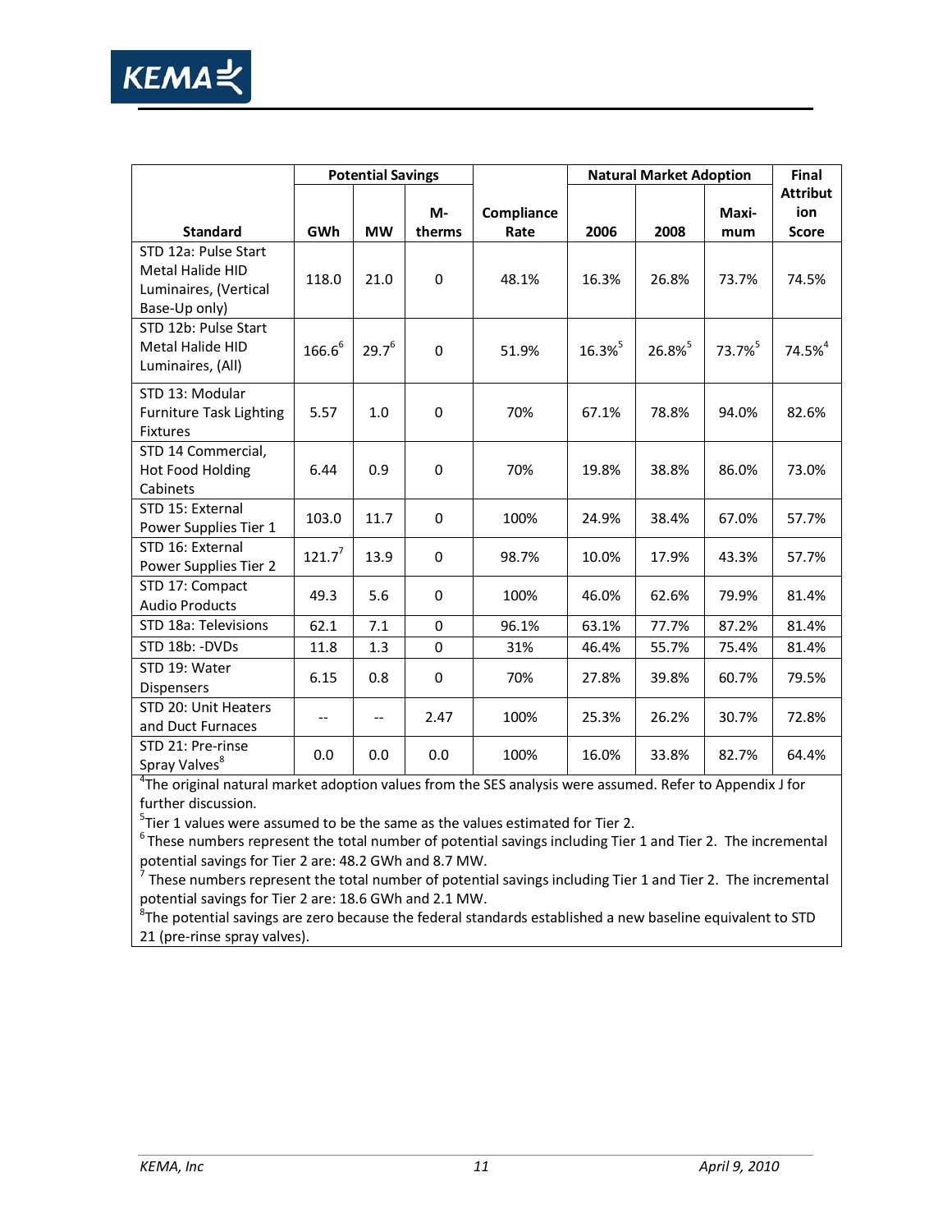| Standard | Potential Savings | | | Compliance Rate | Natural Market Adoption | | | Final Attribution Score |
|---|---|---|---|---|---|---|---|---|
| | GWh | MW | M-therms | | 2006 | 2008 | Maximum | |
| STD 12a: Pulse Start Metal Halide HID Luminaires, (Vertical Base-Up only) | 118.0 | 21.0 | 0 | 48.1% | 16.3% | 26.8% | 73.7% | 74.5% |
| STD 12b: Pulse Start Metal Halide HID Luminaires, (All) | 166.6[6] | 29.7[6] | 0 | 51.9% | 16.3%[5] | 26.8%[5] | 73.7%[5] | 74.5%[4] |
| STD 13: Modular Furniture Task Lighting Fixtures | 5.57 | 1.0 | 0 | 70% | 67.1% | 78.8% | 94.0% | 82.6% |
| STD 14 Commercial, Hot Food Holding Cabinets | 6.44 | 0.9 | 0 | 70% | 19.8% | 38.8% | 86.0% | 73.0% |
| STD 15: External Power Supplies Tier 1 | 103.0 | 11.7 | 0 | 100% | 24.9% | 38.4% | 67.0% | 57.7% |
| STD 16: External Power Supplies Tier 2 | 121.7[7] | 13.9 | 0 | 98.7% | 10.0% | 17.9% | 43.3% | 57.7% |
| STD 17: Compact Audio Products | 49.3 | 5.6 | 0 | 100% | 46.0% | 62.6% | 79.9% | 81.4% |
| STD 18a: Televisions | 62.1 | 7.1 | 0 | 96.1% | 63.1% | 77.7% | 87.2% | 81.4% |
| STD 18b: -DVDs | 11.8 | 1.3 | 0 | 31% | 46.4% | 55.7% | 75.4% | 81.4% |
| STD 19: Water Dispensers | 6.15 | 0.8 | 0 | 70% | 27.8% | 39.8% | 60.7% | 79.5% |
| STD 20: Unit Heaters and Duct Furnaces | -- | -- | 2.47 | 100% | 25.3% | 26.2% | 30.7% | 72.8% |
| STD 21: Pre-rinse Spray Valves[8] | 0.0 | 0.0 | 0.0 | 100% | 16.0% | 33.8% | 82.7% | 64.4% |

[4]The original natural market adoption values from the SES analysis were assumed. Refer to Appendix J for further discussion.

[5]Tier 1 values were assumed to be the same as the values estimated for Tier 2.

[6] These numbers represent the total number of potential savings including Tier 1 and Tier 2. The incremental potential savings for Tier 2 are: 48.2 GWh and 8.7 MW.

[7] These numbers represent the total number of potential savings including Tier 1 and Tier 2. The incremental potential savings for Tier 2 are: 18.6 GWh and 2.1 MW.

[8]The potential savings are zero because the federal standards established a new baseline equivalent to STD 21 (pre-rinse spray valves).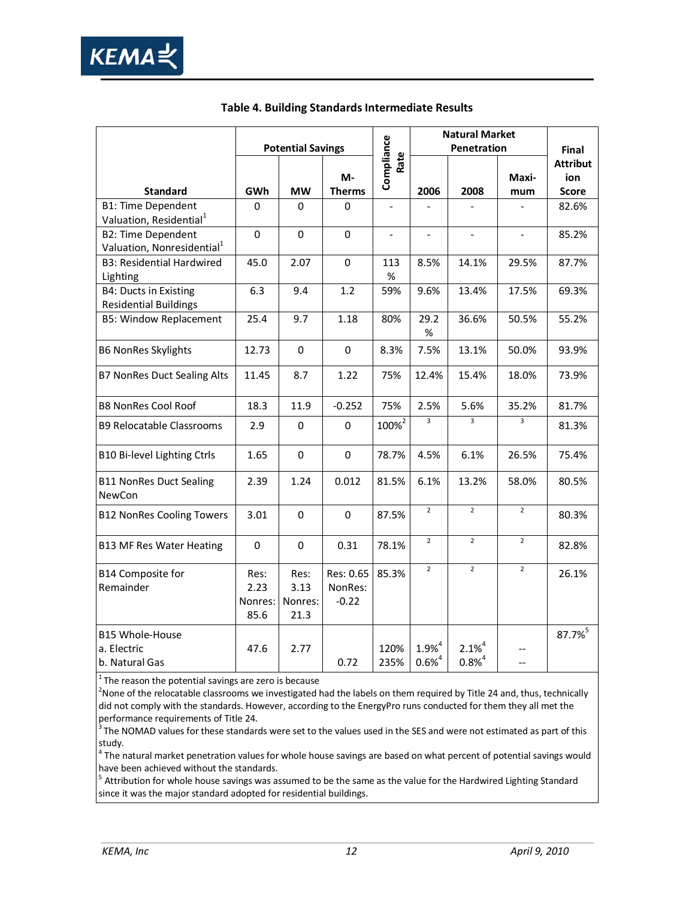**Table 4. Building Standards Intermediate Results**

| Standard | Potential Savings | | | Compliance Rate | Natural Market Penetration | | | Final Attribution Score |
|---|---|---|---|---|---|---|---|---|
| | GWh | MW | M-Therms | | 2006 | 2008 | Maximum | |
| B1: Time Dependent Valuation, Residential[1] | 0 | 0 | 0 | - | - | - | - | 82.6% |
| B2: Time Dependent Valuation, Nonresidential[1] | 0 | 0 | 0 | - | - | - | - | 85.2% |
| B3: Residential Hardwired Lighting | 45.0 | 2.07 | 0 | 113 % | 8.5% | 14.1% | 29.5% | 87.7% |
| B4: Ducts in Existing Residential Buildings | 6.3 | 9.4 | 1.2 | 59% | 9.6% | 13.4% | 17.5% | 69.3% |
| B5: Window Replacement | 25.4 | 9.7 | 1.18 | 80% | 29.2 % | 36.6% | 50.5% | 55.2% |
| B6 NonRes Skylights | 12.73 | 0 | 0 | 8.3% | 7.5% | 13.1% | 50.0% | 93.9% |
| B7 NonRes Duct Sealing Alts | 11.45 | 8.7 | 1.22 | 75% | 12.4% | 15.4% | 18.0% | 73.9% |
| B8 NonRes Cool Roof | 18.3 | 11.9 | -0.252 | 75% | 2.5% | 5.6% | 35.2% | 81.7% |
| B9 Relocatable Classrooms | 2.9 | 0 | 0 | 100%[2] | [3] | [3] | [3] | 81.3% |
| B10 Bi-level Lighting Ctrls | 1.65 | 0 | 0 | 78.7% | 4.5% | 6.1% | 26.5% | 75.4% |
| B11 NonRes Duct Sealing NewCon | 2.39 | 1.24 | 0.012 | 81.5% | 6.1% | 13.2% | 58.0% | 80.5% |
| B12 NonRes Cooling Towers | 3.01 | 0 | 0 | 87.5% | [2] | [2] | [2] | 80.3% |
| B13 MF Res Water Heating | 0 | 0 | 0.31 | 78.1% | [2] | [2] | [2] | 82.8% |
| B14 Composite for Remainder | Res: 2.23 Nonres: 85.6 | Res: 3.13 Nonres: 21.3 | Res: 0.65 NonRes: -0.22 | 85.3% | [2] | [2] | [2] | 26.1% |
| B15 Whole-House | | | | | | | | 87.7%[5] |
| a. Electric | 47.6 | 2.77 | | 120% | 1.9%[4] | 2.1%[4] | -- | |
| b. Natural Gas | | | 0.72 | 235% | 0.6%[4] | 0.8%[4] | -- | |

[1] The reason the potential savings are zero is because

[2] None of the relocatable classrooms we investigated had the labels on them required by Title 24 and, thus, technically did not comply with the standards. However, according to the EnergyPro runs conducted for them they all met the performance requirements of Title 24.

[3] The NOMAD values for these standards were set to the values used in the SES and were not estimated as part of this study.

[4] The natural market penetration values for whole house savings are based on what percent of potential savings would have been achieved without the standards.

[5] Attribution for whole house savings was assumed to be the same as the value for the Hardwired Lighting Standard since it was the major standard adopted for residential buildings.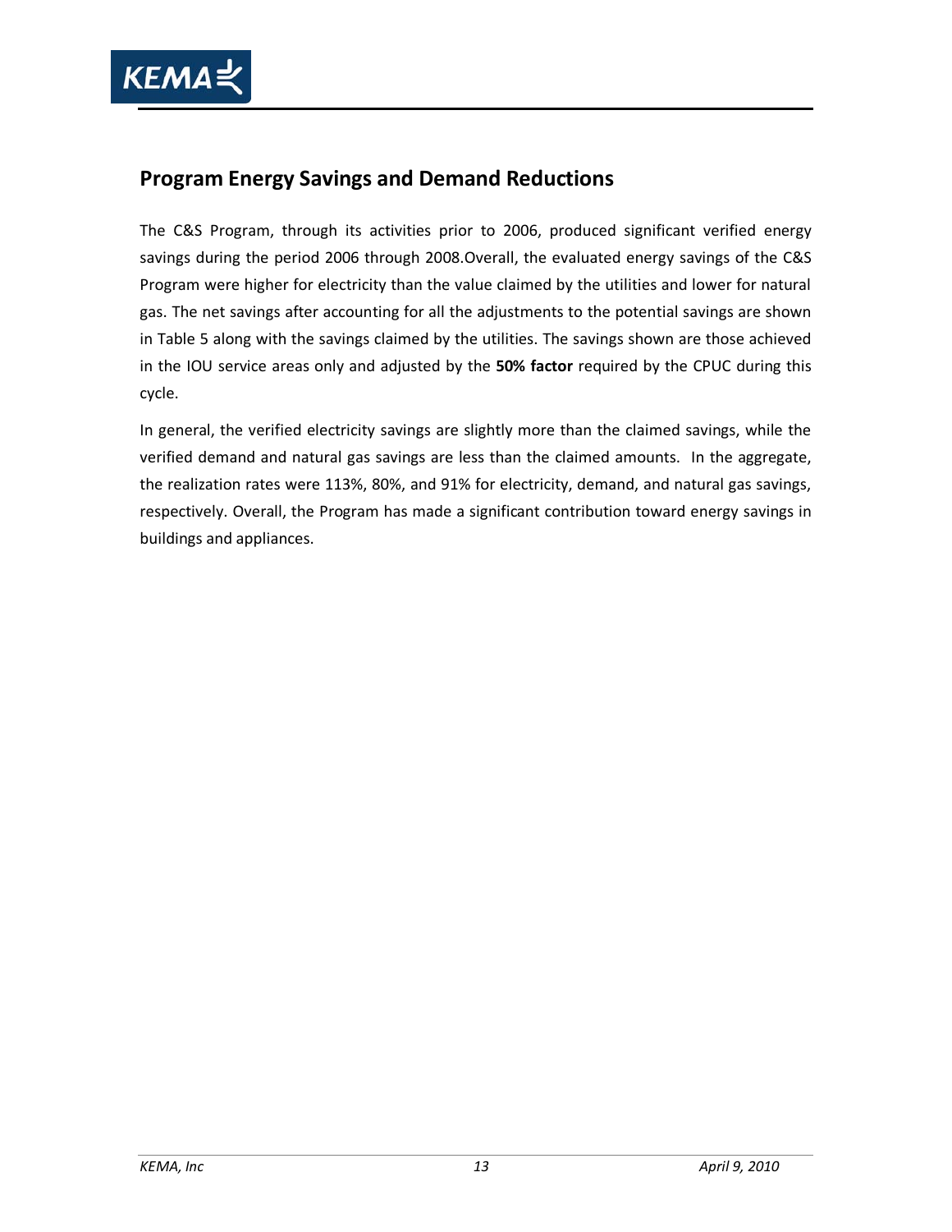## Program Energy Savings and Demand Reductions

The C&S Program, through its activities prior to 2006, produced significant verified energy savings during the period 2006 through 2008.Overall, the evaluated energy savings of the C&S Program were higher for electricity than the value claimed by the utilities and lower for natural gas. The net savings after accounting for all the adjustments to the potential savings are shown in Table 5 along with the savings claimed by the utilities. The savings shown are those achieved in the IOU service areas only and adjusted by the **50% factor** required by the CPUC during this cycle.

In general, the verified electricity savings are slightly more than the claimed savings, while the verified demand and natural gas savings are less than the claimed amounts. In the aggregate, the realization rates were 113%, 80%, and 91% for electricity, demand, and natural gas savings, respectively. Overall, the Program has made a significant contribution toward energy savings in buildings and appliances.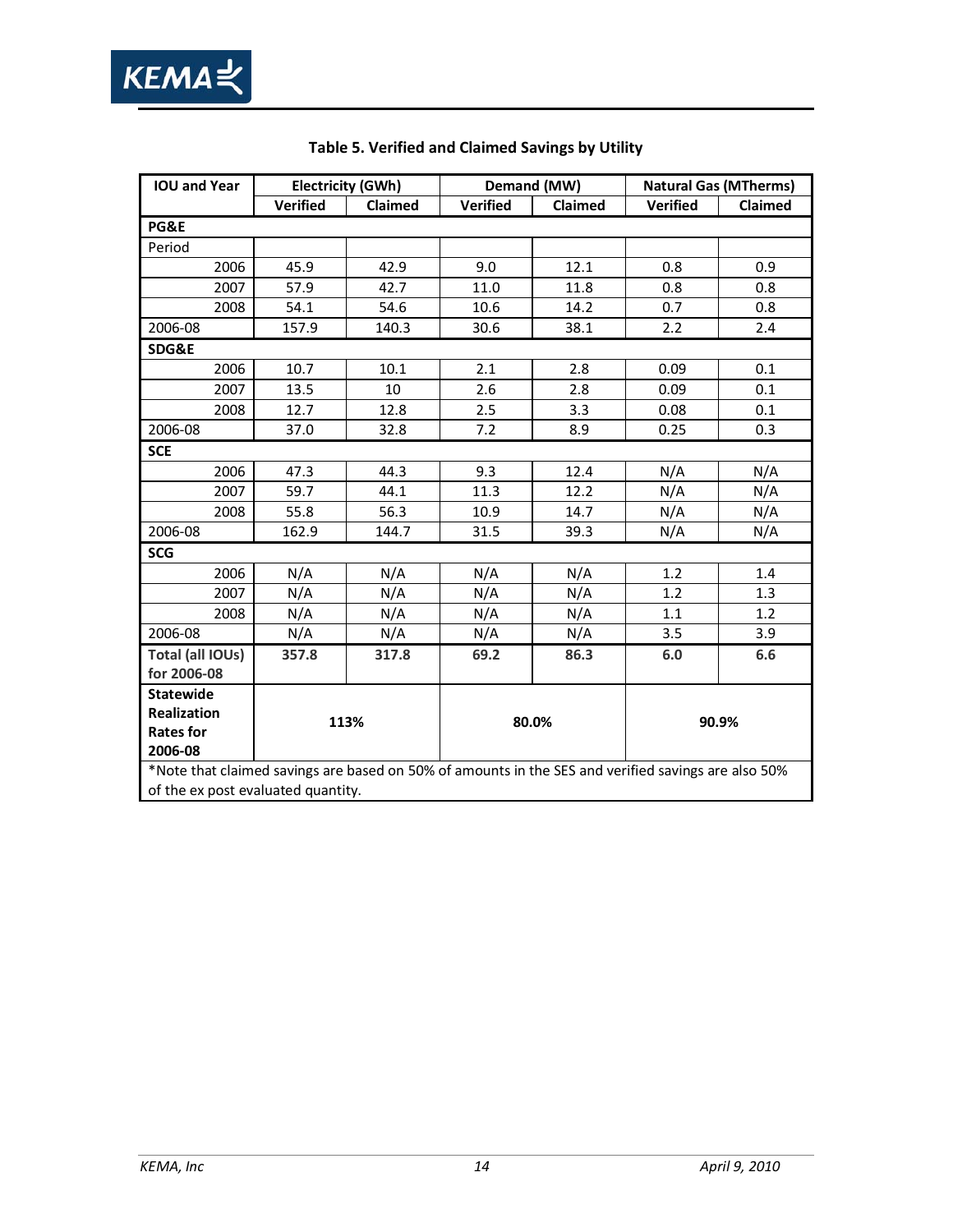**Table 5. Verified and Claimed Savings by Utility**

| IOU and Year | Electricity (GWh) | | Demand (MW) | | Natural Gas (MTherms) | |
|---|---|---|---|---|---|---|
| | Verified | Claimed | Verified | Claimed | Verified | Claimed |
| **PG&E** | | | | | | |
| Period | | | | | | |
| 2006 | 45.9 | 42.9 | 9.0 | 12.1 | 0.8 | 0.9 |
| 2007 | 57.9 | 42.7 | 11.0 | 11.8 | 0.8 | 0.8 |
| 2008 | 54.1 | 54.6 | 10.6 | 14.2 | 0.7 | 0.8 |
| 2006-08 | 157.9 | 140.3 | 30.6 | 38.1 | 2.2 | 2.4 |
| **SDG&E** | | | | | | |
| 2006 | 10.7 | 10.1 | 2.1 | 2.8 | 0.09 | 0.1 |
| 2007 | 13.5 | 10 | 2.6 | 2.8 | 0.09 | 0.1 |
| 2008 | 12.7 | 12.8 | 2.5 | 3.3 | 0.08 | 0.1 |
| 2006-08 | 37.0 | 32.8 | 7.2 | 8.9 | 0.25 | 0.3 |
| **SCE** | | | | | | |
| 2006 | 47.3 | 44.3 | 9.3 | 12.4 | N/A | N/A |
| 2007 | 59.7 | 44.1 | 11.3 | 12.2 | N/A | N/A |
| 2008 | 55.8 | 56.3 | 10.9 | 14.7 | N/A | N/A |
| 2006-08 | 162.9 | 144.7 | 31.5 | 39.3 | N/A | N/A |
| **SCG** | | | | | | |
| 2006 | N/A | N/A | N/A | N/A | 1.2 | 1.4 |
| 2007 | N/A | N/A | N/A | N/A | 1.2 | 1.3 |
| 2008 | N/A | N/A | N/A | N/A | 1.1 | 1.2 |
| 2006-08 | N/A | N/A | N/A | N/A | 3.5 | 3.9 |
| **Total (all IOUs) for 2006-08** | **357.8** | **317.8** | **69.2** | **86.3** | **6.0** | **6.6** |
| **Statewide Realization Rates for 2006-08** | **113%** | | **80.0%** | | **90.9%** | |

*Note that claimed savings are based on 50% of amounts in the SES and verified savings are also 50% of the ex post evaluated quantity.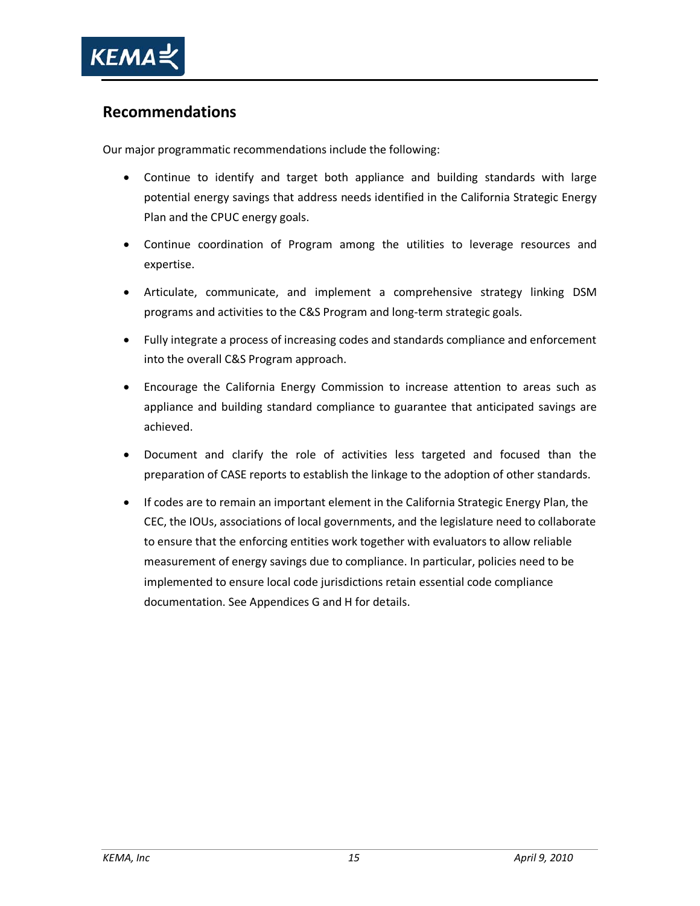## Recommendations

Our major programmatic recommendations include the following:

- Continue to identify and target both appliance and building standards with large potential energy savings that address needs identified in the California Strategic Energy Plan and the CPUC energy goals.
- Continue coordination of Program among the utilities to leverage resources and expertise.
- Articulate, communicate, and implement a comprehensive strategy linking DSM programs and activities to the C&S Program and long-term strategic goals.
- Fully integrate a process of increasing codes and standards compliance and enforcement into the overall C&S Program approach.
- Encourage the California Energy Commission to increase attention to areas such as appliance and building standard compliance to guarantee that anticipated savings are achieved.
- Document and clarify the role of activities less targeted and focused than the preparation of CASE reports to establish the linkage to the adoption of other standards.
- If codes are to remain an important element in the California Strategic Energy Plan, the CEC, the IOUs, associations of local governments, and the legislature need to collaborate to ensure that the enforcing entities work together with evaluators to allow reliable measurement of energy savings due to compliance. In particular, policies need to be implemented to ensure local code jurisdictions retain essential code compliance documentation. See Appendices G and H for details.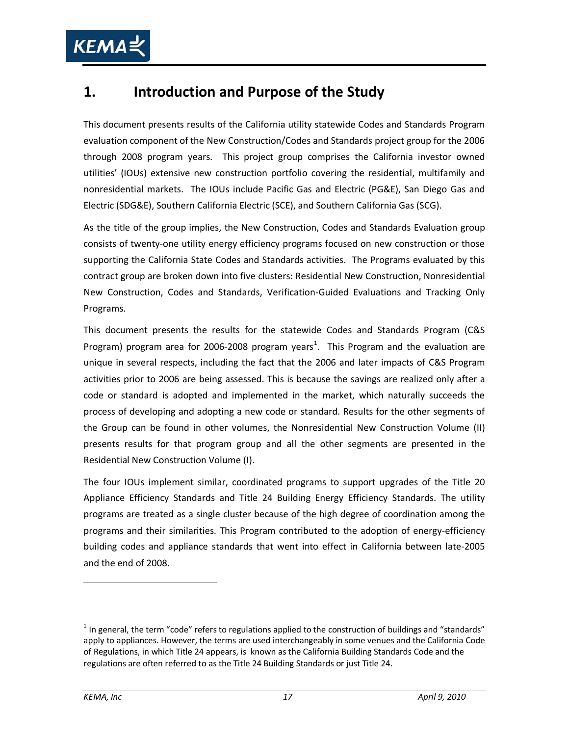# 1. Introduction and Purpose of the Study

This document presents results of the California utility statewide Codes and Standards Program evaluation component of the New Construction/Codes and Standards project group for the 2006 through 2008 program years. This project group comprises the California investor owned utilities' (IOUs) extensive new construction portfolio covering the residential, multifamily and nonresidential markets. The IOUs include Pacific Gas and Electric (PG&E), San Diego Gas and Electric (SDG&E), Southern California Electric (SCE), and Southern California Gas (SCG).

As the title of the group implies, the New Construction, Codes and Standards Evaluation group consists of twenty-one utility energy efficiency programs focused on new construction or those supporting the California State Codes and Standards activities. The Programs evaluated by this contract group are broken down into five clusters: Residential New Construction, Nonresidential New Construction, Codes and Standards, Verification-Guided Evaluations and Tracking Only Programs.

This document presents the results for the statewide Codes and Standards Program (C&S Program) program area for 2006-2008 program years[1]. This Program and the evaluation are unique in several respects, including the fact that the 2006 and later impacts of C&S Program activities prior to 2006 are being assessed. This is because the savings are realized only after a code or standard is adopted and implemented in the market, which naturally succeeds the process of developing and adopting a new code or standard. Results for the other segments of the Group can be found in other volumes, the Nonresidential New Construction Volume (II) presents results for that program group and all the other segments are presented in the Residential New Construction Volume (I).

The four IOUs implement similar, coordinated programs to support upgrades of the Title 20 Appliance Efficiency Standards and Title 24 Building Energy Efficiency Standards. The utility programs are treated as a single cluster because of the high degree of coordination among the programs and their similarities. This Program contributed to the adoption of energy-efficiency building codes and appliance standards that went into effect in California between late-2005 and the end of 2008.

[1] In general, the term "code" refers to regulations applied to the construction of buildings and "standards" apply to appliances. However, the terms are used interchangeably in some venues and the California Code of Regulations, in which Title 24 appears, is known as the California Building Standards Code and the regulations are often referred to as the Title 24 Building Standards or just Title 24.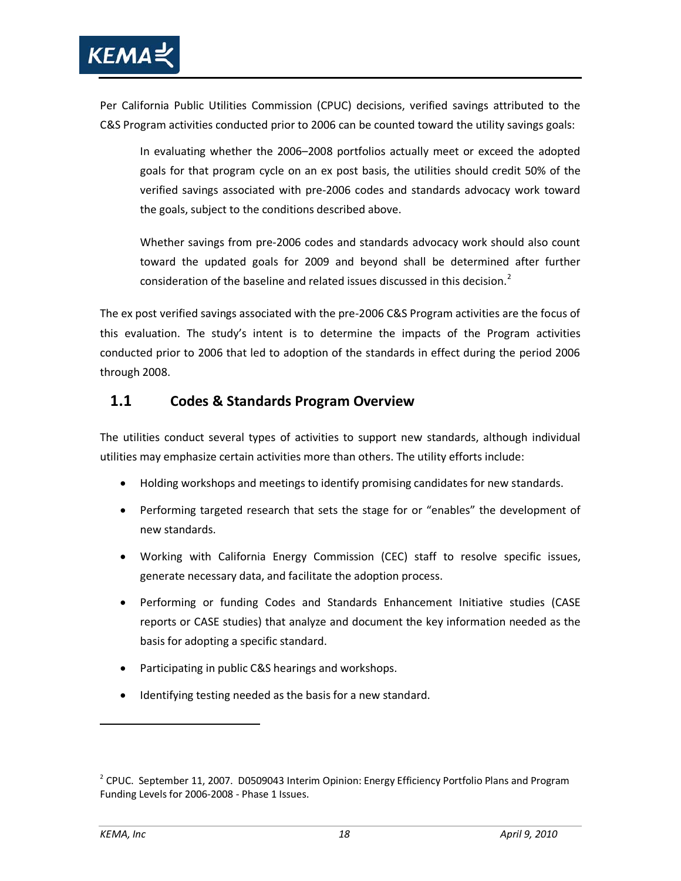Per California Public Utilities Commission (CPUC) decisions, verified savings attributed to the C&S Program activities conducted prior to 2006 can be counted toward the utility savings goals:

> In evaluating whether the 2006–2008 portfolios actually meet or exceed the adopted goals for that program cycle on an ex post basis, the utilities should credit 50% of the verified savings associated with pre-2006 codes and standards advocacy work toward the goals, subject to the conditions described above.
>
> Whether savings from pre-2006 codes and standards advocacy work should also count toward the updated goals for 2009 and beyond shall be determined after further consideration of the baseline and related issues discussed in this decision.[2]

The ex post verified savings associated with the pre-2006 C&S Program activities are the focus of this evaluation. The study's intent is to determine the impacts of the Program activities conducted prior to 2006 that led to adoption of the standards in effect during the period 2006 through 2008.

## 1.1 Codes & Standards Program Overview

The utilities conduct several types of activities to support new standards, although individual utilities may emphasize certain activities more than others. The utility efforts include:

- Holding workshops and meetings to identify promising candidates for new standards.
- Performing targeted research that sets the stage for or "enables" the development of new standards.
- Working with California Energy Commission (CEC) staff to resolve specific issues, generate necessary data, and facilitate the adoption process.
- Performing or funding Codes and Standards Enhancement Initiative studies (CASE reports or CASE studies) that analyze and document the key information needed as the basis for adopting a specific standard.
- Participating in public C&S hearings and workshops.
- Identifying testing needed as the basis for a new standard.

---

[2] CPUC. September 11, 2007. D0509043 Interim Opinion: Energy Efficiency Portfolio Plans and Program Funding Levels for 2006-2008 - Phase 1 Issues.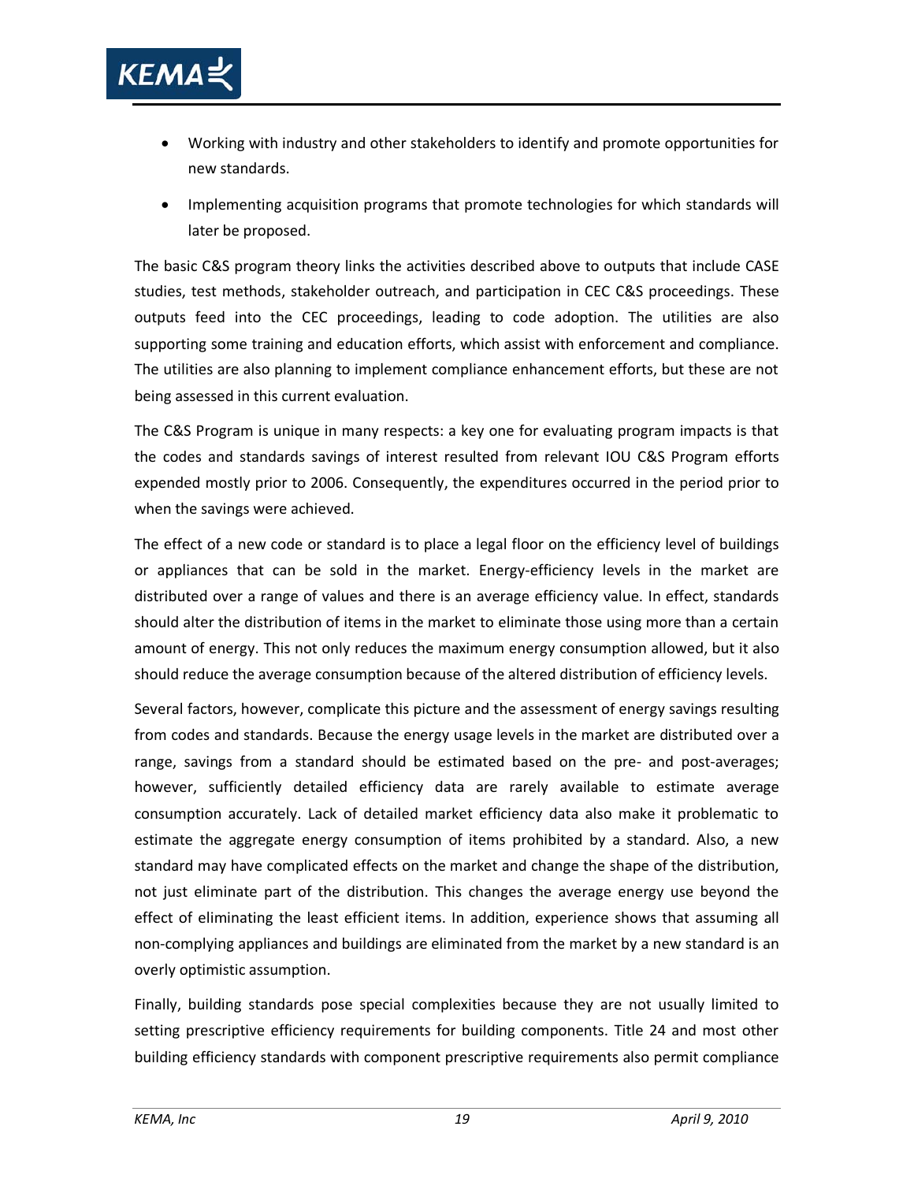- Working with industry and other stakeholders to identify and promote opportunities for new standards.
- Implementing acquisition programs that promote technologies for which standards will later be proposed.

The basic C&S program theory links the activities described above to outputs that include CASE studies, test methods, stakeholder outreach, and participation in CEC C&S proceedings. These outputs feed into the CEC proceedings, leading to code adoption. The utilities are also supporting some training and education efforts, which assist with enforcement and compliance. The utilities are also planning to implement compliance enhancement efforts, but these are not being assessed in this current evaluation.

The C&S Program is unique in many respects: a key one for evaluating program impacts is that the codes and standards savings of interest resulted from relevant IOU C&S Program efforts expended mostly prior to 2006. Consequently, the expenditures occurred in the period prior to when the savings were achieved.

The effect of a new code or standard is to place a legal floor on the efficiency level of buildings or appliances that can be sold in the market. Energy-efficiency levels in the market are distributed over a range of values and there is an average efficiency value. In effect, standards should alter the distribution of items in the market to eliminate those using more than a certain amount of energy. This not only reduces the maximum energy consumption allowed, but it also should reduce the average consumption because of the altered distribution of efficiency levels.

Several factors, however, complicate this picture and the assessment of energy savings resulting from codes and standards. Because the energy usage levels in the market are distributed over a range, savings from a standard should be estimated based on the pre- and post-averages; however, sufficiently detailed efficiency data are rarely available to estimate average consumption accurately. Lack of detailed market efficiency data also make it problematic to estimate the aggregate energy consumption of items prohibited by a standard. Also, a new standard may have complicated effects on the market and change the shape of the distribution, not just eliminate part of the distribution. This changes the average energy use beyond the effect of eliminating the least efficient items. In addition, experience shows that assuming all non-complying appliances and buildings are eliminated from the market by a new standard is an overly optimistic assumption.

Finally, building standards pose special complexities because they are not usually limited to setting prescriptive efficiency requirements for building components. Title 24 and most other building efficiency standards with component prescriptive requirements also permit compliance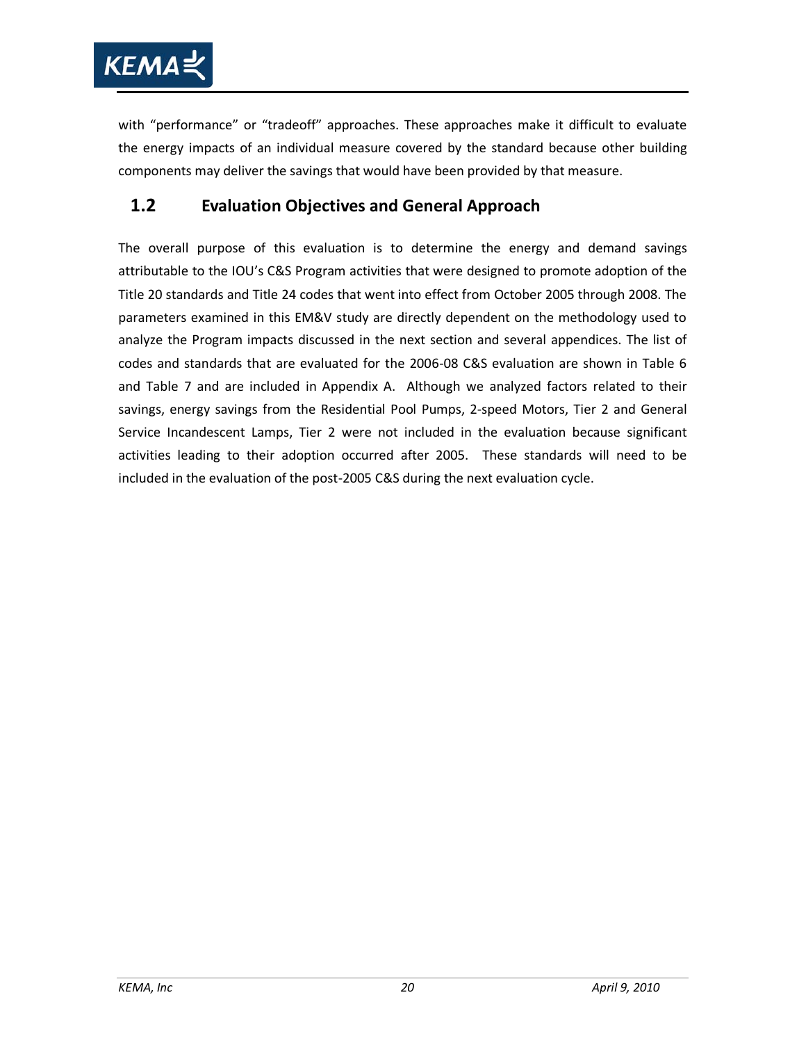with "performance" or "tradeoff" approaches. These approaches make it difficult to evaluate the energy impacts of an individual measure covered by the standard because other building components may deliver the savings that would have been provided by that measure.

## 1.2 Evaluation Objectives and General Approach

The overall purpose of this evaluation is to determine the energy and demand savings attributable to the IOU's C&S Program activities that were designed to promote adoption of the Title 20 standards and Title 24 codes that went into effect from October 2005 through 2008. The parameters examined in this EM&V study are directly dependent on the methodology used to analyze the Program impacts discussed in the next section and several appendices. The list of codes and standards that are evaluated for the 2006-08 C&S evaluation are shown in Table 6 and Table 7 and are included in Appendix A. Although we analyzed factors related to their savings, energy savings from the Residential Pool Pumps, 2-speed Motors, Tier 2 and General Service Incandescent Lamps, Tier 2 were not included in the evaluation because significant activities leading to their adoption occurred after 2005. These standards will need to be included in the evaluation of the post-2005 C&S during the next evaluation cycle.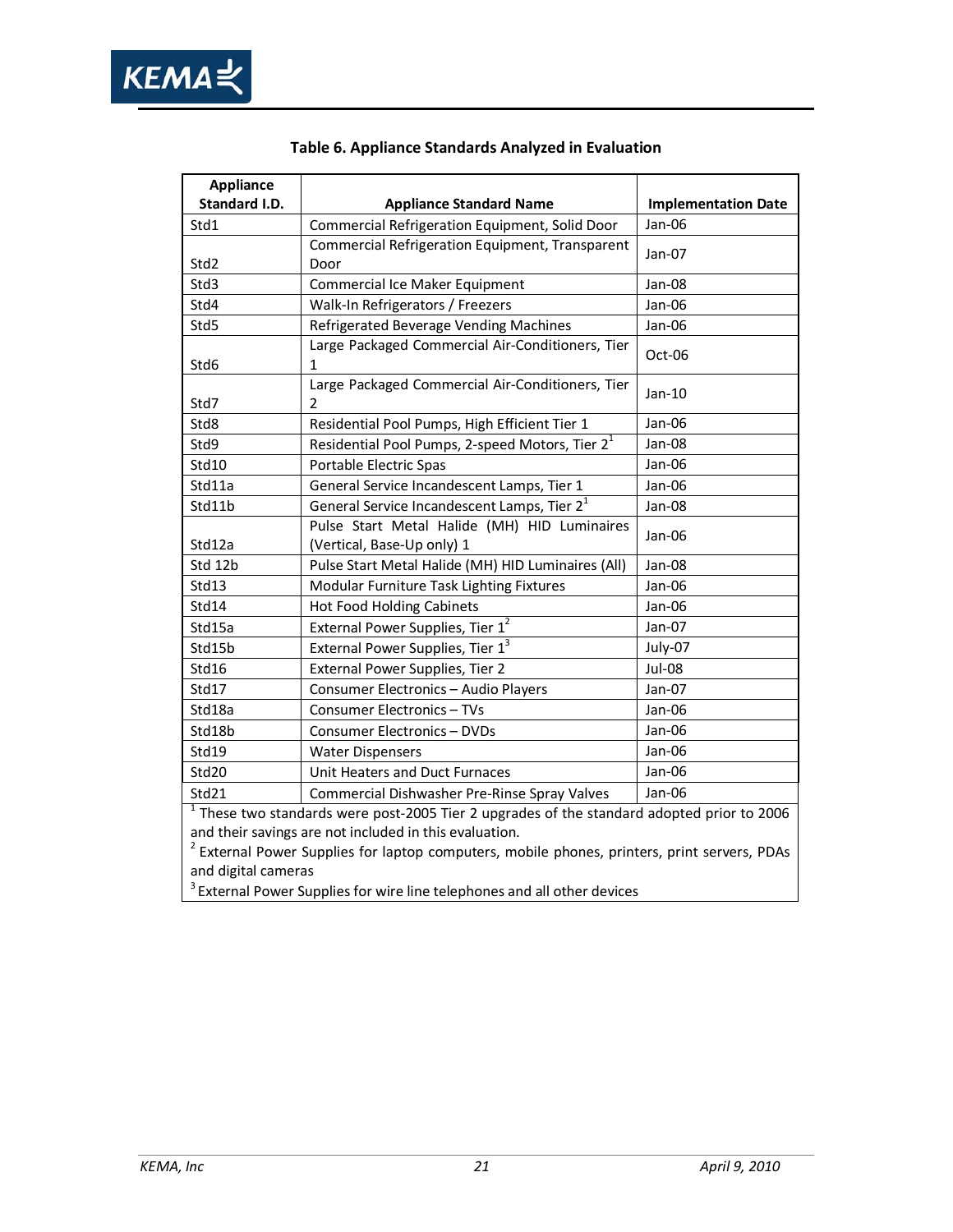**Table 6. Appliance Standards Analyzed in Evaluation**

| Appliance Standard I.D. | Appliance Standard Name | Implementation Date |
|---|---|---|
| Std1 | Commercial Refrigeration Equipment, Solid Door | Jan-06 |
| Std2 | Commercial Refrigeration Equipment, Transparent Door | Jan-07 |
| Std3 | Commercial Ice Maker Equipment | Jan-08 |
| Std4 | Walk-In Refrigerators / Freezers | Jan-06 |
| Std5 | Refrigerated Beverage Vending Machines | Jan-06 |
| Std6 | Large Packaged Commercial Air-Conditioners, Tier 1 | Oct-06 |
| Std7 | Large Packaged Commercial Air-Conditioners, Tier 2 | Jan-10 |
| Std8 | Residential Pool Pumps, High Efficient Tier 1 | Jan-06 |
| Std9 | Residential Pool Pumps, 2-speed Motors, Tier 2[1] | Jan-08 |
| Std10 | Portable Electric Spas | Jan-06 |
| Std11a | General Service Incandescent Lamps, Tier 1 | Jan-06 |
| Std11b | General Service Incandescent Lamps, Tier 2[1] | Jan-08 |
| Std12a | Pulse Start Metal Halide (MH) HID Luminaires (Vertical, Base-Up only) 1 | Jan-06 |
| Std 12b | Pulse Start Metal Halide (MH) HID Luminaires (All) | Jan-08 |
| Std13 | Modular Furniture Task Lighting Fixtures | Jan-06 |
| Std14 | Hot Food Holding Cabinets | Jan-06 |
| Std15a | External Power Supplies, Tier 1[2] | Jan-07 |
| Std15b | External Power Supplies, Tier 1[3] | July-07 |
| Std16 | External Power Supplies, Tier 2 | Jul-08 |
| Std17 | Consumer Electronics – Audio Players | Jan-07 |
| Std18a | Consumer Electronics – TVs | Jan-06 |
| Std18b | Consumer Electronics – DVDs | Jan-06 |
| Std19 | Water Dispensers | Jan-06 |
| Std20 | Unit Heaters and Duct Furnaces | Jan-06 |
| Std21 | Commercial Dishwasher Pre-Rinse Spray Valves | Jan-06 |

[1] These two standards were post-2005 Tier 2 upgrades of the standard adopted prior to 2006 and their savings are not included in this evaluation.
[2] External Power Supplies for laptop computers, mobile phones, printers, print servers, PDAs and digital cameras
[3] External Power Supplies for wire line telephones and all other devices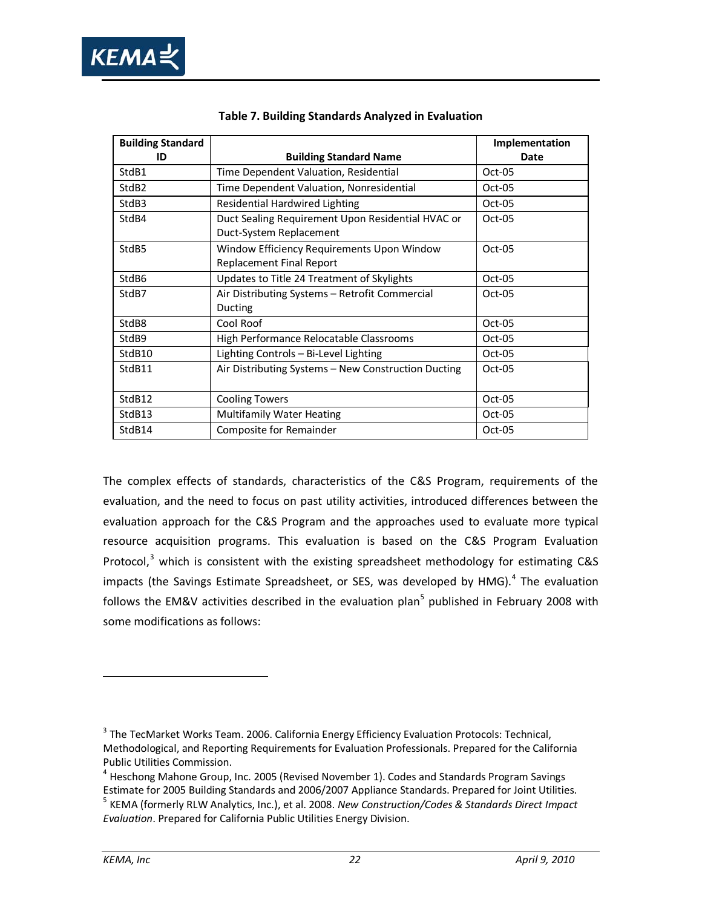**Table 7. Building Standards Analyzed in Evaluation**

| Building Standard ID | Building Standard Name | Implementation Date |
|---|---|---|
| StdB1 | Time Dependent Valuation, Residential | Oct-05 |
| StdB2 | Time Dependent Valuation, Nonresidential | Oct-05 |
| StdB3 | Residential Hardwired Lighting | Oct-05 |
| StdB4 | Duct Sealing Requirement Upon Residential HVAC or Duct-System Replacement | Oct-05 |
| StdB5 | Window Efficiency Requirements Upon Window Replacement Final Report | Oct-05 |
| StdB6 | Updates to Title 24 Treatment of Skylights | Oct-05 |
| StdB7 | Air Distributing Systems – Retrofit Commercial Ducting | Oct-05 |
| StdB8 | Cool Roof | Oct-05 |
| StdB9 | High Performance Relocatable Classrooms | Oct-05 |
| StdB10 | Lighting Controls – Bi-Level Lighting | Oct-05 |
| StdB11 | Air Distributing Systems – New Construction Ducting | Oct-05 |
| StdB12 | Cooling Towers | Oct-05 |
| StdB13 | Multifamily Water Heating | Oct-05 |
| StdB14 | Composite for Remainder | Oct-05 |

The complex effects of standards, characteristics of the C&S Program, requirements of the evaluation, and the need to focus on past utility activities, introduced differences between the evaluation approach for the C&S Program and the approaches used to evaluate more typical resource acquisition programs. This evaluation is based on the C&S Program Evaluation Protocol,[3] which is consistent with the existing spreadsheet methodology for estimating C&S impacts (the Savings Estimate Spreadsheet, or SES, was developed by HMG).[4] The evaluation follows the EM&V activities described in the evaluation plan[5] published in February 2008 with some modifications as follows:

---

[3] The TecMarket Works Team. 2006. California Energy Efficiency Evaluation Protocols: Technical, Methodological, and Reporting Requirements for Evaluation Professionals. Prepared for the California Public Utilities Commission.

[4] Heschong Mahone Group, Inc. 2005 (Revised November 1). Codes and Standards Program Savings Estimate for 2005 Building Standards and 2006/2007 Appliance Standards. Prepared for Joint Utilities.

[5] KEMA (formerly RLW Analytics, Inc.), et al. 2008. *New Construction/Codes & Standards Direct Impact Evaluation*. Prepared for California Public Utilities Energy Division.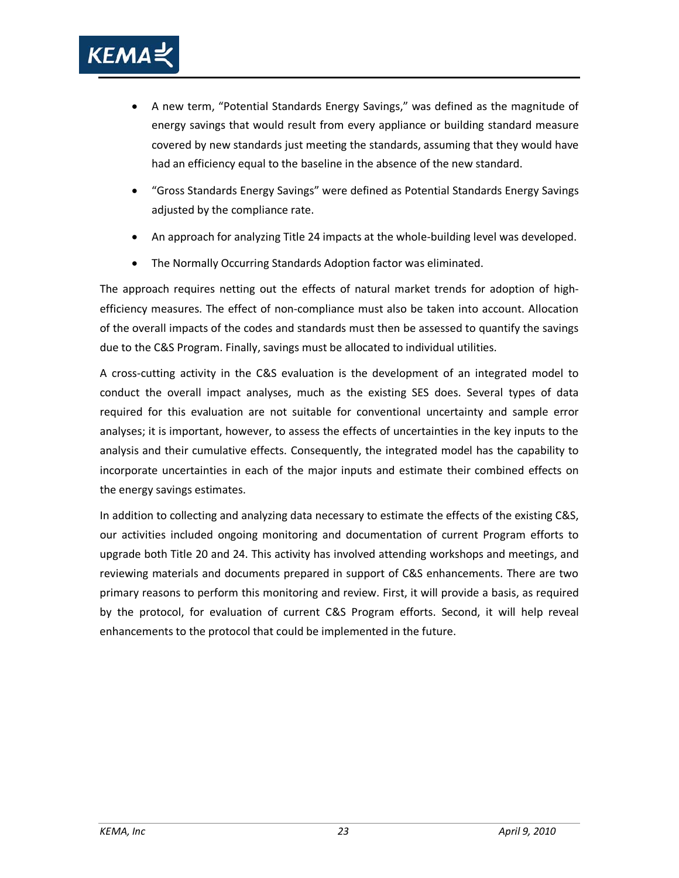- A new term, "Potential Standards Energy Savings," was defined as the magnitude of energy savings that would result from every appliance or building standard measure covered by new standards just meeting the standards, assuming that they would have had an efficiency equal to the baseline in the absence of the new standard.
- "Gross Standards Energy Savings" were defined as Potential Standards Energy Savings adjusted by the compliance rate.
- An approach for analyzing Title 24 impacts at the whole-building level was developed.
- The Normally Occurring Standards Adoption factor was eliminated.

The approach requires netting out the effects of natural market trends for adoption of high-efficiency measures. The effect of non-compliance must also be taken into account. Allocation of the overall impacts of the codes and standards must then be assessed to quantify the savings due to the C&S Program. Finally, savings must be allocated to individual utilities.

A cross-cutting activity in the C&S evaluation is the development of an integrated model to conduct the overall impact analyses, much as the existing SES does. Several types of data required for this evaluation are not suitable for conventional uncertainty and sample error analyses; it is important, however, to assess the effects of uncertainties in the key inputs to the analysis and their cumulative effects. Consequently, the integrated model has the capability to incorporate uncertainties in each of the major inputs and estimate their combined effects on the energy savings estimates.

In addition to collecting and analyzing data necessary to estimate the effects of the existing C&S, our activities included ongoing monitoring and documentation of current Program efforts to upgrade both Title 20 and 24. This activity has involved attending workshops and meetings, and reviewing materials and documents prepared in support of C&S enhancements. There are two primary reasons to perform this monitoring and review. First, it will provide a basis, as required by the protocol, for evaluation of current C&S Program efforts. Second, it will help reveal enhancements to the protocol that could be implemented in the future.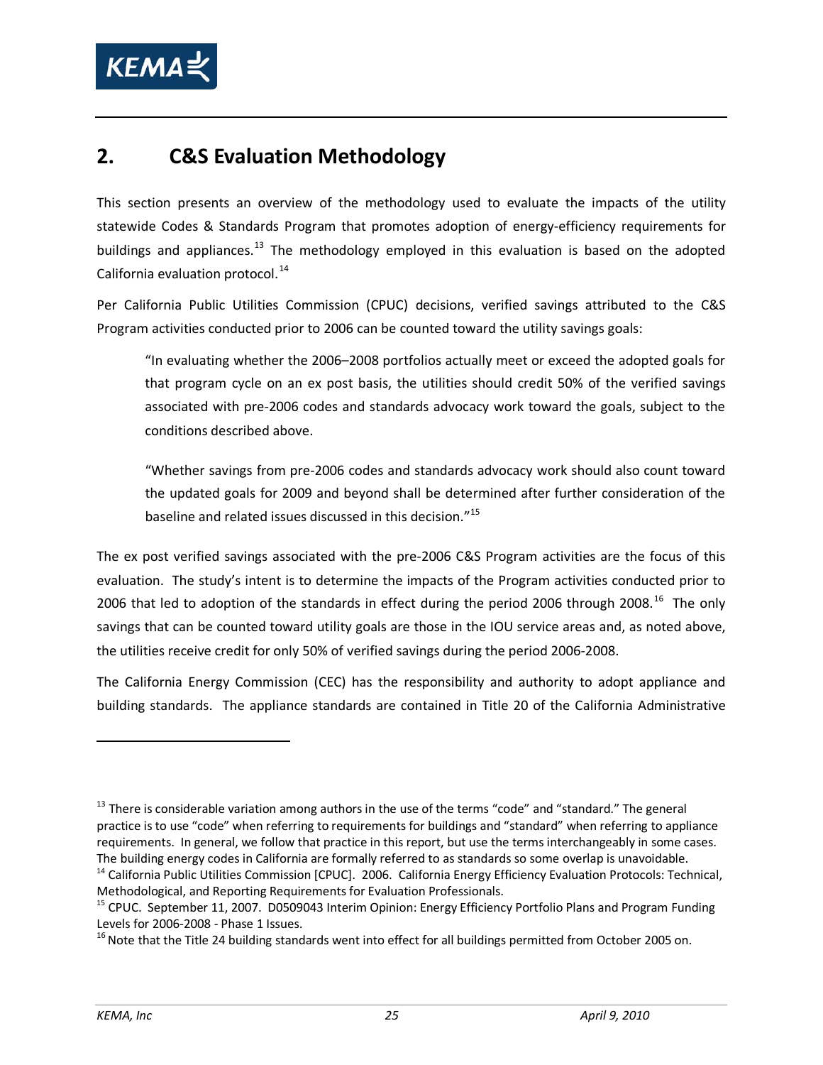# 2. C&S Evaluation Methodology

This section presents an overview of the methodology used to evaluate the impacts of the utility statewide Codes & Standards Program that promotes adoption of energy-efficiency requirements for buildings and appliances.[13] The methodology employed in this evaluation is based on the adopted California evaluation protocol.[14]

Per California Public Utilities Commission (CPUC) decisions, verified savings attributed to the C&S Program activities conducted prior to 2006 can be counted toward the utility savings goals:

> "In evaluating whether the 2006–2008 portfolios actually meet or exceed the adopted goals for that program cycle on an ex post basis, the utilities should credit 50% of the verified savings associated with pre-2006 codes and standards advocacy work toward the goals, subject to the conditions described above.
>
> "Whether savings from pre-2006 codes and standards advocacy work should also count toward the updated goals for 2009 and beyond shall be determined after further consideration of the baseline and related issues discussed in this decision."[15]

The ex post verified savings associated with the pre-2006 C&S Program activities are the focus of this evaluation. The study's intent is to determine the impacts of the Program activities conducted prior to 2006 that led to adoption of the standards in effect during the period 2006 through 2008.[16] The only savings that can be counted toward utility goals are those in the IOU service areas and, as noted above, the utilities receive credit for only 50% of verified savings during the period 2006-2008.

The California Energy Commission (CEC) has the responsibility and authority to adopt appliance and building standards. The appliance standards are contained in Title 20 of the California Administrative

---

[13] There is considerable variation among authors in the use of the terms "code" and "standard." The general practice is to use "code" when referring to requirements for buildings and "standard" when referring to appliance requirements. In general, we follow that practice in this report, but use the terms interchangeably in some cases. The building energy codes in California are formally referred to as standards so some overlap is unavoidable.

[14] California Public Utilities Commission [CPUC]. 2006. California Energy Efficiency Evaluation Protocols: Technical, Methodological, and Reporting Requirements for Evaluation Professionals.

[15] CPUC. September 11, 2007. D0509043 Interim Opinion: Energy Efficiency Portfolio Plans and Program Funding Levels for 2006-2008 - Phase 1 Issues.

[16] Note that the Title 24 building standards went into effect for all buildings permitted from October 2005 on.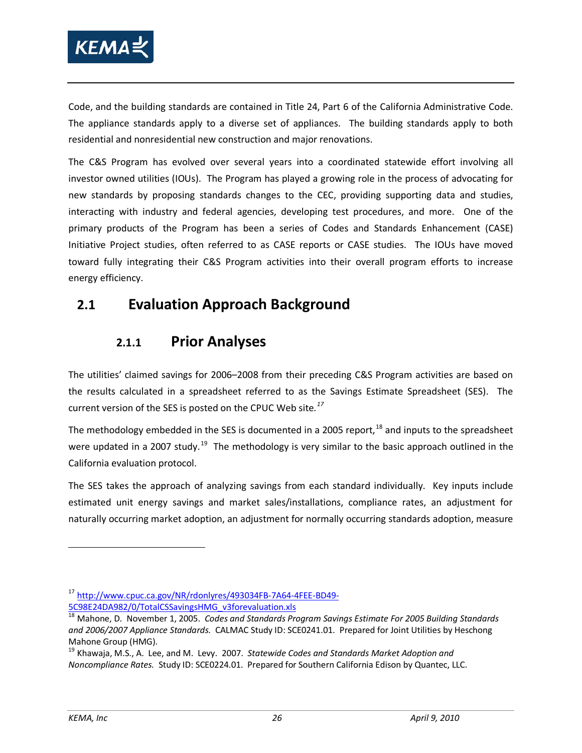Code, and the building standards are contained in Title 24, Part 6 of the California Administrative Code. The appliance standards apply to a diverse set of appliances. The building standards apply to both residential and nonresidential new construction and major renovations.

The C&S Program has evolved over several years into a coordinated statewide effort involving all investor owned utilities (IOUs). The Program has played a growing role in the process of advocating for new standards by proposing standards changes to the CEC, providing supporting data and studies, interacting with industry and federal agencies, developing test procedures, and more. One of the primary products of the Program has been a series of Codes and Standards Enhancement (CASE) Initiative Project studies, often referred to as CASE reports or CASE studies. The IOUs have moved toward fully integrating their C&S Program activities into their overall program efforts to increase energy efficiency.

## 2.1 Evaluation Approach Background

### 2.1.1 Prior Analyses

The utilities' claimed savings for 2006–2008 from their preceding C&S Program activities are based on the results calculated in a spreadsheet referred to as the Savings Estimate Spreadsheet (SES). The current version of the SES is posted on the CPUC Web site.[17]

The methodology embedded in the SES is documented in a 2005 report,[18] and inputs to the spreadsheet were updated in a 2007 study.[19] The methodology is very similar to the basic approach outlined in the California evaluation protocol.

The SES takes the approach of analyzing savings from each standard individually. Key inputs include estimated unit energy savings and market sales/installations, compliance rates, an adjustment for naturally occurring market adoption, an adjustment for normally occurring standards adoption, measure

---

[17] http://www.cpuc.ca.gov/NR/rdonlyres/493034FB-7A64-4FEE-BD49-5C98E24DA982/0/TotalCSSavingsHMG_v3forevaluation.xls

[18] Mahone, D. November 1, 2005. *Codes and Standards Program Savings Estimate For 2005 Building Standards and 2006/2007 Appliance Standards.* CALMAC Study ID: SCE0241.01. Prepared for Joint Utilities by Heschong Mahone Group (HMG).

[19] Khawaja, M.S., A. Lee, and M. Levy. 2007. *Statewide Codes and Standards Market Adoption and Noncompliance Rates.* Study ID: SCE0224.01. Prepared for Southern California Edison by Quantec, LLC.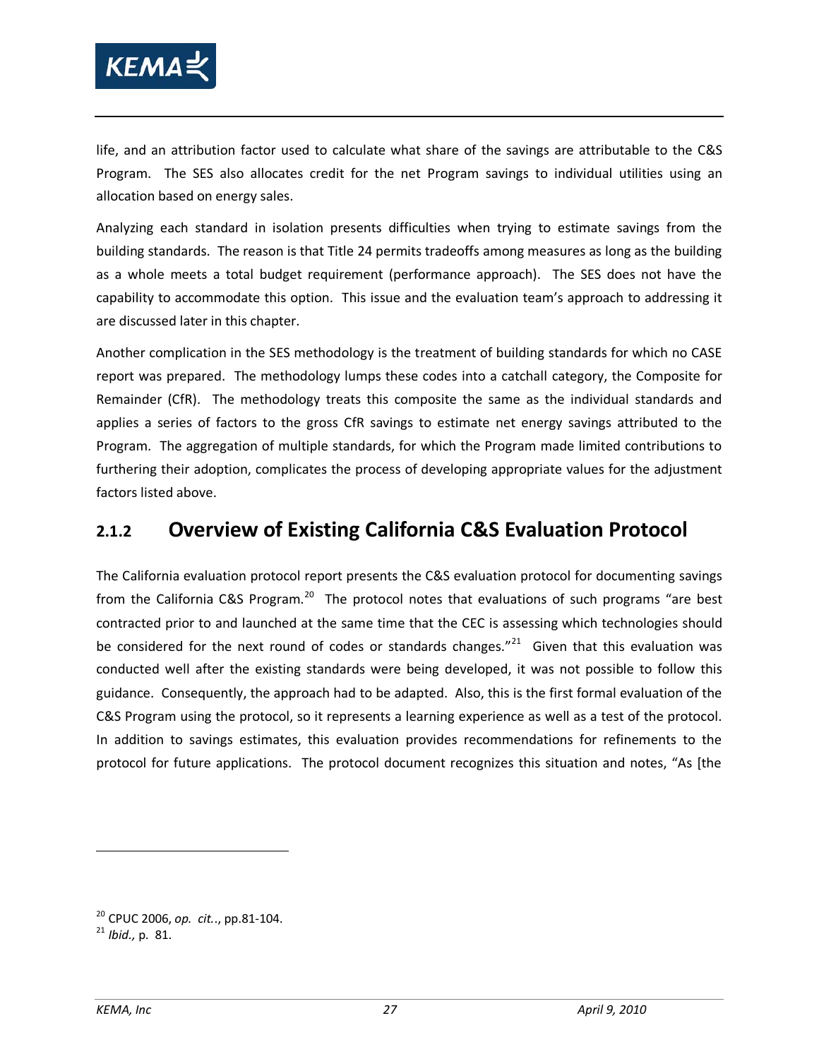life, and an attribution factor used to calculate what share of the savings are attributable to the C&S Program. The SES also allocates credit for the net Program savings to individual utilities using an allocation based on energy sales.

Analyzing each standard in isolation presents difficulties when trying to estimate savings from the building standards. The reason is that Title 24 permits tradeoffs among measures as long as the building as a whole meets a total budget requirement (performance approach). The SES does not have the capability to accommodate this option. This issue and the evaluation team's approach to addressing it are discussed later in this chapter.

Another complication in the SES methodology is the treatment of building standards for which no CASE report was prepared. The methodology lumps these codes into a catchall category, the Composite for Remainder (CfR). The methodology treats this composite the same as the individual standards and applies a series of factors to the gross CfR savings to estimate net energy savings attributed to the Program. The aggregation of multiple standards, for which the Program made limited contributions to furthering their adoption, complicates the process of developing appropriate values for the adjustment factors listed above.

### 2.1.2 Overview of Existing California C&S Evaluation Protocol

The California evaluation protocol report presents the C&S evaluation protocol for documenting savings from the California C&S Program.[20] The protocol notes that evaluations of such programs "are best contracted prior to and launched at the same time that the CEC is assessing which technologies should be considered for the next round of codes or standards changes."[21] Given that this evaluation was conducted well after the existing standards were being developed, it was not possible to follow this guidance. Consequently, the approach had to be adapted. Also, this is the first formal evaluation of the C&S Program using the protocol, so it represents a learning experience as well as a test of the protocol. In addition to savings estimates, this evaluation provides recommendations for refinements to the protocol for future applications. The protocol document recognizes this situation and notes, "As [the

[20] CPUC 2006, *op. cit..*, pp.81-104.

[21] *Ibid.,* p. 81.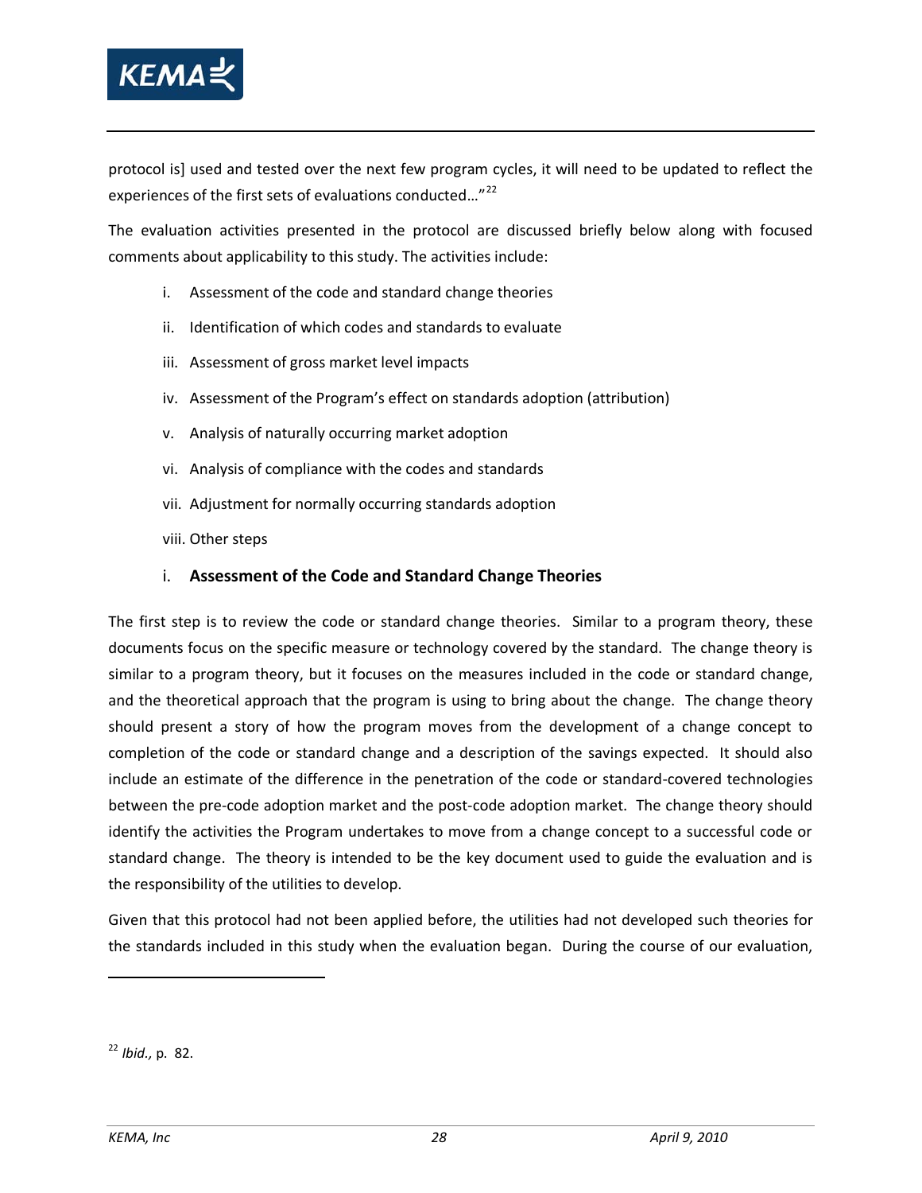protocol is] used and tested over the next few program cycles, it will need to be updated to reflect the experiences of the first sets of evaluations conducted…"[22]

The evaluation activities presented in the protocol are discussed briefly below along with focused comments about applicability to this study. The activities include:

i. Assessment of the code and standard change theories

ii. Identification of which codes and standards to evaluate

iii. Assessment of gross market level impacts

iv. Assessment of the Program's effect on standards adoption (attribution)

v. Analysis of naturally occurring market adoption

vi. Analysis of compliance with the codes and standards

vii. Adjustment for normally occurring standards adoption

viii. Other steps

### i. Assessment of the Code and Standard Change Theories

The first step is to review the code or standard change theories. Similar to a program theory, these documents focus on the specific measure or technology covered by the standard. The change theory is similar to a program theory, but it focuses on the measures included in the code or standard change, and the theoretical approach that the program is using to bring about the change. The change theory should present a story of how the program moves from the development of a change concept to completion of the code or standard change and a description of the savings expected. It should also include an estimate of the difference in the penetration of the code or standard-covered technologies between the pre-code adoption market and the post-code adoption market. The change theory should identify the activities the Program undertakes to move from a change concept to a successful code or standard change. The theory is intended to be the key document used to guide the evaluation and is the responsibility of the utilities to develop.

Given that this protocol had not been applied before, the utilities had not developed such theories for the standards included in this study when the evaluation began. During the course of our evaluation,

---

[22] *Ibid.,* p. 82.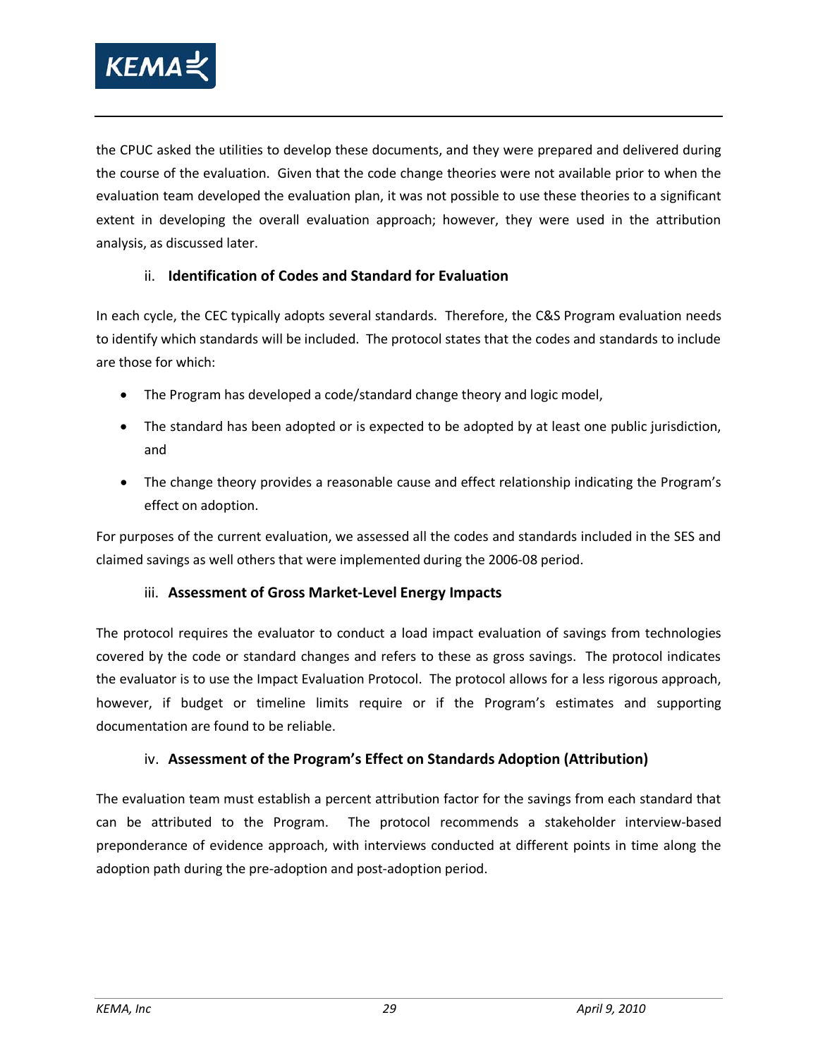the CPUC asked the utilities to develop these documents, and they were prepared and delivered during the course of the evaluation. Given that the code change theories were not available prior to when the evaluation team developed the evaluation plan, it was not possible to use these theories to a significant extent in developing the overall evaluation approach; however, they were used in the attribution analysis, as discussed later.

#### ii. **Identification of Codes and Standard for Evaluation**

In each cycle, the CEC typically adopts several standards. Therefore, the C&S Program evaluation needs to identify which standards will be included. The protocol states that the codes and standards to include are those for which:

- The Program has developed a code/standard change theory and logic model,
- The standard has been adopted or is expected to be adopted by at least one public jurisdiction, and
- The change theory provides a reasonable cause and effect relationship indicating the Program's effect on adoption.

For purposes of the current evaluation, we assessed all the codes and standards included in the SES and claimed savings as well others that were implemented during the 2006-08 period.

#### iii. **Assessment of Gross Market-Level Energy Impacts**

The protocol requires the evaluator to conduct a load impact evaluation of savings from technologies covered by the code or standard changes and refers to these as gross savings. The protocol indicates the evaluator is to use the Impact Evaluation Protocol. The protocol allows for a less rigorous approach, however, if budget or timeline limits require or if the Program's estimates and supporting documentation are found to be reliable.

#### iv. **Assessment of the Program's Effect on Standards Adoption (Attribution)**

The evaluation team must establish a percent attribution factor for the savings from each standard that can be attributed to the Program. The protocol recommends a stakeholder interview-based preponderance of evidence approach, with interviews conducted at different points in time along the adoption path during the pre-adoption and post-adoption period.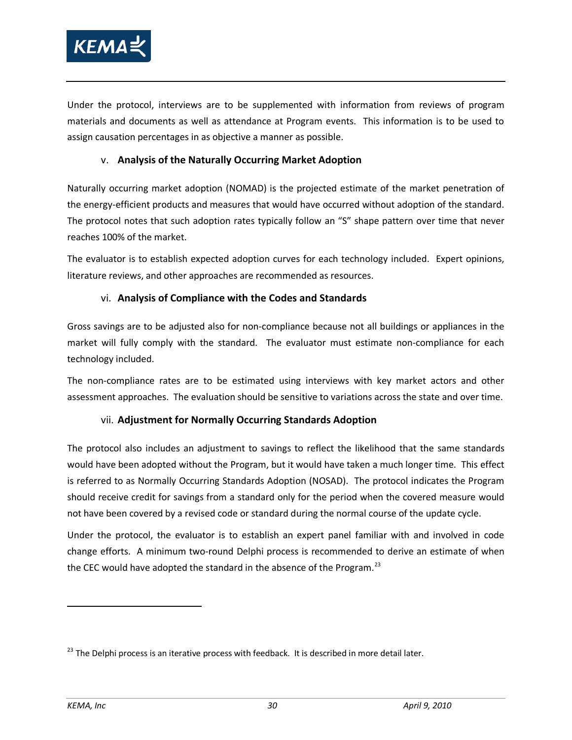Under the protocol, interviews are to be supplemented with information from reviews of program materials and documents as well as attendance at Program events. This information is to be used to assign causation percentages in as objective a manner as possible.

#### v. Analysis of the Naturally Occurring Market Adoption

Naturally occurring market adoption (NOMAD) is the projected estimate of the market penetration of the energy-efficient products and measures that would have occurred without adoption of the standard. The protocol notes that such adoption rates typically follow an "S" shape pattern over time that never reaches 100% of the market.

The evaluator is to establish expected adoption curves for each technology included. Expert opinions, literature reviews, and other approaches are recommended as resources.

#### vi. Analysis of Compliance with the Codes and Standards

Gross savings are to be adjusted also for non-compliance because not all buildings or appliances in the market will fully comply with the standard. The evaluator must estimate non-compliance for each technology included.

The non-compliance rates are to be estimated using interviews with key market actors and other assessment approaches. The evaluation should be sensitive to variations across the state and over time.

#### vii. Adjustment for Normally Occurring Standards Adoption

The protocol also includes an adjustment to savings to reflect the likelihood that the same standards would have been adopted without the Program, but it would have taken a much longer time. This effect is referred to as Normally Occurring Standards Adoption (NOSAD). The protocol indicates the Program should receive credit for savings from a standard only for the period when the covered measure would not have been covered by a revised code or standard during the normal course of the update cycle.

Under the protocol, the evaluator is to establish an expert panel familiar with and involved in code change efforts. A minimum two-round Delphi process is recommended to derive an estimate of when the CEC would have adopted the standard in the absence of the Program.[23]

[23] The Delphi process is an iterative process with feedback. It is described in more detail later.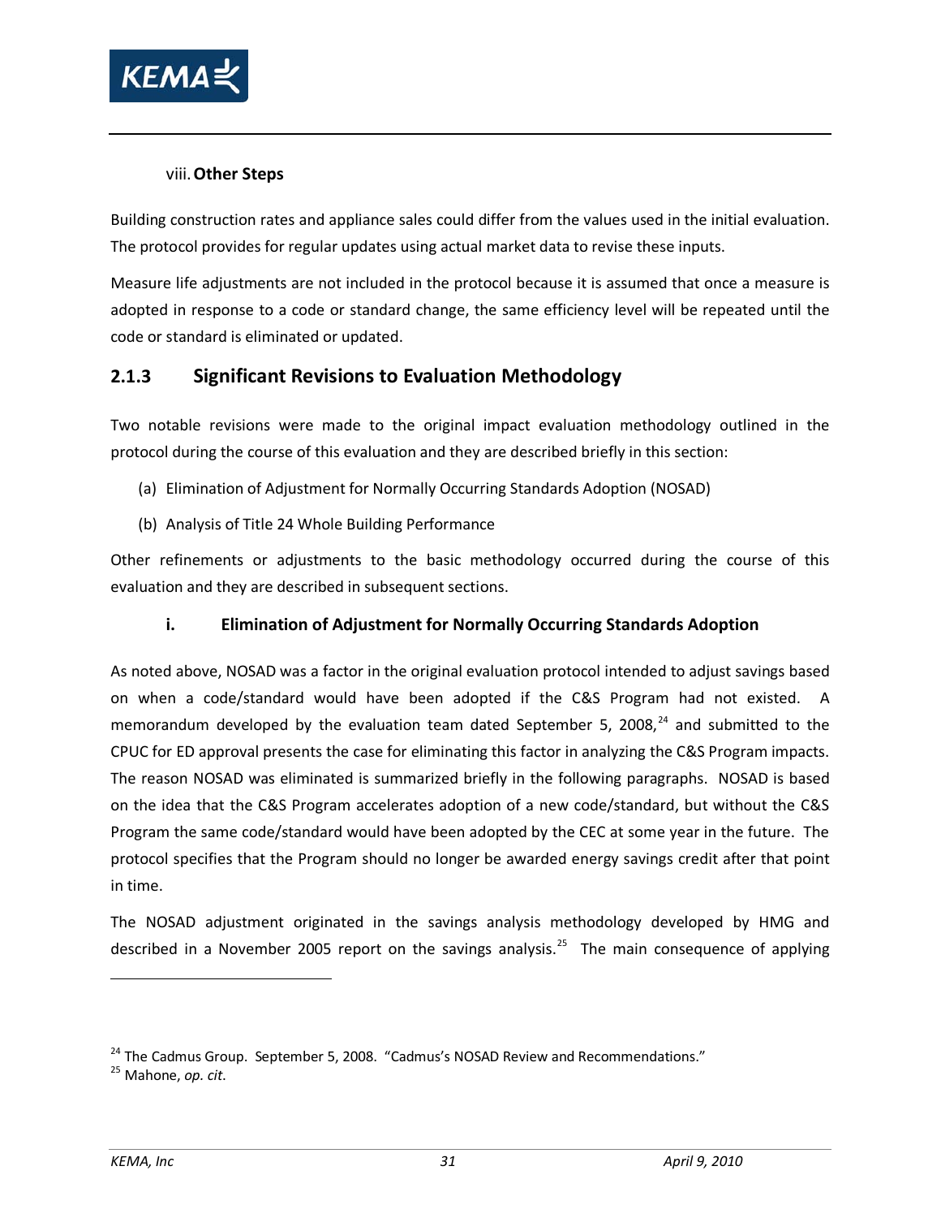#### viii. Other Steps

Building construction rates and appliance sales could differ from the values used in the initial evaluation. The protocol provides for regular updates using actual market data to revise these inputs.

Measure life adjustments are not included in the protocol because it is assumed that once a measure is adopted in response to a code or standard change, the same efficiency level will be repeated until the code or standard is eliminated or updated.

### 2.1.3 Significant Revisions to Evaluation Methodology

Two notable revisions were made to the original impact evaluation methodology outlined in the protocol during the course of this evaluation and they are described briefly in this section:

(a) Elimination of Adjustment for Normally Occurring Standards Adoption (NOSAD)

(b) Analysis of Title 24 Whole Building Performance

Other refinements or adjustments to the basic methodology occurred during the course of this evaluation and they are described in subsequent sections.

#### i. Elimination of Adjustment for Normally Occurring Standards Adoption

As noted above, NOSAD was a factor in the original evaluation protocol intended to adjust savings based on when a code/standard would have been adopted if the C&S Program had not existed. A memorandum developed by the evaluation team dated September 5, 2008,[24] and submitted to the CPUC for ED approval presents the case for eliminating this factor in analyzing the C&S Program impacts. The reason NOSAD was eliminated is summarized briefly in the following paragraphs. NOSAD is based on the idea that the C&S Program accelerates adoption of a new code/standard, but without the C&S Program the same code/standard would have been adopted by the CEC at some year in the future. The protocol specifies that the Program should no longer be awarded energy savings credit after that point in time.

The NOSAD adjustment originated in the savings analysis methodology developed by HMG and described in a November 2005 report on the savings analysis.[25] The main consequence of applying

---

[24] The Cadmus Group. September 5, 2008. "Cadmus's NOSAD Review and Recommendations."

[25] Mahone, *op. cit*.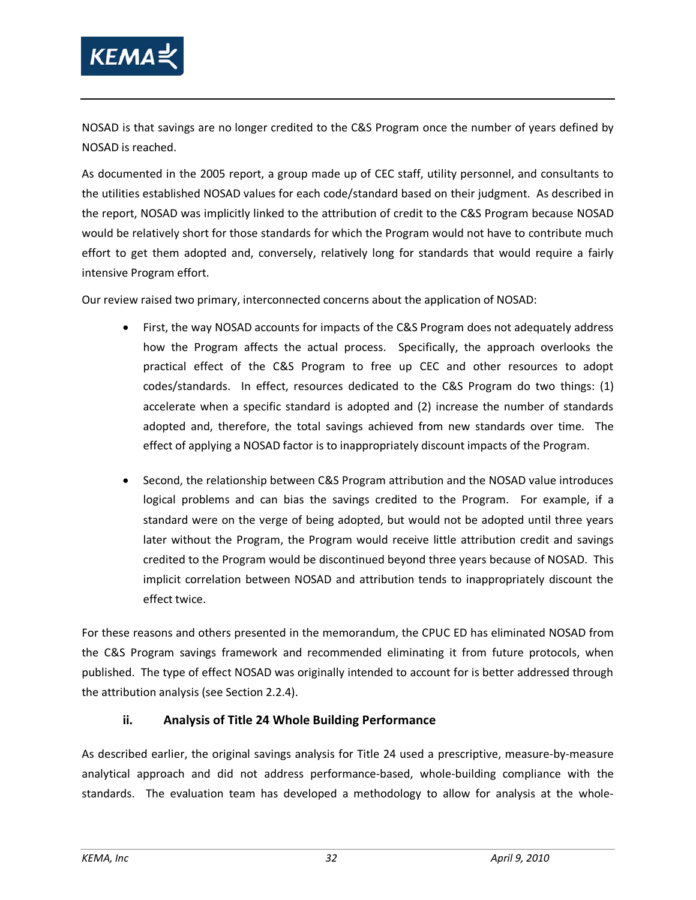NOSAD is that savings are no longer credited to the C&S Program once the number of years defined by NOSAD is reached.

As documented in the 2005 report, a group made up of CEC staff, utility personnel, and consultants to the utilities established NOSAD values for each code/standard based on their judgment. As described in the report, NOSAD was implicitly linked to the attribution of credit to the C&S Program because NOSAD would be relatively short for those standards for which the Program would not have to contribute much effort to get them adopted and, conversely, relatively long for standards that would require a fairly intensive Program effort.

Our review raised two primary, interconnected concerns about the application of NOSAD:

- First, the way NOSAD accounts for impacts of the C&S Program does not adequately address how the Program affects the actual process. Specifically, the approach overlooks the practical effect of the C&S Program to free up CEC and other resources to adopt codes/standards. In effect, resources dedicated to the C&S Program do two things: (1) accelerate when a specific standard is adopted and (2) increase the number of standards adopted and, therefore, the total savings achieved from new standards over time. The effect of applying a NOSAD factor is to inappropriately discount impacts of the Program.

- Second, the relationship between C&S Program attribution and the NOSAD value introduces logical problems and can bias the savings credited to the Program. For example, if a standard were on the verge of being adopted, but would not be adopted until three years later without the Program, the Program would receive little attribution credit and savings credited to the Program would be discontinued beyond three years because of NOSAD. This implicit correlation between NOSAD and attribution tends to inappropriately discount the effect twice.

For these reasons and others presented in the memorandum, the CPUC ED has eliminated NOSAD from the C&S Program savings framework and recommended eliminating it from future protocols, when published. The type of effect NOSAD was originally intended to account for is better addressed through the attribution analysis (see Section 2.2.4).

#### ii. Analysis of Title 24 Whole Building Performance

As described earlier, the original savings analysis for Title 24 used a prescriptive, measure-by-measure analytical approach and did not address performance-based, whole-building compliance with the standards. The evaluation team has developed a methodology to allow for analysis at the whole-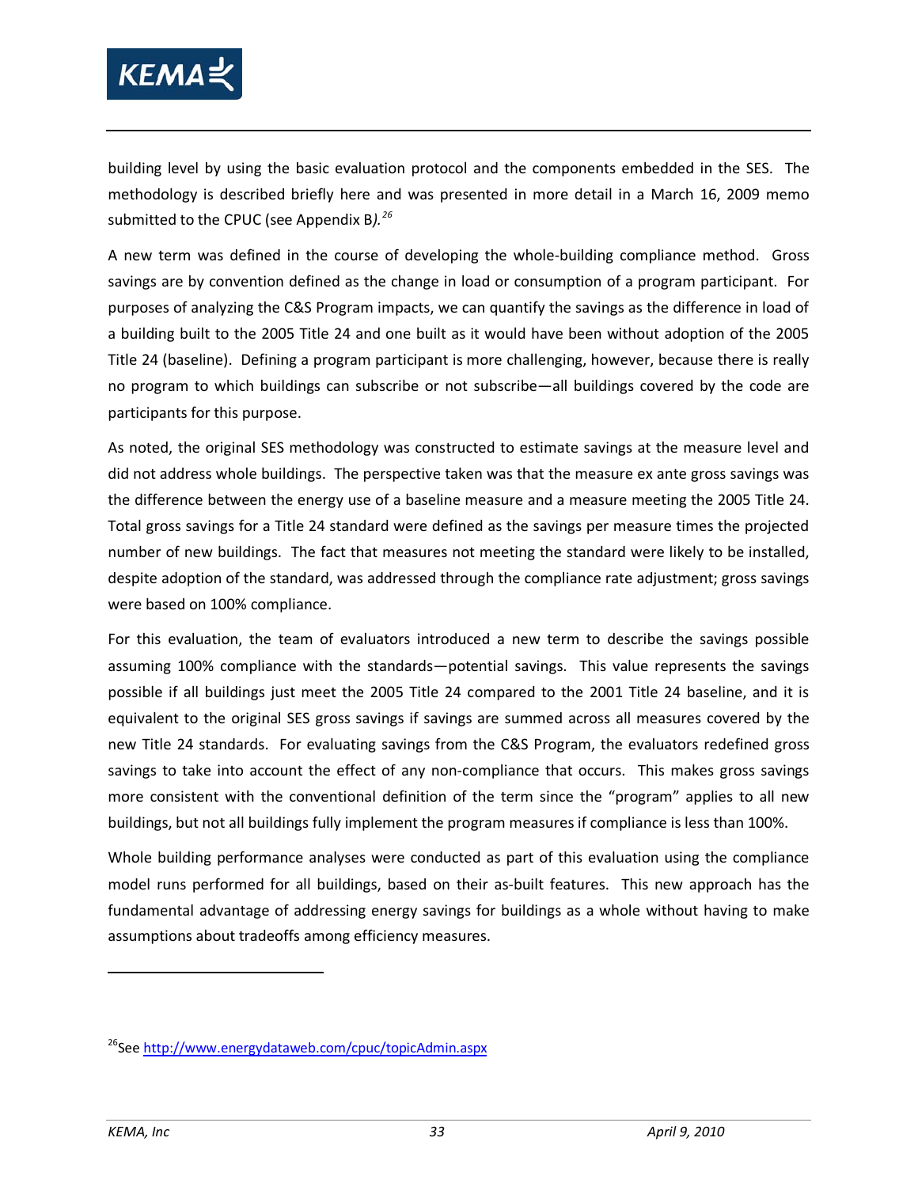building level by using the basic evaluation protocol and the components embedded in the SES. The methodology is described briefly here and was presented in more detail in a March 16, 2009 memo submitted to the CPUC (see Appendix B).[26]

A new term was defined in the course of developing the whole-building compliance method. Gross savings are by convention defined as the change in load or consumption of a program participant. For purposes of analyzing the C&S Program impacts, we can quantify the savings as the difference in load of a building built to the 2005 Title 24 and one built as it would have been without adoption of the 2005 Title 24 (baseline). Defining a program participant is more challenging, however, because there is really no program to which buildings can subscribe or not subscribe—all buildings covered by the code are participants for this purpose.

As noted, the original SES methodology was constructed to estimate savings at the measure level and did not address whole buildings. The perspective taken was that the measure ex ante gross savings was the difference between the energy use of a baseline measure and a measure meeting the 2005 Title 24. Total gross savings for a Title 24 standard were defined as the savings per measure times the projected number of new buildings. The fact that measures not meeting the standard were likely to be installed, despite adoption of the standard, was addressed through the compliance rate adjustment; gross savings were based on 100% compliance.

For this evaluation, the team of evaluators introduced a new term to describe the savings possible assuming 100% compliance with the standards—potential savings. This value represents the savings possible if all buildings just meet the 2005 Title 24 compared to the 2001 Title 24 baseline, and it is equivalent to the original SES gross savings if savings are summed across all measures covered by the new Title 24 standards. For evaluating savings from the C&S Program, the evaluators redefined gross savings to take into account the effect of any non-compliance that occurs. This makes gross savings more consistent with the conventional definition of the term since the "program" applies to all new buildings, but not all buildings fully implement the program measures if compliance is less than 100%.

Whole building performance analyses were conducted as part of this evaluation using the compliance model runs performed for all buildings, based on their as-built features. This new approach has the fundamental advantage of addressing energy savings for buildings as a whole without having to make assumptions about tradeoffs among efficiency measures.

---

[26] See http://www.energydataweb.com/cpuc/topicAdmin.aspx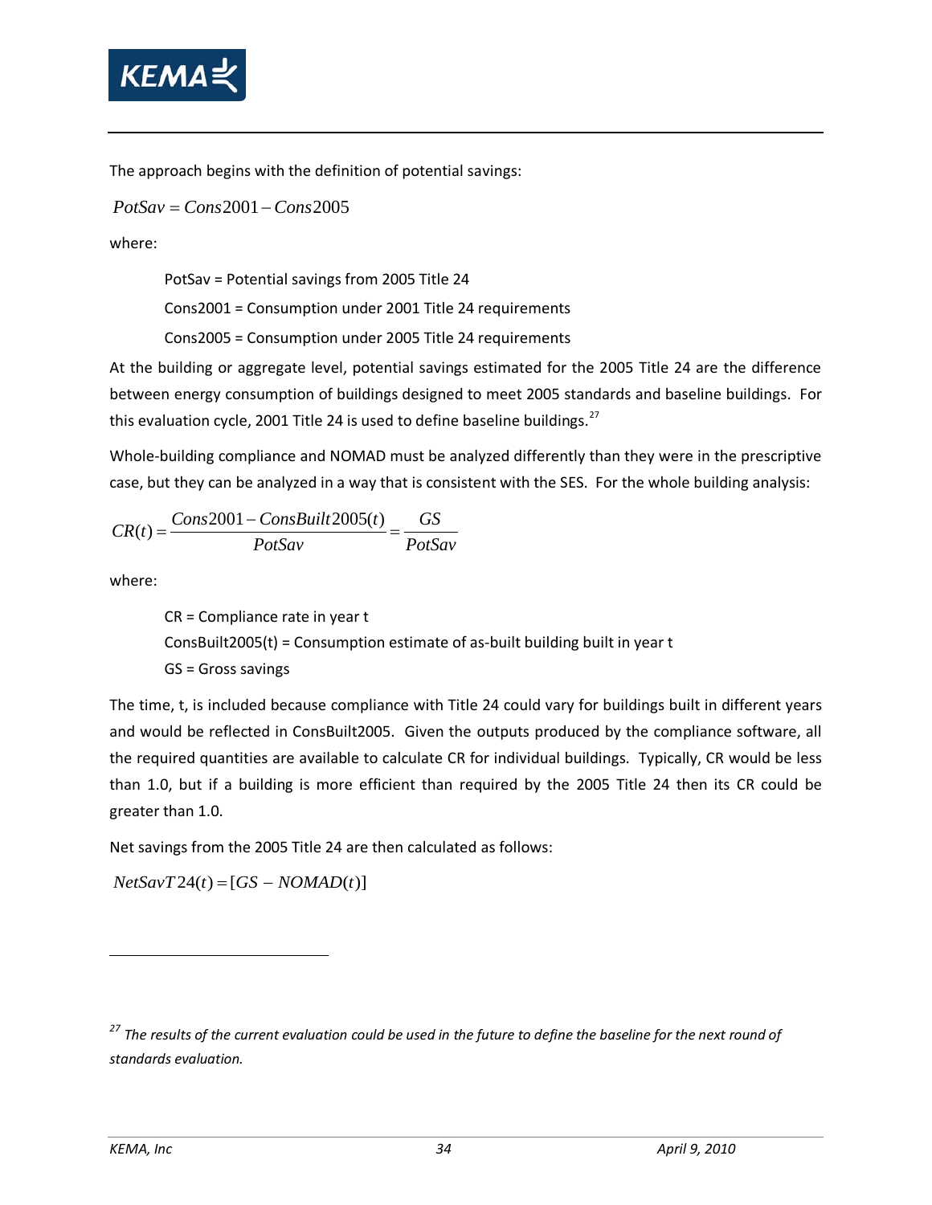The approach begins with the definition of potential savings:

$$PotSav = Cons2001 - Cons2005$$

where:

PotSav = Potential savings from 2005 Title 24

Cons2001 = Consumption under 2001 Title 24 requirements

Cons2005 = Consumption under 2005 Title 24 requirements

At the building or aggregate level, potential savings estimated for the 2005 Title 24 are the difference between energy consumption of buildings designed to meet 2005 standards and baseline buildings. For this evaluation cycle, 2001 Title 24 is used to define baseline buildings.[27]

Whole-building compliance and NOMAD must be analyzed differently than they were in the prescriptive case, but they can be analyzed in a way that is consistent with the SES. For the whole building analysis:

$$CR(t) = \frac{Cons2001 - ConsBuilt2005(t)}{PotSav} = \frac{GS}{PotSav}$$

where:

CR = Compliance rate in year t

ConsBuilt2005(t) = Consumption estimate of as-built building built in year t

GS = Gross savings

The time, t, is included because compliance with Title 24 could vary for buildings built in different years and would be reflected in ConsBuilt2005. Given the outputs produced by the compliance software, all the required quantities are available to calculate CR for individual buildings. Typically, CR would be less than 1.0, but if a building is more efficient than required by the 2005 Title 24 then its CR could be greater than 1.0.

Net savings from the 2005 Title 24 are then calculated as follows:

$$NetSavT24(t) = [GS - NOMAD(t)]$$

---

[27] *The results of the current evaluation could be used in the future to define the baseline for the next round of standards evaluation.*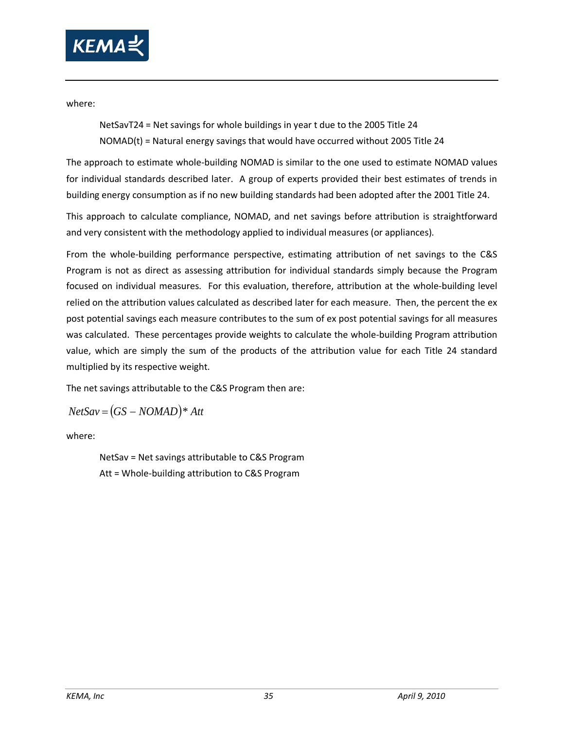where:

NetSavT24 = Net savings for whole buildings in year t due to the 2005 Title 24

NOMAD(t) = Natural energy savings that would have occurred without 2005 Title 24

The approach to estimate whole-building NOMAD is similar to the one used to estimate NOMAD values for individual standards described later. A group of experts provided their best estimates of trends in building energy consumption as if no new building standards had been adopted after the 2001 Title 24.

This approach to calculate compliance, NOMAD, and net savings before attribution is straightforward and very consistent with the methodology applied to individual measures (or appliances).

From the whole-building performance perspective, estimating attribution of net savings to the C&S Program is not as direct as assessing attribution for individual standards simply because the Program focused on individual measures. For this evaluation, therefore, attribution at the whole-building level relied on the attribution values calculated as described later for each measure. Then, the percent the ex post potential savings each measure contributes to the sum of ex post potential savings for all measures was calculated. These percentages provide weights to calculate the whole-building Program attribution value, which are simply the sum of the products of the attribution value for each Title 24 standard multiplied by its respective weight.

The net savings attributable to the C&S Program then are:

$$NetSav = (GS - NOMAD) * Att$$

where:

NetSav = Net savings attributable to C&S Program

Att = Whole-building attribution to C&S Program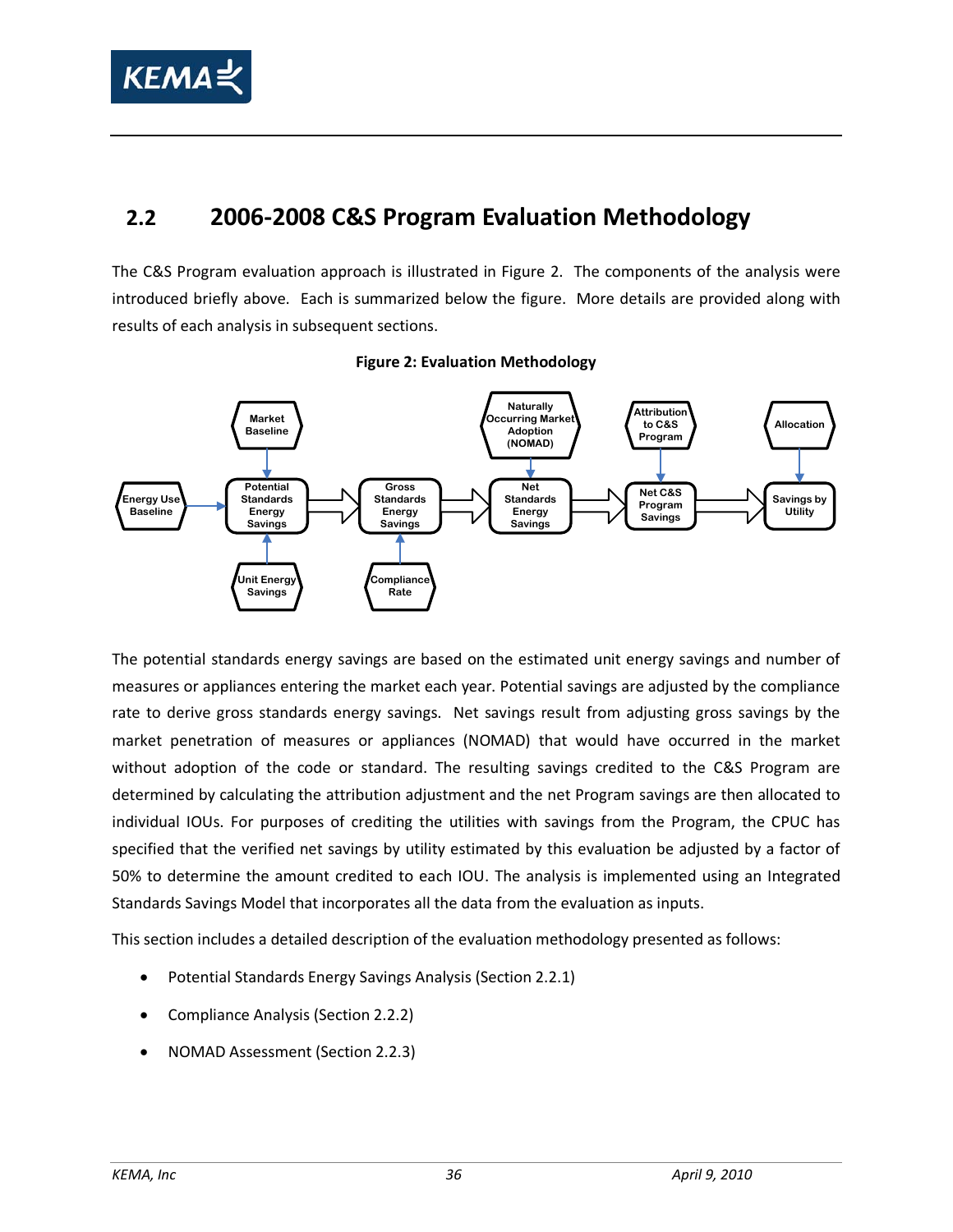## 2.2 2006-2008 C&S Program Evaluation Methodology

The C&S Program evaluation approach is illustrated in Figure 2. The components of the analysis were introduced briefly above. Each is summarized below the figure. More details are provided along with results of each analysis in subsequent sections.

**Figure 2: Evaluation Methodology**

The potential standards energy savings are based on the estimated unit energy savings and number of measures or appliances entering the market each year. Potential savings are adjusted by the compliance rate to derive gross standards energy savings. Net savings result from adjusting gross savings by the market penetration of measures or appliances (NOMAD) that would have occurred in the market without adoption of the code or standard. The resulting savings credited to the C&S Program are determined by calculating the attribution adjustment and the net Program savings are then allocated to individual IOUs. For purposes of crediting the utilities with savings from the Program, the CPUC has specified that the verified net savings by utility estimated by this evaluation be adjusted by a factor of 50% to determine the amount credited to each IOU. The analysis is implemented using an Integrated Standards Savings Model that incorporates all the data from the evaluation as inputs.

This section includes a detailed description of the evaluation methodology presented as follows:

- Potential Standards Energy Savings Analysis (Section 2.2.1)
- Compliance Analysis (Section 2.2.2)
- NOMAD Assessment (Section 2.2.3)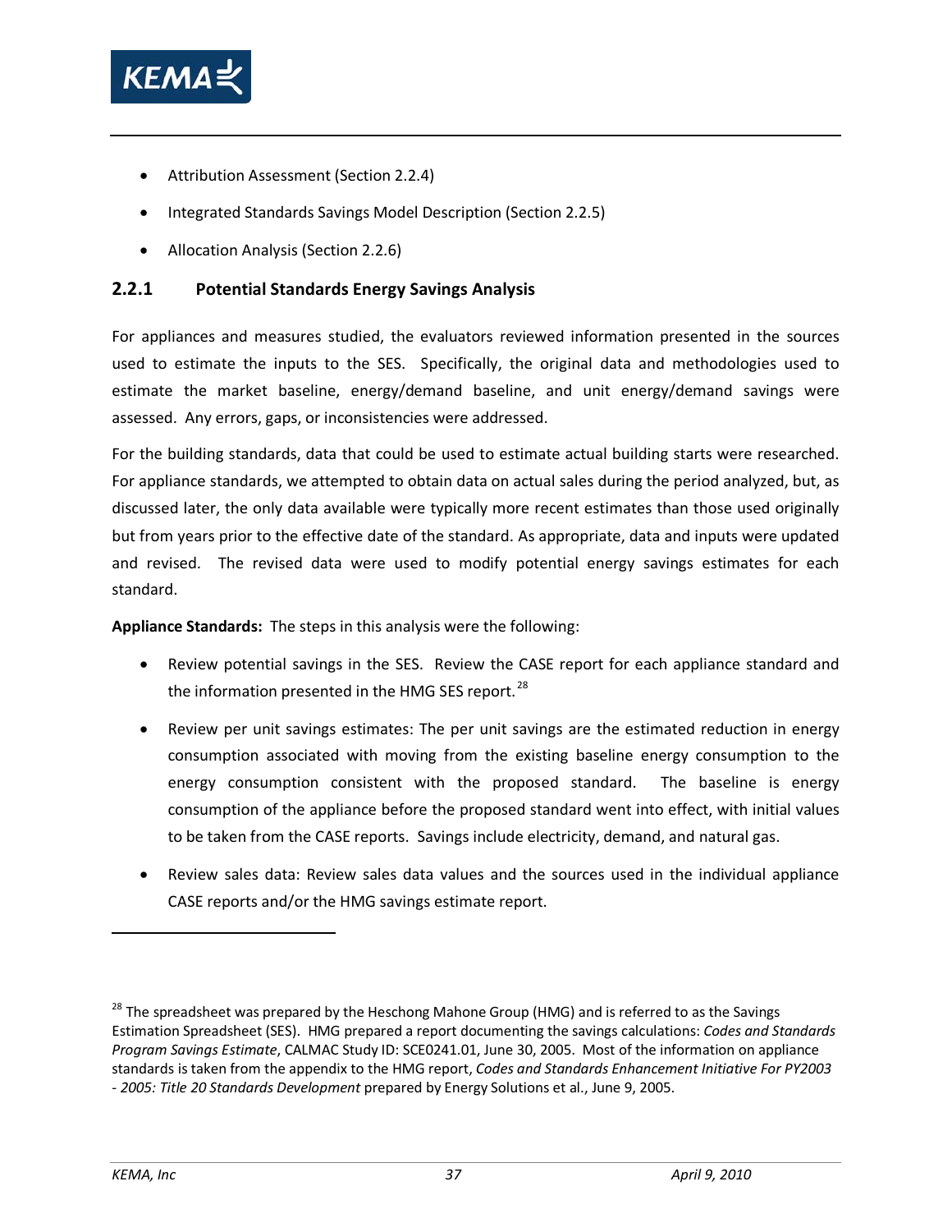- Attribution Assessment (Section 2.2.4)
- Integrated Standards Savings Model Description (Section 2.2.5)
- Allocation Analysis (Section 2.2.6)

### 2.2.1 Potential Standards Energy Savings Analysis

For appliances and measures studied, the evaluators reviewed information presented in the sources used to estimate the inputs to the SES. Specifically, the original data and methodologies used to estimate the market baseline, energy/demand baseline, and unit energy/demand savings were assessed. Any errors, gaps, or inconsistencies were addressed.

For the building standards, data that could be used to estimate actual building starts were researched. For appliance standards, we attempted to obtain data on actual sales during the period analyzed, but, as discussed later, the only data available were typically more recent estimates than those used originally but from years prior to the effective date of the standard. As appropriate, data and inputs were updated and revised. The revised data were used to modify potential energy savings estimates for each standard.

**Appliance Standards:** The steps in this analysis were the following:

- Review potential savings in the SES. Review the CASE report for each appliance standard and the information presented in the HMG SES report.[28]
- Review per unit savings estimates: The per unit savings are the estimated reduction in energy consumption associated with moving from the existing baseline energy consumption to the energy consumption consistent with the proposed standard. The baseline is energy consumption of the appliance before the proposed standard went into effect, with initial values to be taken from the CASE reports. Savings include electricity, demand, and natural gas.
- Review sales data: Review sales data values and the sources used in the individual appliance CASE reports and/or the HMG savings estimate report.

---

[28] The spreadsheet was prepared by the Heschong Mahone Group (HMG) and is referred to as the Savings Estimation Spreadsheet (SES). HMG prepared a report documenting the savings calculations: *Codes and Standards Program Savings Estimate*, CALMAC Study ID: SCE0241.01, June 30, 2005. Most of the information on appliance standards is taken from the appendix to the HMG report, *Codes and Standards Enhancement Initiative For PY2003 - 2005: Title 20 Standards Development* prepared by Energy Solutions et al., June 9, 2005.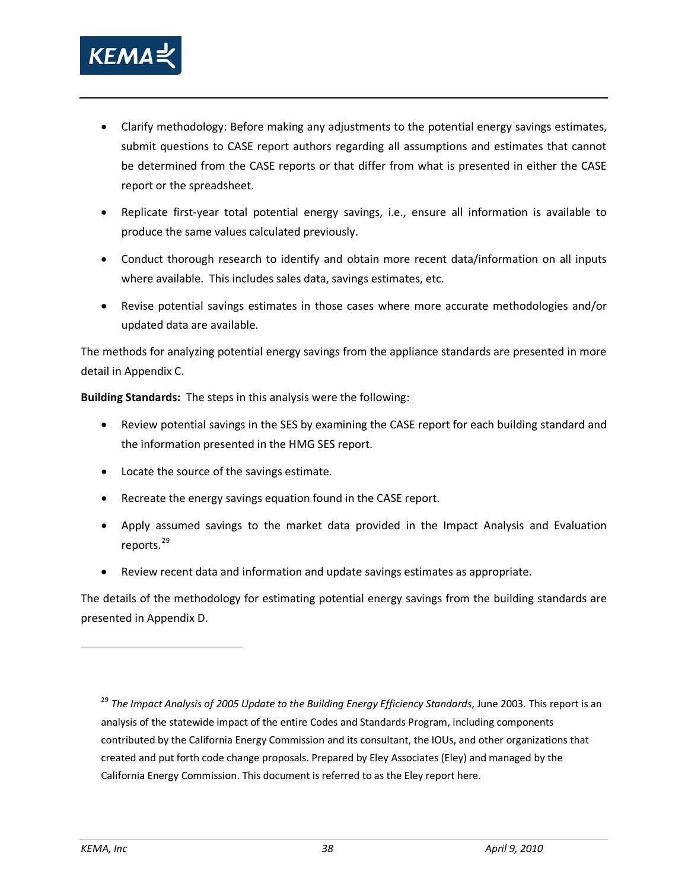- Clarify methodology: Before making any adjustments to the potential energy savings estimates, submit questions to CASE report authors regarding all assumptions and estimates that cannot be determined from the CASE reports or that differ from what is presented in either the CASE report or the spreadsheet.
- Replicate first-year total potential energy savings, i.e., ensure all information is available to produce the same values calculated previously.
- Conduct thorough research to identify and obtain more recent data/information on all inputs where available. This includes sales data, savings estimates, etc.
- Revise potential savings estimates in those cases where more accurate methodologies and/or updated data are available.

The methods for analyzing potential energy savings from the appliance standards are presented in more detail in Appendix C.

**Building Standards:** The steps in this analysis were the following:

- Review potential savings in the SES by examining the CASE report for each building standard and the information presented in the HMG SES report.
- Locate the source of the savings estimate.
- Recreate the energy savings equation found in the CASE report.
- Apply assumed savings to the market data provided in the Impact Analysis and Evaluation reports.[29]
- Review recent data and information and update savings estimates as appropriate.

The details of the methodology for estimating potential energy savings from the building standards are presented in Appendix D.

---

[29] *The Impact Analysis of 2005 Update to the Building Energy Efficiency Standards*, June 2003. This report is an analysis of the statewide impact of the entire Codes and Standards Program, including components contributed by the California Energy Commission and its consultant, the IOUs, and other organizations that created and put forth code change proposals. Prepared by Eley Associates (Eley) and managed by the California Energy Commission. This document is referred to as the Eley report here.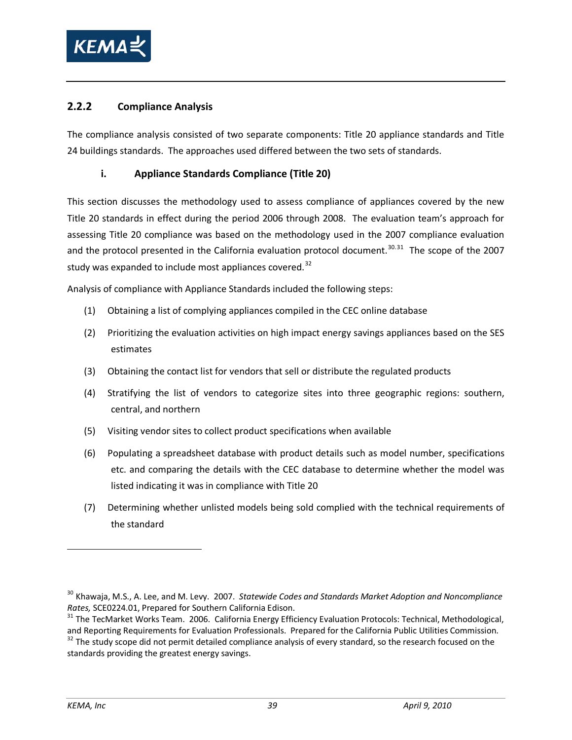### 2.2.2 Compliance Analysis

The compliance analysis consisted of two separate components: Title 20 appliance standards and Title 24 buildings standards. The approaches used differed between the two sets of standards.

#### i. Appliance Standards Compliance (Title 20)

This section discusses the methodology used to assess compliance of appliances covered by the new Title 20 standards in effect during the period 2006 through 2008. The evaluation team's approach for assessing Title 20 compliance was based on the methodology used in the 2007 compliance evaluation and the protocol presented in the California evaluation protocol document.[30,31] The scope of the 2007 study was expanded to include most appliances covered.[32]

Analysis of compliance with Appliance Standards included the following steps:

(1) Obtaining a list of complying appliances compiled in the CEC online database

(2) Prioritizing the evaluation activities on high impact energy savings appliances based on the SES estimates

(3) Obtaining the contact list for vendors that sell or distribute the regulated products

(4) Stratifying the list of vendors to categorize sites into three geographic regions: southern, central, and northern

(5) Visiting vendor sites to collect product specifications when available

(6) Populating a spreadsheet database with product details such as model number, specifications etc. and comparing the details with the CEC database to determine whether the model was listed indicating it was in compliance with Title 20

(7) Determining whether unlisted models being sold complied with the technical requirements of the standard

---

[30] Khawaja, M.S., A. Lee, and M. Levy. 2007. *Statewide Codes and Standards Market Adoption and Noncompliance Rates,* SCE0224.01, Prepared for Southern California Edison.

[31] The TecMarket Works Team. 2006. California Energy Efficiency Evaluation Protocols: Technical, Methodological, and Reporting Requirements for Evaluation Professionals. Prepared for the California Public Utilities Commission.

[32] The study scope did not permit detailed compliance analysis of every standard, so the research focused on the standards providing the greatest energy savings.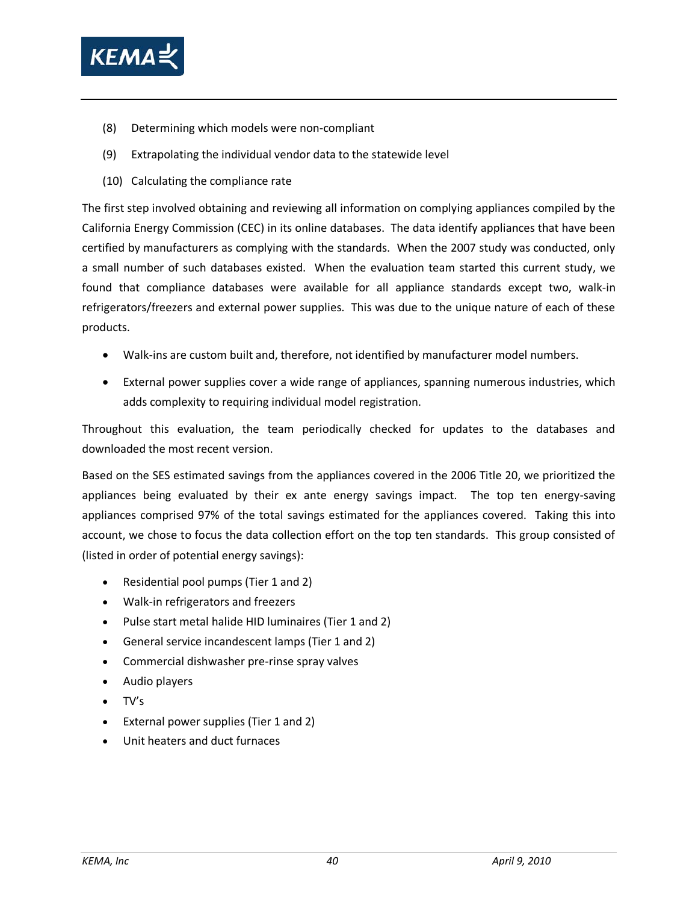(8) Determining which models were non-compliant

(9) Extrapolating the individual vendor data to the statewide level

(10) Calculating the compliance rate

The first step involved obtaining and reviewing all information on complying appliances compiled by the California Energy Commission (CEC) in its online databases. The data identify appliances that have been certified by manufacturers as complying with the standards. When the 2007 study was conducted, only a small number of such databases existed. When the evaluation team started this current study, we found that compliance databases were available for all appliance standards except two, walk-in refrigerators/freezers and external power supplies. This was due to the unique nature of each of these products.

- Walk-ins are custom built and, therefore, not identified by manufacturer model numbers.
- External power supplies cover a wide range of appliances, spanning numerous industries, which adds complexity to requiring individual model registration.

Throughout this evaluation, the team periodically checked for updates to the databases and downloaded the most recent version.

Based on the SES estimated savings from the appliances covered in the 2006 Title 20, we prioritized the appliances being evaluated by their ex ante energy savings impact. The top ten energy-saving appliances comprised 97% of the total savings estimated for the appliances covered. Taking this into account, we chose to focus the data collection effort on the top ten standards. This group consisted of (listed in order of potential energy savings):

- Residential pool pumps (Tier 1 and 2)
- Walk-in refrigerators and freezers
- Pulse start metal halide HID luminaires (Tier 1 and 2)
- General service incandescent lamps (Tier 1 and 2)
- Commercial dishwasher pre-rinse spray valves
- Audio players
- TV's
- External power supplies (Tier 1 and 2)
- Unit heaters and duct furnaces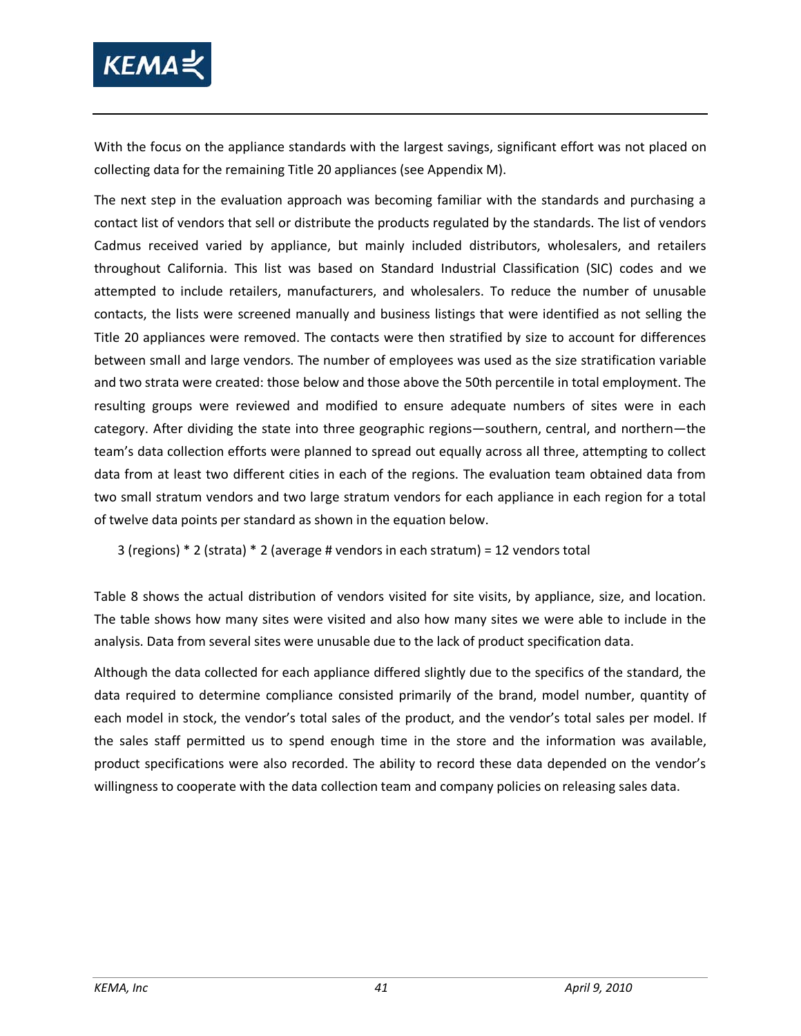With the focus on the appliance standards with the largest savings, significant effort was not placed on collecting data for the remaining Title 20 appliances (see Appendix M).

The next step in the evaluation approach was becoming familiar with the standards and purchasing a contact list of vendors that sell or distribute the products regulated by the standards. The list of vendors Cadmus received varied by appliance, but mainly included distributors, wholesalers, and retailers throughout California. This list was based on Standard Industrial Classification (SIC) codes and we attempted to include retailers, manufacturers, and wholesalers. To reduce the number of unusable contacts, the lists were screened manually and business listings that were identified as not selling the Title 20 appliances were removed. The contacts were then stratified by size to account for differences between small and large vendors. The number of employees was used as the size stratification variable and two strata were created: those below and those above the 50th percentile in total employment. The resulting groups were reviewed and modified to ensure adequate numbers of sites were in each category. After dividing the state into three geographic regions—southern, central, and northern—the team's data collection efforts were planned to spread out equally across all three, attempting to collect data from at least two different cities in each of the regions. The evaluation team obtained data from two small stratum vendors and two large stratum vendors for each appliance in each region for a total of twelve data points per standard as shown in the equation below.

3 (regions) * 2 (strata) * 2 (average # vendors in each stratum) = 12 vendors total

Table 8 shows the actual distribution of vendors visited for site visits, by appliance, size, and location. The table shows how many sites were visited and also how many sites we were able to include in the analysis. Data from several sites were unusable due to the lack of product specification data.

Although the data collected for each appliance differed slightly due to the specifics of the standard, the data required to determine compliance consisted primarily of the brand, model number, quantity of each model in stock, the vendor's total sales of the product, and the vendor's total sales per model. If the sales staff permitted us to spend enough time in the store and the information was available, product specifications were also recorded. The ability to record these data depended on the vendor's willingness to cooperate with the data collection team and company policies on releasing sales data.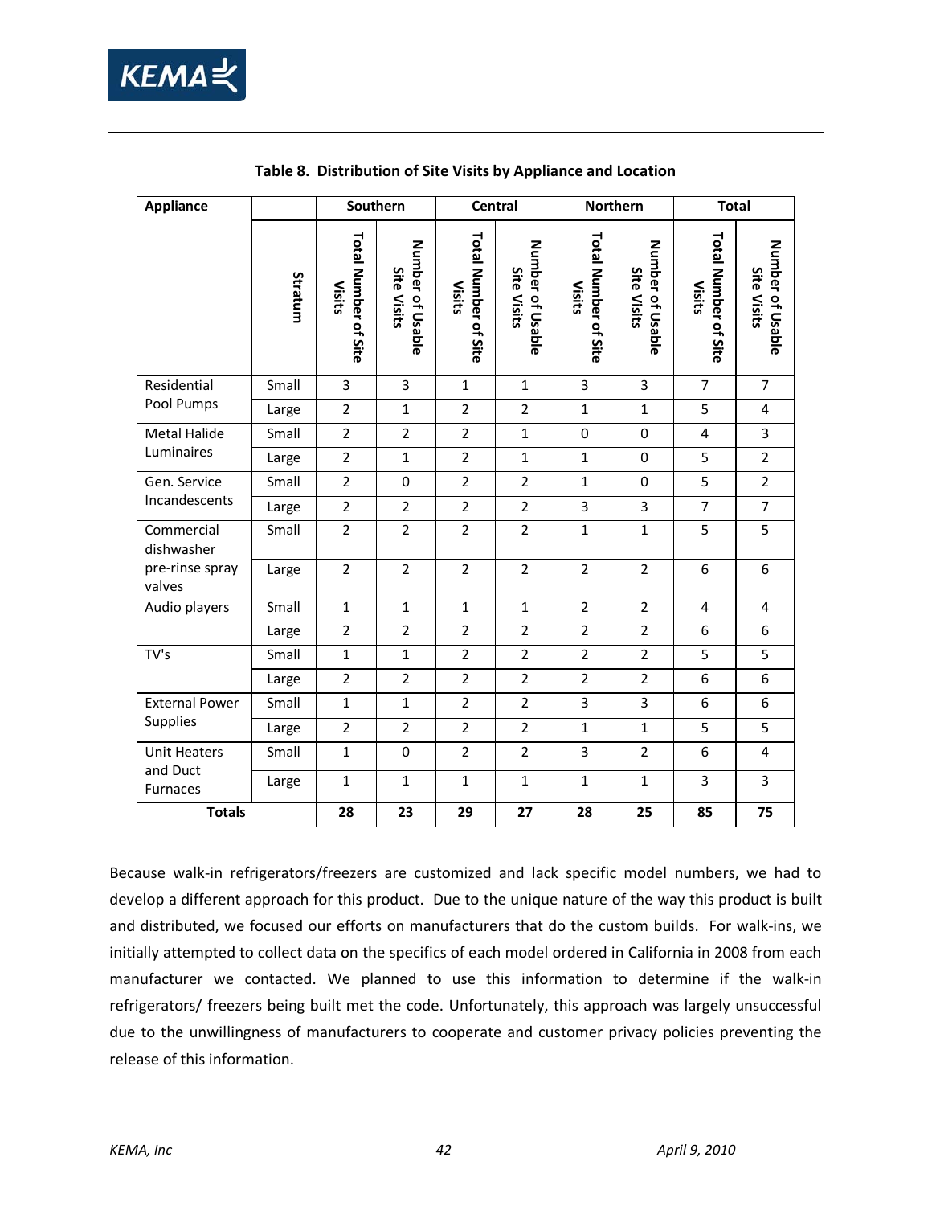Table 8. Distribution of Site Visits by Appliance and Location

| Appliance | Stratum | Southern | | Central | | Northern | | Total | |
|---|---|---|---|---|---|---|---|---|---|
| | | Total Number of Site Visits | Number of Usable Site Visits | Total Number of Site Visits | Number of Usable Site Visits | Total Number of Site Visits | Number of Usable Site Visits | Total Number of Site Visits | Number of Usable Site Visits |
| Residential Pool Pumps | Small | 3 | 3 | 1 | 1 | 3 | 3 | 7 | 7 |
| | Large | 2 | 1 | 2 | 2 | 1 | 1 | 5 | 4 |
| Metal Halide Luminaires | Small | 2 | 2 | 2 | 1 | 0 | 0 | 4 | 3 |
| | Large | 2 | 1 | 2 | 1 | 1 | 0 | 5 | 2 |
| Gen. Service Incandescents | Small | 2 | 0 | 2 | 2 | 1 | 0 | 5 | 2 |
| | Large | 2 | 2 | 2 | 2 | 3 | 3 | 7 | 7 |
| Commercial dishwasher pre-rinse spray valves | Small | 2 | 2 | 2 | 2 | 1 | 1 | 5 | 5 |
| | Large | 2 | 2 | 2 | 2 | 2 | 2 | 6 | 6 |
| Audio players | Small | 1 | 1 | 1 | 1 | 2 | 2 | 4 | 4 |
| | Large | 2 | 2 | 2 | 2 | 2 | 2 | 6 | 6 |
| TV's | Small | 1 | 1 | 2 | 2 | 2 | 2 | 5 | 5 |
| | Large | 2 | 2 | 2 | 2 | 2 | 2 | 6 | 6 |
| External Power Supplies | Small | 1 | 1 | 2 | 2 | 3 | 3 | 6 | 6 |
| | Large | 2 | 2 | 2 | 2 | 1 | 1 | 5 | 5 |
| Unit Heaters and Duct Furnaces | Small | 1 | 0 | 2 | 2 | 3 | 2 | 6 | 4 |
| | Large | 1 | 1 | 1 | 1 | 1 | 1 | 3 | 3 |
| **Totals** | | **28** | **23** | **29** | **27** | **28** | **25** | **85** | **75** |

Because walk-in refrigerators/freezers are customized and lack specific model numbers, we had to develop a different approach for this product. Due to the unique nature of the way this product is built and distributed, we focused our efforts on manufacturers that do the custom builds. For walk-ins, we initially attempted to collect data on the specifics of each model ordered in California in 2008 from each manufacturer we contacted. We planned to use this information to determine if the walk-in refrigerators/ freezers being built met the code. Unfortunately, this approach was largely unsuccessful due to the unwillingness of manufacturers to cooperate and customer privacy policies preventing the release of this information.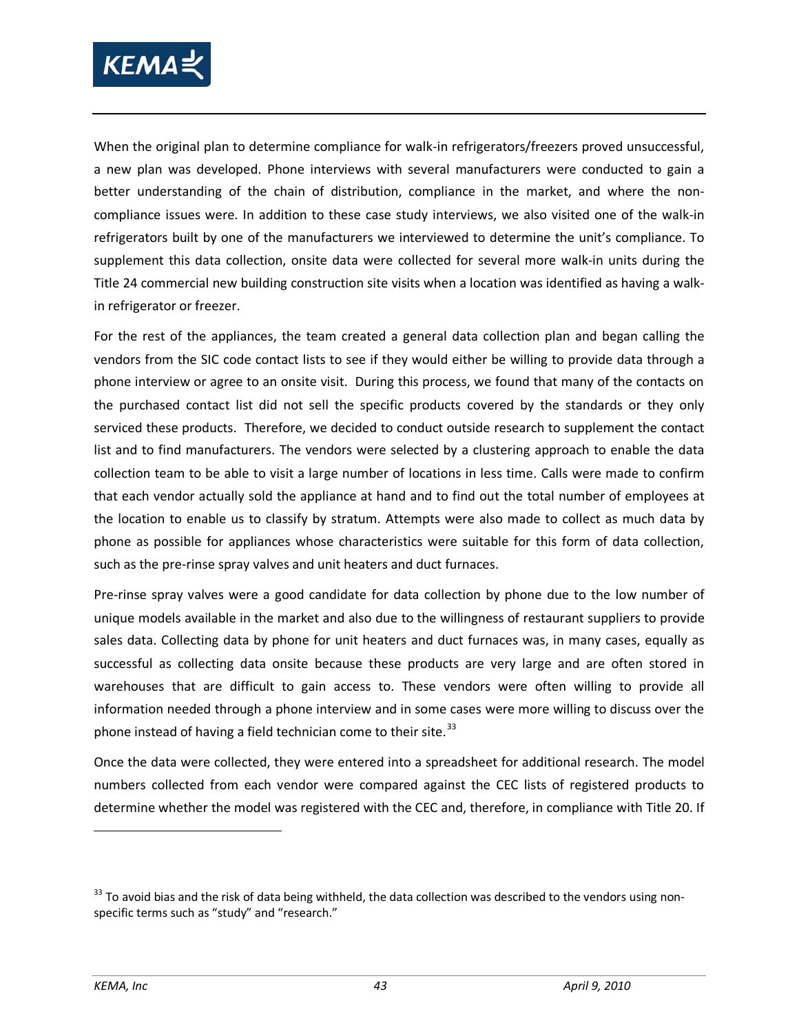When the original plan to determine compliance for walk-in refrigerators/freezers proved unsuccessful, a new plan was developed. Phone interviews with several manufacturers were conducted to gain a better understanding of the chain of distribution, compliance in the market, and where the non-compliance issues were. In addition to these case study interviews, we also visited one of the walk-in refrigerators built by one of the manufacturers we interviewed to determine the unit's compliance. To supplement this data collection, onsite data were collected for several more walk-in units during the Title 24 commercial new building construction site visits when a location was identified as having a walk-in refrigerator or freezer.

For the rest of the appliances, the team created a general data collection plan and began calling the vendors from the SIC code contact lists to see if they would either be willing to provide data through a phone interview or agree to an onsite visit. During this process, we found that many of the contacts on the purchased contact list did not sell the specific products covered by the standards or they only serviced these products. Therefore, we decided to conduct outside research to supplement the contact list and to find manufacturers. The vendors were selected by a clustering approach to enable the data collection team to be able to visit a large number of locations in less time. Calls were made to confirm that each vendor actually sold the appliance at hand and to find out the total number of employees at the location to enable us to classify by stratum. Attempts were also made to collect as much data by phone as possible for appliances whose characteristics were suitable for this form of data collection, such as the pre-rinse spray valves and unit heaters and duct furnaces.

Pre-rinse spray valves were a good candidate for data collection by phone due to the low number of unique models available in the market and also due to the willingness of restaurant suppliers to provide sales data. Collecting data by phone for unit heaters and duct furnaces was, in many cases, equally as successful as collecting data onsite because these products are very large and are often stored in warehouses that are difficult to gain access to. These vendors were often willing to provide all information needed through a phone interview and in some cases were more willing to discuss over the phone instead of having a field technician come to their site.[33]

Once the data were collected, they were entered into a spreadsheet for additional research. The model numbers collected from each vendor were compared against the CEC lists of registered products to determine whether the model was registered with the CEC and, therefore, in compliance with Title 20. If

[33] To avoid bias and the risk of data being withheld, the data collection was described to the vendors using non-specific terms such as "study" and "research."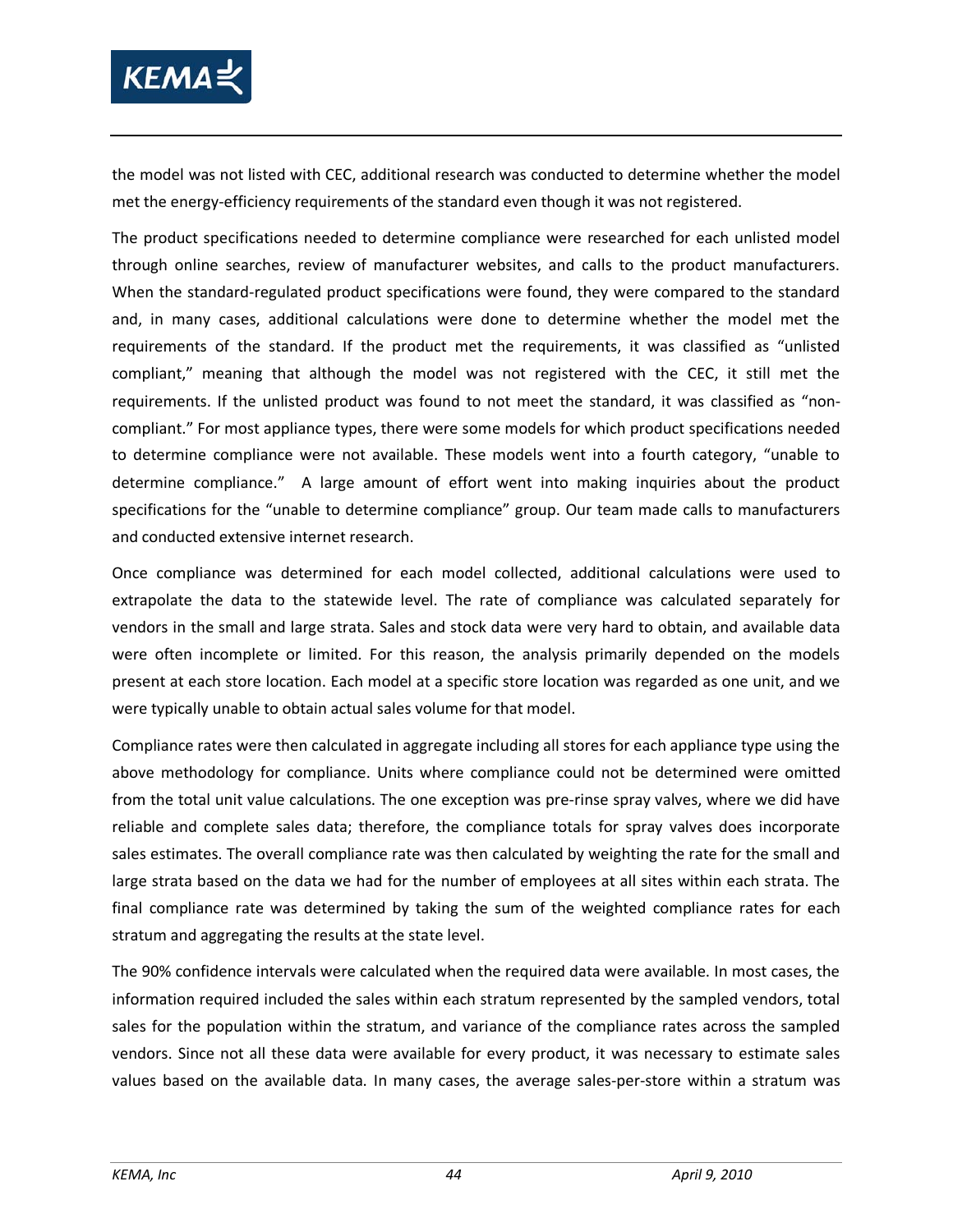the model was not listed with CEC, additional research was conducted to determine whether the model met the energy-efficiency requirements of the standard even though it was not registered.

The product specifications needed to determine compliance were researched for each unlisted model through online searches, review of manufacturer websites, and calls to the product manufacturers. When the standard-regulated product specifications were found, they were compared to the standard and, in many cases, additional calculations were done to determine whether the model met the requirements of the standard. If the product met the requirements, it was classified as "unlisted compliant," meaning that although the model was not registered with the CEC, it still met the requirements. If the unlisted product was found to not meet the standard, it was classified as "non-compliant." For most appliance types, there were some models for which product specifications needed to determine compliance were not available. These models went into a fourth category, "unable to determine compliance." A large amount of effort went into making inquiries about the product specifications for the "unable to determine compliance" group. Our team made calls to manufacturers and conducted extensive internet research.

Once compliance was determined for each model collected, additional calculations were used to extrapolate the data to the statewide level. The rate of compliance was calculated separately for vendors in the small and large strata. Sales and stock data were very hard to obtain, and available data were often incomplete or limited. For this reason, the analysis primarily depended on the models present at each store location. Each model at a specific store location was regarded as one unit, and we were typically unable to obtain actual sales volume for that model.

Compliance rates were then calculated in aggregate including all stores for each appliance type using the above methodology for compliance. Units where compliance could not be determined were omitted from the total unit value calculations. The one exception was pre-rinse spray valves, where we did have reliable and complete sales data; therefore, the compliance totals for spray valves does incorporate sales estimates. The overall compliance rate was then calculated by weighting the rate for the small and large strata based on the data we had for the number of employees at all sites within each strata. The final compliance rate was determined by taking the sum of the weighted compliance rates for each stratum and aggregating the results at the state level.

The 90% confidence intervals were calculated when the required data were available. In most cases, the information required included the sales within each stratum represented by the sampled vendors, total sales for the population within the stratum, and variance of the compliance rates across the sampled vendors. Since not all these data were available for every product, it was necessary to estimate sales values based on the available data. In many cases, the average sales-per-store within a stratum was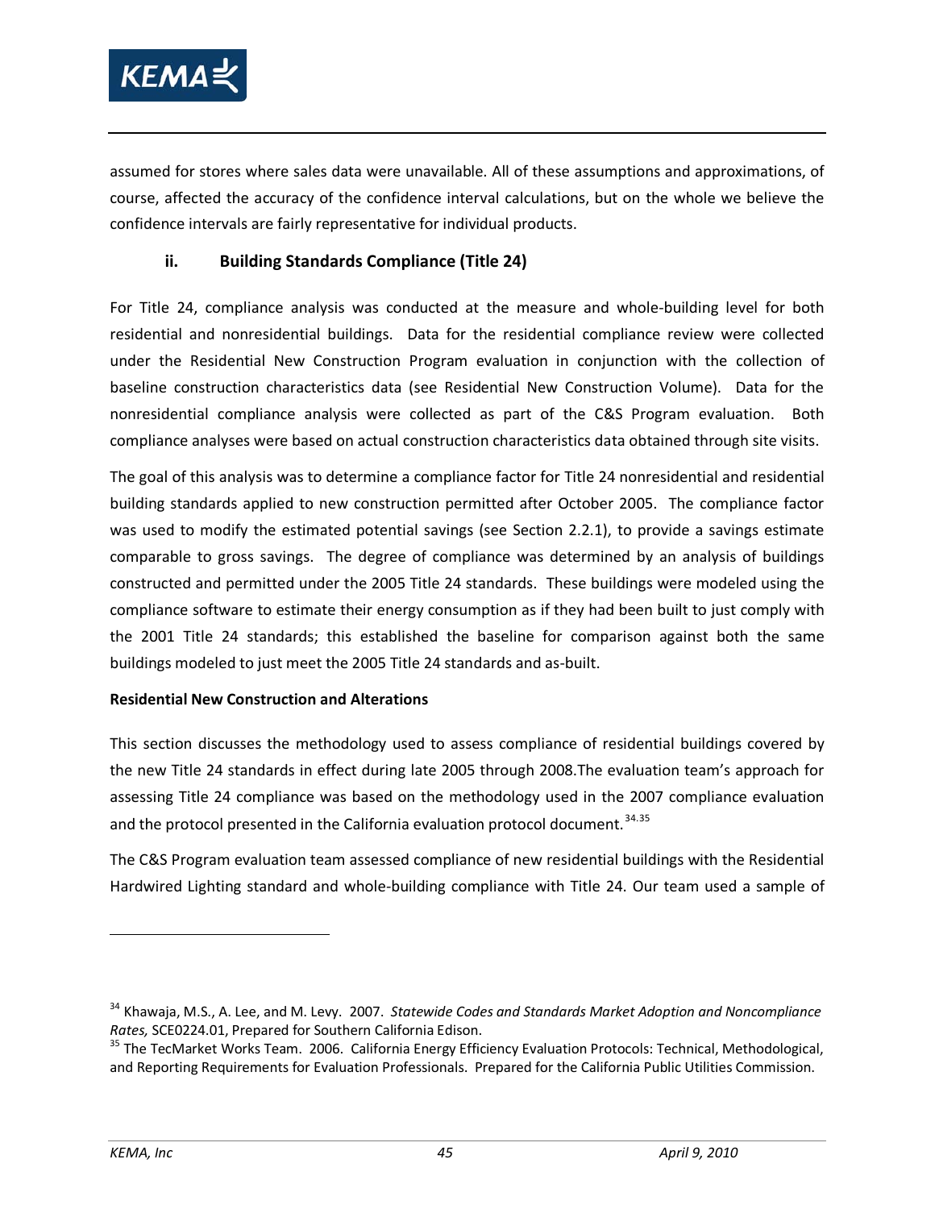assumed for stores where sales data were unavailable. All of these assumptions and approximations, of course, affected the accuracy of the confidence interval calculations, but on the whole we believe the confidence intervals are fairly representative for individual products.

### ii. Building Standards Compliance (Title 24)

For Title 24, compliance analysis was conducted at the measure and whole-building level for both residential and nonresidential buildings. Data for the residential compliance review were collected under the Residential New Construction Program evaluation in conjunction with the collection of baseline construction characteristics data (see Residential New Construction Volume). Data for the nonresidential compliance analysis were collected as part of the C&S Program evaluation. Both compliance analyses were based on actual construction characteristics data obtained through site visits.

The goal of this analysis was to determine a compliance factor for Title 24 nonresidential and residential building standards applied to new construction permitted after October 2005. The compliance factor was used to modify the estimated potential savings (see Section 2.2.1), to provide a savings estimate comparable to gross savings. The degree of compliance was determined by an analysis of buildings constructed and permitted under the 2005 Title 24 standards. These buildings were modeled using the compliance software to estimate their energy consumption as if they had been built to just comply with the 2001 Title 24 standards; this established the baseline for comparison against both the same buildings modeled to just meet the 2005 Title 24 standards and as-built.

**Residential New Construction and Alterations**

This section discusses the methodology used to assess compliance of residential buildings covered by the new Title 24 standards in effect during late 2005 through 2008.The evaluation team's approach for assessing Title 24 compliance was based on the methodology used in the 2007 compliance evaluation and the protocol presented in the California evaluation protocol document.[34,35]

The C&S Program evaluation team assessed compliance of new residential buildings with the Residential Hardwired Lighting standard and whole-building compliance with Title 24. Our team used a sample of

---

[34] Khawaja, M.S., A. Lee, and M. Levy. 2007. *Statewide Codes and Standards Market Adoption and Noncompliance Rates,* SCE0224.01, Prepared for Southern California Edison.

[35] The TecMarket Works Team. 2006. California Energy Efficiency Evaluation Protocols: Technical, Methodological, and Reporting Requirements for Evaluation Professionals. Prepared for the California Public Utilities Commission.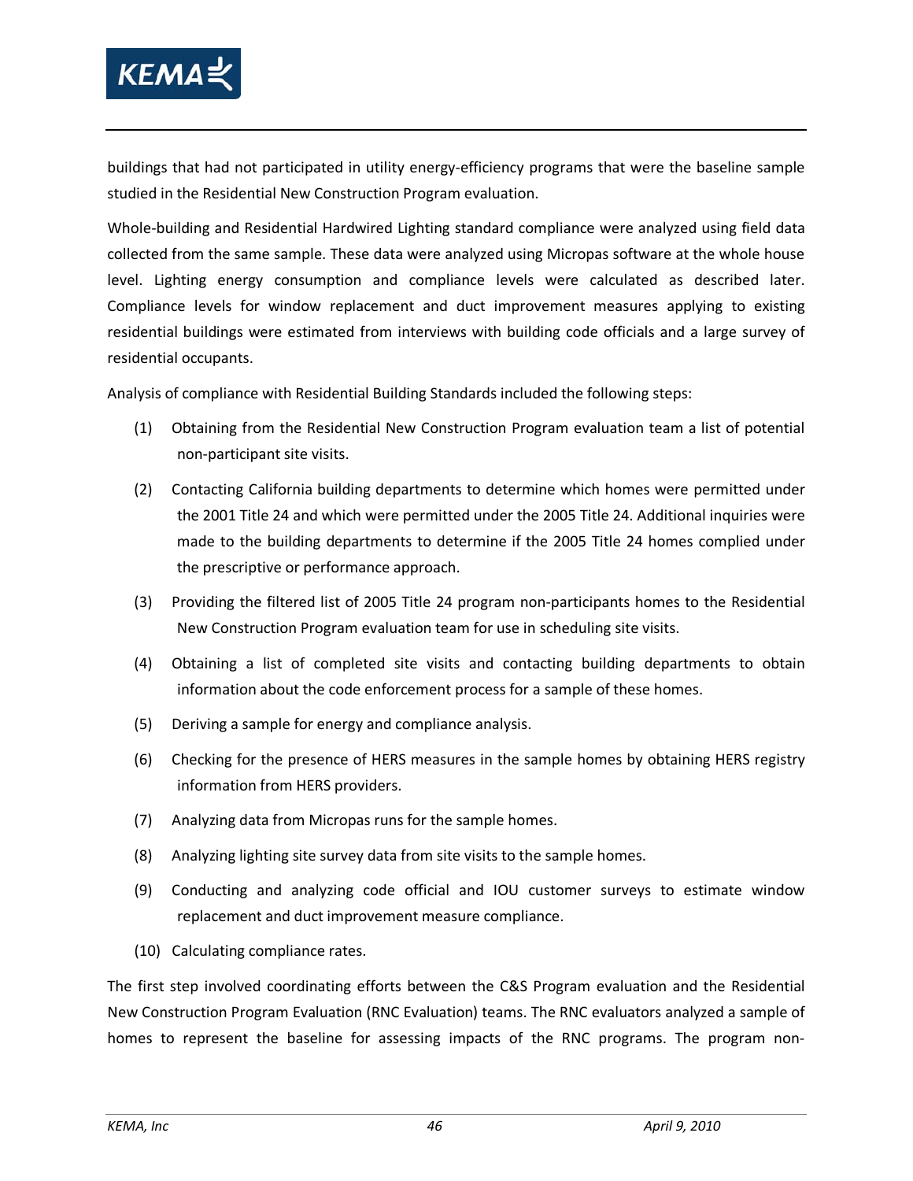buildings that had not participated in utility energy-efficiency programs that were the baseline sample studied in the Residential New Construction Program evaluation.

Whole-building and Residential Hardwired Lighting standard compliance were analyzed using field data collected from the same sample. These data were analyzed using Micropas software at the whole house level. Lighting energy consumption and compliance levels were calculated as described later. Compliance levels for window replacement and duct improvement measures applying to existing residential buildings were estimated from interviews with building code officials and a large survey of residential occupants.

Analysis of compliance with Residential Building Standards included the following steps:

(1) Obtaining from the Residential New Construction Program evaluation team a list of potential non-participant site visits.

(2) Contacting California building departments to determine which homes were permitted under the 2001 Title 24 and which were permitted under the 2005 Title 24. Additional inquiries were made to the building departments to determine if the 2005 Title 24 homes complied under the prescriptive or performance approach.

(3) Providing the filtered list of 2005 Title 24 program non-participants homes to the Residential New Construction Program evaluation team for use in scheduling site visits.

(4) Obtaining a list of completed site visits and contacting building departments to obtain information about the code enforcement process for a sample of these homes.

(5) Deriving a sample for energy and compliance analysis.

(6) Checking for the presence of HERS measures in the sample homes by obtaining HERS registry information from HERS providers.

(7) Analyzing data from Micropas runs for the sample homes.

(8) Analyzing lighting site survey data from site visits to the sample homes.

(9) Conducting and analyzing code official and IOU customer surveys to estimate window replacement and duct improvement measure compliance.

(10) Calculating compliance rates.

The first step involved coordinating efforts between the C&S Program evaluation and the Residential New Construction Program Evaluation (RNC Evaluation) teams. The RNC evaluators analyzed a sample of homes to represent the baseline for assessing impacts of the RNC programs. The program non-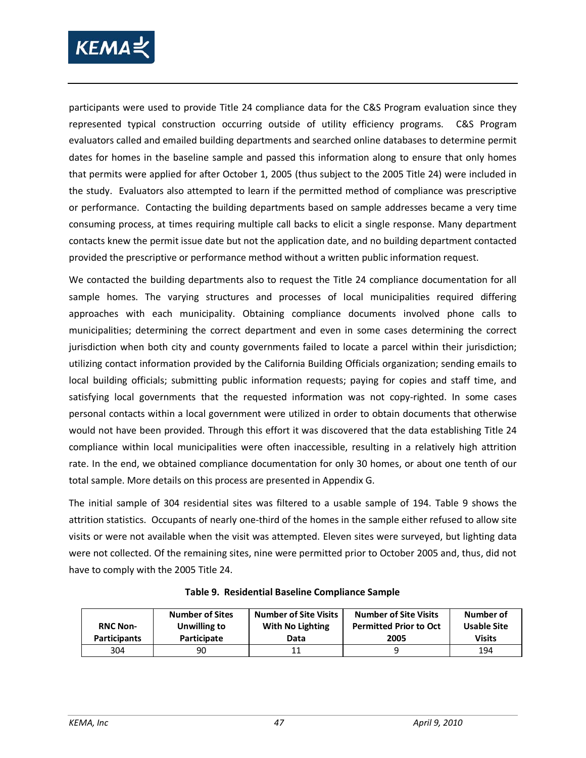participants were used to provide Title 24 compliance data for the C&S Program evaluation since they represented typical construction occurring outside of utility efficiency programs. C&S Program evaluators called and emailed building departments and searched online databases to determine permit dates for homes in the baseline sample and passed this information along to ensure that only homes that permits were applied for after October 1, 2005 (thus subject to the 2005 Title 24) were included in the study. Evaluators also attempted to learn if the permitted method of compliance was prescriptive or performance. Contacting the building departments based on sample addresses became a very time consuming process, at times requiring multiple call backs to elicit a single response. Many department contacts knew the permit issue date but not the application date, and no building department contacted provided the prescriptive or performance method without a written public information request.

We contacted the building departments also to request the Title 24 compliance documentation for all sample homes. The varying structures and processes of local municipalities required differing approaches with each municipality. Obtaining compliance documents involved phone calls to municipalities; determining the correct department and even in some cases determining the correct jurisdiction when both city and county governments failed to locate a parcel within their jurisdiction; utilizing contact information provided by the California Building Officials organization; sending emails to local building officials; submitting public information requests; paying for copies and staff time, and satisfying local governments that the requested information was not copy-righted. In some cases personal contacts within a local government were utilized in order to obtain documents that otherwise would not have been provided. Through this effort it was discovered that the data establishing Title 24 compliance within local municipalities were often inaccessible, resulting in a relatively high attrition rate. In the end, we obtained compliance documentation for only 30 homes, or about one tenth of our total sample. More details on this process are presented in Appendix G.

The initial sample of 304 residential sites was filtered to a usable sample of 194. Table 9 shows the attrition statistics. Occupants of nearly one-third of the homes in the sample either refused to allow site visits or were not available when the visit was attempted. Eleven sites were surveyed, but lighting data were not collected. Of the remaining sites, nine were permitted prior to October 2005 and, thus, did not have to comply with the 2005 Title 24.

**Table 9. Residential Baseline Compliance Sample**

| RNC Non-Participants | Number of Sites Unwilling to Participate | Number of Site Visits With No Lighting Data | Number of Site Visits Permitted Prior to Oct 2005 | Number of Usable Site Visits |
|---|---|---|---|---|
| 304 | 90 | 11 | 9 | 194 |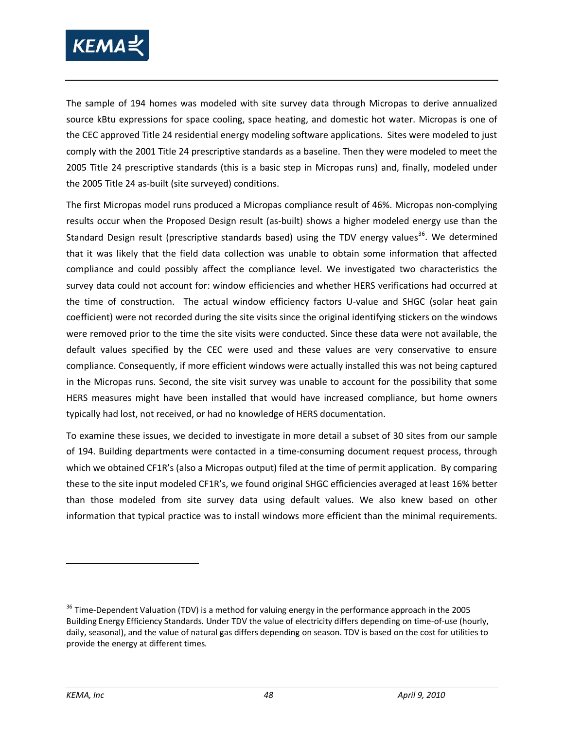The sample of 194 homes was modeled with site survey data through Micropas to derive annualized source kBtu expressions for space cooling, space heating, and domestic hot water. Micropas is one of the CEC approved Title 24 residential energy modeling software applications. Sites were modeled to just comply with the 2001 Title 24 prescriptive standards as a baseline. Then they were modeled to meet the 2005 Title 24 prescriptive standards (this is a basic step in Micropas runs) and, finally, modeled under the 2005 Title 24 as-built (site surveyed) conditions.

The first Micropas model runs produced a Micropas compliance result of 46%. Micropas non-complying results occur when the Proposed Design result (as-built) shows a higher modeled energy use than the Standard Design result (prescriptive standards based) using the TDV energy values[36]. We determined that it was likely that the field data collection was unable to obtain some information that affected compliance and could possibly affect the compliance level. We investigated two characteristics the survey data could not account for: window efficiencies and whether HERS verifications had occurred at the time of construction. The actual window efficiency factors U-value and SHGC (solar heat gain coefficient) were not recorded during the site visits since the original identifying stickers on the windows were removed prior to the time the site visits were conducted. Since these data were not available, the default values specified by the CEC were used and these values are very conservative to ensure compliance. Consequently, if more efficient windows were actually installed this was not being captured in the Micropas runs. Second, the site visit survey was unable to account for the possibility that some HERS measures might have been installed that would have increased compliance, but home owners typically had lost, not received, or had no knowledge of HERS documentation.

To examine these issues, we decided to investigate in more detail a subset of 30 sites from our sample of 194. Building departments were contacted in a time-consuming document request process, through which we obtained CF1R's (also a Micropas output) filed at the time of permit application. By comparing these to the site input modeled CF1R's, we found original SHGC efficiencies averaged at least 16% better than those modeled from site survey data using default values. We also knew based on other information that typical practice was to install windows more efficient than the minimal requirements.

[36] Time-Dependent Valuation (TDV) is a method for valuing energy in the performance approach in the 2005 Building Energy Efficiency Standards. Under TDV the value of electricity differs depending on time-of-use (hourly, daily, seasonal), and the value of natural gas differs depending on season. TDV is based on the cost for utilities to provide the energy at different times.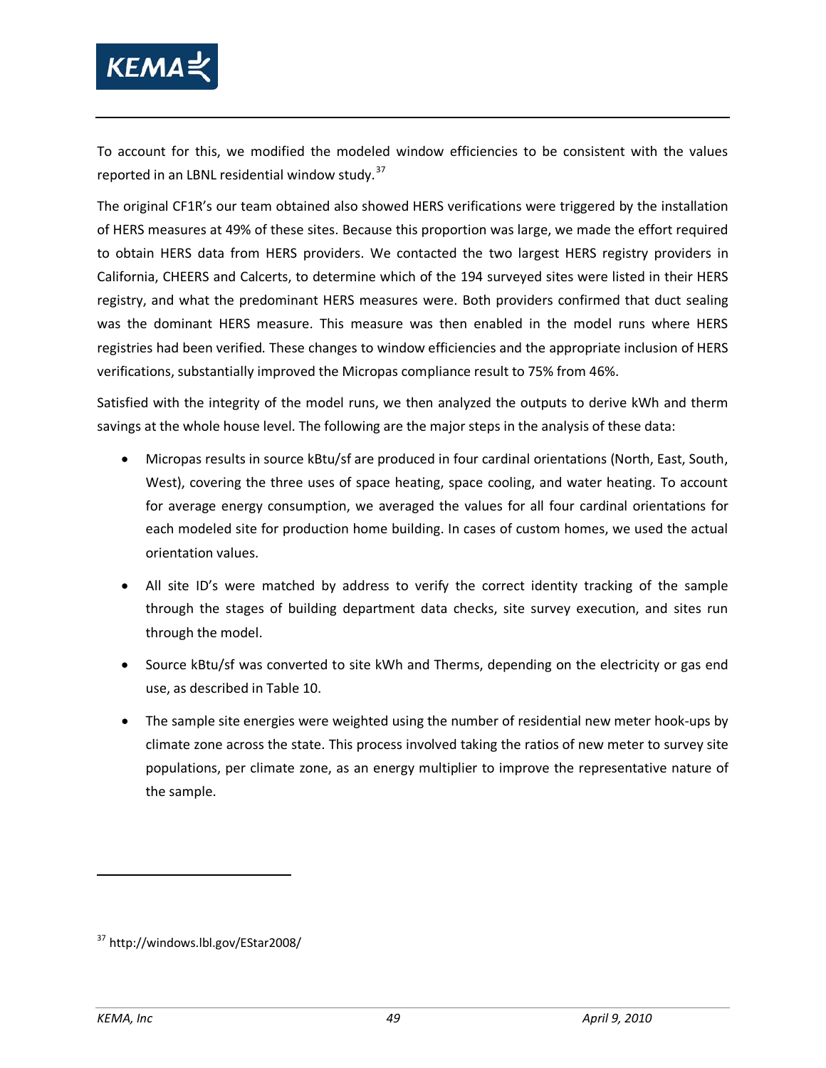To account for this, we modified the modeled window efficiencies to be consistent with the values reported in an LBNL residential window study.[37]

The original CF1R's our team obtained also showed HERS verifications were triggered by the installation of HERS measures at 49% of these sites. Because this proportion was large, we made the effort required to obtain HERS data from HERS providers. We contacted the two largest HERS registry providers in California, CHEERS and Calcerts, to determine which of the 194 surveyed sites were listed in their HERS registry, and what the predominant HERS measures were. Both providers confirmed that duct sealing was the dominant HERS measure. This measure was then enabled in the model runs where HERS registries had been verified. These changes to window efficiencies and the appropriate inclusion of HERS verifications, substantially improved the Micropas compliance result to 75% from 46%.

Satisfied with the integrity of the model runs, we then analyzed the outputs to derive kWh and therm savings at the whole house level. The following are the major steps in the analysis of these data:

- Micropas results in source kBtu/sf are produced in four cardinal orientations (North, East, South, West), covering the three uses of space heating, space cooling, and water heating. To account for average energy consumption, we averaged the values for all four cardinal orientations for each modeled site for production home building. In cases of custom homes, we used the actual orientation values.
- All site ID's were matched by address to verify the correct identity tracking of the sample through the stages of building department data checks, site survey execution, and sites run through the model.
- Source kBtu/sf was converted to site kWh and Therms, depending on the electricity or gas end use, as described in Table 10.
- The sample site energies were weighted using the number of residential new meter hook-ups by climate zone across the state. This process involved taking the ratios of new meter to survey site populations, per climate zone, as an energy multiplier to improve the representative nature of the sample.

[37] http://windows.lbl.gov/EStar2008/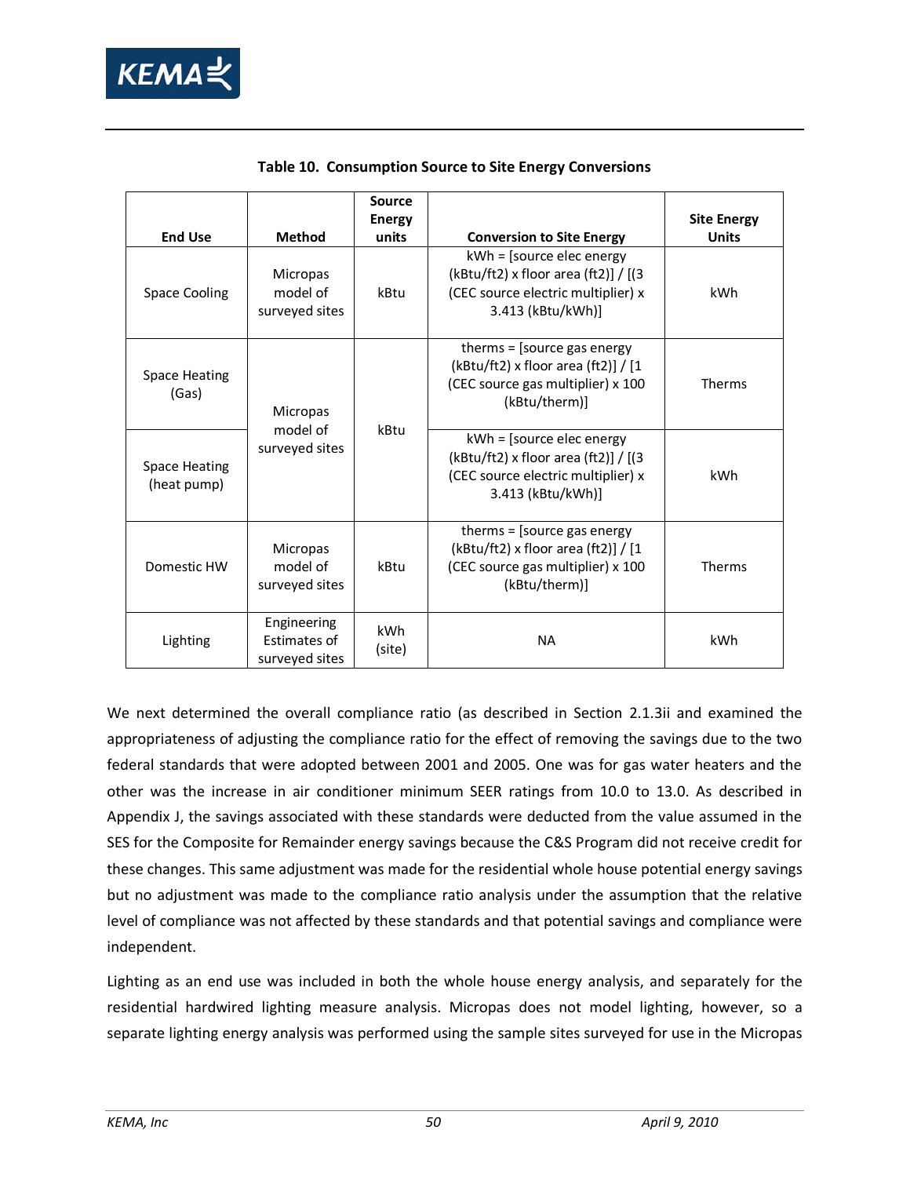**Table 10. Consumption Source to Site Energy Conversions**

| End Use | Method | Source Energy units | Conversion to Site Energy | Site Energy Units |
|---|---|---|---|---|
| Space Cooling | Micropas model of surveyed sites | kBtu | kWh = [source elec energy (kBtu/ft2) x floor area (ft2)] / [(3 (CEC source electric multiplier) x 3.413 (kBtu/kWh)] | kWh |
| Space Heating (Gas) | Micropas model of surveyed sites | kBtu | therms = [source gas energy (kBtu/ft2) x floor area (ft2)] / [1 (CEC source gas multiplier) x 100 (kBtu/therm)] | Therms |
| Space Heating (heat pump) | | | kWh = [source elec energy (kBtu/ft2) x floor area (ft2)] / [(3 (CEC source electric multiplier) x 3.413 (kBtu/kWh)] | kWh |
| Domestic HW | Micropas model of surveyed sites | kBtu | therms = [source gas energy (kBtu/ft2) x floor area (ft2)] / [1 (CEC source gas multiplier) x 100 (kBtu/therm)] | Therms |
| Lighting | Engineering Estimates of surveyed sites | kWh (site) | NA | kWh |

We next determined the overall compliance ratio (as described in Section 2.1.3ii and examined the appropriateness of adjusting the compliance ratio for the effect of removing the savings due to the two federal standards that were adopted between 2001 and 2005. One was for gas water heaters and the other was the increase in air conditioner minimum SEER ratings from 10.0 to 13.0. As described in Appendix J, the savings associated with these standards were deducted from the value assumed in the SES for the Composite for Remainder energy savings because the C&S Program did not receive credit for these changes. This same adjustment was made for the residential whole house potential energy savings but no adjustment was made to the compliance ratio analysis under the assumption that the relative level of compliance was not affected by these standards and that potential savings and compliance were independent.

Lighting as an end use was included in both the whole house energy analysis, and separately for the residential hardwired lighting measure analysis. Micropas does not model lighting, however, so a separate lighting energy analysis was performed using the sample sites surveyed for use in the Micropas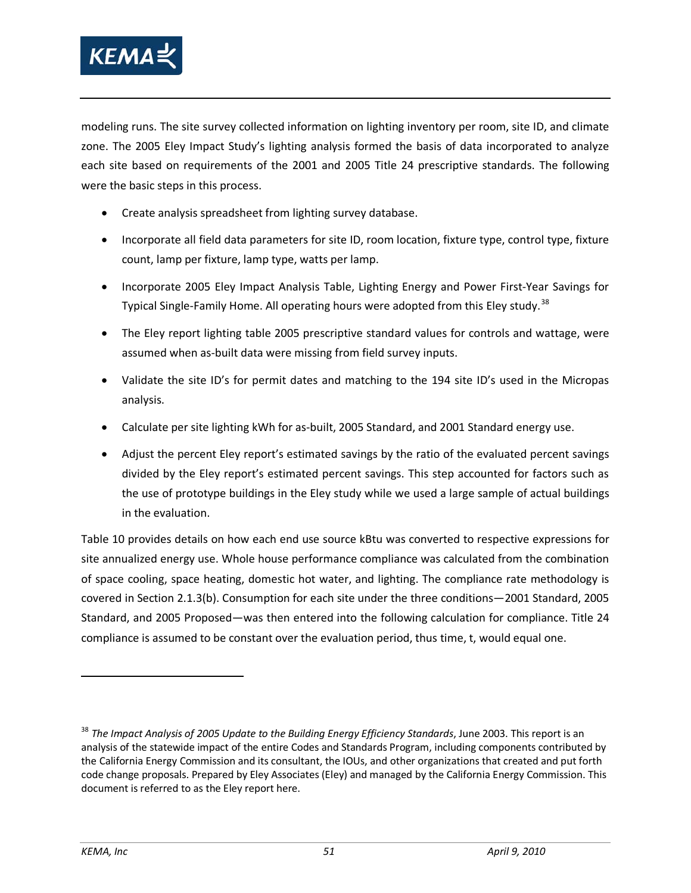modeling runs. The site survey collected information on lighting inventory per room, site ID, and climate zone. The 2005 Eley Impact Study's lighting analysis formed the basis of data incorporated to analyze each site based on requirements of the 2001 and 2005 Title 24 prescriptive standards. The following were the basic steps in this process.

- Create analysis spreadsheet from lighting survey database.
- Incorporate all field data parameters for site ID, room location, fixture type, control type, fixture count, lamp per fixture, lamp type, watts per lamp.
- Incorporate 2005 Eley Impact Analysis Table, Lighting Energy and Power First-Year Savings for Typical Single-Family Home. All operating hours were adopted from this Eley study.[38]
- The Eley report lighting table 2005 prescriptive standard values for controls and wattage, were assumed when as-built data were missing from field survey inputs.
- Validate the site ID's for permit dates and matching to the 194 site ID's used in the Micropas analysis.
- Calculate per site lighting kWh for as-built, 2005 Standard, and 2001 Standard energy use.
- Adjust the percent Eley report's estimated savings by the ratio of the evaluated percent savings divided by the Eley report's estimated percent savings. This step accounted for factors such as the use of prototype buildings in the Eley study while we used a large sample of actual buildings in the evaluation.

Table 10 provides details on how each end use source kBtu was converted to respective expressions for site annualized energy use. Whole house performance compliance was calculated from the combination of space cooling, space heating, domestic hot water, and lighting. The compliance rate methodology is covered in Section 2.1.3(b). Consumption for each site under the three conditions—2001 Standard, 2005 Standard, and 2005 Proposed—was then entered into the following calculation for compliance. Title 24 compliance is assumed to be constant over the evaluation period, thus time, t, would equal one.

---

[38] *The Impact Analysis of 2005 Update to the Building Energy Efficiency Standards*, June 2003. This report is an analysis of the statewide impact of the entire Codes and Standards Program, including components contributed by the California Energy Commission and its consultant, the IOUs, and other organizations that created and put forth code change proposals. Prepared by Eley Associates (Eley) and managed by the California Energy Commission. This document is referred to as the Eley report here.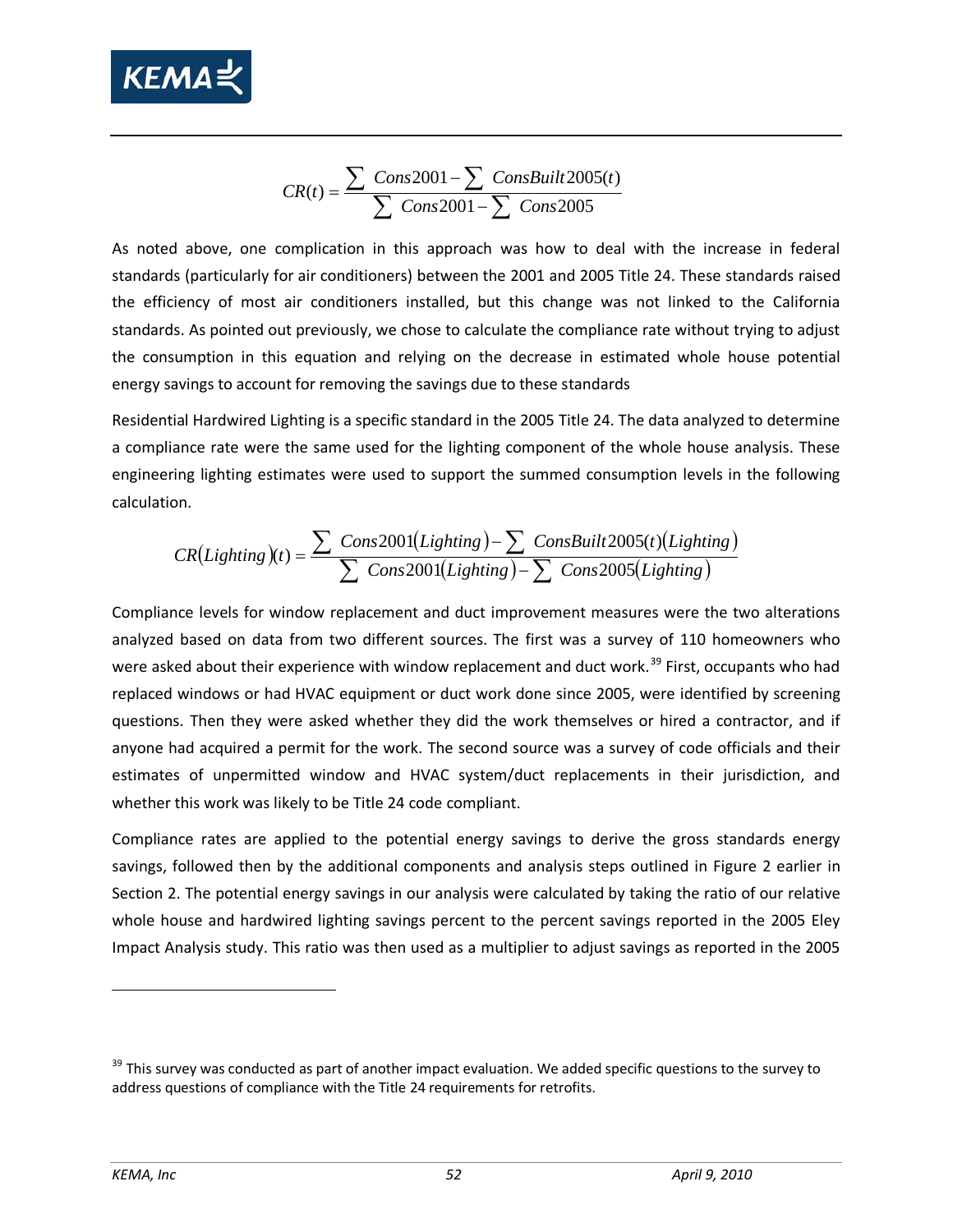$$CR(t) = \frac{\sum Cons2001 - \sum ConsBuilt2005(t)}{\sum Cons2001 - \sum Cons2005}$$

As noted above, one complication in this approach was how to deal with the increase in federal standards (particularly for air conditioners) between the 2001 and 2005 Title 24. These standards raised the efficiency of most air conditioners installed, but this change was not linked to the California standards. As pointed out previously, we chose to calculate the compliance rate without trying to adjust the consumption in this equation and relying on the decrease in estimated whole house potential energy savings to account for removing the savings due to these standards

Residential Hardwired Lighting is a specific standard in the 2005 Title 24. The data analyzed to determine a compliance rate were the same used for the lighting component of the whole house analysis. These engineering lighting estimates were used to support the summed consumption levels in the following calculation.

$$CR(Lighting)(t) = \frac{\sum Cons2001(Lighting) - \sum ConsBuilt2005(t)(Lighting)}{\sum Cons2001(Lighting) - \sum Cons2005(Lighting)}$$

Compliance levels for window replacement and duct improvement measures were the two alterations analyzed based on data from two different sources. The first was a survey of 110 homeowners who were asked about their experience with window replacement and duct work.[39] First, occupants who had replaced windows or had HVAC equipment or duct work done since 2005, were identified by screening questions. Then they were asked whether they did the work themselves or hired a contractor, and if anyone had acquired a permit for the work. The second source was a survey of code officials and their estimates of unpermitted window and HVAC system/duct replacements in their jurisdiction, and whether this work was likely to be Title 24 code compliant.

Compliance rates are applied to the potential energy savings to derive the gross standards energy savings, followed then by the additional components and analysis steps outlined in Figure 2 earlier in Section 2. The potential energy savings in our analysis were calculated by taking the ratio of our relative whole house and hardwired lighting savings percent to the percent savings reported in the 2005 Eley Impact Analysis study. This ratio was then used as a multiplier to adjust savings as reported in the 2005

[39] This survey was conducted as part of another impact evaluation. We added specific questions to the survey to address questions of compliance with the Title 24 requirements for retrofits.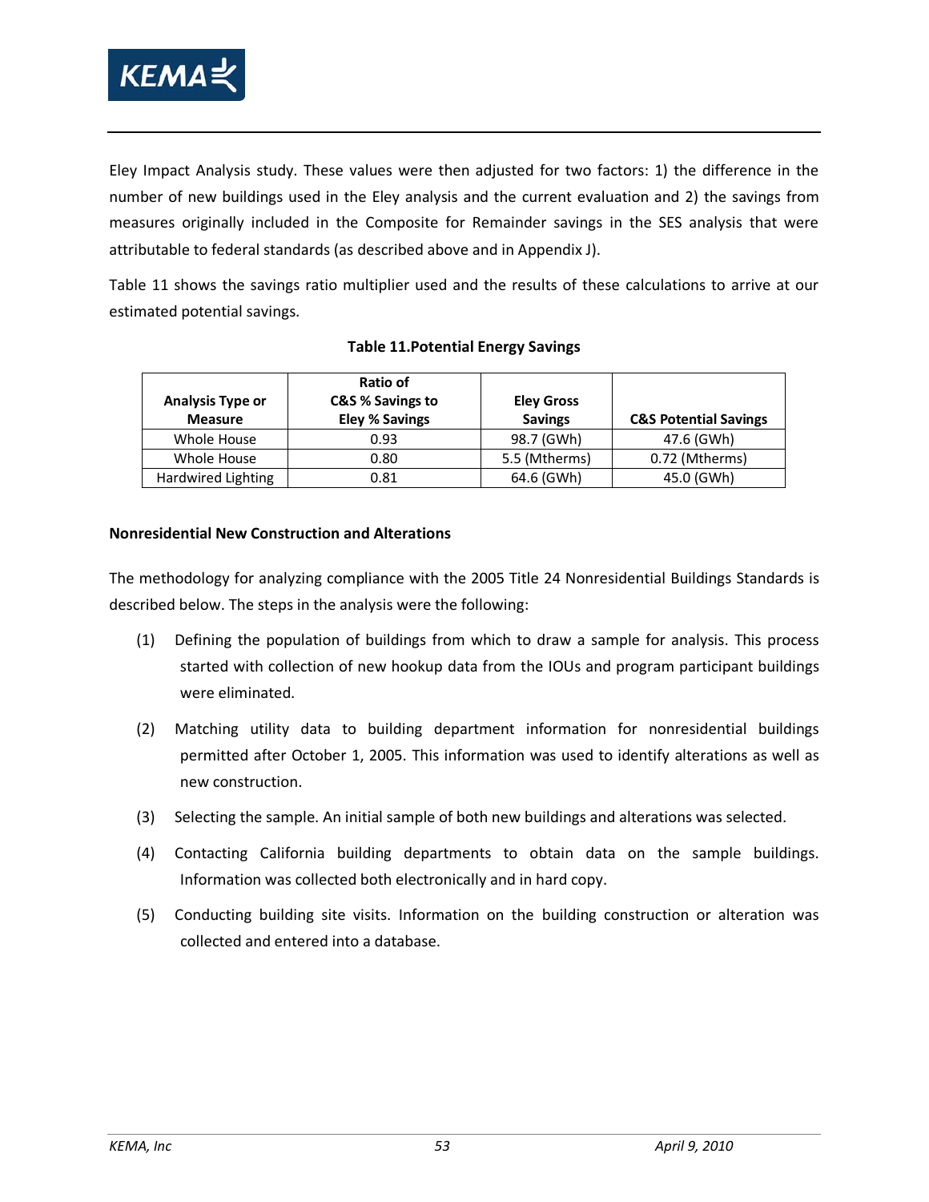Eley Impact Analysis study. These values were then adjusted for two factors: 1) the difference in the number of new buildings used in the Eley analysis and the current evaluation and 2) the savings from measures originally included in the Composite for Remainder savings in the SES analysis that were attributable to federal standards (as described above and in Appendix J).

Table 11 shows the savings ratio multiplier used and the results of these calculations to arrive at our estimated potential savings.

**Table 11.Potential Energy Savings**

| Analysis Type or Measure | Ratio of C&S % Savings to Eley % Savings | Eley Gross Savings | C&S Potential Savings |
|---|---|---|---|
| Whole House | 0.93 | 98.7 (GWh) | 47.6 (GWh) |
| Whole House | 0.80 | 5.5 (Mtherms) | 0.72 (Mtherms) |
| Hardwired Lighting | 0.81 | 64.6 (GWh) | 45.0 (GWh) |

**Nonresidential New Construction and Alterations**

The methodology for analyzing compliance with the 2005 Title 24 Nonresidential Buildings Standards is described below. The steps in the analysis were the following:

(1) Defining the population of buildings from which to draw a sample for analysis. This process started with collection of new hookup data from the IOUs and program participant buildings were eliminated.

(2) Matching utility data to building department information for nonresidential buildings permitted after October 1, 2005. This information was used to identify alterations as well as new construction.

(3) Selecting the sample. An initial sample of both new buildings and alterations was selected.

(4) Contacting California building departments to obtain data on the sample buildings. Information was collected both electronically and in hard copy.

(5) Conducting building site visits. Information on the building construction or alteration was collected and entered into a database.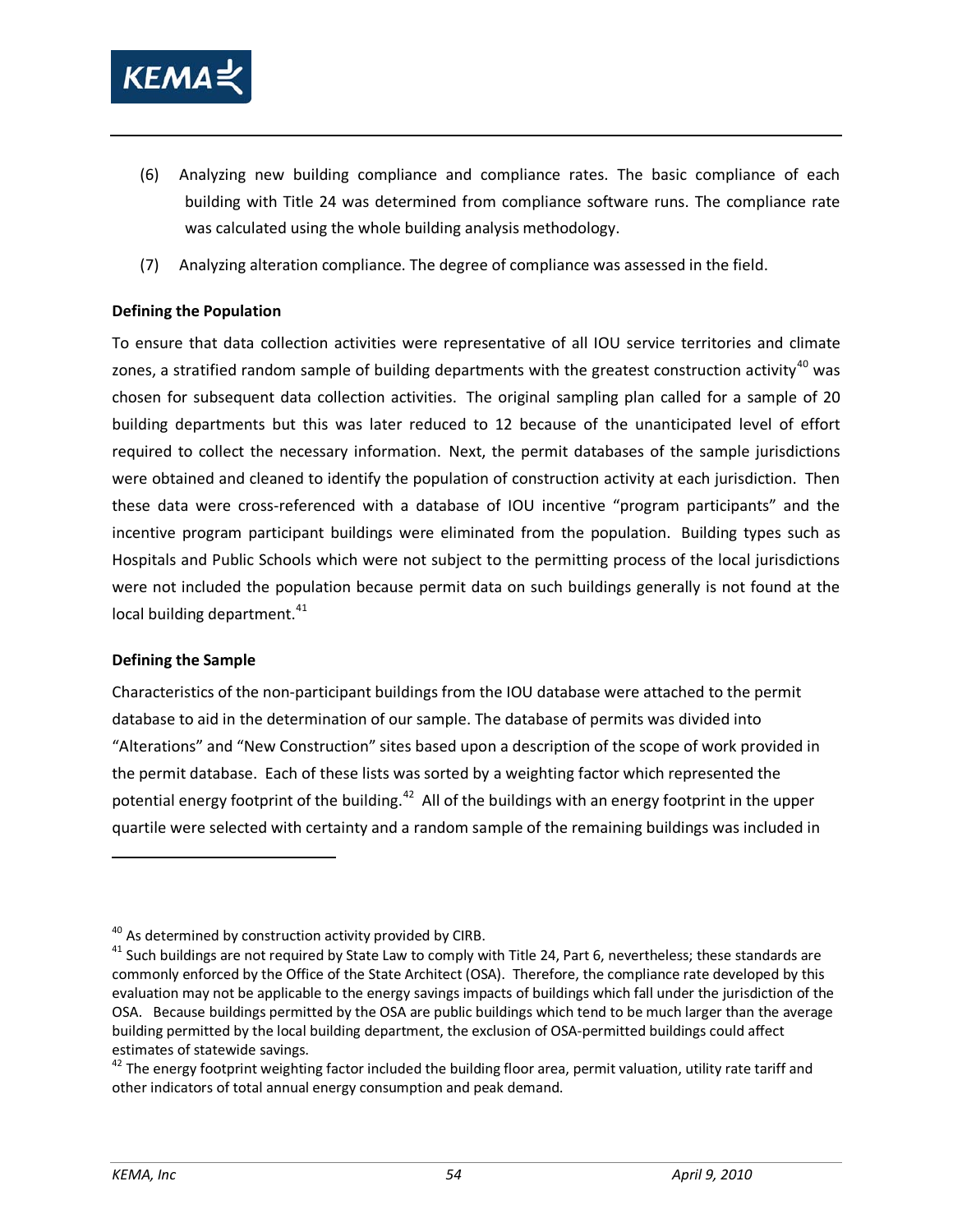(6) Analyzing new building compliance and compliance rates. The basic compliance of each building with Title 24 was determined from compliance software runs. The compliance rate was calculated using the whole building analysis methodology.

(7) Analyzing alteration compliance. The degree of compliance was assessed in the field.

**Defining the Population**

To ensure that data collection activities were representative of all IOU service territories and climate zones, a stratified random sample of building departments with the greatest construction activity[40] was chosen for subsequent data collection activities. The original sampling plan called for a sample of 20 building departments but this was later reduced to 12 because of the unanticipated level of effort required to collect the necessary information. Next, the permit databases of the sample jurisdictions were obtained and cleaned to identify the population of construction activity at each jurisdiction. Then these data were cross-referenced with a database of IOU incentive "program participants" and the incentive program participant buildings were eliminated from the population. Building types such as Hospitals and Public Schools which were not subject to the permitting process of the local jurisdictions were not included the population because permit data on such buildings generally is not found at the local building department.[41]

**Defining the Sample**

Characteristics of the non-participant buildings from the IOU database were attached to the permit database to aid in the determination of our sample. The database of permits was divided into "Alterations" and "New Construction" sites based upon a description of the scope of work provided in the permit database. Each of these lists was sorted by a weighting factor which represented the potential energy footprint of the building.[42] All of the buildings with an energy footprint in the upper quartile were selected with certainty and a random sample of the remaining buildings was included in

---

[40] As determined by construction activity provided by CIRB.

[41] Such buildings are not required by State Law to comply with Title 24, Part 6, nevertheless; these standards are commonly enforced by the Office of the State Architect (OSA). Therefore, the compliance rate developed by this evaluation may not be applicable to the energy savings impacts of buildings which fall under the jurisdiction of the OSA. Because buildings permitted by the OSA are public buildings which tend to be much larger than the average building permitted by the local building department, the exclusion of OSA-permitted buildings could affect estimates of statewide savings.

[42] The energy footprint weighting factor included the building floor area, permit valuation, utility rate tariff and other indicators of total annual energy consumption and peak demand.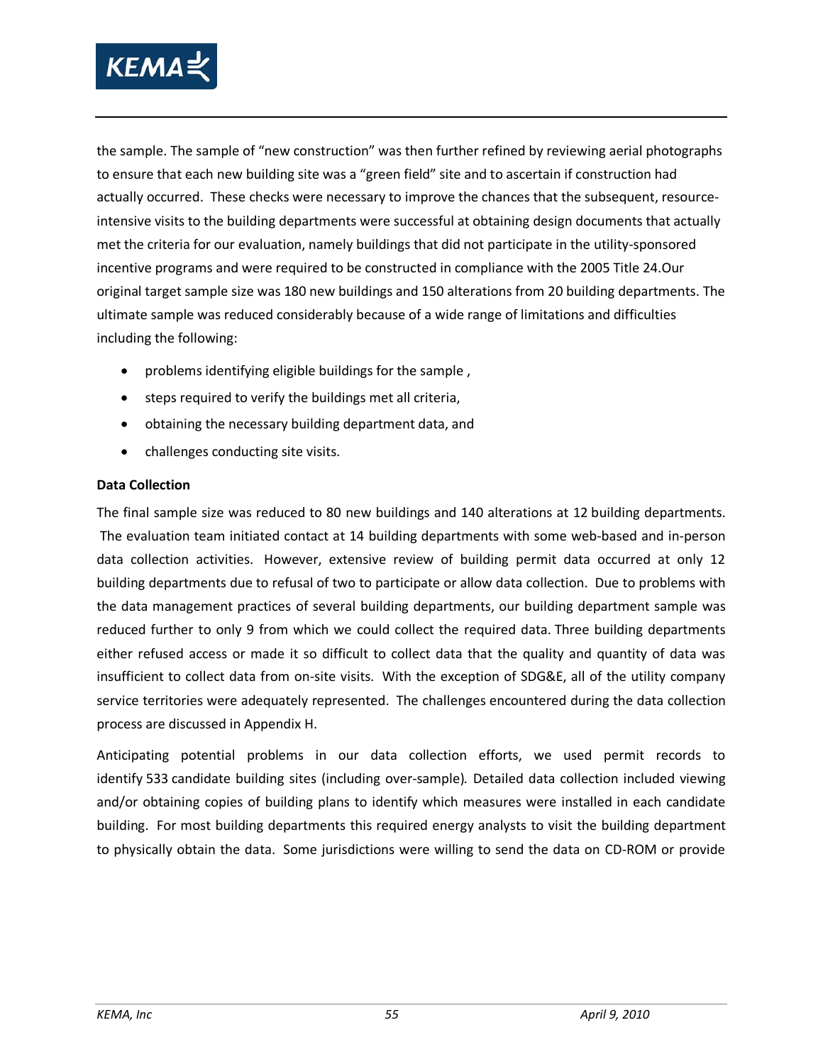the sample. The sample of "new construction" was then further refined by reviewing aerial photographs to ensure that each new building site was a "green field" site and to ascertain if construction had actually occurred. These checks were necessary to improve the chances that the subsequent, resource-intensive visits to the building departments were successful at obtaining design documents that actually met the criteria for our evaluation, namely buildings that did not participate in the utility-sponsored incentive programs and were required to be constructed in compliance with the 2005 Title 24.Our original target sample size was 180 new buildings and 150 alterations from 20 building departments. The ultimate sample was reduced considerably because of a wide range of limitations and difficulties including the following:

- problems identifying eligible buildings for the sample ,
- steps required to verify the buildings met all criteria,
- obtaining the necessary building department data, and
- challenges conducting site visits.

**Data Collection**

The final sample size was reduced to 80 new buildings and 140 alterations at 12 building departments. The evaluation team initiated contact at 14 building departments with some web-based and in-person data collection activities. However, extensive review of building permit data occurred at only 12 building departments due to refusal of two to participate or allow data collection. Due to problems with the data management practices of several building departments, our building department sample was reduced further to only 9 from which we could collect the required data. Three building departments either refused access or made it so difficult to collect data that the quality and quantity of data was insufficient to collect data from on-site visits. With the exception of SDG&E, all of the utility company service territories were adequately represented. The challenges encountered during the data collection process are discussed in Appendix H.

Anticipating potential problems in our data collection efforts, we used permit records to identify 533 candidate building sites (including over-sample). Detailed data collection included viewing and/or obtaining copies of building plans to identify which measures were installed in each candidate building. For most building departments this required energy analysts to visit the building department to physically obtain the data. Some jurisdictions were willing to send the data on CD-ROM or provide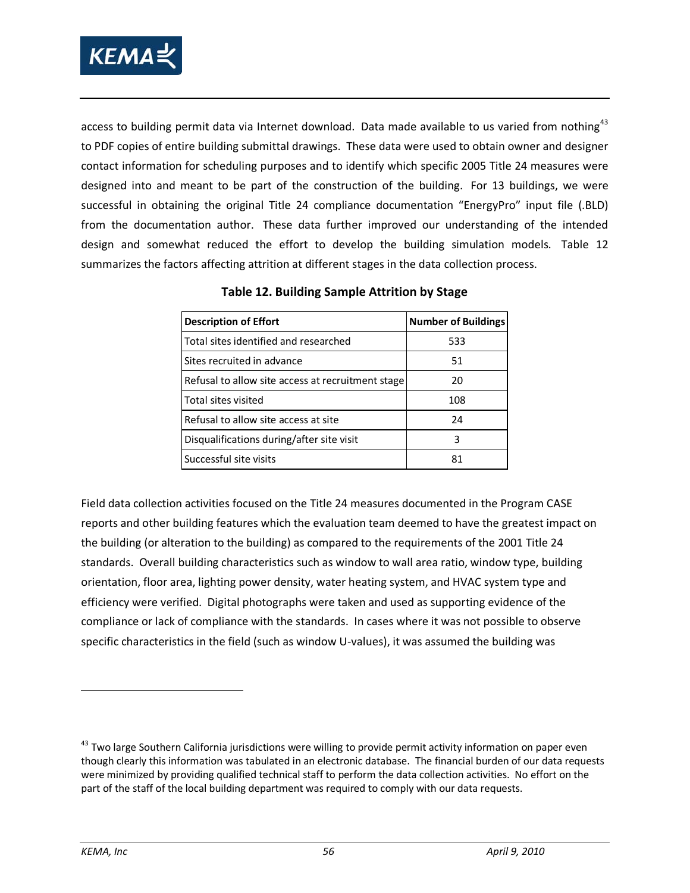access to building permit data via Internet download. Data made available to us varied from nothing[43] to PDF copies of entire building submittal drawings. These data were used to obtain owner and designer contact information for scheduling purposes and to identify which specific 2005 Title 24 measures were designed into and meant to be part of the construction of the building. For 13 buildings, we were successful in obtaining the original Title 24 compliance documentation "EnergyPro" input file (.BLD) from the documentation author. These data further improved our understanding of the intended design and somewhat reduced the effort to develop the building simulation models. Table 12 summarizes the factors affecting attrition at different stages in the data collection process.

**Table 12. Building Sample Attrition by Stage**

| Description of Effort | Number of Buildings |
|---|---|
| Total sites identified and researched | 533 |
| Sites recruited in advance | 51 |
| Refusal to allow site access at recruitment stage | 20 |
| Total sites visited | 108 |
| Refusal to allow site access at site | 24 |
| Disqualifications during/after site visit | 3 |
| Successful site visits | 81 |

Field data collection activities focused on the Title 24 measures documented in the Program CASE reports and other building features which the evaluation team deemed to have the greatest impact on the building (or alteration to the building) as compared to the requirements of the 2001 Title 24 standards. Overall building characteristics such as window to wall area ratio, window type, building orientation, floor area, lighting power density, water heating system, and HVAC system type and efficiency were verified. Digital photographs were taken and used as supporting evidence of the compliance or lack of compliance with the standards. In cases where it was not possible to observe specific characteristics in the field (such as window U-values), it was assumed the building was

[43] Two large Southern California jurisdictions were willing to provide permit activity information on paper even though clearly this information was tabulated in an electronic database. The financial burden of our data requests were minimized by providing qualified technical staff to perform the data collection activities. No effort on the part of the staff of the local building department was required to comply with our data requests.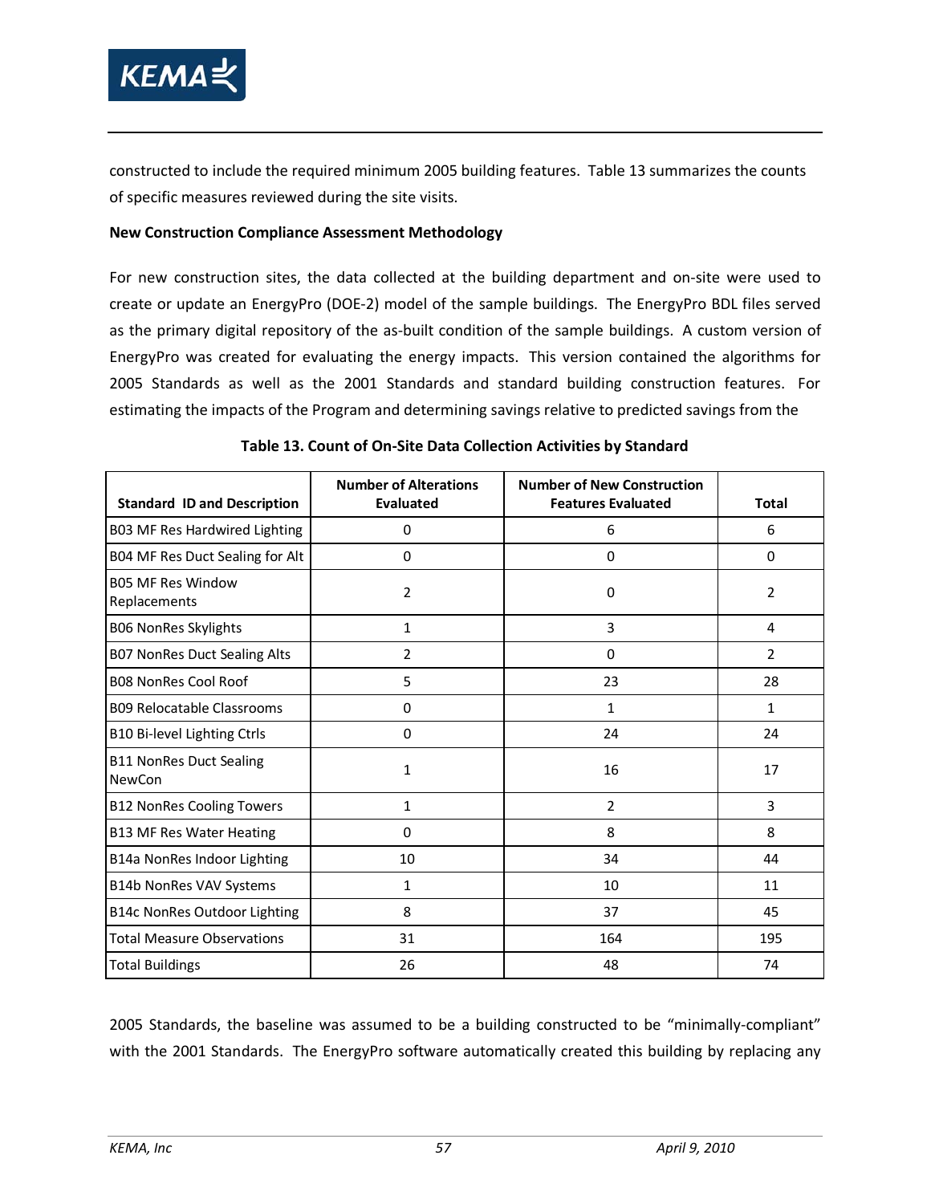constructed to include the required minimum 2005 building features. Table 13 summarizes the counts of specific measures reviewed during the site visits.

**New Construction Compliance Assessment Methodology**

For new construction sites, the data collected at the building department and on-site were used to create or update an EnergyPro (DOE-2) model of the sample buildings. The EnergyPro BDL files served as the primary digital repository of the as-built condition of the sample buildings. A custom version of EnergyPro was created for evaluating the energy impacts. This version contained the algorithms for 2005 Standards as well as the 2001 Standards and standard building construction features. For estimating the impacts of the Program and determining savings relative to predicted savings from the 2005 Standards, the baseline was assumed to be a building constructed to be "minimally-compliant" with the 2001 Standards. The EnergyPro software automatically created this building by replacing any

**Table 13. Count of On-Site Data Collection Activities by Standard**

| Standard ID and Description | Number of Alterations Evaluated | Number of New Construction Features Evaluated | Total |
|---|---|---|---|
| B03 MF Res Hardwired Lighting | 0 | 6 | 6 |
| B04 MF Res Duct Sealing for Alt | 0 | 0 | 0 |
| B05 MF Res Window Replacements | 2 | 0 | 2 |
| B06 NonRes Skylights | 1 | 3 | 4 |
| B07 NonRes Duct Sealing Alts | 2 | 0 | 2 |
| B08 NonRes Cool Roof | 5 | 23 | 28 |
| B09 Relocatable Classrooms | 0 | 1 | 1 |
| B10 Bi-level Lighting Ctrls | 0 | 24 | 24 |
| B11 NonRes Duct Sealing NewCon | 1 | 16 | 17 |
| B12 NonRes Cooling Towers | 1 | 2 | 3 |
| B13 MF Res Water Heating | 0 | 8 | 8 |
| B14a NonRes Indoor Lighting | 10 | 34 | 44 |
| B14b NonRes VAV Systems | 1 | 10 | 11 |
| B14c NonRes Outdoor Lighting | 8 | 37 | 45 |
| Total Measure Observations | 31 | 164 | 195 |
| Total Buildings | 26 | 48 | 74 |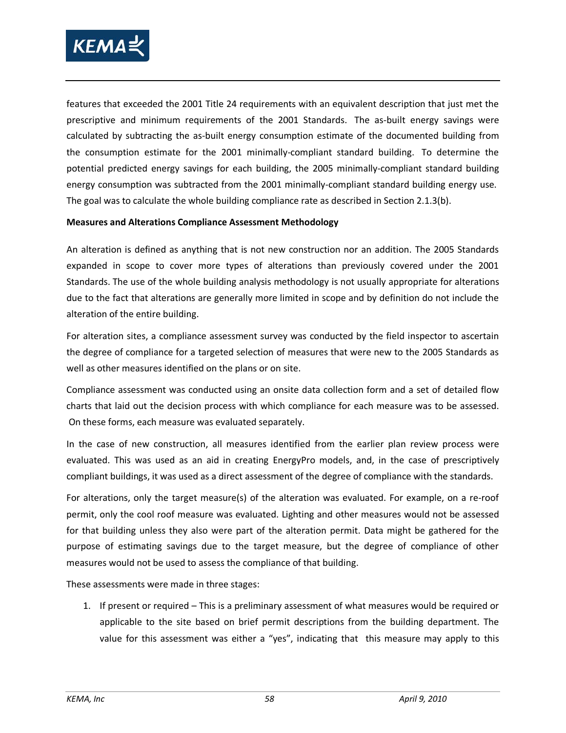features that exceeded the 2001 Title 24 requirements with an equivalent description that just met the prescriptive and minimum requirements of the 2001 Standards. The as-built energy savings were calculated by subtracting the as-built energy consumption estimate of the documented building from the consumption estimate for the 2001 minimally-compliant standard building. To determine the potential predicted energy savings for each building, the 2005 minimally-compliant standard building energy consumption was subtracted from the 2001 minimally-compliant standard building energy use. The goal was to calculate the whole building compliance rate as described in Section 2.1.3(b).

**Measures and Alterations Compliance Assessment Methodology**

An alteration is defined as anything that is not new construction nor an addition. The 2005 Standards expanded in scope to cover more types of alterations than previously covered under the 2001 Standards. The use of the whole building analysis methodology is not usually appropriate for alterations due to the fact that alterations are generally more limited in scope and by definition do not include the alteration of the entire building.

For alteration sites, a compliance assessment survey was conducted by the field inspector to ascertain the degree of compliance for a targeted selection of measures that were new to the 2005 Standards as well as other measures identified on the plans or on site.

Compliance assessment was conducted using an onsite data collection form and a set of detailed flow charts that laid out the decision process with which compliance for each measure was to be assessed. On these forms, each measure was evaluated separately.

In the case of new construction, all measures identified from the earlier plan review process were evaluated. This was used as an aid in creating EnergyPro models, and, in the case of prescriptively compliant buildings, it was used as a direct assessment of the degree of compliance with the standards.

For alterations, only the target measure(s) of the alteration was evaluated. For example, on a re-roof permit, only the cool roof measure was evaluated. Lighting and other measures would not be assessed for that building unless they also were part of the alteration permit. Data might be gathered for the purpose of estimating savings due to the target measure, but the degree of compliance of other measures would not be used to assess the compliance of that building.

These assessments were made in three stages:

1. If present or required – This is a preliminary assessment of what measures would be required or applicable to the site based on brief permit descriptions from the building department. The value for this assessment was either a "yes", indicating that this measure may apply to this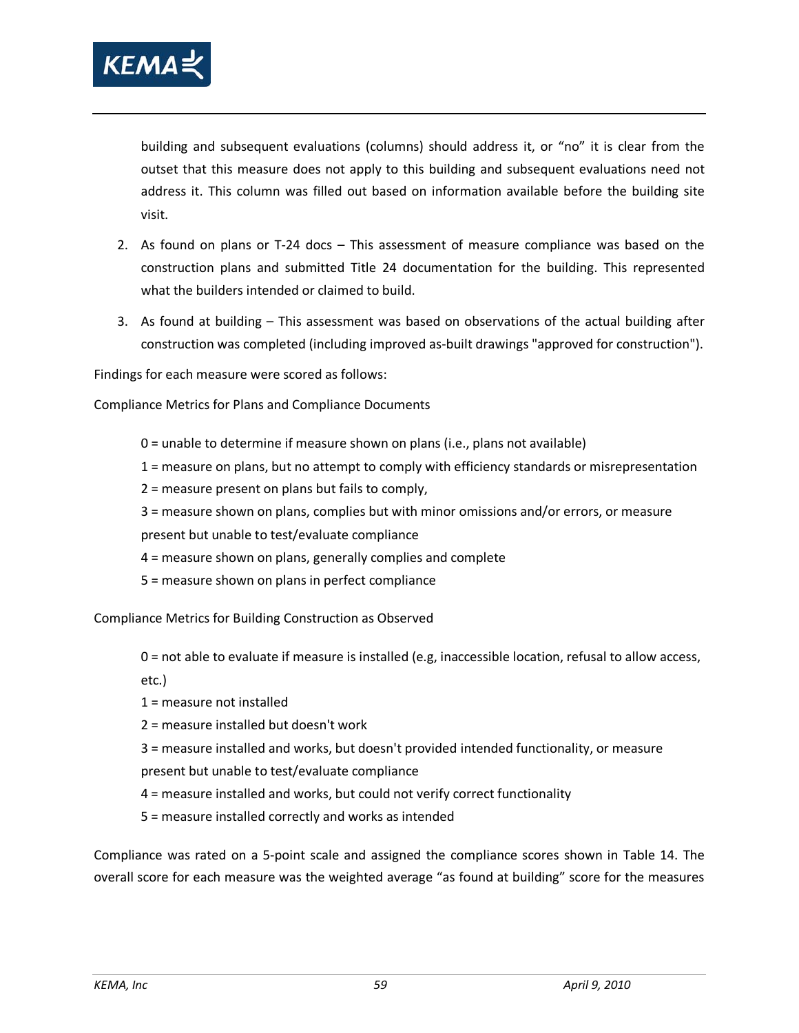building and subsequent evaluations (columns) should address it, or "no" it is clear from the outset that this measure does not apply to this building and subsequent evaluations need not address it. This column was filled out based on information available before the building site visit.

2. As found on plans or T-24 docs – This assessment of measure compliance was based on the construction plans and submitted Title 24 documentation for the building. This represented what the builders intended or claimed to build.

3. As found at building – This assessment was based on observations of the actual building after construction was completed (including improved as-built drawings "approved for construction").

Findings for each measure were scored as follows:

Compliance Metrics for Plans and Compliance Documents

0 = unable to determine if measure shown on plans (i.e., plans not available)

1 = measure on plans, but no attempt to comply with efficiency standards or misrepresentation

2 = measure present on plans but fails to comply,

3 = measure shown on plans, complies but with minor omissions and/or errors, or measure present but unable to test/evaluate compliance

4 = measure shown on plans, generally complies and complete

5 = measure shown on plans in perfect compliance

Compliance Metrics for Building Construction as Observed

0 = not able to evaluate if measure is installed (e.g, inaccessible location, refusal to allow access, etc.)

1 = measure not installed

2 = measure installed but doesn't work

3 = measure installed and works, but doesn't provided intended functionality, or measure present but unable to test/evaluate compliance

4 = measure installed and works, but could not verify correct functionality

5 = measure installed correctly and works as intended

Compliance was rated on a 5-point scale and assigned the compliance scores shown in Table 14. The overall score for each measure was the weighted average "as found at building" score for the measures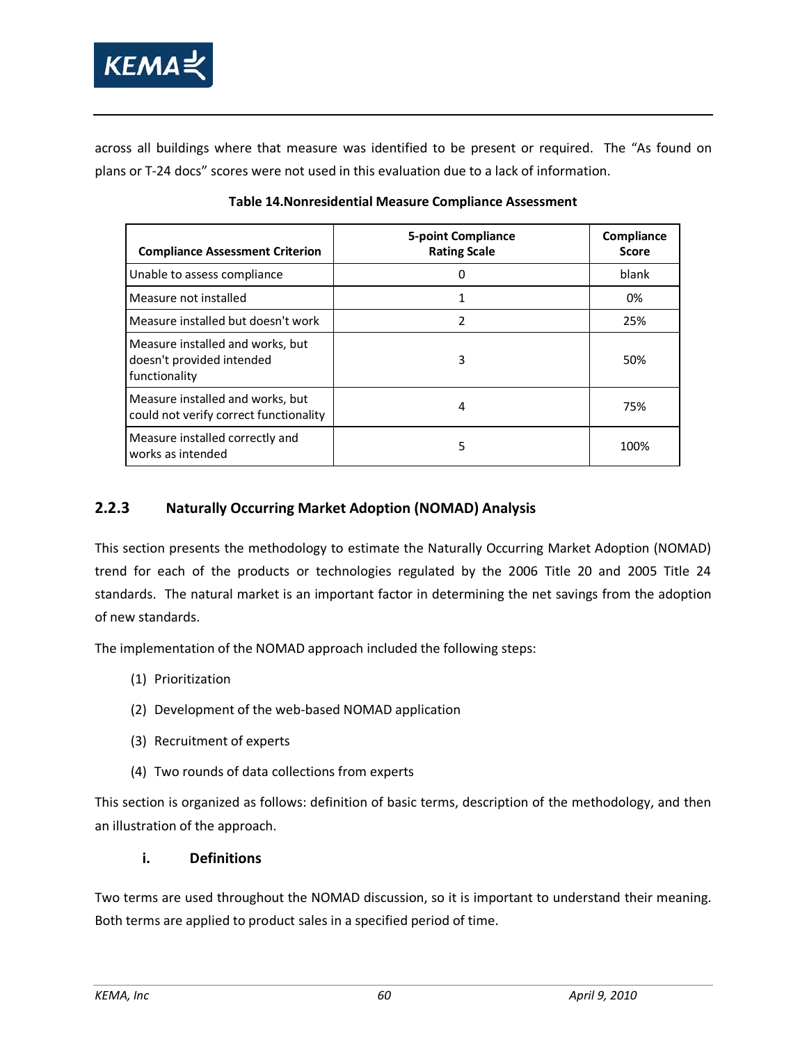across all buildings where that measure was identified to be present or required. The "As found on plans or T-24 docs" scores were not used in this evaluation due to a lack of information.

**Table 14.Nonresidential Measure Compliance Assessment**

| Compliance Assessment Criterion | 5-point Compliance Rating Scale | Compliance Score |
|---|---|---|
| Unable to assess compliance | 0 | blank |
| Measure not installed | 1 | 0% |
| Measure installed but doesn't work | 2 | 25% |
| Measure installed and works, but doesn't provided intended functionality | 3 | 50% |
| Measure installed and works, but could not verify correct functionality | 4 | 75% |
| Measure installed correctly and works as intended | 5 | 100% |

### 2.2.3 Naturally Occurring Market Adoption (NOMAD) Analysis

This section presents the methodology to estimate the Naturally Occurring Market Adoption (NOMAD) trend for each of the products or technologies regulated by the 2006 Title 20 and 2005 Title 24 standards. The natural market is an important factor in determining the net savings from the adoption of new standards.

The implementation of the NOMAD approach included the following steps:

(1) Prioritization

(2) Development of the web-based NOMAD application

(3) Recruitment of experts

(4) Two rounds of data collections from experts

This section is organized as follows: definition of basic terms, description of the methodology, and then an illustration of the approach.

#### i. Definitions

Two terms are used throughout the NOMAD discussion, so it is important to understand their meaning. Both terms are applied to product sales in a specified period of time.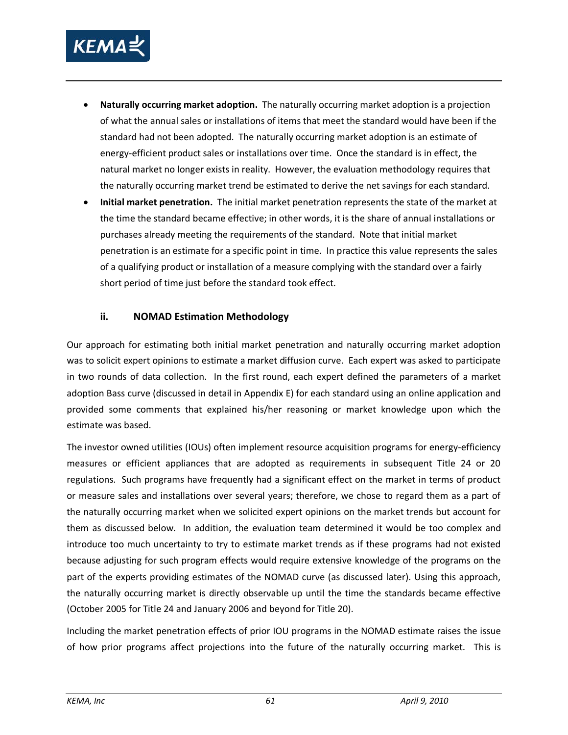- **Naturally occurring market adoption.** The naturally occurring market adoption is a projection of what the annual sales or installations of items that meet the standard would have been if the standard had not been adopted. The naturally occurring market adoption is an estimate of energy-efficient product sales or installations over time. Once the standard is in effect, the natural market no longer exists in reality. However, the evaluation methodology requires that the naturally occurring market trend be estimated to derive the net savings for each standard.
- **Initial market penetration.** The initial market penetration represents the state of the market at the time the standard became effective; in other words, it is the share of annual installations or purchases already meeting the requirements of the standard. Note that initial market penetration is an estimate for a specific point in time. In practice this value represents the sales of a qualifying product or installation of a measure complying with the standard over a fairly short period of time just before the standard took effect.

### ii. NOMAD Estimation Methodology

Our approach for estimating both initial market penetration and naturally occurring market adoption was to solicit expert opinions to estimate a market diffusion curve. Each expert was asked to participate in two rounds of data collection. In the first round, each expert defined the parameters of a market adoption Bass curve (discussed in detail in Appendix E) for each standard using an online application and provided some comments that explained his/her reasoning or market knowledge upon which the estimate was based.

The investor owned utilities (IOUs) often implement resource acquisition programs for energy-efficiency measures or efficient appliances that are adopted as requirements in subsequent Title 24 or 20 regulations. Such programs have frequently had a significant effect on the market in terms of product or measure sales and installations over several years; therefore, we chose to regard them as a part of the naturally occurring market when we solicited expert opinions on the market trends but account for them as discussed below. In addition, the evaluation team determined it would be too complex and introduce too much uncertainty to try to estimate market trends as if these programs had not existed because adjusting for such program effects would require extensive knowledge of the programs on the part of the experts providing estimates of the NOMAD curve (as discussed later). Using this approach, the naturally occurring market is directly observable up until the time the standards became effective (October 2005 for Title 24 and January 2006 and beyond for Title 20).

Including the market penetration effects of prior IOU programs in the NOMAD estimate raises the issue of how prior programs affect projections into the future of the naturally occurring market. This is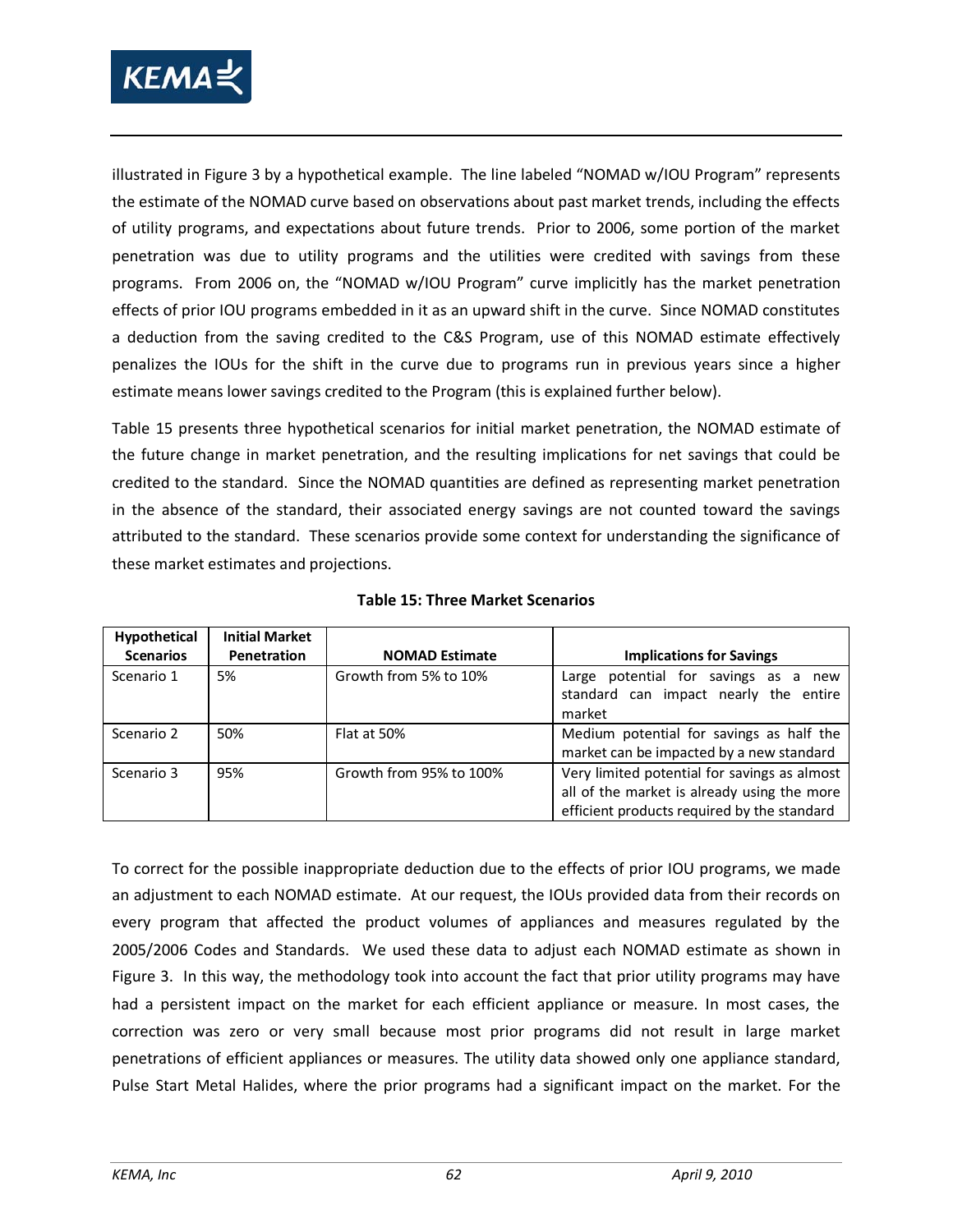illustrated in Figure 3 by a hypothetical example. The line labeled "NOMAD w/IOU Program" represents the estimate of the NOMAD curve based on observations about past market trends, including the effects of utility programs, and expectations about future trends. Prior to 2006, some portion of the market penetration was due to utility programs and the utilities were credited with savings from these programs. From 2006 on, the "NOMAD w/IOU Program" curve implicitly has the market penetration effects of prior IOU programs embedded in it as an upward shift in the curve. Since NOMAD constitutes a deduction from the saving credited to the C&S Program, use of this NOMAD estimate effectively penalizes the IOUs for the shift in the curve due to programs run in previous years since a higher estimate means lower savings credited to the Program (this is explained further below).

Table 15 presents three hypothetical scenarios for initial market penetration, the NOMAD estimate of the future change in market penetration, and the resulting implications for net savings that could be credited to the standard. Since the NOMAD quantities are defined as representing market penetration in the absence of the standard, their associated energy savings are not counted toward the savings attributed to the standard. These scenarios provide some context for understanding the significance of these market estimates and projections.

**Table 15: Three Market Scenarios**

| Hypothetical Scenarios | Initial Market Penetration | NOMAD Estimate | Implications for Savings |
|---|---|---|---|
| Scenario 1 | 5% | Growth from 5% to 10% | Large potential for savings as a new standard can impact nearly the entire market |
| Scenario 2 | 50% | Flat at 50% | Medium potential for savings as half the market can be impacted by a new standard |
| Scenario 3 | 95% | Growth from 95% to 100% | Very limited potential for savings as almost all of the market is already using the more efficient products required by the standard |

To correct for the possible inappropriate deduction due to the effects of prior IOU programs, we made an adjustment to each NOMAD estimate. At our request, the IOUs provided data from their records on every program that affected the product volumes of appliances and measures regulated by the 2005/2006 Codes and Standards. We used these data to adjust each NOMAD estimate as shown in Figure 3. In this way, the methodology took into account the fact that prior utility programs may have had a persistent impact on the market for each efficient appliance or measure. In most cases, the correction was zero or very small because most prior programs did not result in large market penetrations of efficient appliances or measures. The utility data showed only one appliance standard, Pulse Start Metal Halides, where the prior programs had a significant impact on the market. For the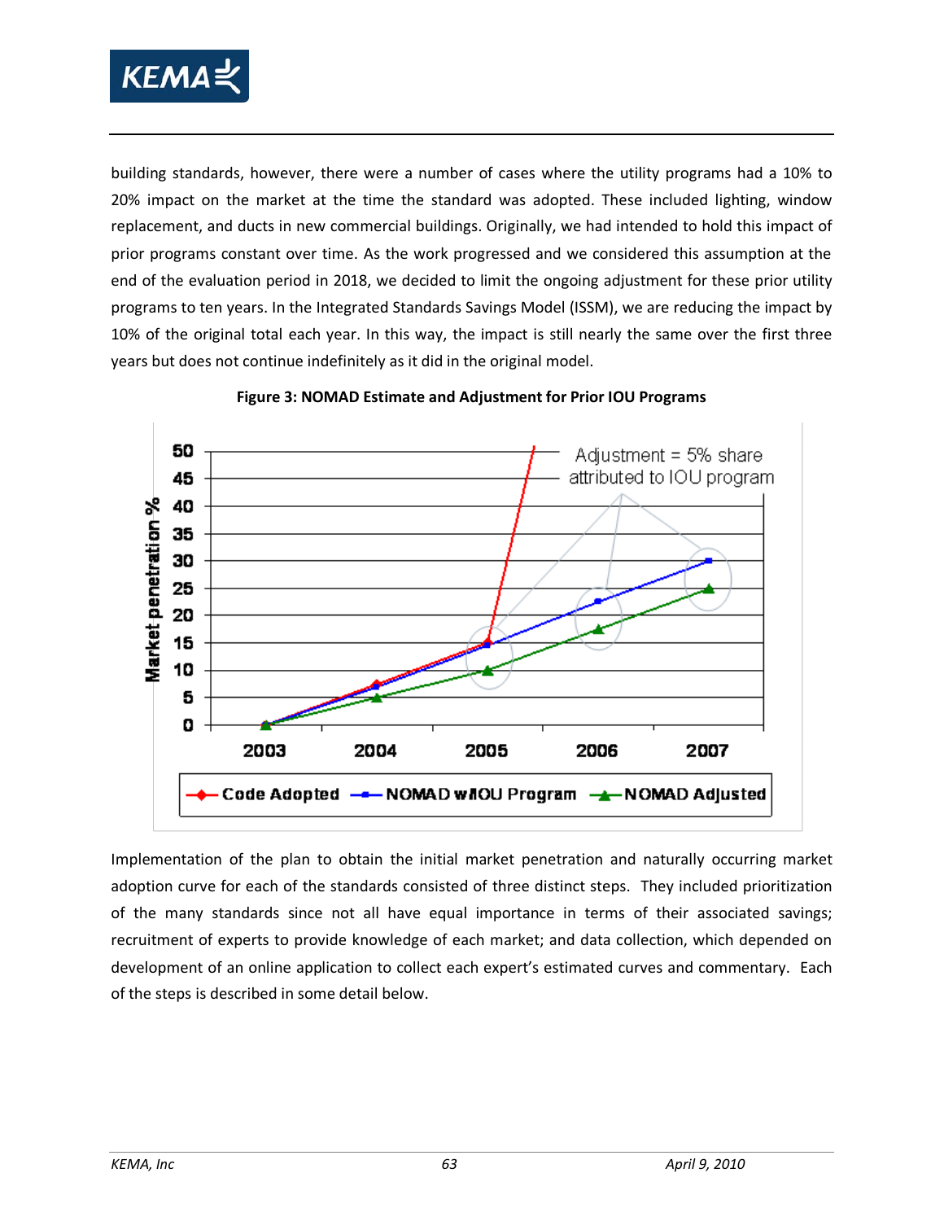building standards, however, there were a number of cases where the utility programs had a 10% to 20% impact on the market at the time the standard was adopted. These included lighting, window replacement, and ducts in new commercial buildings. Originally, we had intended to hold this impact of prior programs constant over time. As the work progressed and we considered this assumption at the end of the evaluation period in 2018, we decided to limit the ongoing adjustment for these prior utility programs to ten years. In the Integrated Standards Savings Model (ISSM), we are reducing the impact by 10% of the original total each year. In this way, the impact is still nearly the same over the first three years but does not continue indefinitely as it did in the original model.

**Figure 3: NOMAD Estimate and Adjustment for Prior IOU Programs**

Implementation of the plan to obtain the initial market penetration and naturally occurring market adoption curve for each of the standards consisted of three distinct steps. They included prioritization of the many standards since not all have equal importance in terms of their associated savings; recruitment of experts to provide knowledge of each market; and data collection, which depended on development of an online application to collect each expert's estimated curves and commentary. Each of the steps is described in some detail below.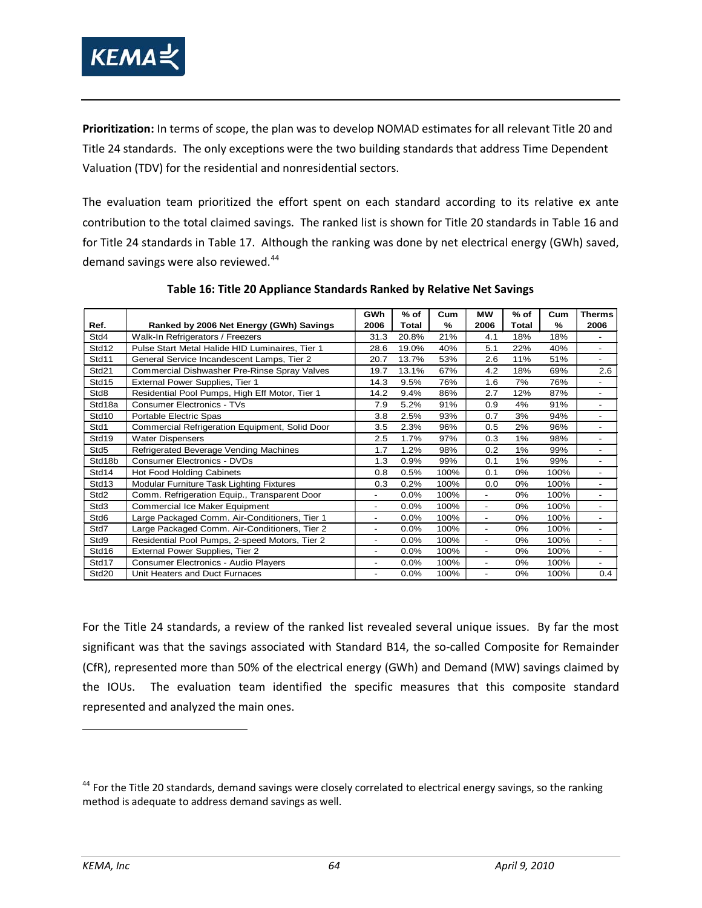**Prioritization:** In terms of scope, the plan was to develop NOMAD estimates for all relevant Title 20 and Title 24 standards. The only exceptions were the two building standards that address Time Dependent Valuation (TDV) for the residential and nonresidential sectors.

The evaluation team prioritized the effort spent on each standard according to its relative ex ante contribution to the total claimed savings. The ranked list is shown for Title 20 standards in Table 16 and for Title 24 standards in Table 17. Although the ranking was done by net electrical energy (GWh) saved, demand savings were also reviewed.[44]

**Table 16: Title 20 Appliance Standards Ranked by Relative Net Savings**

| Ref. | Ranked by 2006 Net Energy (GWh) Savings | GWh 2006 | % of Total | Cum % | MW 2006 | % of Total | Cum % | Therms 2006 |
|---|---|---|---|---|---|---|---|---|
| Std4 | Walk-In Refrigerators / Freezers | 31.3 | 20.8% | 21% | 4.1 | 18% | 18% | - |
| Std12 | Pulse Start Metal Halide HID Luminaires, Tier 1 | 28.6 | 19.0% | 40% | 5.1 | 22% | 40% | - |
| Std11 | General Service Incandescent Lamps, Tier 2 | 20.7 | 13.7% | 53% | 2.6 | 11% | 51% | - |
| Std21 | Commercial Dishwasher Pre-Rinse Spray Valves | 19.7 | 13.1% | 67% | 4.2 | 18% | 69% | 2.6 |
| Std15 | External Power Supplies, Tier 1 | 14.3 | 9.5% | 76% | 1.6 | 7% | 76% | - |
| Std8 | Residential Pool Pumps, High Eff Motor, Tier 1 | 14.2 | 9.4% | 86% | 2.7 | 12% | 87% | - |
| Std18a | Consumer Electronics - TVs | 7.9 | 5.2% | 91% | 0.9 | 4% | 91% | - |
| Std10 | Portable Electric Spas | 3.8 | 2.5% | 93% | 0.7 | 3% | 94% | - |
| Std1 | Commercial Refrigeration Equipment, Solid Door | 3.5 | 2.3% | 96% | 0.5 | 2% | 96% | - |
| Std19 | Water Dispensers | 2.5 | 1.7% | 97% | 0.3 | 1% | 98% | - |
| Std5 | Refrigerated Beverage Vending Machines | 1.7 | 1.2% | 98% | 0.2 | 1% | 99% | - |
| Std18b | Consumer Electronics - DVDs | 1.3 | 0.9% | 99% | 0.1 | 1% | 99% | - |
| Std14 | Hot Food Holding Cabinets | 0.8 | 0.5% | 100% | 0.1 | 0% | 100% | - |
| Std13 | Modular Furniture Task Lighting Fixtures | 0.3 | 0.2% | 100% | 0.0 | 0% | 100% | - |
| Std2 | Comm. Refrigeration Equip., Transparent Door | - | 0.0% | 100% | - | 0% | 100% | - |
| Std3 | Commercial Ice Maker Equipment | - | 0.0% | 100% | - | 0% | 100% | - |
| Std6 | Large Packaged Comm. Air-Conditioners, Tier 1 | - | 0.0% | 100% | - | 0% | 100% | - |
| Std7 | Large Packaged Comm. Air-Conditioners, Tier 2 | - | 0.0% | 100% | - | 0% | 100% | - |
| Std9 | Residential Pool Pumps, 2-speed Motors, Tier 2 | - | 0.0% | 100% | - | 0% | 100% | - |
| Std16 | External Power Supplies, Tier 2 | - | 0.0% | 100% | - | 0% | 100% | - |
| Std17 | Consumer Electronics - Audio Players | - | 0.0% | 100% | - | 0% | 100% | - |
| Std20 | Unit Heaters and Duct Furnaces | - | 0.0% | 100% | - | 0% | 100% | 0.4 |

For the Title 24 standards, a review of the ranked list revealed several unique issues. By far the most significant was that the savings associated with Standard B14, the so-called Composite for Remainder (CfR), represented more than 50% of the electrical energy (GWh) and Demand (MW) savings claimed by the IOUs. The evaluation team identified the specific measures that this composite standard represented and analyzed the main ones.

[44] For the Title 20 standards, demand savings were closely correlated to electrical energy savings, so the ranking method is adequate to address demand savings as well.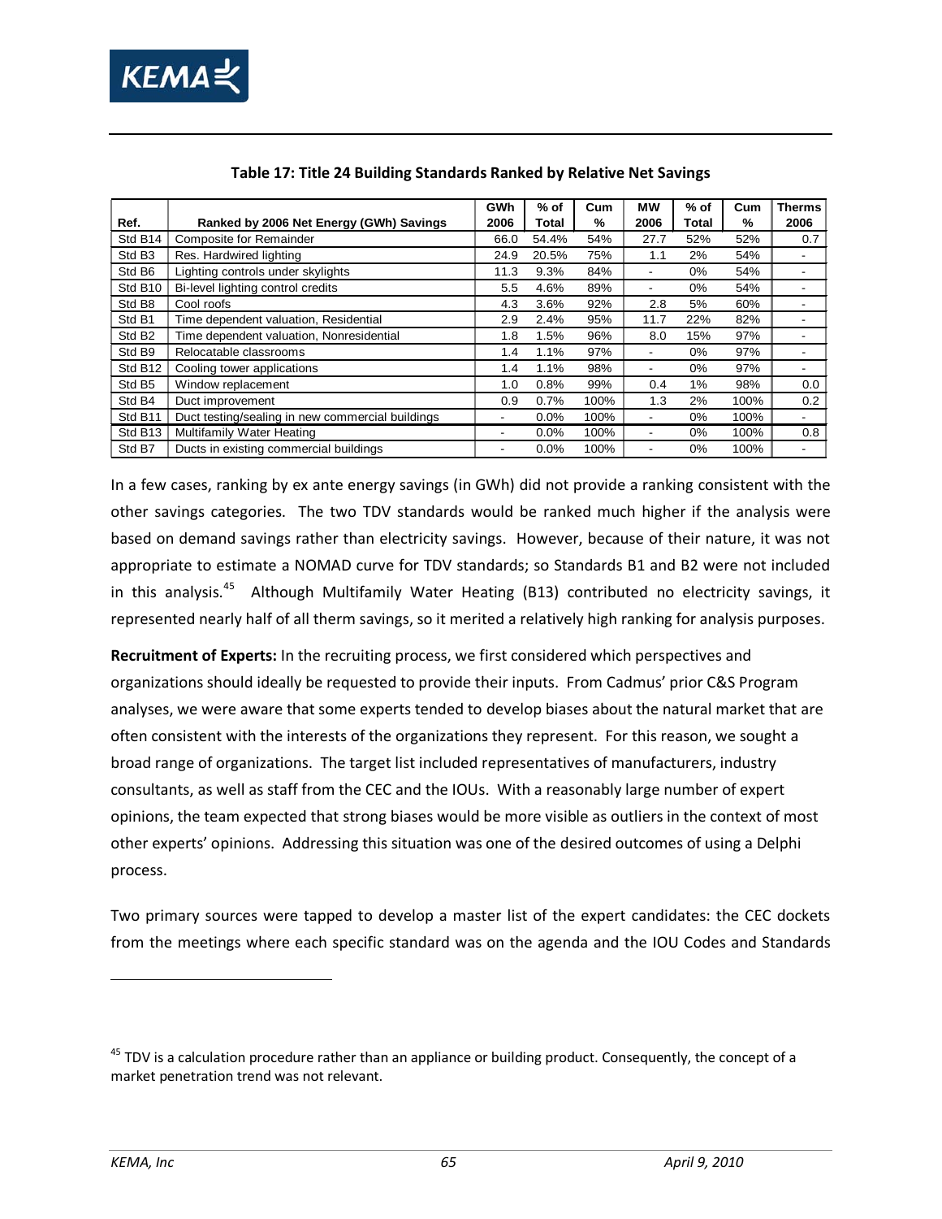**Table 17: Title 24 Building Standards Ranked by Relative Net Savings**

| Ref. | Ranked by 2006 Net Energy (GWh) Savings | GWh 2006 | % of Total | Cum % | MW 2006 | % of Total | Cum % | Therms 2006 |
|---|---|---|---|---|---|---|---|---|
| Std B14 | Composite for Remainder | 66.0 | 54.4% | 54% | 27.7 | 52% | 52% | 0.7 |
| Std B3 | Res. Hardwired lighting | 24.9 | 20.5% | 75% | 1.1 | 2% | 54% | - |
| Std B6 | Lighting controls under skylights | 11.3 | 9.3% | 84% | - | 0% | 54% | - |
| Std B10 | Bi-level lighting control credits | 5.5 | 4.6% | 89% | - | 0% | 54% | - |
| Std B8 | Cool roofs | 4.3 | 3.6% | 92% | 2.8 | 5% | 60% | - |
| Std B1 | Time dependent valuation, Residential | 2.9 | 2.4% | 95% | 11.7 | 22% | 82% | - |
| Std B2 | Time dependent valuation, Nonresidential | 1.8 | 1.5% | 96% | 8.0 | 15% | 97% | - |
| Std B9 | Relocatable classrooms | 1.4 | 1.1% | 97% | - | 0% | 97% | - |
| Std B12 | Cooling tower applications | 1.4 | 1.1% | 98% | - | 0% | 97% | - |
| Std B5 | Window replacement | 1.0 | 0.8% | 99% | 0.4 | 1% | 98% | 0.0 |
| Std B4 | Duct improvement | 0.9 | 0.7% | 100% | 1.3 | 2% | 100% | 0.2 |
| Std B11 | Duct testing/sealing in new commercial buildings | - | 0.0% | 100% | - | 0% | 100% | - |
| Std B13 | Multifamily Water Heating | - | 0.0% | 100% | - | 0% | 100% | 0.8 |
| Std B7 | Ducts in existing commercial buildings | - | 0.0% | 100% | - | 0% | 100% | - |

In a few cases, ranking by ex ante energy savings (in GWh) did not provide a ranking consistent with the other savings categories. The two TDV standards would be ranked much higher if the analysis were based on demand savings rather than electricity savings. However, because of their nature, it was not appropriate to estimate a NOMAD curve for TDV standards; so Standards B1 and B2 were not included in this analysis.[45] Although Multifamily Water Heating (B13) contributed no electricity savings, it represented nearly half of all therm savings, so it merited a relatively high ranking for analysis purposes.

**Recruitment of Experts:** In the recruiting process, we first considered which perspectives and organizations should ideally be requested to provide their inputs. From Cadmus' prior C&S Program analyses, we were aware that some experts tended to develop biases about the natural market that are often consistent with the interests of the organizations they represent. For this reason, we sought a broad range of organizations. The target list included representatives of manufacturers, industry consultants, as well as staff from the CEC and the IOUs. With a reasonably large number of expert opinions, the team expected that strong biases would be more visible as outliers in the context of most other experts' opinions. Addressing this situation was one of the desired outcomes of using a Delphi process.

Two primary sources were tapped to develop a master list of the expert candidates: the CEC dockets from the meetings where each specific standard was on the agenda and the IOU Codes and Standards

[45] TDV is a calculation procedure rather than an appliance or building product. Consequently, the concept of a market penetration trend was not relevant.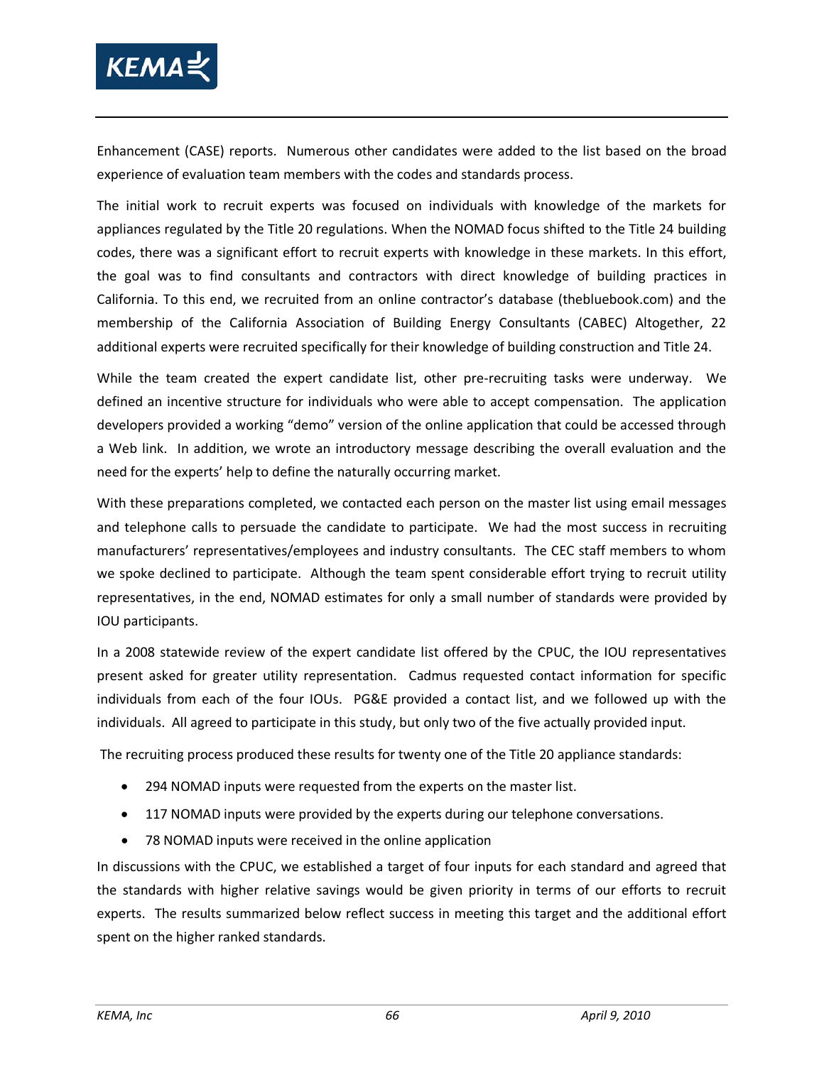Enhancement (CASE) reports. Numerous other candidates were added to the list based on the broad experience of evaluation team members with the codes and standards process.

The initial work to recruit experts was focused on individuals with knowledge of the markets for appliances regulated by the Title 20 regulations. When the NOMAD focus shifted to the Title 24 building codes, there was a significant effort to recruit experts with knowledge in these markets. In this effort, the goal was to find consultants and contractors with direct knowledge of building practices in California. To this end, we recruited from an online contractor's database (thebluebook.com) and the membership of the California Association of Building Energy Consultants (CABEC) Altogether, 22 additional experts were recruited specifically for their knowledge of building construction and Title 24.

While the team created the expert candidate list, other pre-recruiting tasks were underway. We defined an incentive structure for individuals who were able to accept compensation. The application developers provided a working "demo" version of the online application that could be accessed through a Web link. In addition, we wrote an introductory message describing the overall evaluation and the need for the experts' help to define the naturally occurring market.

With these preparations completed, we contacted each person on the master list using email messages and telephone calls to persuade the candidate to participate. We had the most success in recruiting manufacturers' representatives/employees and industry consultants. The CEC staff members to whom we spoke declined to participate. Although the team spent considerable effort trying to recruit utility representatives, in the end, NOMAD estimates for only a small number of standards were provided by IOU participants.

In a 2008 statewide review of the expert candidate list offered by the CPUC, the IOU representatives present asked for greater utility representation. Cadmus requested contact information for specific individuals from each of the four IOUs. PG&E provided a contact list, and we followed up with the individuals. All agreed to participate in this study, but only two of the five actually provided input.

The recruiting process produced these results for twenty one of the Title 20 appliance standards:

- 294 NOMAD inputs were requested from the experts on the master list.
- 117 NOMAD inputs were provided by the experts during our telephone conversations.
- 78 NOMAD inputs were received in the online application

In discussions with the CPUC, we established a target of four inputs for each standard and agreed that the standards with higher relative savings would be given priority in terms of our efforts to recruit experts. The results summarized below reflect success in meeting this target and the additional effort spent on the higher ranked standards.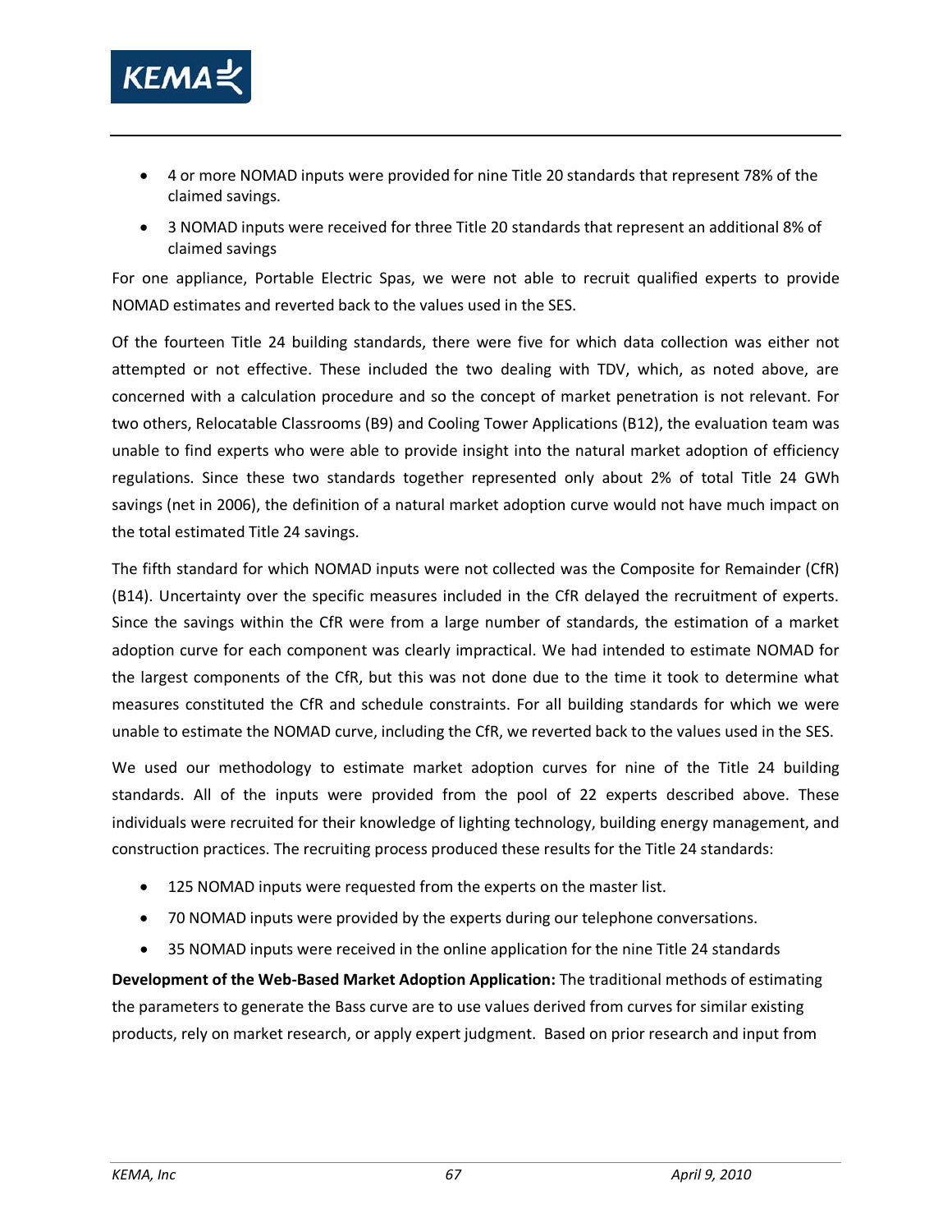- 4 or more NOMAD inputs were provided for nine Title 20 standards that represent 78% of the claimed savings.
- 3 NOMAD inputs were received for three Title 20 standards that represent an additional 8% of claimed savings

For one appliance, Portable Electric Spas, we were not able to recruit qualified experts to provide NOMAD estimates and reverted back to the values used in the SES.

Of the fourteen Title 24 building standards, there were five for which data collection was either not attempted or not effective. These included the two dealing with TDV, which, as noted above, are concerned with a calculation procedure and so the concept of market penetration is not relevant. For two others, Relocatable Classrooms (B9) and Cooling Tower Applications (B12), the evaluation team was unable to find experts who were able to provide insight into the natural market adoption of efficiency regulations. Since these two standards together represented only about 2% of total Title 24 GWh savings (net in 2006), the definition of a natural market adoption curve would not have much impact on the total estimated Title 24 savings.

The fifth standard for which NOMAD inputs were not collected was the Composite for Remainder (CfR) (B14). Uncertainty over the specific measures included in the CfR delayed the recruitment of experts. Since the savings within the CfR were from a large number of standards, the estimation of a market adoption curve for each component was clearly impractical. We had intended to estimate NOMAD for the largest components of the CfR, but this was not done due to the time it took to determine what measures constituted the CfR and schedule constraints. For all building standards for which we were unable to estimate the NOMAD curve, including the CfR, we reverted back to the values used in the SES.

We used our methodology to estimate market adoption curves for nine of the Title 24 building standards. All of the inputs were provided from the pool of 22 experts described above. These individuals were recruited for their knowledge of lighting technology, building energy management, and construction practices. The recruiting process produced these results for the Title 24 standards:

- 125 NOMAD inputs were requested from the experts on the master list.
- 70 NOMAD inputs were provided by the experts during our telephone conversations.
- 35 NOMAD inputs were received in the online application for the nine Title 24 standards

**Development of the Web-Based Market Adoption Application:** The traditional methods of estimating the parameters to generate the Bass curve are to use values derived from curves for similar existing products, rely on market research, or apply expert judgment. Based on prior research and input from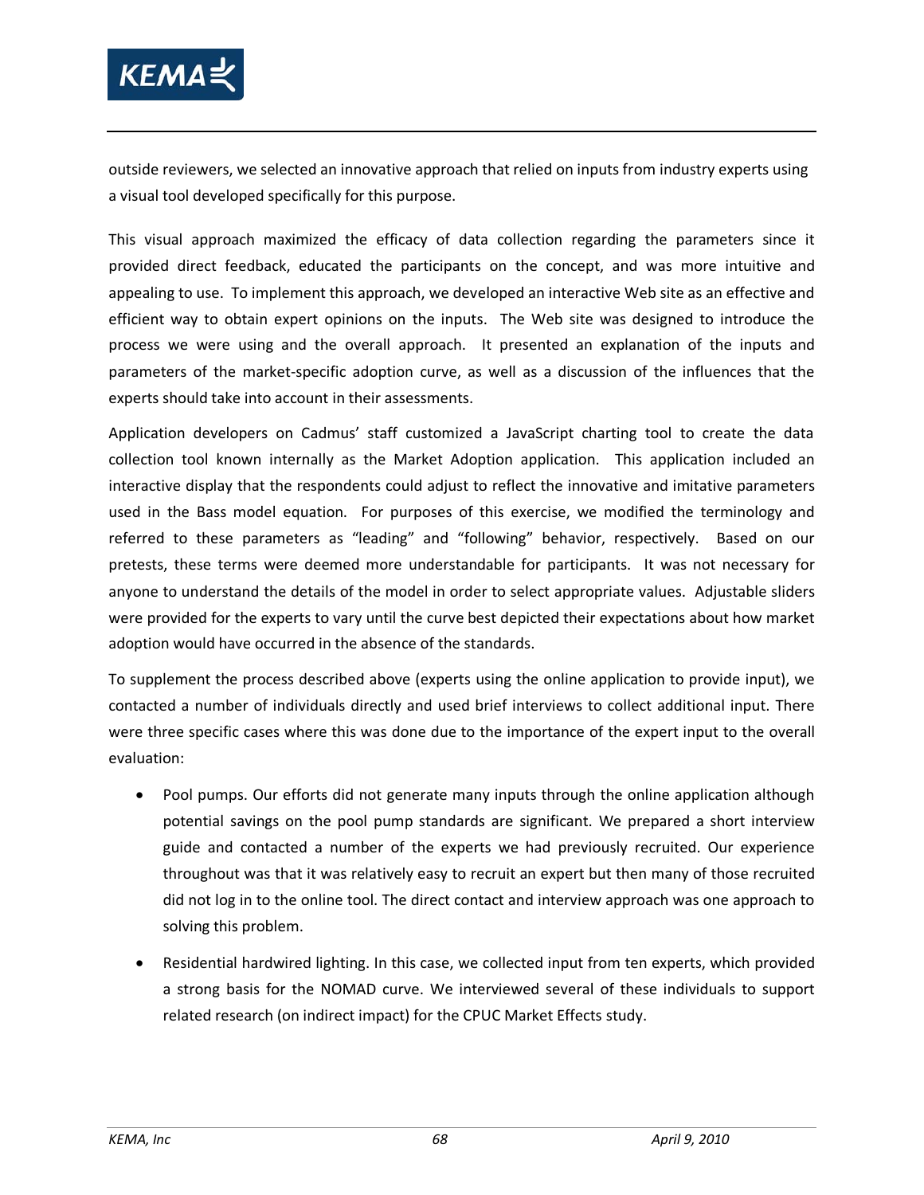outside reviewers, we selected an innovative approach that relied on inputs from industry experts using a visual tool developed specifically for this purpose.

This visual approach maximized the efficacy of data collection regarding the parameters since it provided direct feedback, educated the participants on the concept, and was more intuitive and appealing to use. To implement this approach, we developed an interactive Web site as an effective and efficient way to obtain expert opinions on the inputs. The Web site was designed to introduce the process we were using and the overall approach. It presented an explanation of the inputs and parameters of the market-specific adoption curve, as well as a discussion of the influences that the experts should take into account in their assessments.

Application developers on Cadmus' staff customized a JavaScript charting tool to create the data collection tool known internally as the Market Adoption application. This application included an interactive display that the respondents could adjust to reflect the innovative and imitative parameters used in the Bass model equation. For purposes of this exercise, we modified the terminology and referred to these parameters as "leading" and "following" behavior, respectively. Based on our pretests, these terms were deemed more understandable for participants. It was not necessary for anyone to understand the details of the model in order to select appropriate values. Adjustable sliders were provided for the experts to vary until the curve best depicted their expectations about how market adoption would have occurred in the absence of the standards.

To supplement the process described above (experts using the online application to provide input), we contacted a number of individuals directly and used brief interviews to collect additional input. There were three specific cases where this was done due to the importance of the expert input to the overall evaluation:

- Pool pumps. Our efforts did not generate many inputs through the online application although potential savings on the pool pump standards are significant. We prepared a short interview guide and contacted a number of the experts we had previously recruited. Our experience throughout was that it was relatively easy to recruit an expert but then many of those recruited did not log in to the online tool. The direct contact and interview approach was one approach to solving this problem.
- Residential hardwired lighting. In this case, we collected input from ten experts, which provided a strong basis for the NOMAD curve. We interviewed several of these individuals to support related research (on indirect impact) for the CPUC Market Effects study.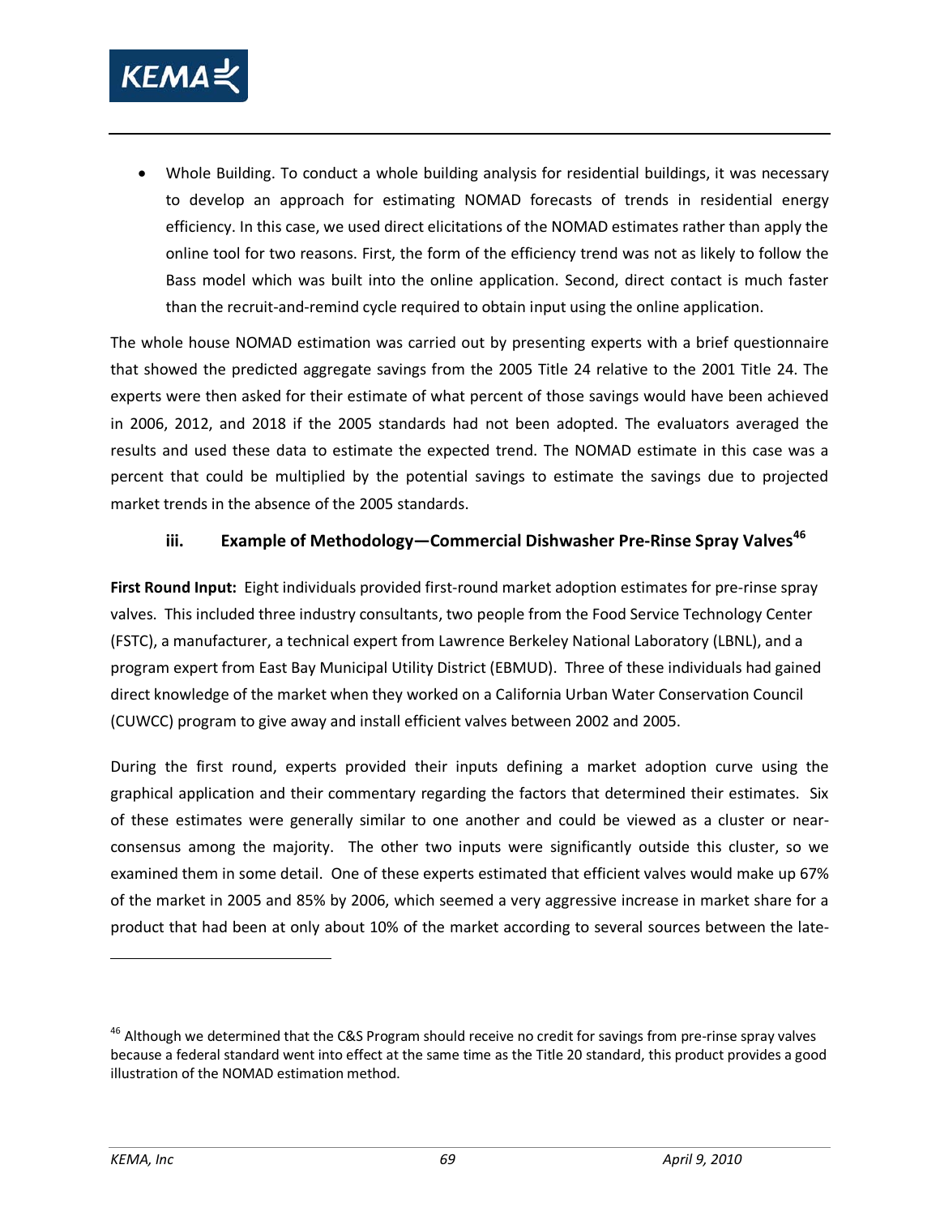- Whole Building. To conduct a whole building analysis for residential buildings, it was necessary to develop an approach for estimating NOMAD forecasts of trends in residential energy efficiency. In this case, we used direct elicitations of the NOMAD estimates rather than apply the online tool for two reasons. First, the form of the efficiency trend was not as likely to follow the Bass model which was built into the online application. Second, direct contact is much faster than the recruit-and-remind cycle required to obtain input using the online application.

The whole house NOMAD estimation was carried out by presenting experts with a brief questionnaire that showed the predicted aggregate savings from the 2005 Title 24 relative to the 2001 Title 24. The experts were then asked for their estimate of what percent of those savings would have been achieved in 2006, 2012, and 2018 if the 2005 standards had not been adopted. The evaluators averaged the results and used these data to estimate the expected trend. The NOMAD estimate in this case was a percent that could be multiplied by the potential savings to estimate the savings due to projected market trends in the absence of the 2005 standards.

### iii. Example of Methodology—Commercial Dishwasher Pre-Rinse Spray Valves[46]

**First Round Input:** Eight individuals provided first-round market adoption estimates for pre-rinse spray valves. This included three industry consultants, two people from the Food Service Technology Center (FSTC), a manufacturer, a technical expert from Lawrence Berkeley National Laboratory (LBNL), and a program expert from East Bay Municipal Utility District (EBMUD). Three of these individuals had gained direct knowledge of the market when they worked on a California Urban Water Conservation Council (CUWCC) program to give away and install efficient valves between 2002 and 2005.

During the first round, experts provided their inputs defining a market adoption curve using the graphical application and their commentary regarding the factors that determined their estimates. Six of these estimates were generally similar to one another and could be viewed as a cluster or near-consensus among the majority. The other two inputs were significantly outside this cluster, so we examined them in some detail. One of these experts estimated that efficient valves would make up 67% of the market in 2005 and 85% by 2006, which seemed a very aggressive increase in market share for a product that had been at only about 10% of the market according to several sources between the late-

[46] Although we determined that the C&S Program should receive no credit for savings from pre-rinse spray valves because a federal standard went into effect at the same time as the Title 20 standard, this product provides a good illustration of the NOMAD estimation method.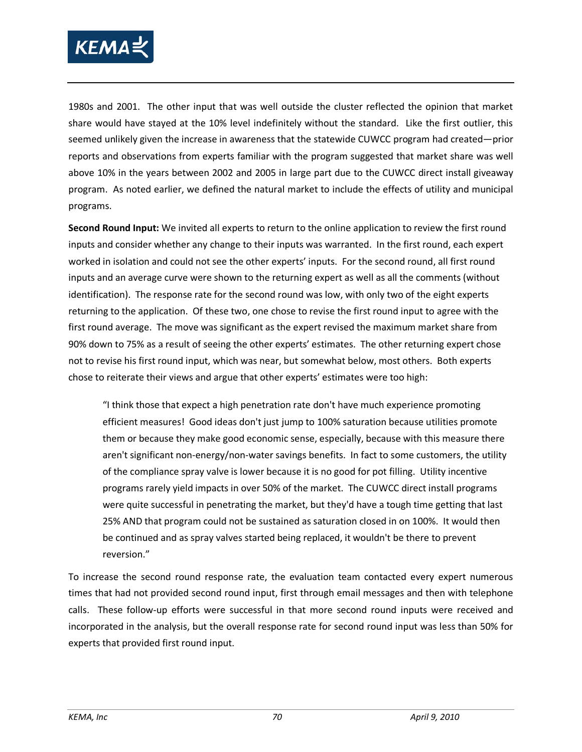1980s and 2001. The other input that was well outside the cluster reflected the opinion that market share would have stayed at the 10% level indefinitely without the standard. Like the first outlier, this seemed unlikely given the increase in awareness that the statewide CUWCC program had created—prior reports and observations from experts familiar with the program suggested that market share was well above 10% in the years between 2002 and 2005 in large part due to the CUWCC direct install giveaway program. As noted earlier, we defined the natural market to include the effects of utility and municipal programs.

**Second Round Input:** We invited all experts to return to the online application to review the first round inputs and consider whether any change to their inputs was warranted. In the first round, each expert worked in isolation and could not see the other experts' inputs. For the second round, all first round inputs and an average curve were shown to the returning expert as well as all the comments (without identification). The response rate for the second round was low, with only two of the eight experts returning to the application. Of these two, one chose to revise the first round input to agree with the first round average. The move was significant as the expert revised the maximum market share from 90% down to 75% as a result of seeing the other experts' estimates. The other returning expert chose not to revise his first round input, which was near, but somewhat below, most others. Both experts chose to reiterate their views and argue that other experts' estimates were too high:

> "I think those that expect a high penetration rate don't have much experience promoting efficient measures! Good ideas don't just jump to 100% saturation because utilities promote them or because they make good economic sense, especially, because with this measure there aren't significant non-energy/non-water savings benefits. In fact to some customers, the utility of the compliance spray valve is lower because it is no good for pot filling. Utility incentive programs rarely yield impacts in over 50% of the market. The CUWCC direct install programs were quite successful in penetrating the market, but they'd have a tough time getting that last 25% AND that program could not be sustained as saturation closed in on 100%. It would then be continued and as spray valves started being replaced, it wouldn't be there to prevent reversion."

To increase the second round response rate, the evaluation team contacted every expert numerous times that had not provided second round input, first through email messages and then with telephone calls. These follow-up efforts were successful in that more second round inputs were received and incorporated in the analysis, but the overall response rate for second round input was less than 50% for experts that provided first round input.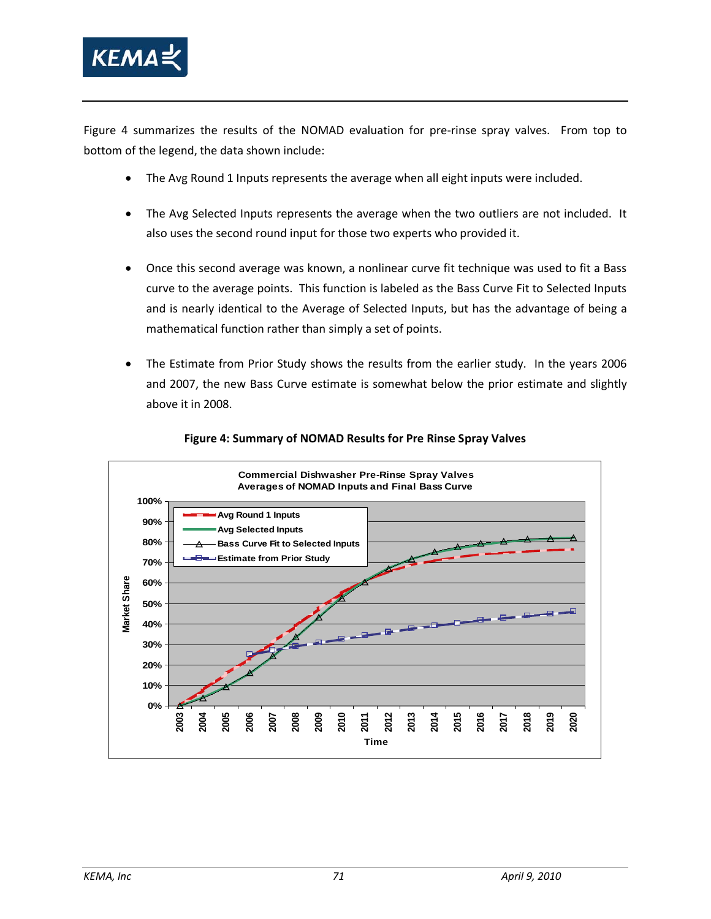Figure 4 summarizes the results of the NOMAD evaluation for pre-rinse spray valves. From top to bottom of the legend, the data shown include:

- The Avg Round 1 Inputs represents the average when all eight inputs were included.
- The Avg Selected Inputs represents the average when the two outliers are not included. It also uses the second round input for those two experts who provided it.
- Once this second average was known, a nonlinear curve fit technique was used to fit a Bass curve to the average points. This function is labeled as the Bass Curve Fit to Selected Inputs and is nearly identical to the Average of Selected Inputs, but has the advantage of being a mathematical function rather than simply a set of points.
- The Estimate from Prior Study shows the results from the earlier study. In the years 2006 and 2007, the new Bass Curve estimate is somewhat below the prior estimate and slightly above it in 2008.

**Figure 4: Summary of NOMAD Results for Pre Rinse Spray Valves**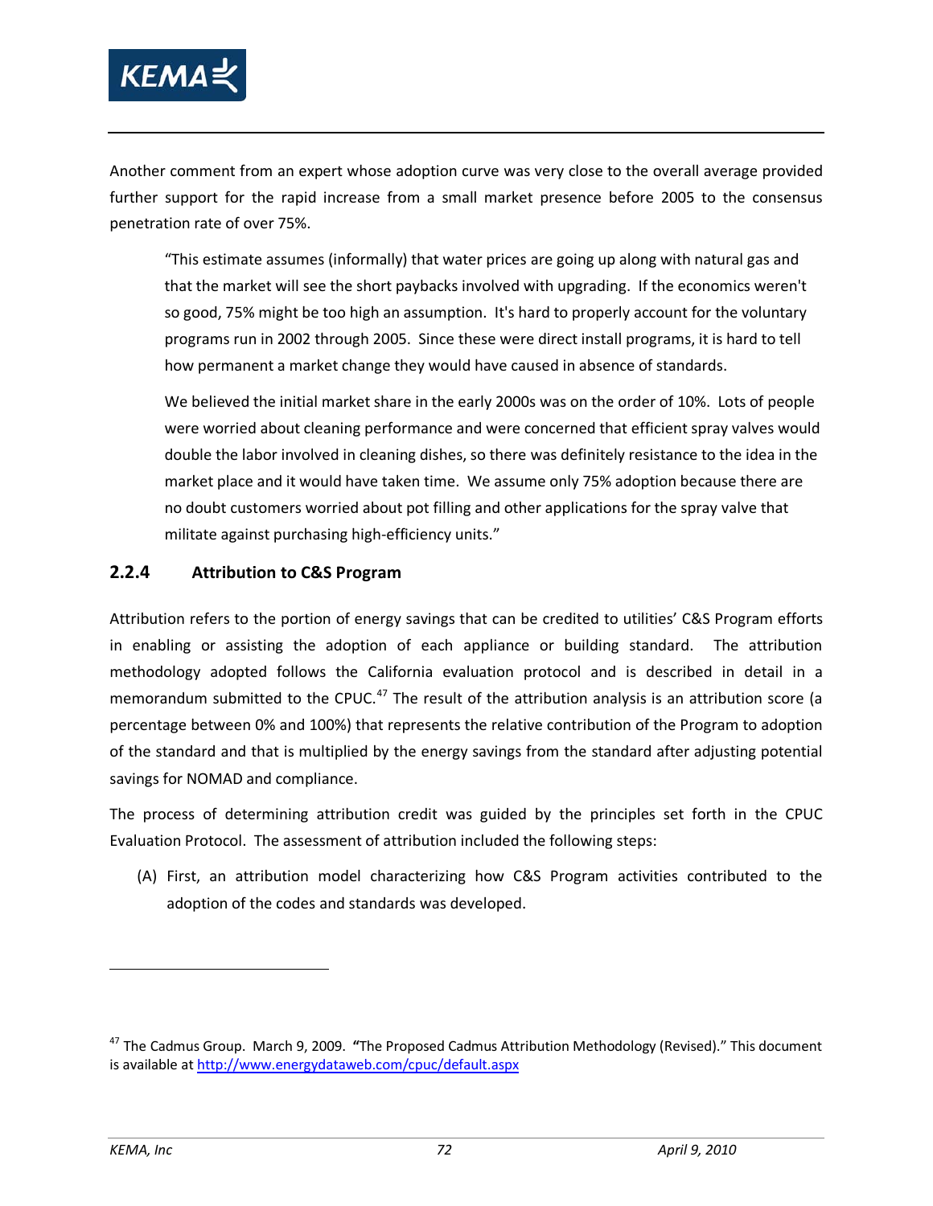Another comment from an expert whose adoption curve was very close to the overall average provided further support for the rapid increase from a small market presence before 2005 to the consensus penetration rate of over 75%.

> "This estimate assumes (informally) that water prices are going up along with natural gas and that the market will see the short paybacks involved with upgrading. If the economics weren't so good, 75% might be too high an assumption. It's hard to properly account for the voluntary programs run in 2002 through 2005. Since these were direct install programs, it is hard to tell how permanent a market change they would have caused in absence of standards.
>
> We believed the initial market share in the early 2000s was on the order of 10%. Lots of people were worried about cleaning performance and were concerned that efficient spray valves would double the labor involved in cleaning dishes, so there was definitely resistance to the idea in the market place and it would have taken time. We assume only 75% adoption because there are no doubt customers worried about pot filling and other applications for the spray valve that militate against purchasing high-efficiency units."

### 2.2.4 Attribution to C&S Program

Attribution refers to the portion of energy savings that can be credited to utilities' C&S Program efforts in enabling or assisting the adoption of each appliance or building standard. The attribution methodology adopted follows the California evaluation protocol and is described in detail in a memorandum submitted to the CPUC.[47] The result of the attribution analysis is an attribution score (a percentage between 0% and 100%) that represents the relative contribution of the Program to adoption of the standard and that is multiplied by the energy savings from the standard after adjusting potential savings for NOMAD and compliance.

The process of determining attribution credit was guided by the principles set forth in the CPUC Evaluation Protocol. The assessment of attribution included the following steps:

(A) First, an attribution model characterizing how C&S Program activities contributed to the adoption of the codes and standards was developed.

---

[47] The Cadmus Group. March 9, 2009. **"**The Proposed Cadmus Attribution Methodology (Revised)." This document is available at http://www.energydataweb.com/cpuc/default.aspx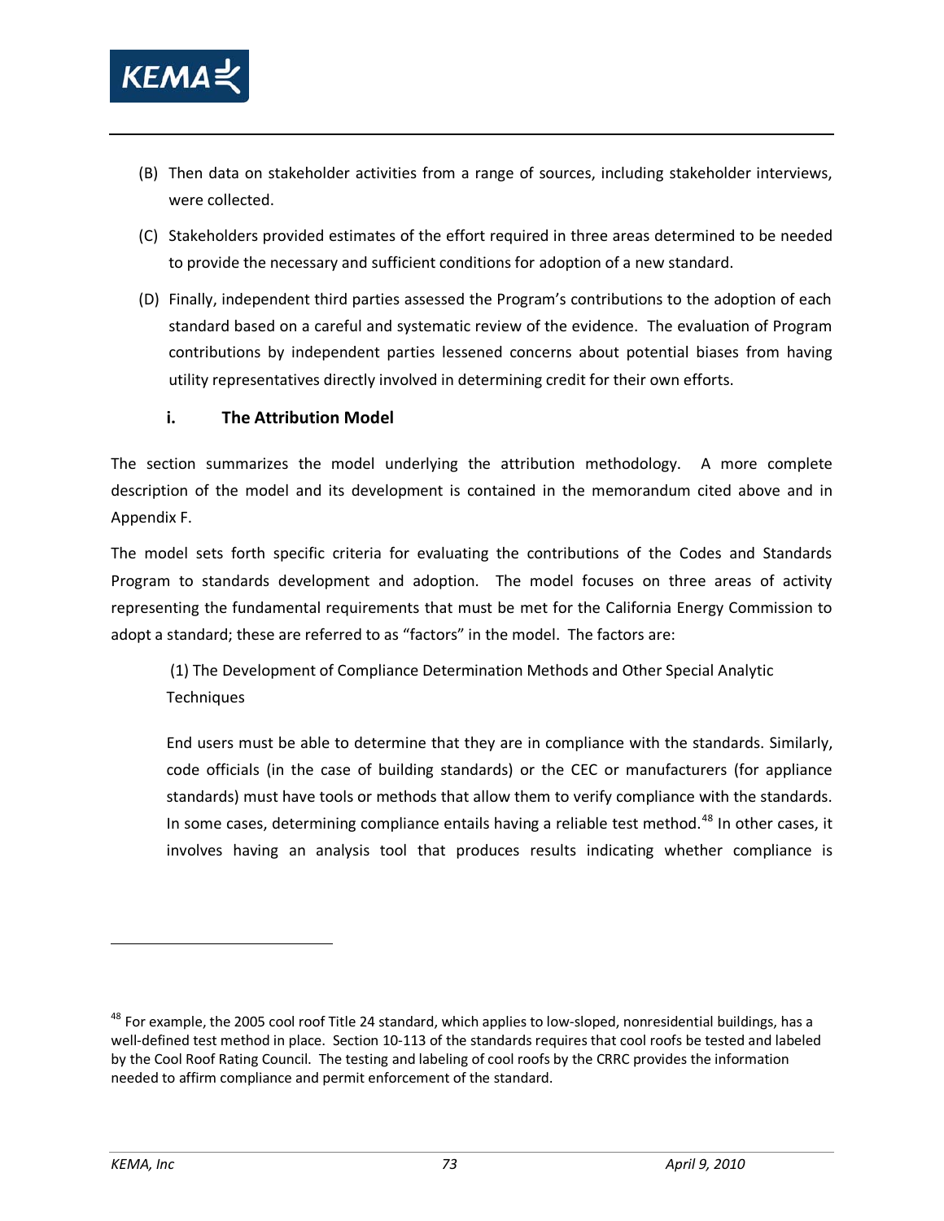(B) Then data on stakeholder activities from a range of sources, including stakeholder interviews, were collected.

(C) Stakeholders provided estimates of the effort required in three areas determined to be needed to provide the necessary and sufficient conditions for adoption of a new standard.

(D) Finally, independent third parties assessed the Program's contributions to the adoption of each standard based on a careful and systematic review of the evidence. The evaluation of Program contributions by independent parties lessened concerns about potential biases from having utility representatives directly involved in determining credit for their own efforts.

#### i. The Attribution Model

The section summarizes the model underlying the attribution methodology. A more complete description of the model and its development is contained in the memorandum cited above and in Appendix F.

The model sets forth specific criteria for evaluating the contributions of the Codes and Standards Program to standards development and adoption. The model focuses on three areas of activity representing the fundamental requirements that must be met for the California Energy Commission to adopt a standard; these are referred to as "factors" in the model. The factors are:

(1) The Development of Compliance Determination Methods and Other Special Analytic Techniques

End users must be able to determine that they are in compliance with the standards. Similarly, code officials (in the case of building standards) or the CEC or manufacturers (for appliance standards) must have tools or methods that allow them to verify compliance with the standards. In some cases, determining compliance entails having a reliable test method.[48] In other cases, it involves having an analysis tool that produces results indicating whether compliance is

---

[48] For example, the 2005 cool roof Title 24 standard, which applies to low-sloped, nonresidential buildings, has a well-defined test method in place. Section 10-113 of the standards requires that cool roofs be tested and labeled by the Cool Roof Rating Council. The testing and labeling of cool roofs by the CRRC provides the information needed to affirm compliance and permit enforcement of the standard.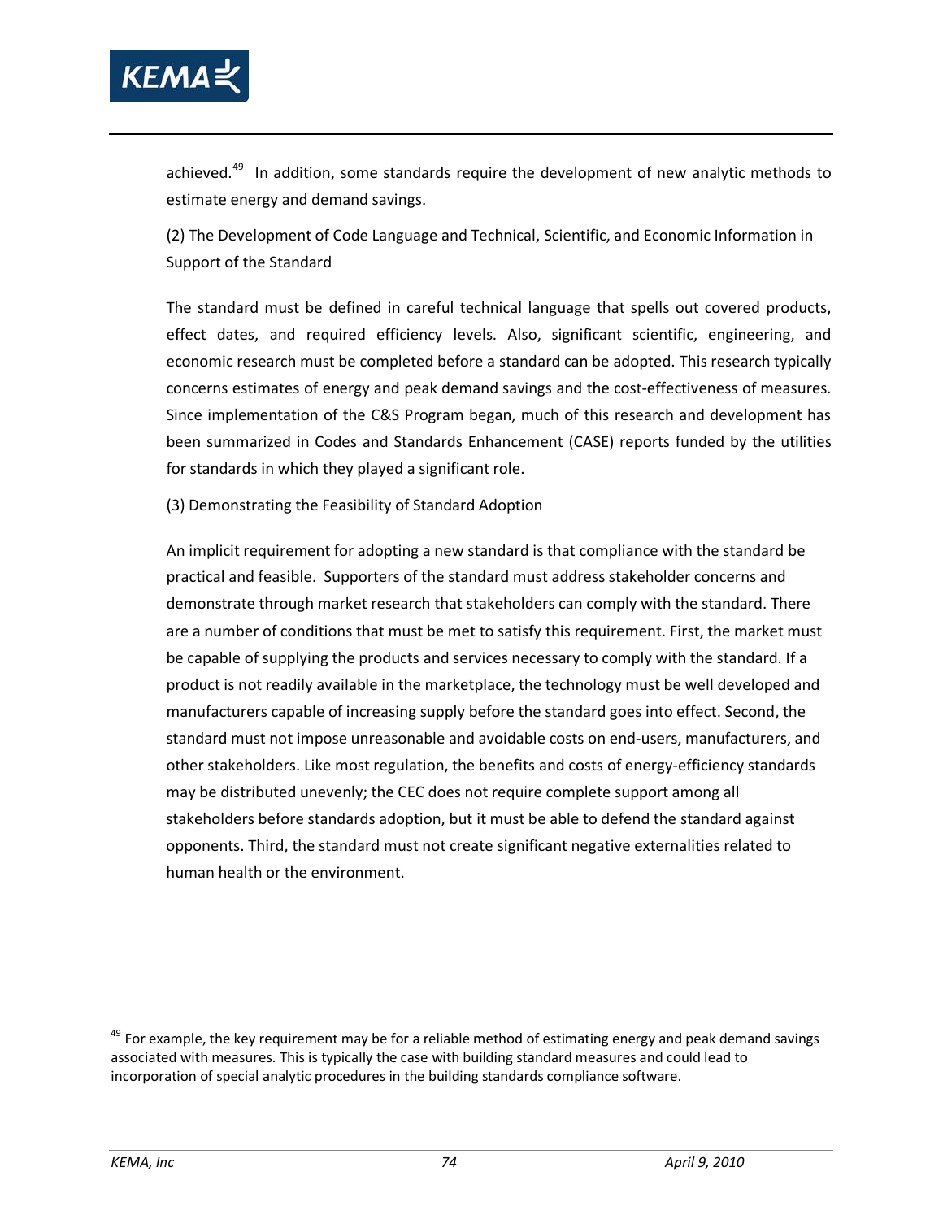achieved.[49] In addition, some standards require the development of new analytic methods to estimate energy and demand savings.

(2) The Development of Code Language and Technical, Scientific, and Economic Information in Support of the Standard

The standard must be defined in careful technical language that spells out covered products, effect dates, and required efficiency levels. Also, significant scientific, engineering, and economic research must be completed before a standard can be adopted. This research typically concerns estimates of energy and peak demand savings and the cost-effectiveness of measures. Since implementation of the C&S Program began, much of this research and development has been summarized in Codes and Standards Enhancement (CASE) reports funded by the utilities for standards in which they played a significant role.

(3) Demonstrating the Feasibility of Standard Adoption

An implicit requirement for adopting a new standard is that compliance with the standard be practical and feasible. Supporters of the standard must address stakeholder concerns and demonstrate through market research that stakeholders can comply with the standard. There are a number of conditions that must be met to satisfy this requirement. First, the market must be capable of supplying the products and services necessary to comply with the standard. If a product is not readily available in the marketplace, the technology must be well developed and manufacturers capable of increasing supply before the standard goes into effect. Second, the standard must not impose unreasonable and avoidable costs on end-users, manufacturers, and other stakeholders. Like most regulation, the benefits and costs of energy-efficiency standards may be distributed unevenly; the CEC does not require complete support among all stakeholders before standards adoption, but it must be able to defend the standard against opponents. Third, the standard must not create significant negative externalities related to human health or the environment.

[49] For example, the key requirement may be for a reliable method of estimating energy and peak demand savings associated with measures. This is typically the case with building standard measures and could lead to incorporation of special analytic procedures in the building standards compliance software.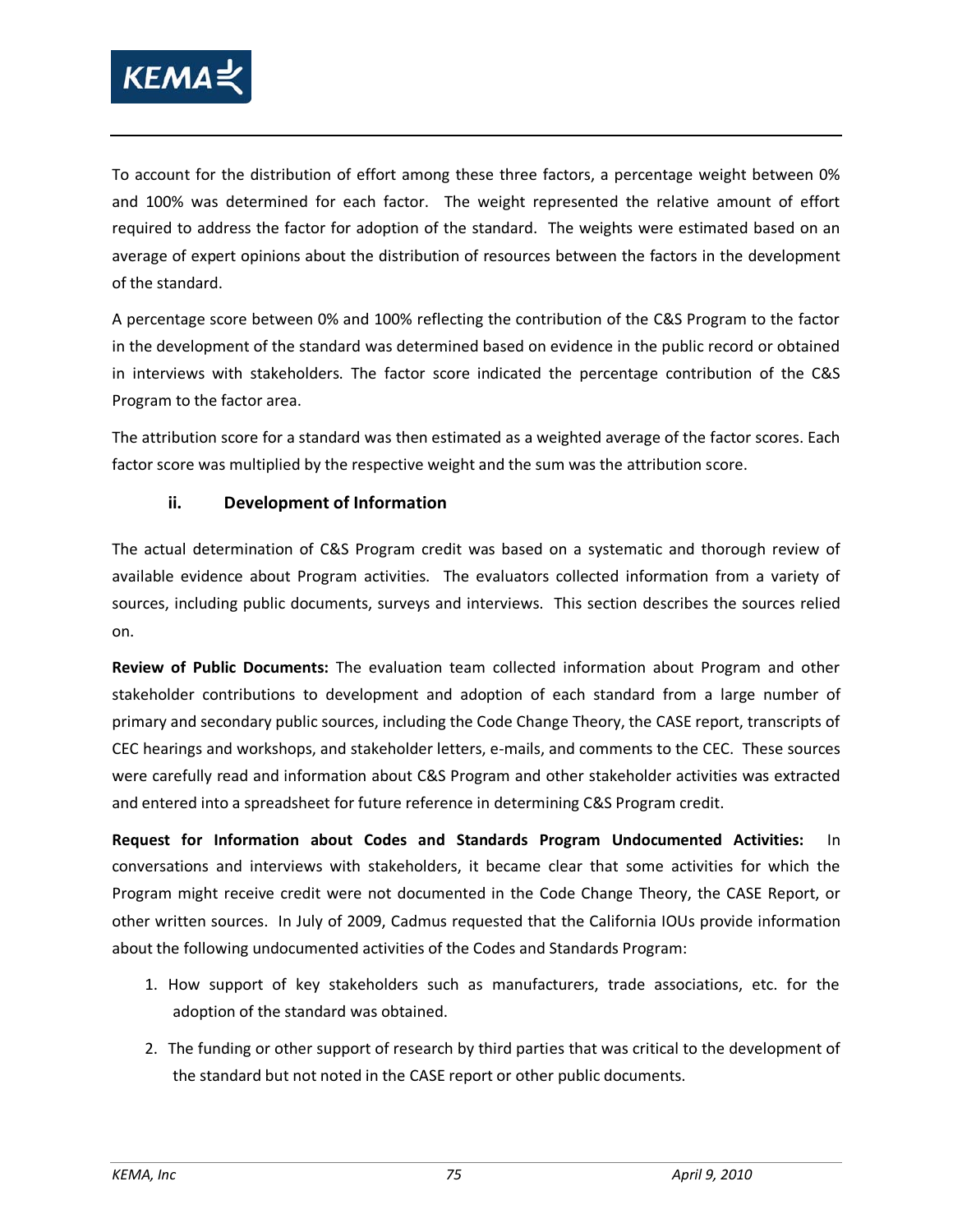To account for the distribution of effort among these three factors, a percentage weight between 0% and 100% was determined for each factor. The weight represented the relative amount of effort required to address the factor for adoption of the standard. The weights were estimated based on an average of expert opinions about the distribution of resources between the factors in the development of the standard.

A percentage score between 0% and 100% reflecting the contribution of the C&S Program to the factor in the development of the standard was determined based on evidence in the public record or obtained in interviews with stakeholders. The factor score indicated the percentage contribution of the C&S Program to the factor area.

The attribution score for a standard was then estimated as a weighted average of the factor scores. Each factor score was multiplied by the respective weight and the sum was the attribution score.

### ii. Development of Information

The actual determination of C&S Program credit was based on a systematic and thorough review of available evidence about Program activities. The evaluators collected information from a variety of sources, including public documents, surveys and interviews. This section describes the sources relied on.

**Review of Public Documents:** The evaluation team collected information about Program and other stakeholder contributions to development and adoption of each standard from a large number of primary and secondary public sources, including the Code Change Theory, the CASE report, transcripts of CEC hearings and workshops, and stakeholder letters, e-mails, and comments to the CEC. These sources were carefully read and information about C&S Program and other stakeholder activities was extracted and entered into a spreadsheet for future reference in determining C&S Program credit.

**Request for Information about Codes and Standards Program Undocumented Activities:** In conversations and interviews with stakeholders, it became clear that some activities for which the Program might receive credit were not documented in the Code Change Theory, the CASE Report, or other written sources. In July of 2009, Cadmus requested that the California IOUs provide information about the following undocumented activities of the Codes and Standards Program:

1. How support of key stakeholders such as manufacturers, trade associations, etc. for the adoption of the standard was obtained.
2. The funding or other support of research by third parties that was critical to the development of the standard but not noted in the CASE report or other public documents.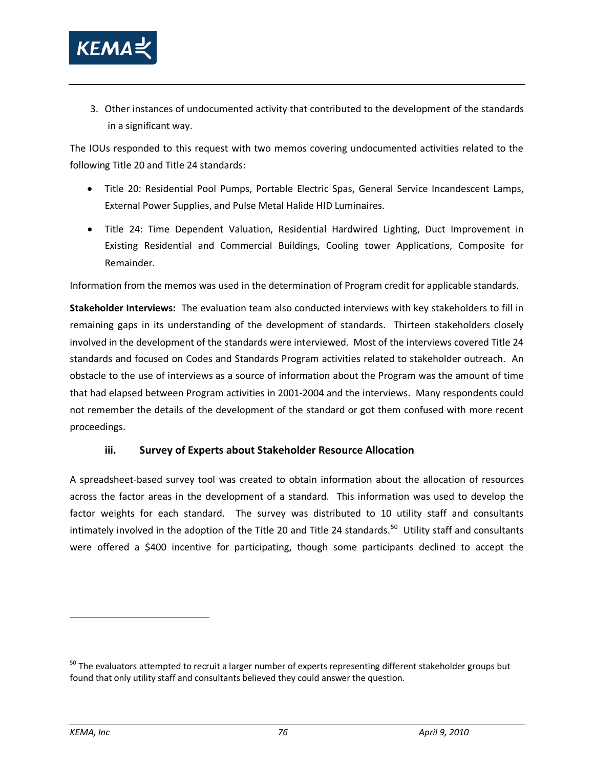3. Other instances of undocumented activity that contributed to the development of the standards in a significant way.

The IOUs responded to this request with two memos covering undocumented activities related to the following Title 20 and Title 24 standards:

- Title 20: Residential Pool Pumps, Portable Electric Spas, General Service Incandescent Lamps, External Power Supplies, and Pulse Metal Halide HID Luminaires.
- Title 24: Time Dependent Valuation, Residential Hardwired Lighting, Duct Improvement in Existing Residential and Commercial Buildings, Cooling tower Applications, Composite for Remainder.

Information from the memos was used in the determination of Program credit for applicable standards.

**Stakeholder Interviews:** The evaluation team also conducted interviews with key stakeholders to fill in remaining gaps in its understanding of the development of standards. Thirteen stakeholders closely involved in the development of the standards were interviewed. Most of the interviews covered Title 24 standards and focused on Codes and Standards Program activities related to stakeholder outreach. An obstacle to the use of interviews as a source of information about the Program was the amount of time that had elapsed between Program activities in 2001-2004 and the interviews. Many respondents could not remember the details of the development of the standard or got them confused with more recent proceedings.

#### iii. Survey of Experts about Stakeholder Resource Allocation

A spreadsheet-based survey tool was created to obtain information about the allocation of resources across the factor areas in the development of a standard. This information was used to develop the factor weights for each standard. The survey was distributed to 10 utility staff and consultants intimately involved in the adoption of the Title 20 and Title 24 standards.[50] Utility staff and consultants were offered a $400 incentive for participating, though some participants declined to accept the

[50] The evaluators attempted to recruit a larger number of experts representing different stakeholder groups but found that only utility staff and consultants believed they could answer the question.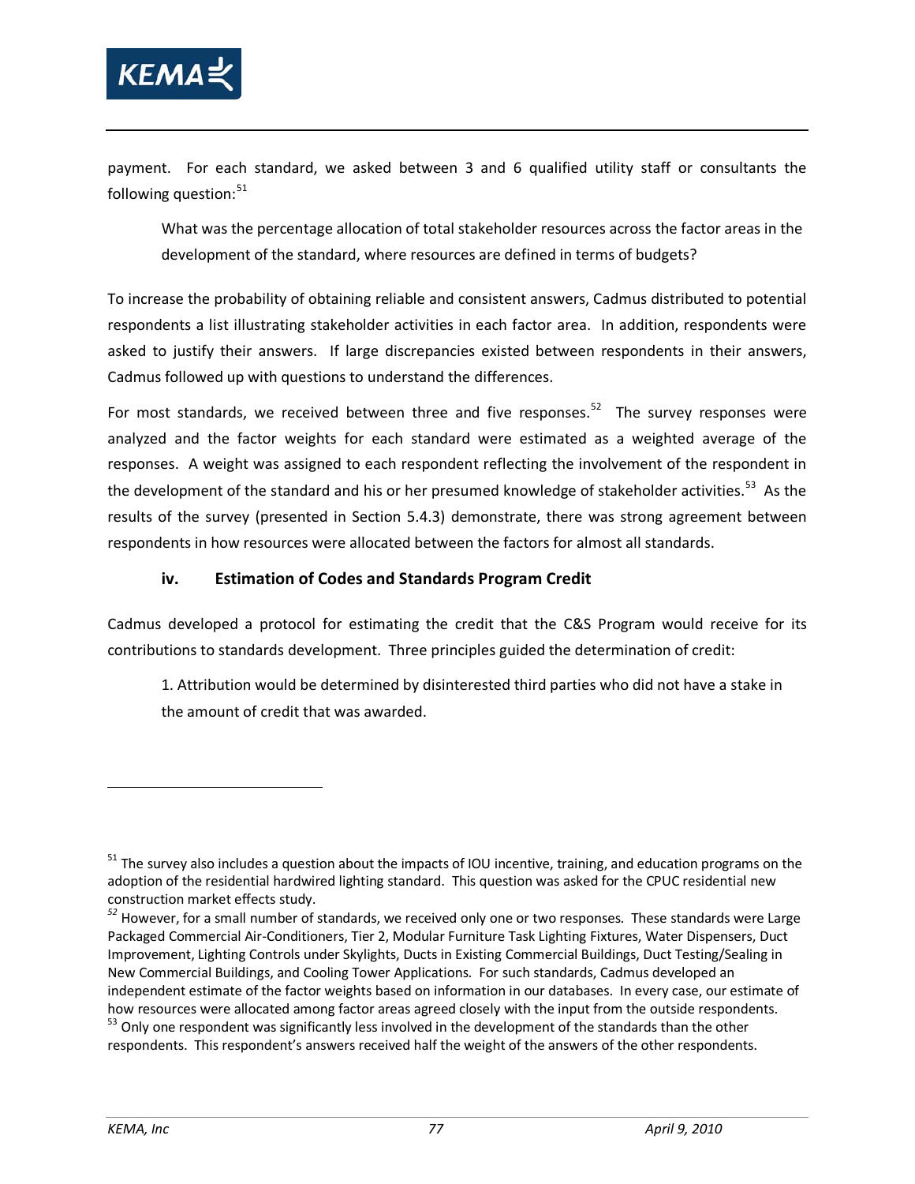payment. For each standard, we asked between 3 and 6 qualified utility staff or consultants the following question:[51]

> What was the percentage allocation of total stakeholder resources across the factor areas in the development of the standard, where resources are defined in terms of budgets?

To increase the probability of obtaining reliable and consistent answers, Cadmus distributed to potential respondents a list illustrating stakeholder activities in each factor area. In addition, respondents were asked to justify their answers. If large discrepancies existed between respondents in their answers, Cadmus followed up with questions to understand the differences.

For most standards, we received between three and five responses.[52] The survey responses were analyzed and the factor weights for each standard were estimated as a weighted average of the responses. A weight was assigned to each respondent reflecting the involvement of the respondent in the development of the standard and his or her presumed knowledge of stakeholder activities.[53] As the results of the survey (presented in Section 5.4.3) demonstrate, there was strong agreement between respondents in how resources were allocated between the factors for almost all standards.

#### iv. Estimation of Codes and Standards Program Credit

Cadmus developed a protocol for estimating the credit that the C&S Program would receive for its contributions to standards development. Three principles guided the determination of credit:

> 1. Attribution would be determined by disinterested third parties who did not have a stake in the amount of credit that was awarded.

---

[51] The survey also includes a question about the impacts of IOU incentive, training, and education programs on the adoption of the residential hardwired lighting standard. This question was asked for the CPUC residential new construction market effects study.

[52] However, for a small number of standards, we received only one or two responses. These standards were Large Packaged Commercial Air-Conditioners, Tier 2, Modular Furniture Task Lighting Fixtures, Water Dispensers, Duct Improvement, Lighting Controls under Skylights, Ducts in Existing Commercial Buildings, Duct Testing/Sealing in New Commercial Buildings, and Cooling Tower Applications. For such standards, Cadmus developed an independent estimate of the factor weights based on information in our databases. In every case, our estimate of how resources were allocated among factor areas agreed closely with the input from the outside respondents.

[53] Only one respondent was significantly less involved in the development of the standards than the other respondents. This respondent's answers received half the weight of the answers of the other respondents.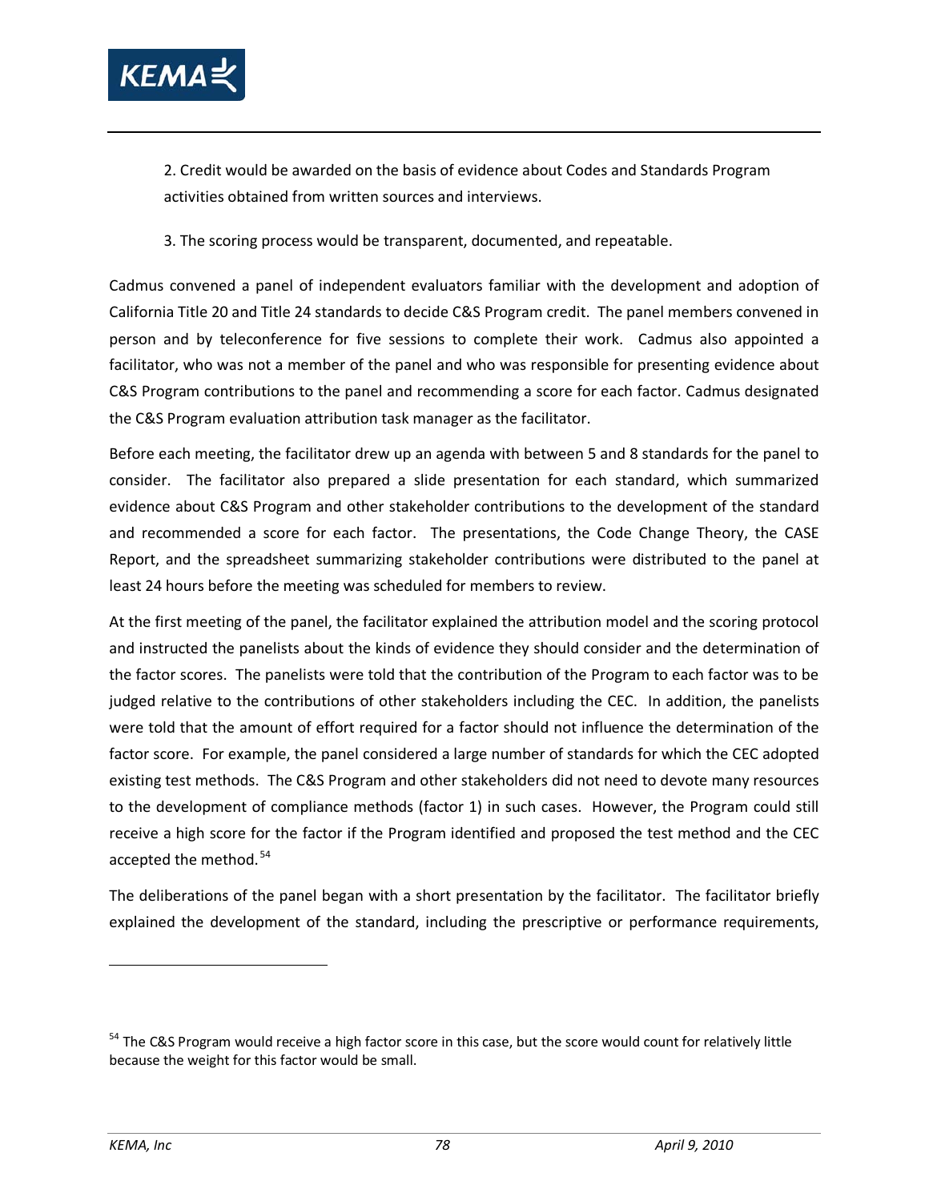2. Credit would be awarded on the basis of evidence about Codes and Standards Program activities obtained from written sources and interviews.

3. The scoring process would be transparent, documented, and repeatable.

Cadmus convened a panel of independent evaluators familiar with the development and adoption of California Title 20 and Title 24 standards to decide C&S Program credit. The panel members convened in person and by teleconference for five sessions to complete their work. Cadmus also appointed a facilitator, who was not a member of the panel and who was responsible for presenting evidence about C&S Program contributions to the panel and recommending a score for each factor. Cadmus designated the C&S Program evaluation attribution task manager as the facilitator.

Before each meeting, the facilitator drew up an agenda with between 5 and 8 standards for the panel to consider. The facilitator also prepared a slide presentation for each standard, which summarized evidence about C&S Program and other stakeholder contributions to the development of the standard and recommended a score for each factor. The presentations, the Code Change Theory, the CASE Report, and the spreadsheet summarizing stakeholder contributions were distributed to the panel at least 24 hours before the meeting was scheduled for members to review.

At the first meeting of the panel, the facilitator explained the attribution model and the scoring protocol and instructed the panelists about the kinds of evidence they should consider and the determination of the factor scores. The panelists were told that the contribution of the Program to each factor was to be judged relative to the contributions of other stakeholders including the CEC. In addition, the panelists were told that the amount of effort required for a factor should not influence the determination of the factor score. For example, the panel considered a large number of standards for which the CEC adopted existing test methods. The C&S Program and other stakeholders did not need to devote many resources to the development of compliance methods (factor 1) in such cases. However, the Program could still receive a high score for the factor if the Program identified and proposed the test method and the CEC accepted the method.[54]

The deliberations of the panel began with a short presentation by the facilitator. The facilitator briefly explained the development of the standard, including the prescriptive or performance requirements,

[54] The C&S Program would receive a high factor score in this case, but the score would count for relatively little because the weight for this factor would be small.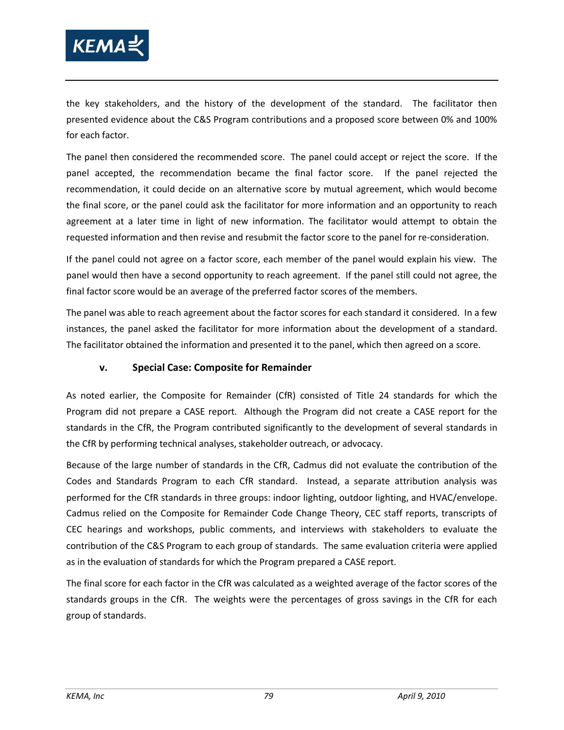the key stakeholders, and the history of the development of the standard. The facilitator then presented evidence about the C&S Program contributions and a proposed score between 0% and 100% for each factor.

The panel then considered the recommended score. The panel could accept or reject the score. If the panel accepted, the recommendation became the final factor score. If the panel rejected the recommendation, it could decide on an alternative score by mutual agreement, which would become the final score, or the panel could ask the facilitator for more information and an opportunity to reach agreement at a later time in light of new information. The facilitator would attempt to obtain the requested information and then revise and resubmit the factor score to the panel for re-consideration.

If the panel could not agree on a factor score, each member of the panel would explain his view. The panel would then have a second opportunity to reach agreement. If the panel still could not agree, the final factor score would be an average of the preferred factor scores of the members.

The panel was able to reach agreement about the factor scores for each standard it considered. In a few instances, the panel asked the facilitator for more information about the development of a standard. The facilitator obtained the information and presented it to the panel, which then agreed on a score.

#### v. Special Case: Composite for Remainder

As noted earlier, the Composite for Remainder (CfR) consisted of Title 24 standards for which the Program did not prepare a CASE report. Although the Program did not create a CASE report for the standards in the CfR, the Program contributed significantly to the development of several standards in the CfR by performing technical analyses, stakeholder outreach, or advocacy.

Because of the large number of standards in the CfR, Cadmus did not evaluate the contribution of the Codes and Standards Program to each CfR standard. Instead, a separate attribution analysis was performed for the CfR standards in three groups: indoor lighting, outdoor lighting, and HVAC/envelope. Cadmus relied on the Composite for Remainder Code Change Theory, CEC staff reports, transcripts of CEC hearings and workshops, public comments, and interviews with stakeholders to evaluate the contribution of the C&S Program to each group of standards. The same evaluation criteria were applied as in the evaluation of standards for which the Program prepared a CASE report.

The final score for each factor in the CfR was calculated as a weighted average of the factor scores of the standards groups in the CfR. The weights were the percentages of gross savings in the CfR for each group of standards.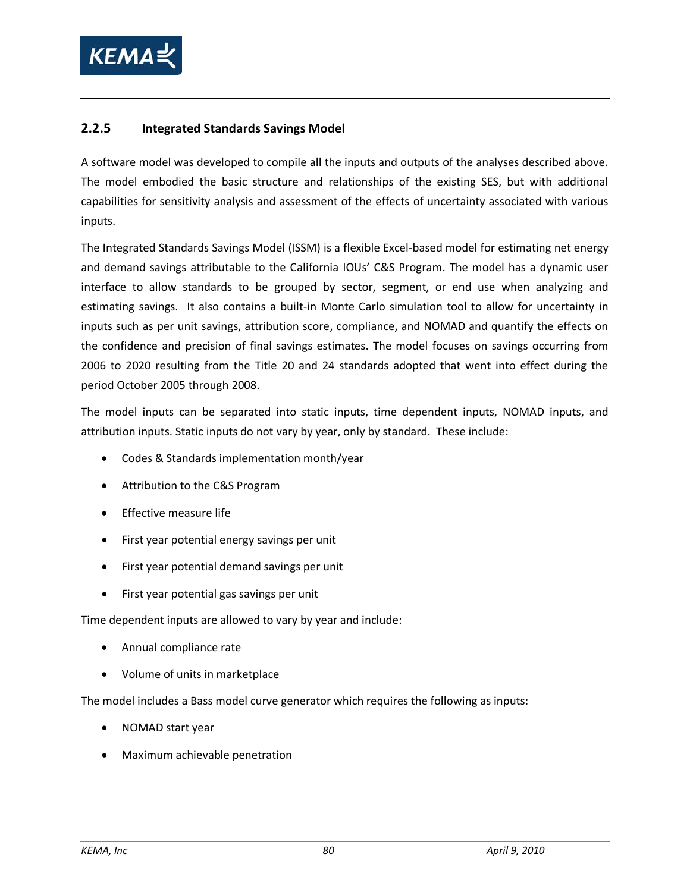### 2.2.5 Integrated Standards Savings Model

A software model was developed to compile all the inputs and outputs of the analyses described above. The model embodied the basic structure and relationships of the existing SES, but with additional capabilities for sensitivity analysis and assessment of the effects of uncertainty associated with various inputs.

The Integrated Standards Savings Model (ISSM) is a flexible Excel-based model for estimating net energy and demand savings attributable to the California IOUs' C&S Program. The model has a dynamic user interface to allow standards to be grouped by sector, segment, or end use when analyzing and estimating savings. It also contains a built-in Monte Carlo simulation tool to allow for uncertainty in inputs such as per unit savings, attribution score, compliance, and NOMAD and quantify the effects on the confidence and precision of final savings estimates. The model focuses on savings occurring from 2006 to 2020 resulting from the Title 20 and 24 standards adopted that went into effect during the period October 2005 through 2008.

The model inputs can be separated into static inputs, time dependent inputs, NOMAD inputs, and attribution inputs. Static inputs do not vary by year, only by standard. These include:

- Codes & Standards implementation month/year
- Attribution to the C&S Program
- Effective measure life
- First year potential energy savings per unit
- First year potential demand savings per unit
- First year potential gas savings per unit

Time dependent inputs are allowed to vary by year and include:

- Annual compliance rate
- Volume of units in marketplace

The model includes a Bass model curve generator which requires the following as inputs:

- NOMAD start year
- Maximum achievable penetration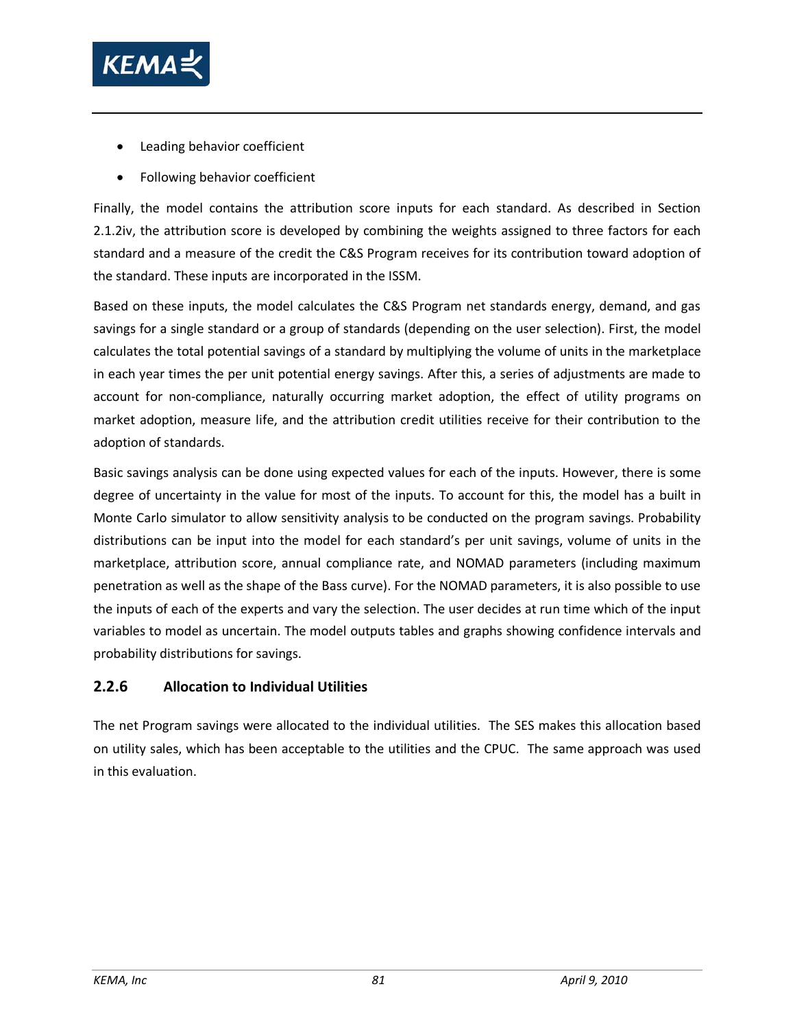- Leading behavior coefficient
- Following behavior coefficient

Finally, the model contains the attribution score inputs for each standard. As described in Section 2.1.2iv, the attribution score is developed by combining the weights assigned to three factors for each standard and a measure of the credit the C&S Program receives for its contribution toward adoption of the standard. These inputs are incorporated in the ISSM.

Based on these inputs, the model calculates the C&S Program net standards energy, demand, and gas savings for a single standard or a group of standards (depending on the user selection). First, the model calculates the total potential savings of a standard by multiplying the volume of units in the marketplace in each year times the per unit potential energy savings. After this, a series of adjustments are made to account for non-compliance, naturally occurring market adoption, the effect of utility programs on market adoption, measure life, and the attribution credit utilities receive for their contribution to the adoption of standards.

Basic savings analysis can be done using expected values for each of the inputs. However, there is some degree of uncertainty in the value for most of the inputs. To account for this, the model has a built in Monte Carlo simulator to allow sensitivity analysis to be conducted on the program savings. Probability distributions can be input into the model for each standard's per unit savings, volume of units in the marketplace, attribution score, annual compliance rate, and NOMAD parameters (including maximum penetration as well as the shape of the Bass curve). For the NOMAD parameters, it is also possible to use the inputs of each of the experts and vary the selection. The user decides at run time which of the input variables to model as uncertain. The model outputs tables and graphs showing confidence intervals and probability distributions for savings.

### 2.2.6 Allocation to Individual Utilities

The net Program savings were allocated to the individual utilities. The SES makes this allocation based on utility sales, which has been acceptable to the utilities and the CPUC. The same approach was used in this evaluation.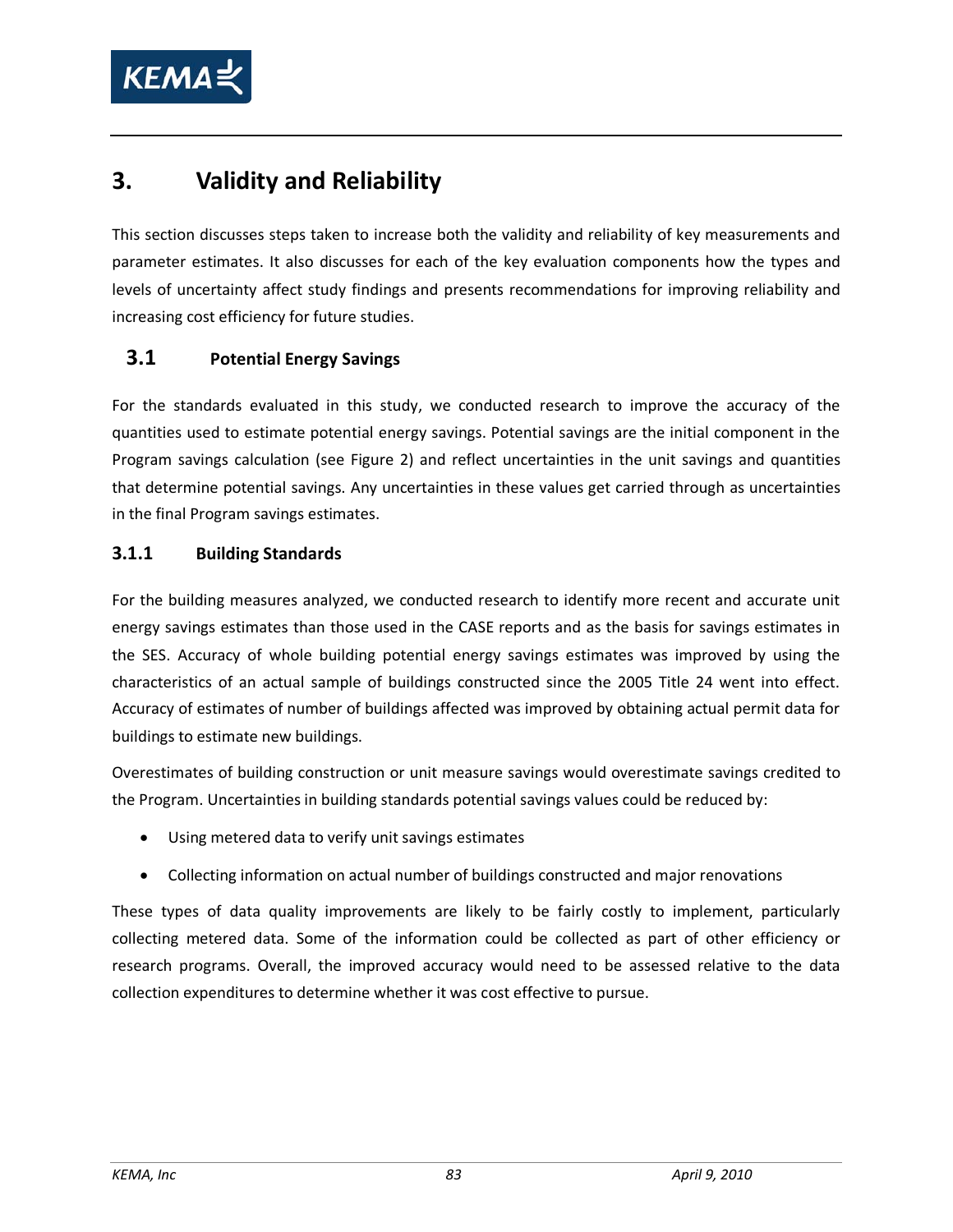# 3. Validity and Reliability

This section discusses steps taken to increase both the validity and reliability of key measurements and parameter estimates. It also discusses for each of the key evaluation components how the types and levels of uncertainty affect study findings and presents recommendations for improving reliability and increasing cost efficiency for future studies.

## 3.1 Potential Energy Savings

For the standards evaluated in this study, we conducted research to improve the accuracy of the quantities used to estimate potential energy savings. Potential savings are the initial component in the Program savings calculation (see Figure 2) and reflect uncertainties in the unit savings and quantities that determine potential savings. Any uncertainties in these values get carried through as uncertainties in the final Program savings estimates.

### 3.1.1 Building Standards

For the building measures analyzed, we conducted research to identify more recent and accurate unit energy savings estimates than those used in the CASE reports and as the basis for savings estimates in the SES. Accuracy of whole building potential energy savings estimates was improved by using the characteristics of an actual sample of buildings constructed since the 2005 Title 24 went into effect. Accuracy of estimates of number of buildings affected was improved by obtaining actual permit data for buildings to estimate new buildings.

Overestimates of building construction or unit measure savings would overestimate savings credited to the Program. Uncertainties in building standards potential savings values could be reduced by:

- Using metered data to verify unit savings estimates
- Collecting information on actual number of buildings constructed and major renovations

These types of data quality improvements are likely to be fairly costly to implement, particularly collecting metered data. Some of the information could be collected as part of other efficiency or research programs. Overall, the improved accuracy would need to be assessed relative to the data collection expenditures to determine whether it was cost effective to pursue.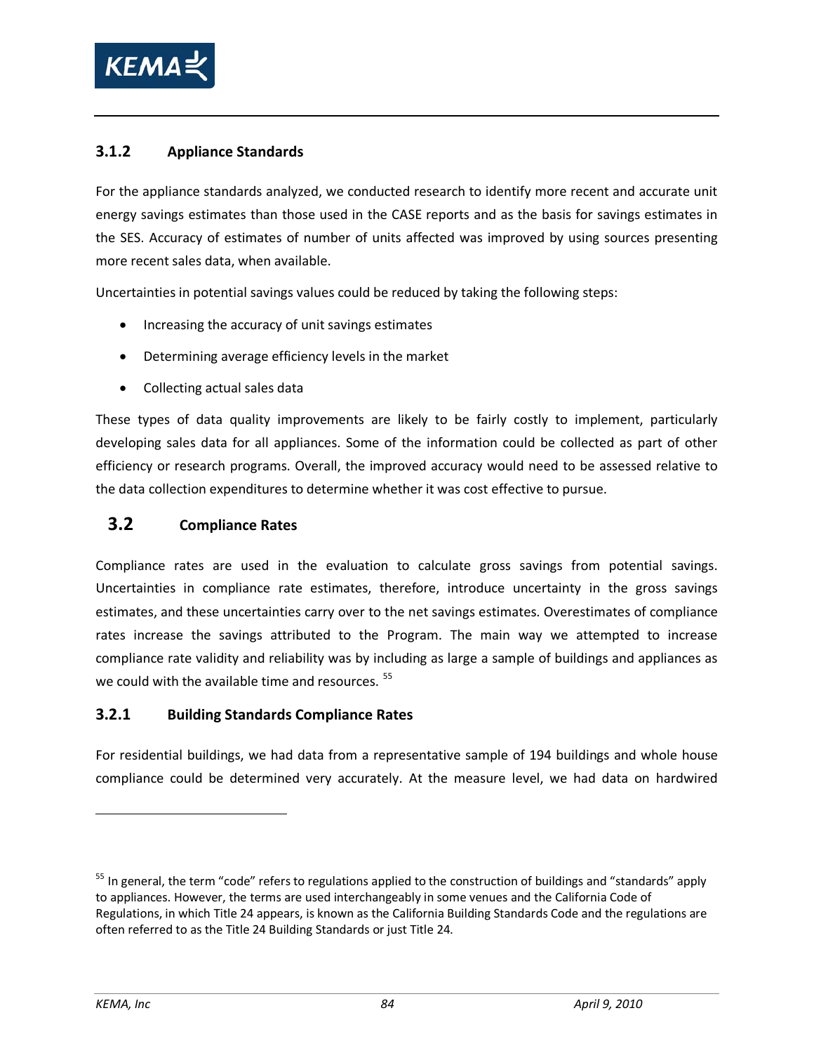### 3.1.2 Appliance Standards

For the appliance standards analyzed, we conducted research to identify more recent and accurate unit energy savings estimates than those used in the CASE reports and as the basis for savings estimates in the SES. Accuracy of estimates of number of units affected was improved by using sources presenting more recent sales data, when available.

Uncertainties in potential savings values could be reduced by taking the following steps:

- Increasing the accuracy of unit savings estimates
- Determining average efficiency levels in the market
- Collecting actual sales data

These types of data quality improvements are likely to be fairly costly to implement, particularly developing sales data for all appliances. Some of the information could be collected as part of other efficiency or research programs. Overall, the improved accuracy would need to be assessed relative to the data collection expenditures to determine whether it was cost effective to pursue.

## 3.2 Compliance Rates

Compliance rates are used in the evaluation to calculate gross savings from potential savings. Uncertainties in compliance rate estimates, therefore, introduce uncertainty in the gross savings estimates, and these uncertainties carry over to the net savings estimates. Overestimates of compliance rates increase the savings attributed to the Program. The main way we attempted to increase compliance rate validity and reliability was by including as large a sample of buildings and appliances as we could with the available time and resources. [55]

### 3.2.1 Building Standards Compliance Rates

For residential buildings, we had data from a representative sample of 194 buildings and whole house compliance could be determined very accurately. At the measure level, we had data on hardwired

[55] In general, the term "code" refers to regulations applied to the construction of buildings and "standards" apply to appliances. However, the terms are used interchangeably in some venues and the California Code of Regulations, in which Title 24 appears, is known as the California Building Standards Code and the regulations are often referred to as the Title 24 Building Standards or just Title 24.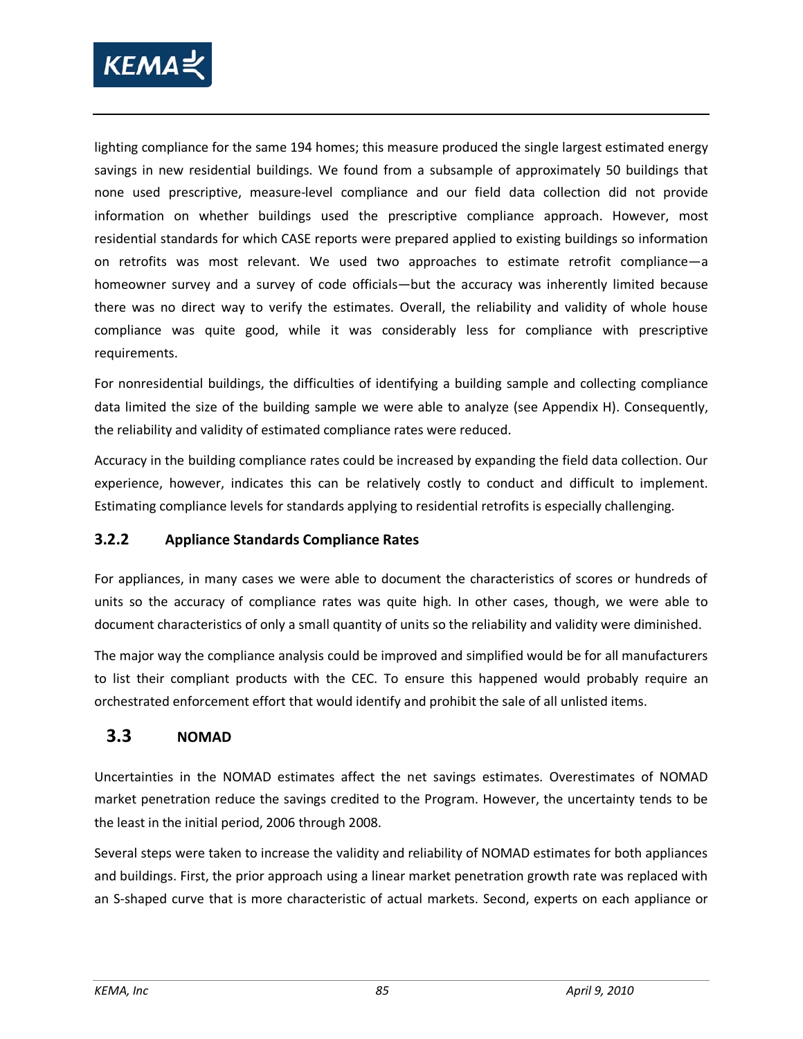lighting compliance for the same 194 homes; this measure produced the single largest estimated energy savings in new residential buildings. We found from a subsample of approximately 50 buildings that none used prescriptive, measure-level compliance and our field data collection did not provide information on whether buildings used the prescriptive compliance approach. However, most residential standards for which CASE reports were prepared applied to existing buildings so information on retrofits was most relevant. We used two approaches to estimate retrofit compliance—a homeowner survey and a survey of code officials—but the accuracy was inherently limited because there was no direct way to verify the estimates. Overall, the reliability and validity of whole house compliance was quite good, while it was considerably less for compliance with prescriptive requirements.

For nonresidential buildings, the difficulties of identifying a building sample and collecting compliance data limited the size of the building sample we were able to analyze (see Appendix H). Consequently, the reliability and validity of estimated compliance rates were reduced.

Accuracy in the building compliance rates could be increased by expanding the field data collection. Our experience, however, indicates this can be relatively costly to conduct and difficult to implement. Estimating compliance levels for standards applying to residential retrofits is especially challenging.

### 3.2.2 Appliance Standards Compliance Rates

For appliances, in many cases we were able to document the characteristics of scores or hundreds of units so the accuracy of compliance rates was quite high. In other cases, though, we were able to document characteristics of only a small quantity of units so the reliability and validity were diminished.

The major way the compliance analysis could be improved and simplified would be for all manufacturers to list their compliant products with the CEC. To ensure this happened would probably require an orchestrated enforcement effort that would identify and prohibit the sale of all unlisted items.

## 3.3 NOMAD

Uncertainties in the NOMAD estimates affect the net savings estimates. Overestimates of NOMAD market penetration reduce the savings credited to the Program. However, the uncertainty tends to be the least in the initial period, 2006 through 2008.

Several steps were taken to increase the validity and reliability of NOMAD estimates for both appliances and buildings. First, the prior approach using a linear market penetration growth rate was replaced with an S-shaped curve that is more characteristic of actual markets. Second, experts on each appliance or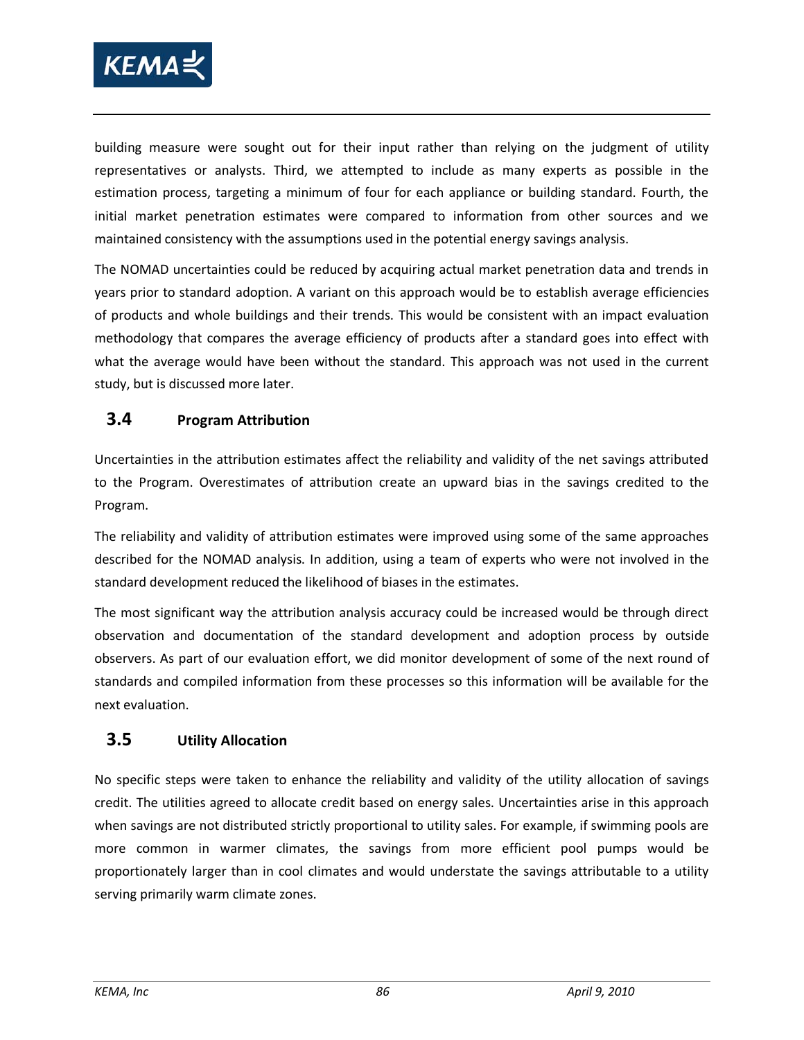building measure were sought out for their input rather than relying on the judgment of utility representatives or analysts. Third, we attempted to include as many experts as possible in the estimation process, targeting a minimum of four for each appliance or building standard. Fourth, the initial market penetration estimates were compared to information from other sources and we maintained consistency with the assumptions used in the potential energy savings analysis.

The NOMAD uncertainties could be reduced by acquiring actual market penetration data and trends in years prior to standard adoption. A variant on this approach would be to establish average efficiencies of products and whole buildings and their trends. This would be consistent with an impact evaluation methodology that compares the average efficiency of products after a standard goes into effect with what the average would have been without the standard. This approach was not used in the current study, but is discussed more later.

## 3.4 Program Attribution

Uncertainties in the attribution estimates affect the reliability and validity of the net savings attributed to the Program. Overestimates of attribution create an upward bias in the savings credited to the Program.

The reliability and validity of attribution estimates were improved using some of the same approaches described for the NOMAD analysis. In addition, using a team of experts who were not involved in the standard development reduced the likelihood of biases in the estimates.

The most significant way the attribution analysis accuracy could be increased would be through direct observation and documentation of the standard development and adoption process by outside observers. As part of our evaluation effort, we did monitor development of some of the next round of standards and compiled information from these processes so this information will be available for the next evaluation.

## 3.5 Utility Allocation

No specific steps were taken to enhance the reliability and validity of the utility allocation of savings credit. The utilities agreed to allocate credit based on energy sales. Uncertainties arise in this approach when savings are not distributed strictly proportional to utility sales. For example, if swimming pools are more common in warmer climates, the savings from more efficient pool pumps would be proportionately larger than in cool climates and would understate the savings attributable to a utility serving primarily warm climate zones.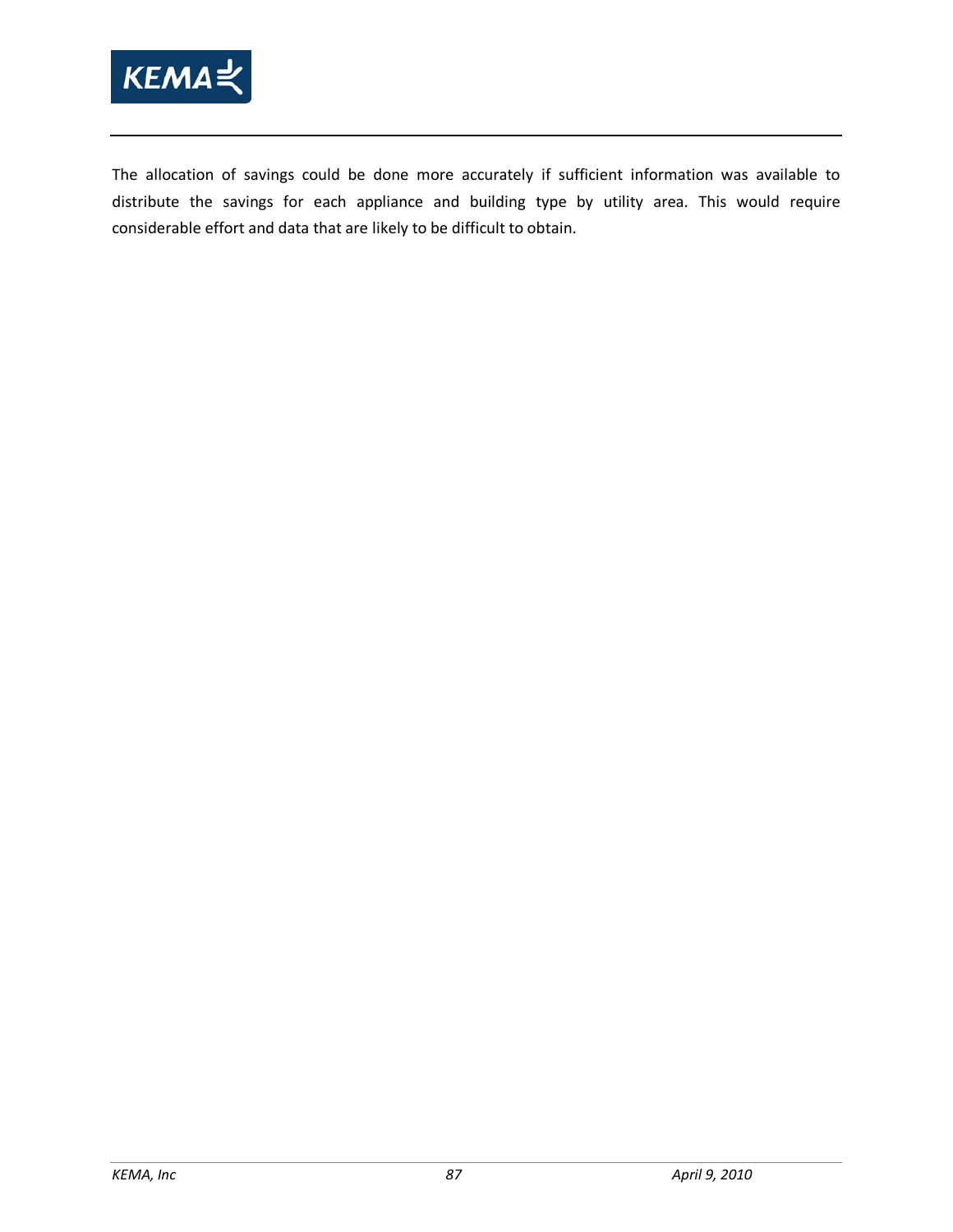The allocation of savings could be done more accurately if sufficient information was available to distribute the savings for each appliance and building type by utility area. This would require considerable effort and data that are likely to be difficult to obtain.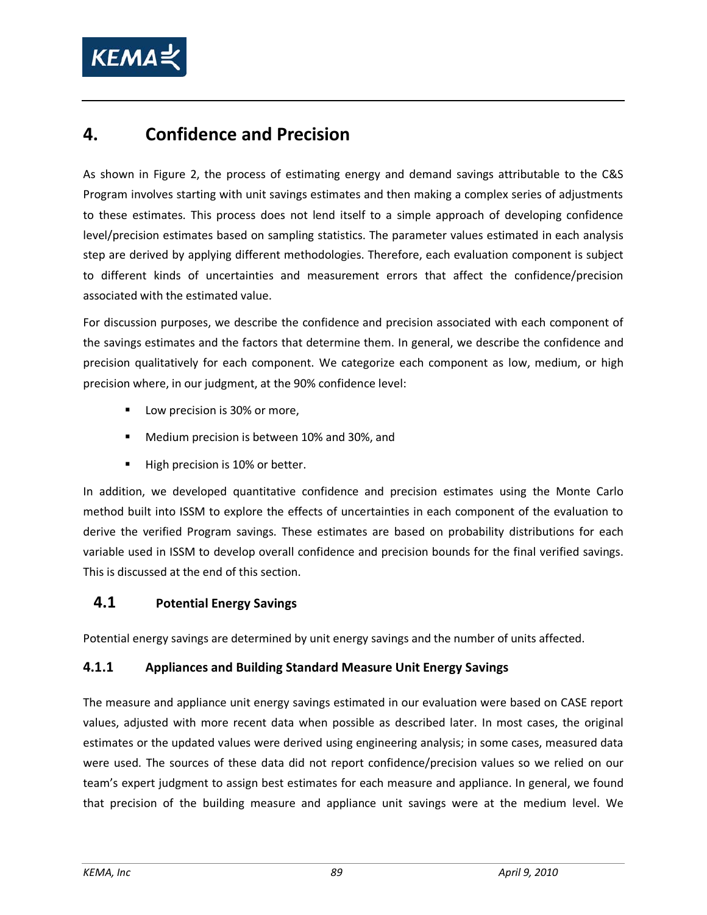# 4. Confidence and Precision

As shown in Figure 2, the process of estimating energy and demand savings attributable to the C&S Program involves starting with unit savings estimates and then making a complex series of adjustments to these estimates. This process does not lend itself to a simple approach of developing confidence level/precision estimates based on sampling statistics. The parameter values estimated in each analysis step are derived by applying different methodologies. Therefore, each evaluation component is subject to different kinds of uncertainties and measurement errors that affect the confidence/precision associated with the estimated value.

For discussion purposes, we describe the confidence and precision associated with each component of the savings estimates and the factors that determine them. In general, we describe the confidence and precision qualitatively for each component. We categorize each component as low, medium, or high precision where, in our judgment, at the 90% confidence level:

- Low precision is 30% or more,
- Medium precision is between 10% and 30%, and
- High precision is 10% or better.

In addition, we developed quantitative confidence and precision estimates using the Monte Carlo method built into ISSM to explore the effects of uncertainties in each component of the evaluation to derive the verified Program savings. These estimates are based on probability distributions for each variable used in ISSM to develop overall confidence and precision bounds for the final verified savings. This is discussed at the end of this section.

## 4.1 Potential Energy Savings

Potential energy savings are determined by unit energy savings and the number of units affected.

### 4.1.1 Appliances and Building Standard Measure Unit Energy Savings

The measure and appliance unit energy savings estimated in our evaluation were based on CASE report values, adjusted with more recent data when possible as described later. In most cases, the original estimates or the updated values were derived using engineering analysis; in some cases, measured data were used. The sources of these data did not report confidence/precision values so we relied on our team's expert judgment to assign best estimates for each measure and appliance. In general, we found that precision of the building measure and appliance unit savings were at the medium level. We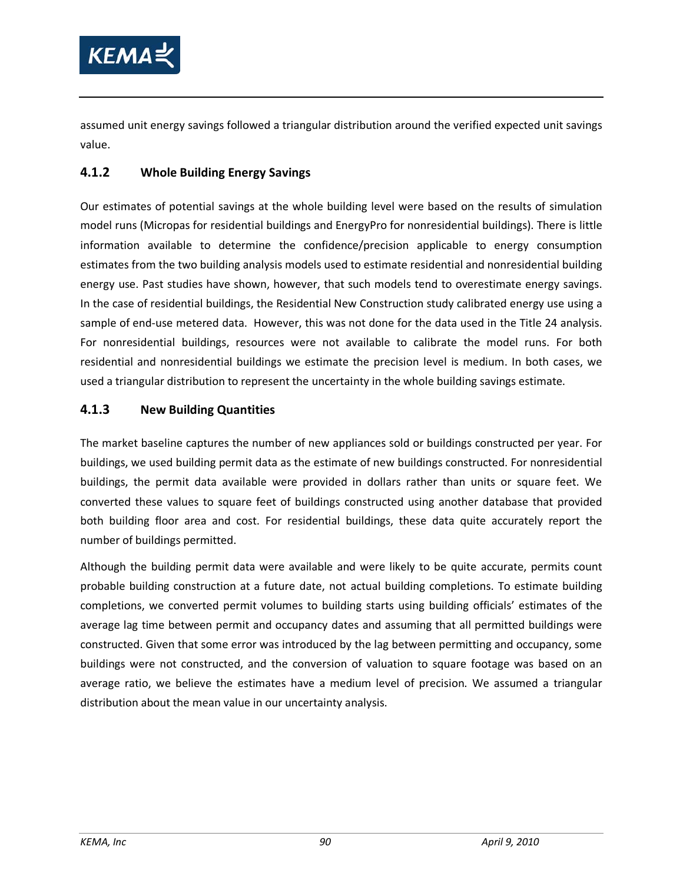assumed unit energy savings followed a triangular distribution around the verified expected unit savings value.

### 4.1.2 Whole Building Energy Savings

Our estimates of potential savings at the whole building level were based on the results of simulation model runs (Micropas for residential buildings and EnergyPro for nonresidential buildings). There is little information available to determine the confidence/precision applicable to energy consumption estimates from the two building analysis models used to estimate residential and nonresidential building energy use. Past studies have shown, however, that such models tend to overestimate energy savings. In the case of residential buildings, the Residential New Construction study calibrated energy use using a sample of end-use metered data. However, this was not done for the data used in the Title 24 analysis. For nonresidential buildings, resources were not available to calibrate the model runs. For both residential and nonresidential buildings we estimate the precision level is medium. In both cases, we used a triangular distribution to represent the uncertainty in the whole building savings estimate.

### 4.1.3 New Building Quantities

The market baseline captures the number of new appliances sold or buildings constructed per year. For buildings, we used building permit data as the estimate of new buildings constructed. For nonresidential buildings, the permit data available were provided in dollars rather than units or square feet. We converted these values to square feet of buildings constructed using another database that provided both building floor area and cost. For residential buildings, these data quite accurately report the number of buildings permitted.

Although the building permit data were available and were likely to be quite accurate, permits count probable building construction at a future date, not actual building completions. To estimate building completions, we converted permit volumes to building starts using building officials' estimates of the average lag time between permit and occupancy dates and assuming that all permitted buildings were constructed. Given that some error was introduced by the lag between permitting and occupancy, some buildings were not constructed, and the conversion of valuation to square footage was based on an average ratio, we believe the estimates have a medium level of precision. We assumed a triangular distribution about the mean value in our uncertainty analysis.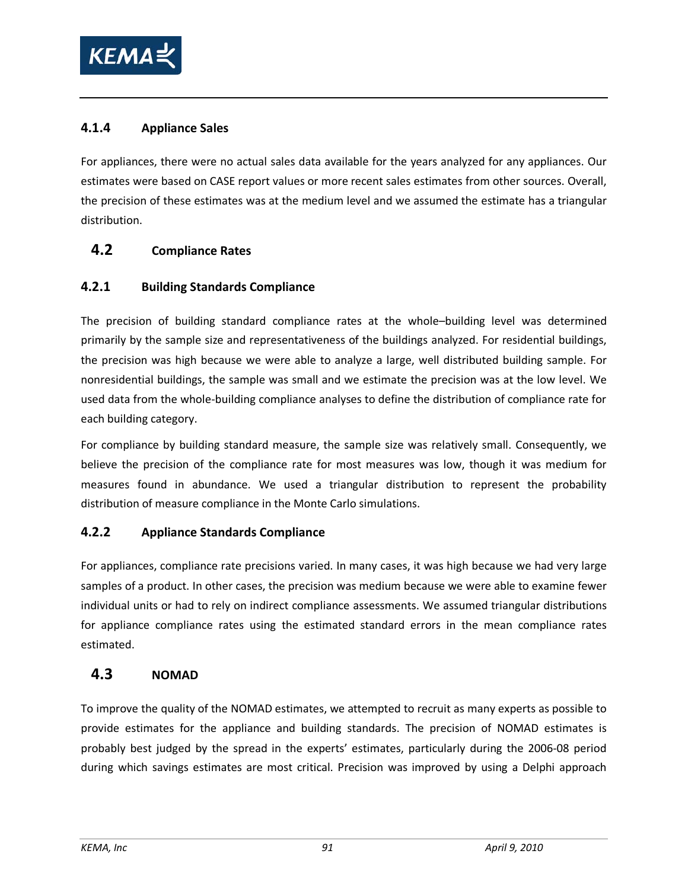### 4.1.4 Appliance Sales

For appliances, there were no actual sales data available for the years analyzed for any appliances. Our estimates were based on CASE report values or more recent sales estimates from other sources. Overall, the precision of these estimates was at the medium level and we assumed the estimate has a triangular distribution.

## 4.2 Compliance Rates

### 4.2.1 Building Standards Compliance

The precision of building standard compliance rates at the whole–building level was determined primarily by the sample size and representativeness of the buildings analyzed. For residential buildings, the precision was high because we were able to analyze a large, well distributed building sample. For nonresidential buildings, the sample was small and we estimate the precision was at the low level. We used data from the whole-building compliance analyses to define the distribution of compliance rate for each building category.

For compliance by building standard measure, the sample size was relatively small. Consequently, we believe the precision of the compliance rate for most measures was low, though it was medium for measures found in abundance. We used a triangular distribution to represent the probability distribution of measure compliance in the Monte Carlo simulations.

### 4.2.2 Appliance Standards Compliance

For appliances, compliance rate precisions varied. In many cases, it was high because we had very large samples of a product. In other cases, the precision was medium because we were able to examine fewer individual units or had to rely on indirect compliance assessments. We assumed triangular distributions for appliance compliance rates using the estimated standard errors in the mean compliance rates estimated.

## 4.3 NOMAD

To improve the quality of the NOMAD estimates, we attempted to recruit as many experts as possible to provide estimates for the appliance and building standards. The precision of NOMAD estimates is probably best judged by the spread in the experts' estimates, particularly during the 2006-08 period during which savings estimates are most critical. Precision was improved by using a Delphi approach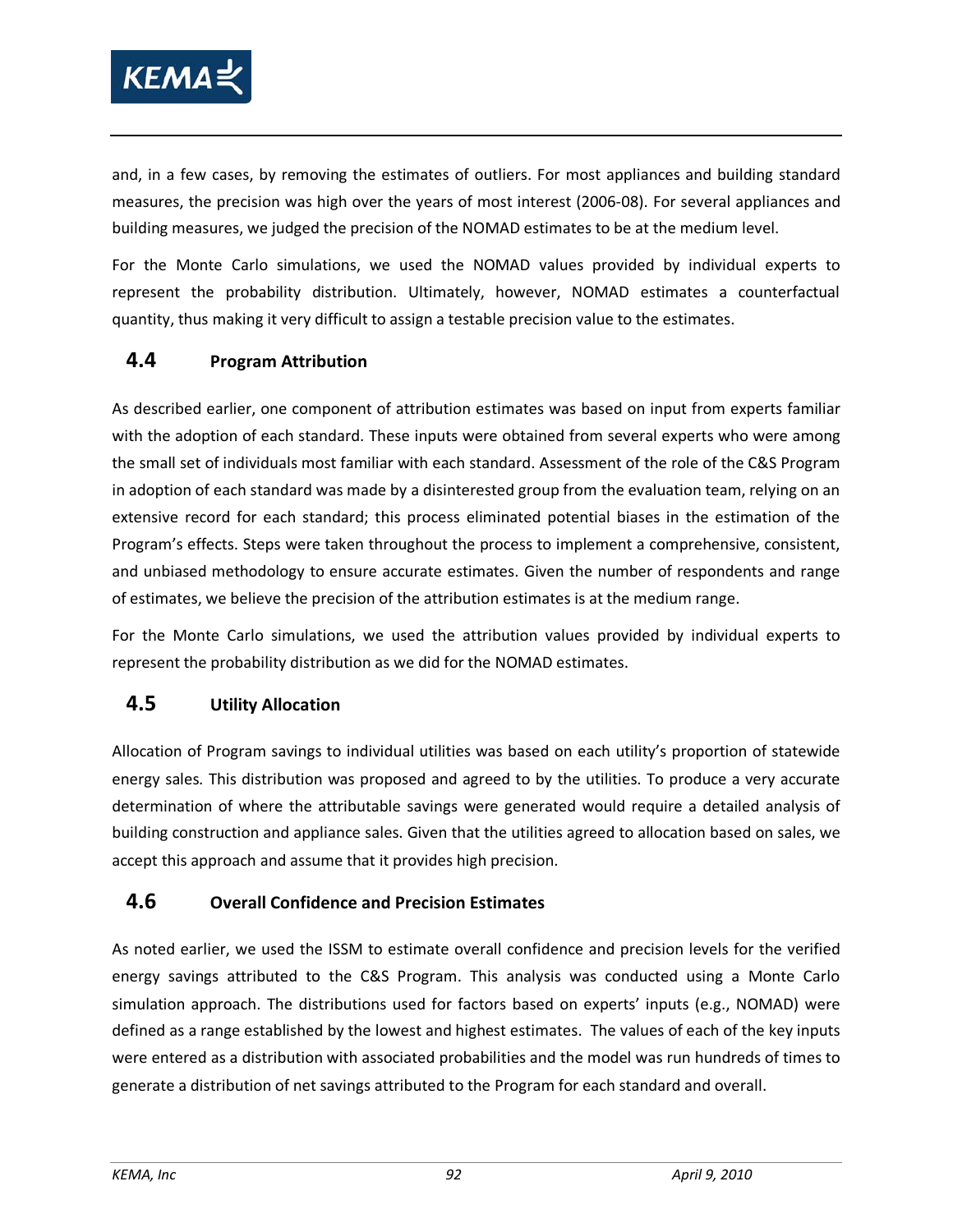and, in a few cases, by removing the estimates of outliers. For most appliances and building standard measures, the precision was high over the years of most interest (2006-08). For several appliances and building measures, we judged the precision of the NOMAD estimates to be at the medium level.

For the Monte Carlo simulations, we used the NOMAD values provided by individual experts to represent the probability distribution. Ultimately, however, NOMAD estimates a counterfactual quantity, thus making it very difficult to assign a testable precision value to the estimates.

## 4.4 Program Attribution

As described earlier, one component of attribution estimates was based on input from experts familiar with the adoption of each standard. These inputs were obtained from several experts who were among the small set of individuals most familiar with each standard. Assessment of the role of the C&S Program in adoption of each standard was made by a disinterested group from the evaluation team, relying on an extensive record for each standard; this process eliminated potential biases in the estimation of the Program's effects. Steps were taken throughout the process to implement a comprehensive, consistent, and unbiased methodology to ensure accurate estimates. Given the number of respondents and range of estimates, we believe the precision of the attribution estimates is at the medium range.

For the Monte Carlo simulations, we used the attribution values provided by individual experts to represent the probability distribution as we did for the NOMAD estimates.

## 4.5 Utility Allocation

Allocation of Program savings to individual utilities was based on each utility's proportion of statewide energy sales. This distribution was proposed and agreed to by the utilities. To produce a very accurate determination of where the attributable savings were generated would require a detailed analysis of building construction and appliance sales. Given that the utilities agreed to allocation based on sales, we accept this approach and assume that it provides high precision.

## 4.6 Overall Confidence and Precision Estimates

As noted earlier, we used the ISSM to estimate overall confidence and precision levels for the verified energy savings attributed to the C&S Program. This analysis was conducted using a Monte Carlo simulation approach. The distributions used for factors based on experts' inputs (e.g., NOMAD) were defined as a range established by the lowest and highest estimates. The values of each of the key inputs were entered as a distribution with associated probabilities and the model was run hundreds of times to generate a distribution of net savings attributed to the Program for each standard and overall.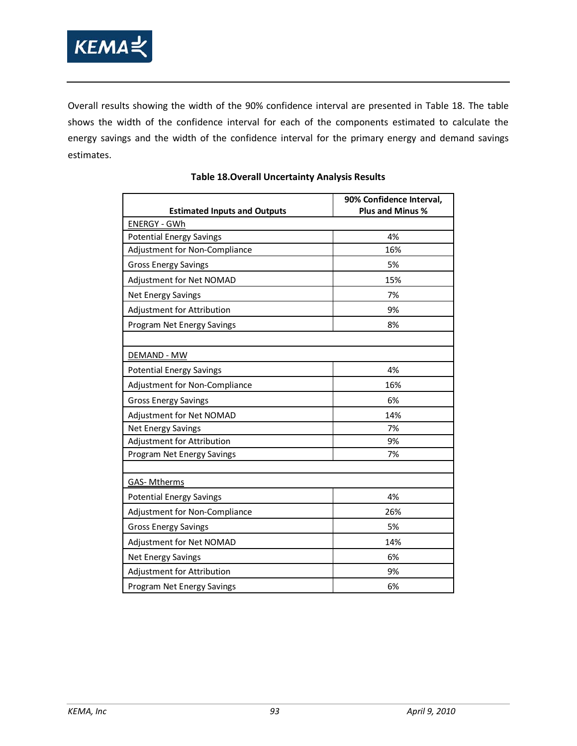Overall results showing the width of the 90% confidence interval are presented in Table 18. The table shows the width of the confidence interval for each of the components estimated to calculate the energy savings and the width of the confidence interval for the primary energy and demand savings estimates.

**Table 18.Overall Uncertainty Analysis Results**

| Estimated Inputs and Outputs | 90% Confidence Interval, Plus and Minus % |
|---|---|
| ENERGY - GWh | |
| Potential Energy Savings | 4% |
| Adjustment for Non-Compliance | 16% |
| Gross Energy Savings | 5% |
| Adjustment for Net NOMAD | 15% |
| Net Energy Savings | 7% |
| Adjustment for Attribution | 9% |
| Program Net Energy Savings | 8% |
| | |
| DEMAND - MW | |
| Potential Energy Savings | 4% |
| Adjustment for Non-Compliance | 16% |
| Gross Energy Savings | 6% |
| Adjustment for Net NOMAD | 14% |
| Net Energy Savings | 7% |
| Adjustment for Attribution | 9% |
| Program Net Energy Savings | 7% |
| | |
| GAS- Mtherms | |
| Potential Energy Savings | 4% |
| Adjustment for Non-Compliance | 26% |
| Gross Energy Savings | 5% |
| Adjustment for Net NOMAD | 14% |
| Net Energy Savings | 6% |
| Adjustment for Attribution | 9% |
| Program Net Energy Savings | 6% |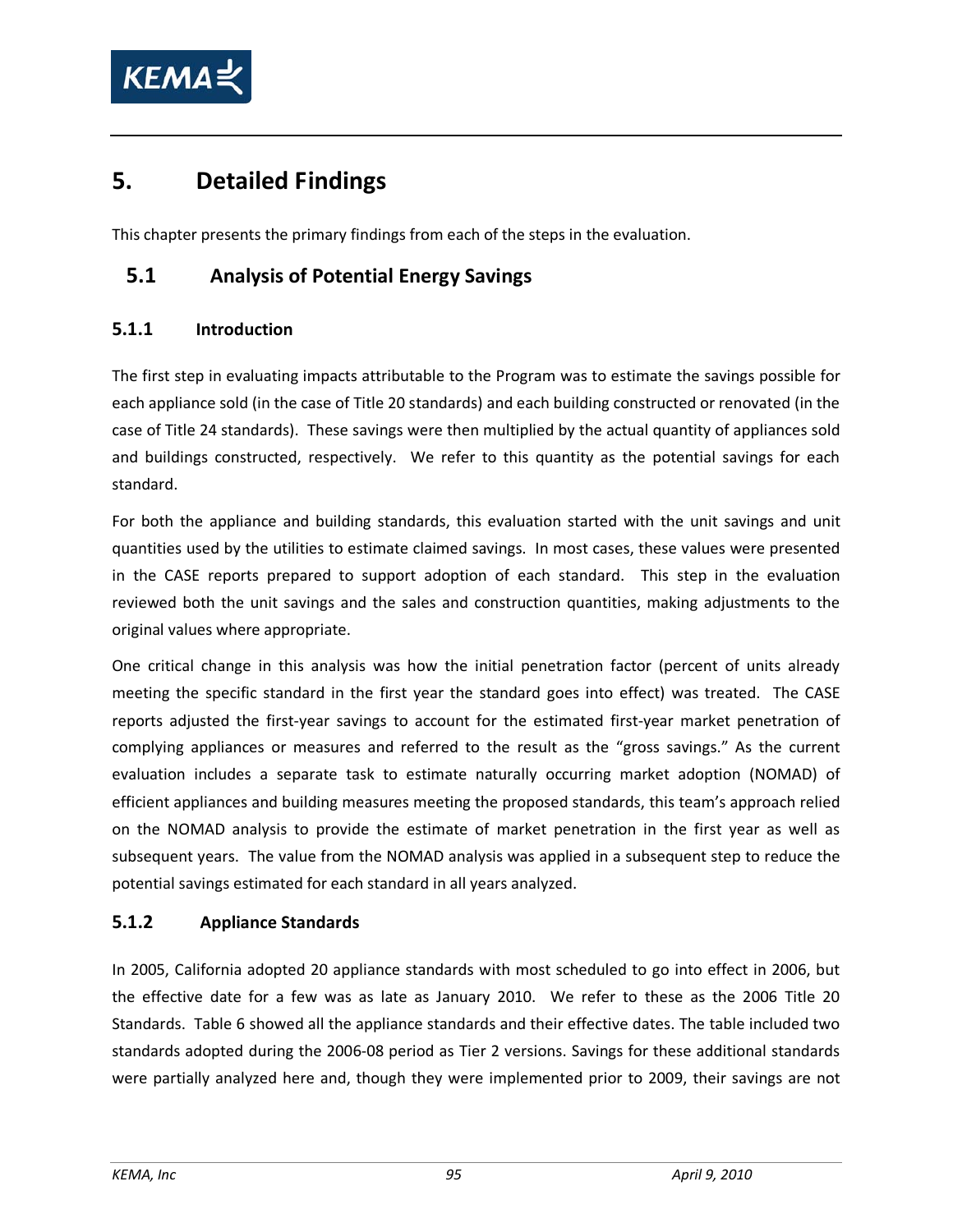# 5. Detailed Findings

This chapter presents the primary findings from each of the steps in the evaluation.

## 5.1 Analysis of Potential Energy Savings

### 5.1.1 Introduction

The first step in evaluating impacts attributable to the Program was to estimate the savings possible for each appliance sold (in the case of Title 20 standards) and each building constructed or renovated (in the case of Title 24 standards). These savings were then multiplied by the actual quantity of appliances sold and buildings constructed, respectively. We refer to this quantity as the potential savings for each standard.

For both the appliance and building standards, this evaluation started with the unit savings and unit quantities used by the utilities to estimate claimed savings. In most cases, these values were presented in the CASE reports prepared to support adoption of each standard. This step in the evaluation reviewed both the unit savings and the sales and construction quantities, making adjustments to the original values where appropriate.

One critical change in this analysis was how the initial penetration factor (percent of units already meeting the specific standard in the first year the standard goes into effect) was treated. The CASE reports adjusted the first-year savings to account for the estimated first-year market penetration of complying appliances or measures and referred to the result as the "gross savings." As the current evaluation includes a separate task to estimate naturally occurring market adoption (NOMAD) of efficient appliances and building measures meeting the proposed standards, this team's approach relied on the NOMAD analysis to provide the estimate of market penetration in the first year as well as subsequent years. The value from the NOMAD analysis was applied in a subsequent step to reduce the potential savings estimated for each standard in all years analyzed.

### 5.1.2 Appliance Standards

In 2005, California adopted 20 appliance standards with most scheduled to go into effect in 2006, but the effective date for a few was as late as January 2010. We refer to these as the 2006 Title 20 Standards. Table 6 showed all the appliance standards and their effective dates. The table included two standards adopted during the 2006-08 period as Tier 2 versions. Savings for these additional standards were partially analyzed here and, though they were implemented prior to 2009, their savings are not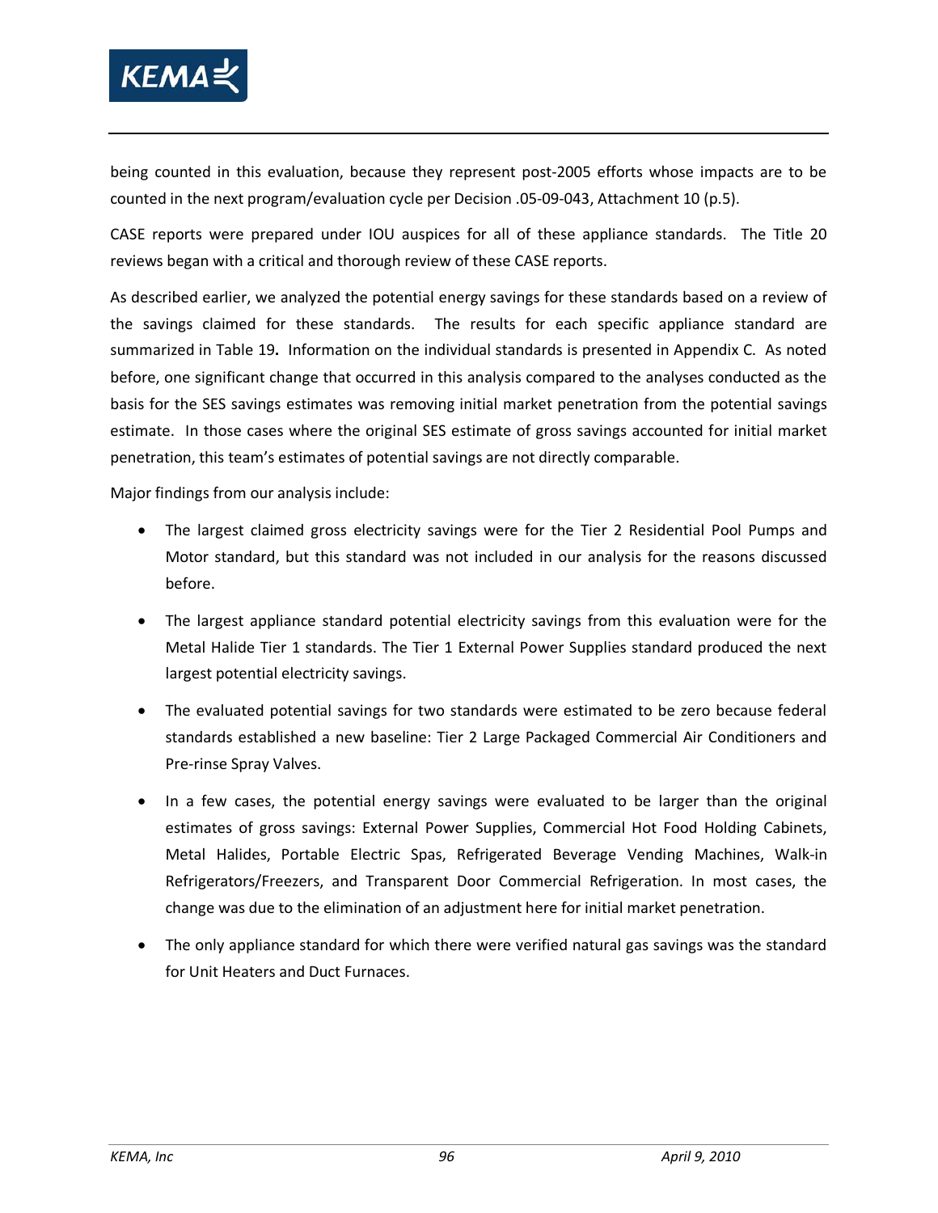being counted in this evaluation, because they represent post-2005 efforts whose impacts are to be counted in the next program/evaluation cycle per Decision .05-09-043, Attachment 10 (p.5).

CASE reports were prepared under IOU auspices for all of these appliance standards. The Title 20 reviews began with a critical and thorough review of these CASE reports.

As described earlier, we analyzed the potential energy savings for these standards based on a review of the savings claimed for these standards. The results for each specific appliance standard are summarized in Table 19**.** Information on the individual standards is presented in Appendix C. As noted before, one significant change that occurred in this analysis compared to the analyses conducted as the basis for the SES savings estimates was removing initial market penetration from the potential savings estimate. In those cases where the original SES estimate of gross savings accounted for initial market penetration, this team's estimates of potential savings are not directly comparable.

Major findings from our analysis include:

- The largest claimed gross electricity savings were for the Tier 2 Residential Pool Pumps and Motor standard, but this standard was not included in our analysis for the reasons discussed before.
- The largest appliance standard potential electricity savings from this evaluation were for the Metal Halide Tier 1 standards. The Tier 1 External Power Supplies standard produced the next largest potential electricity savings.
- The evaluated potential savings for two standards were estimated to be zero because federal standards established a new baseline: Tier 2 Large Packaged Commercial Air Conditioners and Pre-rinse Spray Valves.
- In a few cases, the potential energy savings were evaluated to be larger than the original estimates of gross savings: External Power Supplies, Commercial Hot Food Holding Cabinets, Metal Halides, Portable Electric Spas, Refrigerated Beverage Vending Machines, Walk-in Refrigerators/Freezers, and Transparent Door Commercial Refrigeration. In most cases, the change was due to the elimination of an adjustment here for initial market penetration.
- The only appliance standard for which there were verified natural gas savings was the standard for Unit Heaters and Duct Furnaces.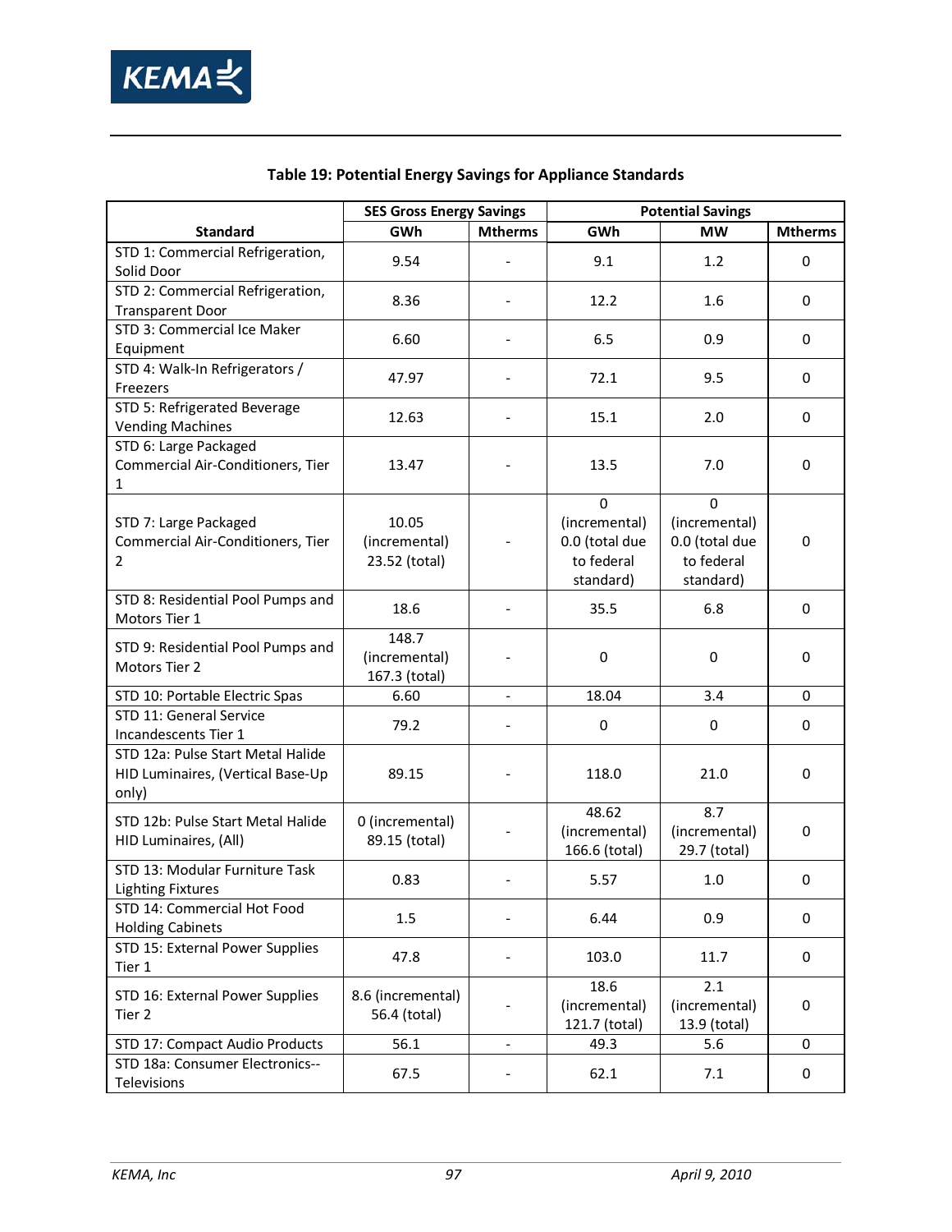**Table 19: Potential Energy Savings for Appliance Standards**

| Standard | SES Gross Energy Savings | | Potential Savings | | |
|---|---|---|---|---|---|
| | GWh | Mtherms | GWh | MW | Mtherms |
| STD 1: Commercial Refrigeration, Solid Door | 9.54 | - | 9.1 | 1.2 | 0 |
| STD 2: Commercial Refrigeration, Transparent Door | 8.36 | - | 12.2 | 1.6 | 0 |
| STD 3: Commercial Ice Maker Equipment | 6.60 | - | 6.5 | 0.9 | 0 |
| STD 4: Walk-In Refrigerators / Freezers | 47.97 | - | 72.1 | 9.5 | 0 |
| STD 5: Refrigerated Beverage Vending Machines | 12.63 | - | 15.1 | 2.0 | 0 |
| STD 6: Large Packaged Commercial Air-Conditioners, Tier 1 | 13.47 | - | 13.5 | 7.0 | 0 |
| STD 7: Large Packaged Commercial Air-Conditioners, Tier 2 | 10.05 (incremental) 23.52 (total) | - | 0 (incremental) 0.0 (total due to federal standard) | 0 (incremental) 0.0 (total due to federal standard) | 0 |
| STD 8: Residential Pool Pumps and Motors Tier 1 | 18.6 | - | 35.5 | 6.8 | 0 |
| STD 9: Residential Pool Pumps and Motors Tier 2 | 148.7 (incremental) 167.3 (total) | - | 0 | 0 | 0 |
| STD 10: Portable Electric Spas | 6.60 | - | 18.04 | 3.4 | 0 |
| STD 11: General Service Incandescents Tier 1 | 79.2 | - | 0 | 0 | 0 |
| STD 12a: Pulse Start Metal Halide HID Luminaires, (Vertical Base-Up only) | 89.15 | - | 118.0 | 21.0 | 0 |
| STD 12b: Pulse Start Metal Halide HID Luminaires, (All) | 0 (incremental) 89.15 (total) | - | 48.62 (incremental) 166.6 (total) | 8.7 (incremental) 29.7 (total) | 0 |
| STD 13: Modular Furniture Task Lighting Fixtures | 0.83 | - | 5.57 | 1.0 | 0 |
| STD 14: Commercial Hot Food Holding Cabinets | 1.5 | - | 6.44 | 0.9 | 0 |
| STD 15: External Power Supplies Tier 1 | 47.8 | - | 103.0 | 11.7 | 0 |
| STD 16: External Power Supplies Tier 2 | 8.6 (incremental) 56.4 (total) | - | 18.6 (incremental) 121.7 (total) | 2.1 (incremental) 13.9 (total) | 0 |
| STD 17: Compact Audio Products | 56.1 | - | 49.3 | 5.6 | 0 |
| STD 18a: Consumer Electronics--Televisions | 67.5 | - | 62.1 | 7.1 | 0 |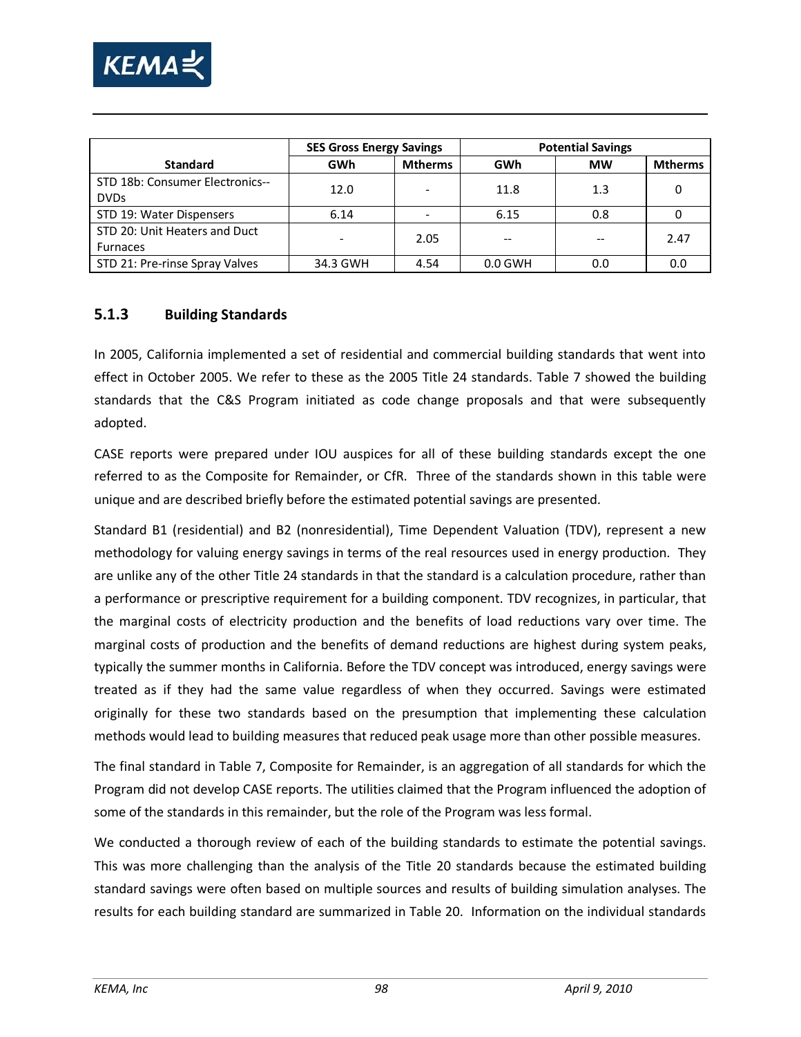| Standard | SES Gross Energy Savings | | Potential Savings | | |
|---|---|---|---|---|---|
| | GWh | Mtherms | GWh | MW | Mtherms |
| STD 18b: Consumer Electronics--DVDs | 12.0 | - | 11.8 | 1.3 | 0 |
| STD 19: Water Dispensers | 6.14 | - | 6.15 | 0.8 | 0 |
| STD 20: Unit Heaters and Duct Furnaces | - | 2.05 | -- | -- | 2.47 |
| STD 21: Pre-rinse Spray Valves | 34.3 GWH | 4.54 | 0.0 GWH | 0.0 | 0.0 |

### 5.1.3 Building Standards

In 2005, California implemented a set of residential and commercial building standards that went into effect in October 2005. We refer to these as the 2005 Title 24 standards. Table 7 showed the building standards that the C&S Program initiated as code change proposals and that were subsequently adopted.

CASE reports were prepared under IOU auspices for all of these building standards except the one referred to as the Composite for Remainder, or CfR. Three of the standards shown in this table were unique and are described briefly before the estimated potential savings are presented.

Standard B1 (residential) and B2 (nonresidential), Time Dependent Valuation (TDV), represent a new methodology for valuing energy savings in terms of the real resources used in energy production. They are unlike any of the other Title 24 standards in that the standard is a calculation procedure, rather than a performance or prescriptive requirement for a building component. TDV recognizes, in particular, that the marginal costs of electricity production and the benefits of load reductions vary over time. The marginal costs of production and the benefits of demand reductions are highest during system peaks, typically the summer months in California. Before the TDV concept was introduced, energy savings were treated as if they had the same value regardless of when they occurred. Savings were estimated originally for these two standards based on the presumption that implementing these calculation methods would lead to building measures that reduced peak usage more than other possible measures.

The final standard in Table 7, Composite for Remainder, is an aggregation of all standards for which the Program did not develop CASE reports. The utilities claimed that the Program influenced the adoption of some of the standards in this remainder, but the role of the Program was less formal.

We conducted a thorough review of each of the building standards to estimate the potential savings. This was more challenging than the analysis of the Title 20 standards because the estimated building standard savings were often based on multiple sources and results of building simulation analyses. The results for each building standard are summarized in Table 20. Information on the individual standards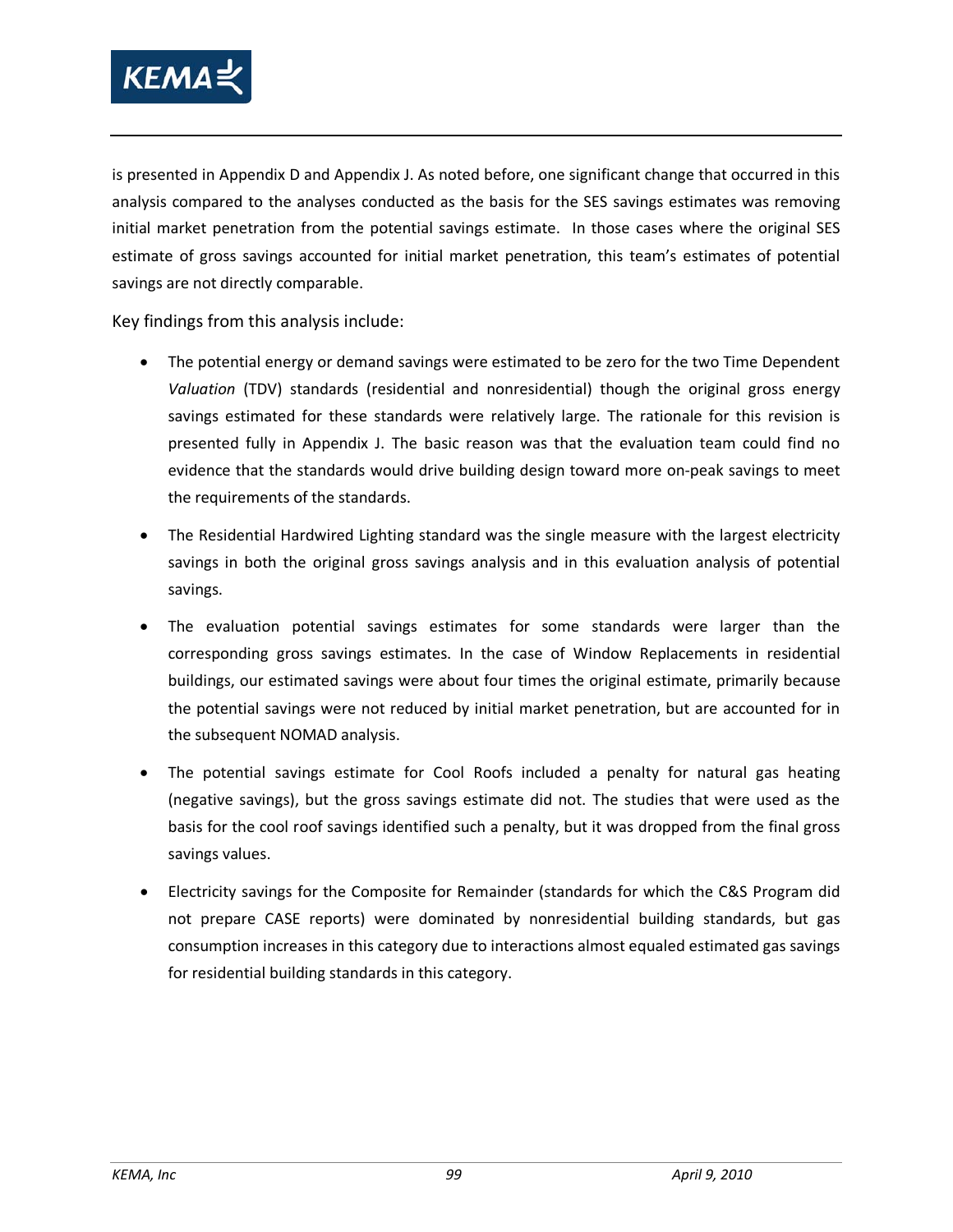is presented in Appendix D and Appendix J. As noted before, one significant change that occurred in this analysis compared to the analyses conducted as the basis for the SES savings estimates was removing initial market penetration from the potential savings estimate. In those cases where the original SES estimate of gross savings accounted for initial market penetration, this team's estimates of potential savings are not directly comparable.

Key findings from this analysis include:

- The potential energy or demand savings were estimated to be zero for the two Time Dependent *Valuation* (TDV) standards (residential and nonresidential) though the original gross energy savings estimated for these standards were relatively large. The rationale for this revision is presented fully in Appendix J. The basic reason was that the evaluation team could find no evidence that the standards would drive building design toward more on-peak savings to meet the requirements of the standards.
- The Residential Hardwired Lighting standard was the single measure with the largest electricity savings in both the original gross savings analysis and in this evaluation analysis of potential savings.
- The evaluation potential savings estimates for some standards were larger than the corresponding gross savings estimates. In the case of Window Replacements in residential buildings, our estimated savings were about four times the original estimate, primarily because the potential savings were not reduced by initial market penetration, but are accounted for in the subsequent NOMAD analysis.
- The potential savings estimate for Cool Roofs included a penalty for natural gas heating (negative savings), but the gross savings estimate did not. The studies that were used as the basis for the cool roof savings identified such a penalty, but it was dropped from the final gross savings values.
- Electricity savings for the Composite for Remainder (standards for which the C&S Program did not prepare CASE reports) were dominated by nonresidential building standards, but gas consumption increases in this category due to interactions almost equaled estimated gas savings for residential building standards in this category.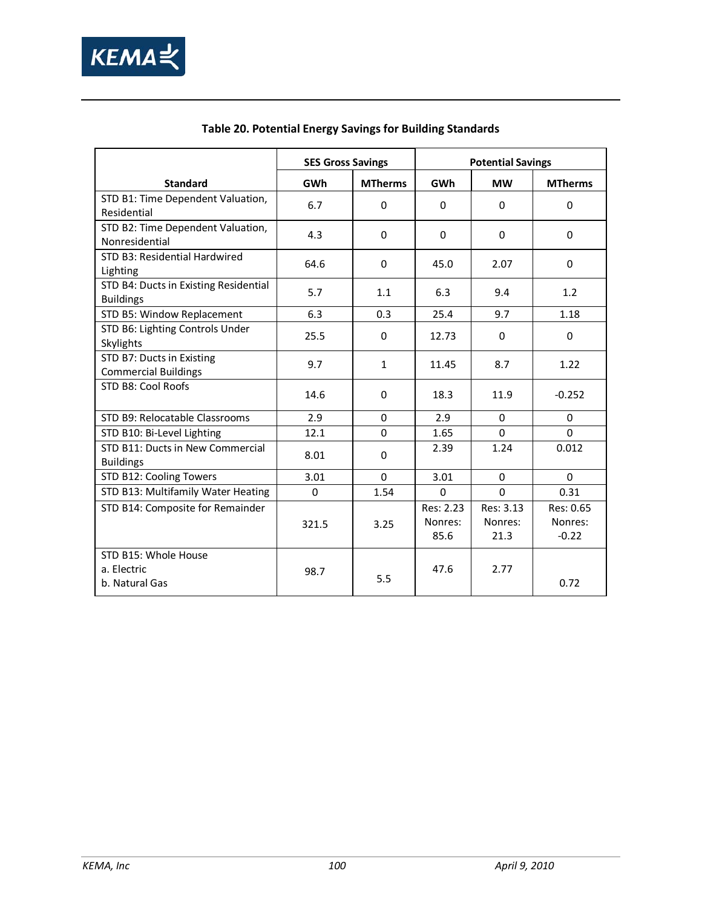**Table 20. Potential Energy Savings for Building Standards**

| Standard | SES Gross Savings | | Potential Savings | | |
|---|---|---|---|---|---|
| | GWh | MTherms | GWh | MW | MTherms |
| STD B1: Time Dependent Valuation, Residential | 6.7 | 0 | 0 | 0 | 0 |
| STD B2: Time Dependent Valuation, Nonresidential | 4.3 | 0 | 0 | 0 | 0 |
| STD B3: Residential Hardwired Lighting | 64.6 | 0 | 45.0 | 2.07 | 0 |
| STD B4: Ducts in Existing Residential Buildings | 5.7 | 1.1 | 6.3 | 9.4 | 1.2 |
| STD B5: Window Replacement | 6.3 | 0.3 | 25.4 | 9.7 | 1.18 |
| STD B6: Lighting Controls Under Skylights | 25.5 | 0 | 12.73 | 0 | 0 |
| STD B7: Ducts in Existing Commercial Buildings | 9.7 | 1 | 11.45 | 8.7 | 1.22 |
| STD B8: Cool Roofs | 14.6 | 0 | 18.3 | 11.9 | -0.252 |
| STD B9: Relocatable Classrooms | 2.9 | 0 | 2.9 | 0 | 0 |
| STD B10: Bi-Level Lighting | 12.1 | 0 | 1.65 | 0 | 0 |
| STD B11: Ducts in New Commercial Buildings | 8.01 | 0 | 2.39 | 1.24 | 0.012 |
| STD B12: Cooling Towers | 3.01 | 0 | 3.01 | 0 | 0 |
| STD B13: Multifamily Water Heating | 0 | 1.54 | 0 | 0 | 0.31 |
| STD B14: Composite for Remainder | 321.5 | 3.25 | Res: 2.23 Nonres: 85.6 | Res: 3.13 Nonres: 21.3 | Res: 0.65 Nonres: -0.22 |
| STD B15: Whole House a. Electric b. Natural Gas | 98.7 | 5.5 | 47.6 | 2.77 | 0.72 |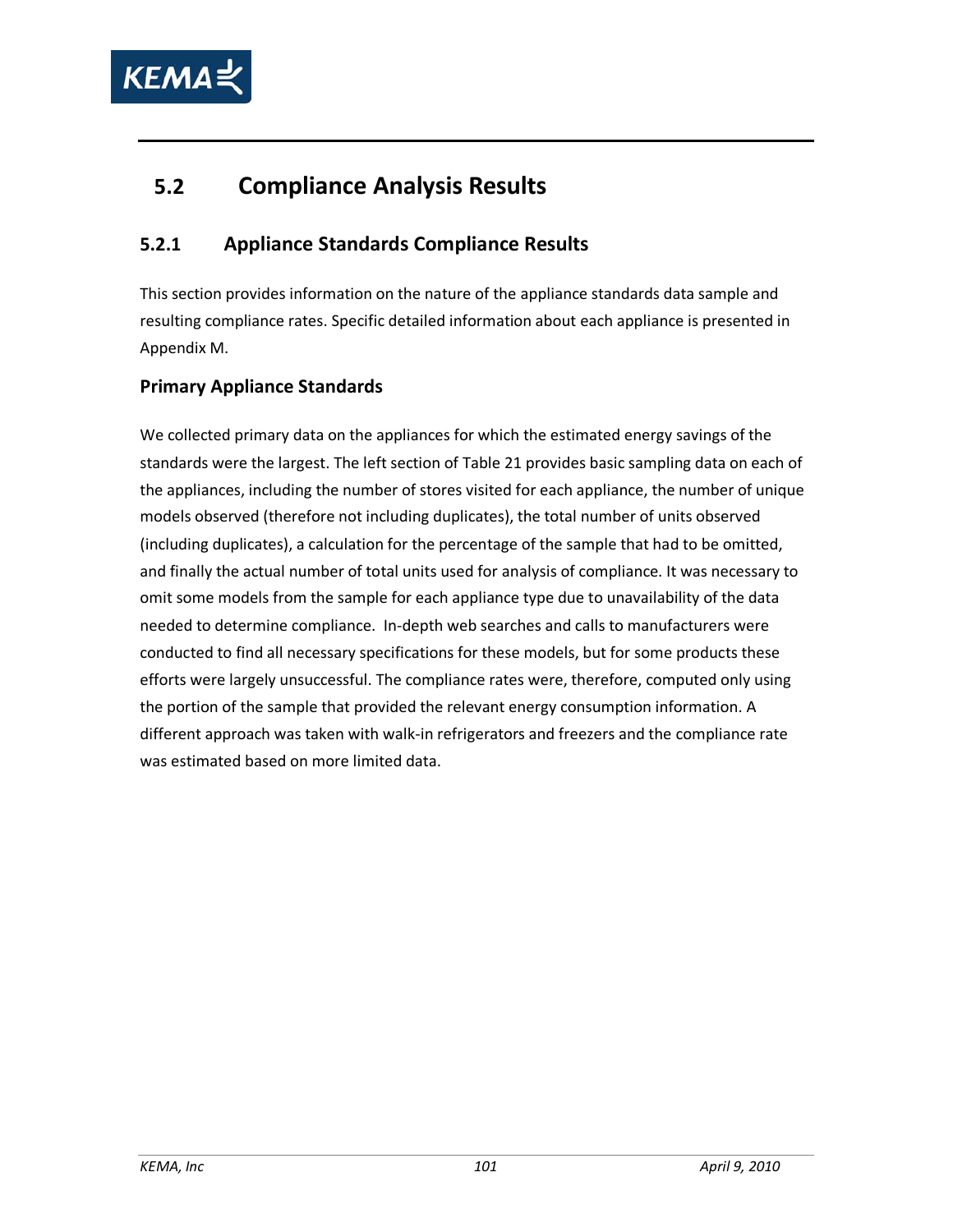## 5.2 Compliance Analysis Results

### 5.2.1 Appliance Standards Compliance Results

This section provides information on the nature of the appliance standards data sample and resulting compliance rates. Specific detailed information about each appliance is presented in Appendix M.

#### Primary Appliance Standards

We collected primary data on the appliances for which the estimated energy savings of the standards were the largest. The left section of Table 21 provides basic sampling data on each of the appliances, including the number of stores visited for each appliance, the number of unique models observed (therefore not including duplicates), the total number of units observed (including duplicates), a calculation for the percentage of the sample that had to be omitted, and finally the actual number of total units used for analysis of compliance. It was necessary to omit some models from the sample for each appliance type due to unavailability of the data needed to determine compliance. In-depth web searches and calls to manufacturers were conducted to find all necessary specifications for these models, but for some products these efforts were largely unsuccessful. The compliance rates were, therefore, computed only using the portion of the sample that provided the relevant energy consumption information. A different approach was taken with walk-in refrigerators and freezers and the compliance rate was estimated based on more limited data.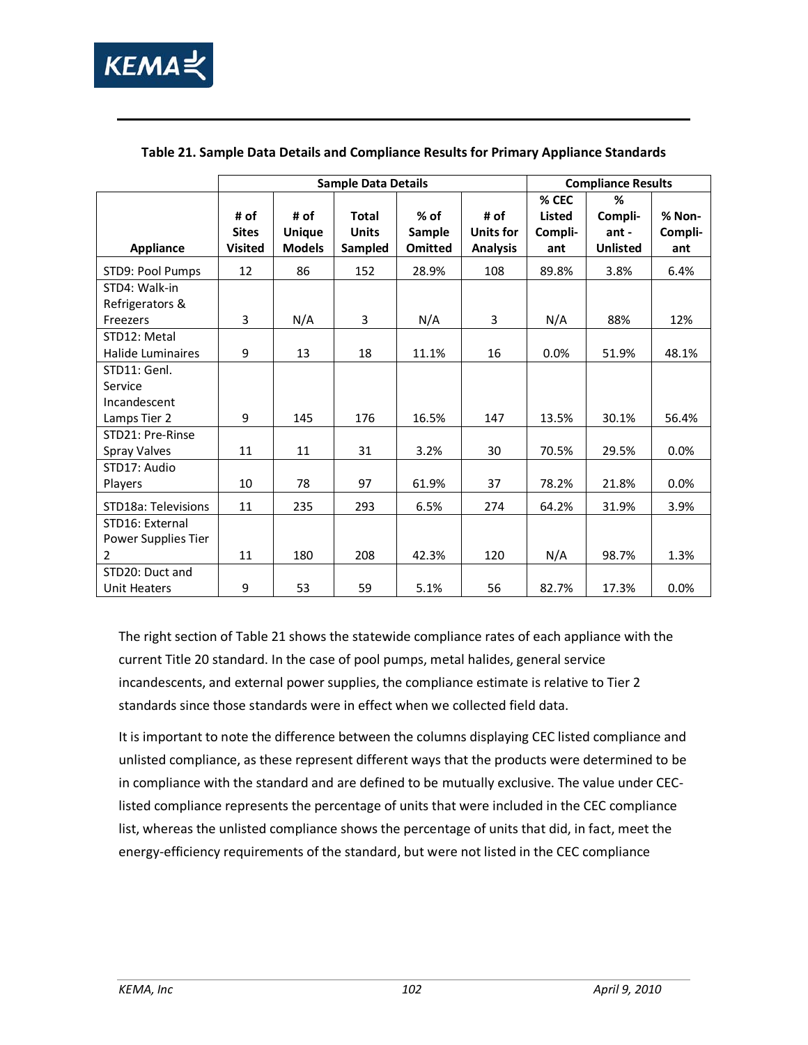**Table 21. Sample Data Details and Compliance Results for Primary Appliance Standards**

| Appliance | Sample Data Details | | | | | Compliance Results | | |
|---|---|---|---|---|---|---|---|---|
| | # of Sites Visited | # of Unique Models | Total Units Sampled | % of Sample Omitted | # of Units for Analysis | % CEC Listed Compli-ant | % Compli-ant - Unlisted | % Non-Compli-ant |
| STD9: Pool Pumps | 12 | 86 | 152 | 28.9% | 108 | 89.8% | 3.8% | 6.4% |
| STD4: Walk-in Refrigerators & Freezers | 3 | N/A | 3 | N/A | 3 | N/A | 88% | 12% |
| STD12: Metal Halide Luminaires | 9 | 13 | 18 | 11.1% | 16 | 0.0% | 51.9% | 48.1% |
| STD11: Genl. Service Incandescent Lamps Tier 2 | 9 | 145 | 176 | 16.5% | 147 | 13.5% | 30.1% | 56.4% |
| STD21: Pre-Rinse Spray Valves | 11 | 11 | 31 | 3.2% | 30 | 70.5% | 29.5% | 0.0% |
| STD17: Audio Players | 10 | 78 | 97 | 61.9% | 37 | 78.2% | 21.8% | 0.0% |
| STD18a: Televisions | 11 | 235 | 293 | 6.5% | 274 | 64.2% | 31.9% | 3.9% |
| STD16: External Power Supplies Tier 2 | 11 | 180 | 208 | 42.3% | 120 | N/A | 98.7% | 1.3% |
| STD20: Duct and Unit Heaters | 9 | 53 | 59 | 5.1% | 56 | 82.7% | 17.3% | 0.0% |

The right section of Table 21 shows the statewide compliance rates of each appliance with the current Title 20 standard. In the case of pool pumps, metal halides, general service incandescents, and external power supplies, the compliance estimate is relative to Tier 2 standards since those standards were in effect when we collected field data.

It is important to note the difference between the columns displaying CEC listed compliance and unlisted compliance, as these represent different ways that the products were determined to be in compliance with the standard and are defined to be mutually exclusive. The value under CEC-listed compliance represents the percentage of units that were included in the CEC compliance list, whereas the unlisted compliance shows the percentage of units that did, in fact, meet the energy-efficiency requirements of the standard, but were not listed in the CEC compliance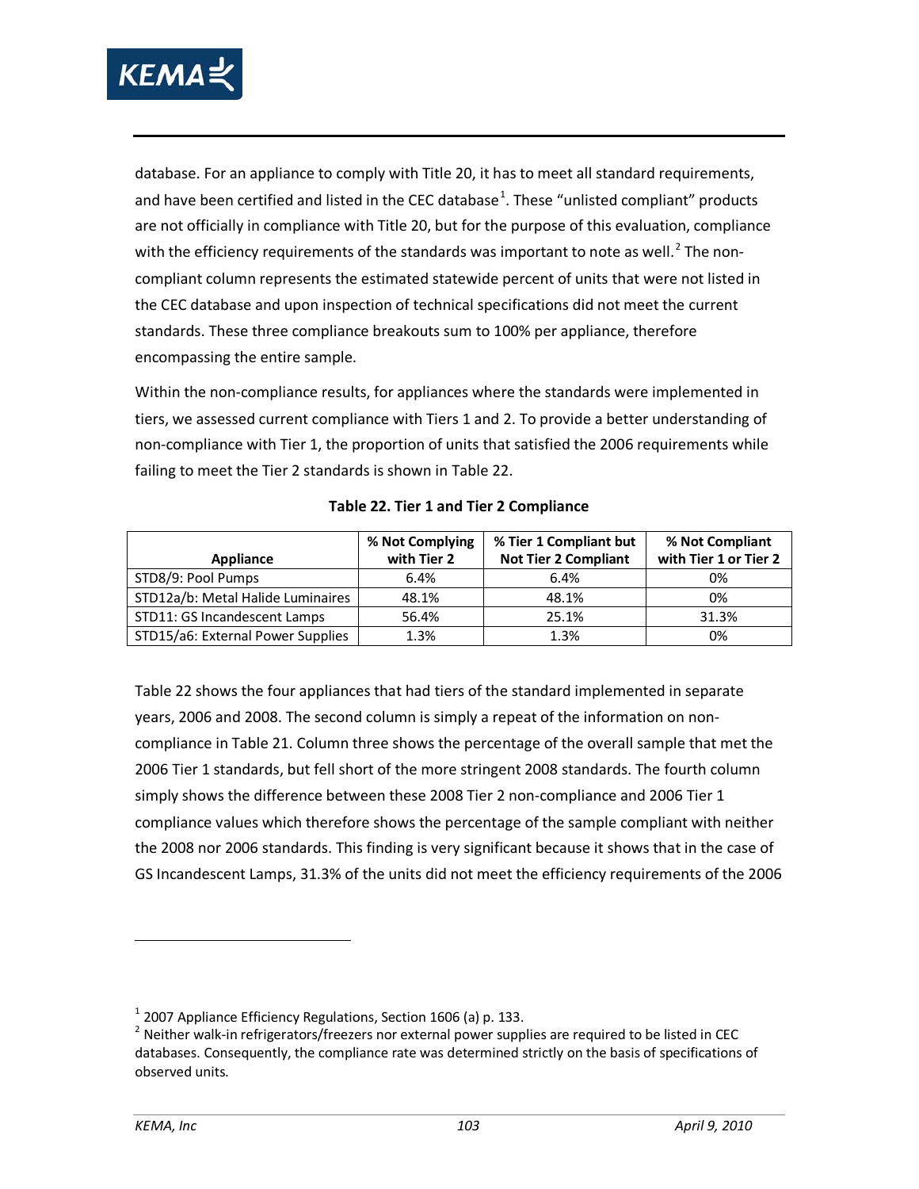database. For an appliance to comply with Title 20, it has to meet all standard requirements, and have been certified and listed in the CEC database[1]. These "unlisted compliant" products are not officially in compliance with Title 20, but for the purpose of this evaluation, compliance with the efficiency requirements of the standards was important to note as well.[2] The non-compliant column represents the estimated statewide percent of units that were not listed in the CEC database and upon inspection of technical specifications did not meet the current standards. These three compliance breakouts sum to 100% per appliance, therefore encompassing the entire sample.

Within the non-compliance results, for appliances where the standards were implemented in tiers, we assessed current compliance with Tiers 1 and 2. To provide a better understanding of non-compliance with Tier 1, the proportion of units that satisfied the 2006 requirements while failing to meet the Tier 2 standards is shown in Table 22.

**Table 22. Tier 1 and Tier 2 Compliance**

| Appliance | % Not Complying with Tier 2 | % Tier 1 Compliant but Not Tier 2 Compliant | % Not Compliant with Tier 1 or Tier 2 |
|---|---|---|---|
| STD8/9: Pool Pumps | 6.4% | 6.4% | 0% |
| STD12a/b: Metal Halide Luminaires | 48.1% | 48.1% | 0% |
| STD11: GS Incandescent Lamps | 56.4% | 25.1% | 31.3% |
| STD15/a6: External Power Supplies | 1.3% | 1.3% | 0% |

Table 22 shows the four appliances that had tiers of the standard implemented in separate years, 2006 and 2008. The second column is simply a repeat of the information on non-compliance in Table 21. Column three shows the percentage of the overall sample that met the 2006 Tier 1 standards, but fell short of the more stringent 2008 standards. The fourth column simply shows the difference between these 2008 Tier 2 non-compliance and 2006 Tier 1 compliance values which therefore shows the percentage of the sample compliant with neither the 2008 nor 2006 standards. This finding is very significant because it shows that in the case of GS Incandescent Lamps, 31.3% of the units did not meet the efficiency requirements of the 2006

[1] 2007 Appliance Efficiency Regulations, Section 1606 (a) p. 133.

[2] Neither walk-in refrigerators/freezers nor external power supplies are required to be listed in CEC databases. Consequently, the compliance rate was determined strictly on the basis of specifications of observed units.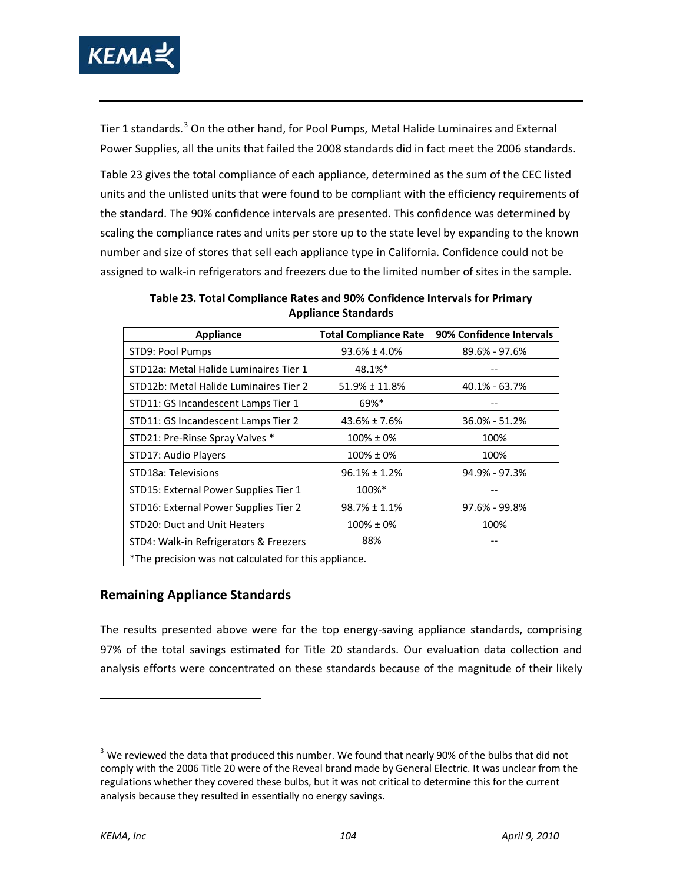Tier 1 standards.[3] On the other hand, for Pool Pumps, Metal Halide Luminaires and External Power Supplies, all the units that failed the 2008 standards did in fact meet the 2006 standards.

Table 23 gives the total compliance of each appliance, determined as the sum of the CEC listed units and the unlisted units that were found to be compliant with the efficiency requirements of the standard. The 90% confidence intervals are presented. This confidence was determined by scaling the compliance rates and units per store up to the state level by expanding to the known number and size of stores that sell each appliance type in California. Confidence could not be assigned to walk-in refrigerators and freezers due to the limited number of sites in the sample.

**Table 23. Total Compliance Rates and 90% Confidence Intervals for Primary Appliance Standards**

| Appliance | Total Compliance Rate | 90% Confidence Intervals |
|---|---|---|
| STD9: Pool Pumps | 93.6% ± 4.0% | 89.6% - 97.6% |
| STD12a: Metal Halide Luminaires Tier 1 | 48.1%* | -- |
| STD12b: Metal Halide Luminaires Tier 2 | 51.9% ± 11.8% | 40.1% - 63.7% |
| STD11: GS Incandescent Lamps Tier 1 | 69%* | -- |
| STD11: GS Incandescent Lamps Tier 2 | 43.6% ± 7.6% | 36.0% - 51.2% |
| STD21: Pre-Rinse Spray Valves * | 100% ± 0% | 100% |
| STD17: Audio Players | 100% ± 0% | 100% |
| STD18a: Televisions | 96.1% ± 1.2% | 94.9% - 97.3% |
| STD15: External Power Supplies Tier 1 | 100%* | -- |
| STD16: External Power Supplies Tier 2 | 98.7% ± 1.1% | 97.6% - 99.8% |
| STD20: Duct and Unit Heaters | 100% ± 0% | 100% |
| STD4: Walk-in Refrigerators & Freezers | 88% | -- |
| *The precision was not calculated for this appliance. | | |

## Remaining Appliance Standards

The results presented above were for the top energy-saving appliance standards, comprising 97% of the total savings estimated for Title 20 standards. Our evaluation data collection and analysis efforts were concentrated on these standards because of the magnitude of their likely

[3] We reviewed the data that produced this number. We found that nearly 90% of the bulbs that did not comply with the 2006 Title 20 were of the Reveal brand made by General Electric. It was unclear from the regulations whether they covered these bulbs, but it was not critical to determine this for the current analysis because they resulted in essentially no energy savings.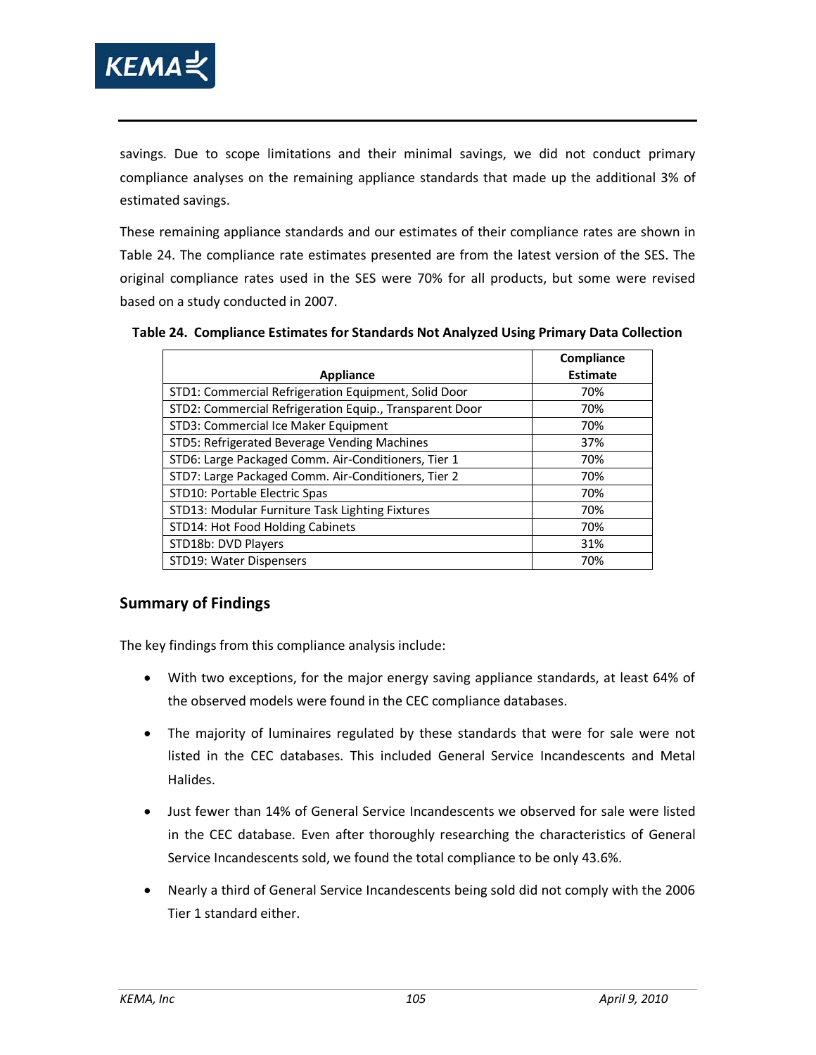savings. Due to scope limitations and their minimal savings, we did not conduct primary compliance analyses on the remaining appliance standards that made up the additional 3% of estimated savings.

These remaining appliance standards and our estimates of their compliance rates are shown in Table 24. The compliance rate estimates presented are from the latest version of the SES. The original compliance rates used in the SES were 70% for all products, but some were revised based on a study conducted in 2007.

**Table 24. Compliance Estimates for Standards Not Analyzed Using Primary Data Collection**

| Appliance | Compliance Estimate |
|---|---|
| STD1: Commercial Refrigeration Equipment, Solid Door | 70% |
| STD2: Commercial Refrigeration Equip., Transparent Door | 70% |
| STD3: Commercial Ice Maker Equipment | 70% |
| STD5: Refrigerated Beverage Vending Machines | 37% |
| STD6: Large Packaged Comm. Air-Conditioners, Tier 1 | 70% |
| STD7: Large Packaged Comm. Air-Conditioners, Tier 2 | 70% |
| STD10: Portable Electric Spas | 70% |
| STD13: Modular Furniture Task Lighting Fixtures | 70% |
| STD14: Hot Food Holding Cabinets | 70% |
| STD18b: DVD Players | 31% |
| STD19: Water Dispensers | 70% |

## Summary of Findings

The key findings from this compliance analysis include:

- With two exceptions, for the major energy saving appliance standards, at least 64% of the observed models were found in the CEC compliance databases.
- The majority of luminaires regulated by these standards that were for sale were not listed in the CEC databases. This included General Service Incandescents and Metal Halides.
- Just fewer than 14% of General Service Incandescents we observed for sale were listed in the CEC database. Even after thoroughly researching the characteristics of General Service Incandescents sold, we found the total compliance to be only 43.6%.
- Nearly a third of General Service Incandescents being sold did not comply with the 2006 Tier 1 standard either.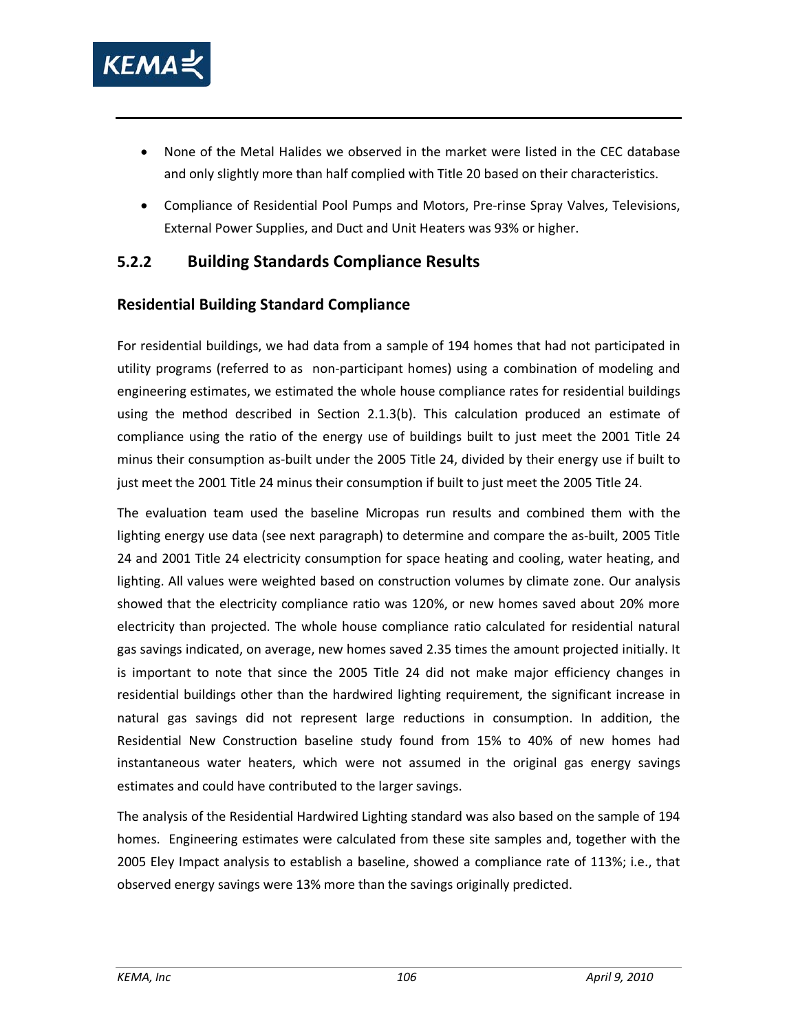- None of the Metal Halides we observed in the market were listed in the CEC database and only slightly more than half complied with Title 20 based on their characteristics.
- Compliance of Residential Pool Pumps and Motors, Pre-rinse Spray Valves, Televisions, External Power Supplies, and Duct and Unit Heaters was 93% or higher.

### 5.2.2 Building Standards Compliance Results

#### Residential Building Standard Compliance

For residential buildings, we had data from a sample of 194 homes that had not participated in utility programs (referred to as non-participant homes) using a combination of modeling and engineering estimates, we estimated the whole house compliance rates for residential buildings using the method described in Section 2.1.3(b). This calculation produced an estimate of compliance using the ratio of the energy use of buildings built to just meet the 2001 Title 24 minus their consumption as-built under the 2005 Title 24, divided by their energy use if built to just meet the 2001 Title 24 minus their consumption if built to just meet the 2005 Title 24.

The evaluation team used the baseline Micropas run results and combined them with the lighting energy use data (see next paragraph) to determine and compare the as-built, 2005 Title 24 and 2001 Title 24 electricity consumption for space heating and cooling, water heating, and lighting. All values were weighted based on construction volumes by climate zone. Our analysis showed that the electricity compliance ratio was 120%, or new homes saved about 20% more electricity than projected. The whole house compliance ratio calculated for residential natural gas savings indicated, on average, new homes saved 2.35 times the amount projected initially. It is important to note that since the 2005 Title 24 did not make major efficiency changes in residential buildings other than the hardwired lighting requirement, the significant increase in natural gas savings did not represent large reductions in consumption. In addition, the Residential New Construction baseline study found from 15% to 40% of new homes had instantaneous water heaters, which were not assumed in the original gas energy savings estimates and could have contributed to the larger savings.

The analysis of the Residential Hardwired Lighting standard was also based on the sample of 194 homes. Engineering estimates were calculated from these site samples and, together with the 2005 Eley Impact analysis to establish a baseline, showed a compliance rate of 113%; i.e., that observed energy savings were 13% more than the savings originally predicted.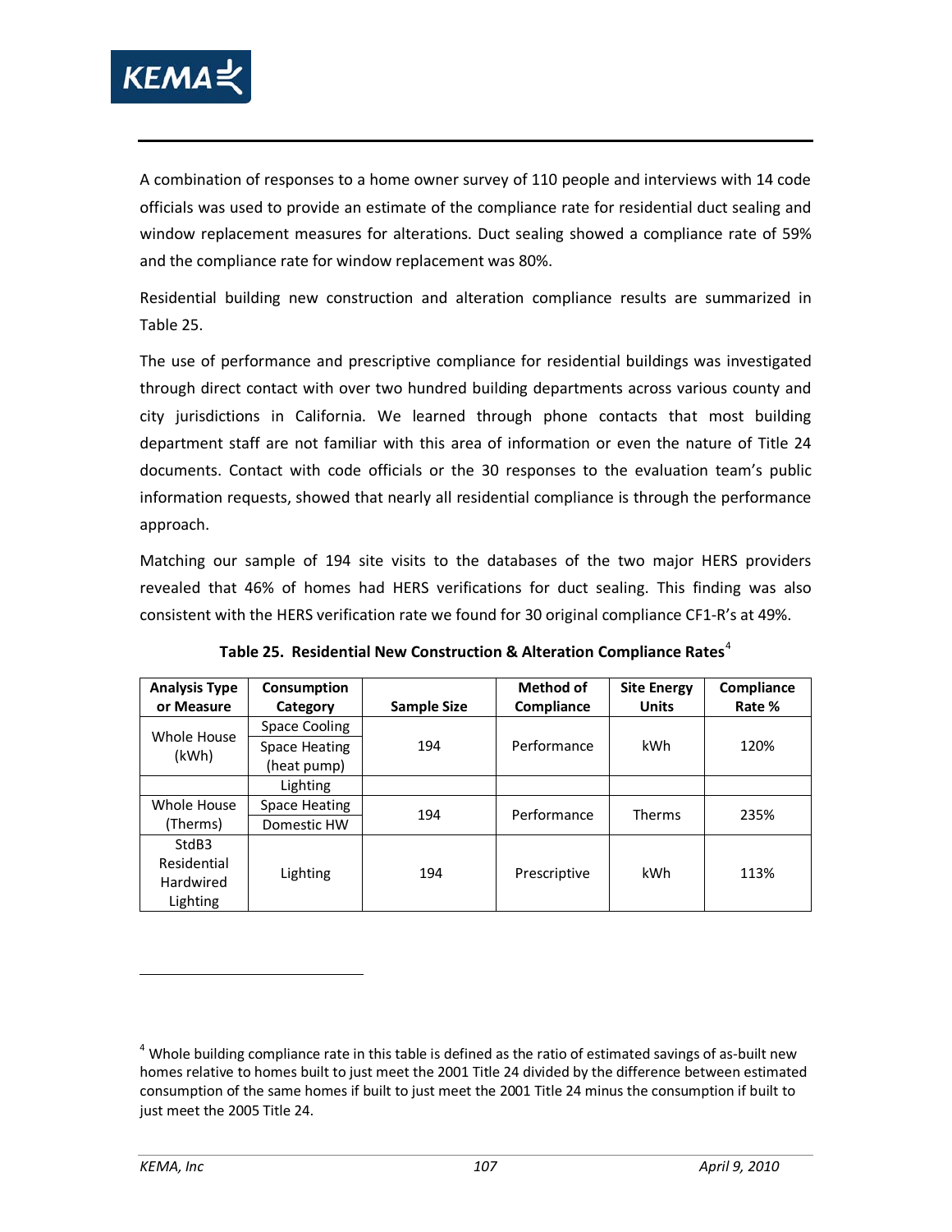A combination of responses to a home owner survey of 110 people and interviews with 14 code officials was used to provide an estimate of the compliance rate for residential duct sealing and window replacement measures for alterations. Duct sealing showed a compliance rate of 59% and the compliance rate for window replacement was 80%.

Residential building new construction and alteration compliance results are summarized in Table 25.

The use of performance and prescriptive compliance for residential buildings was investigated through direct contact with over two hundred building departments across various county and city jurisdictions in California. We learned through phone contacts that most building department staff are not familiar with this area of information or even the nature of Title 24 documents. Contact with code officials or the 30 responses to the evaluation team's public information requests, showed that nearly all residential compliance is through the performance approach.

Matching our sample of 194 site visits to the databases of the two major HERS providers revealed that 46% of homes had HERS verifications for duct sealing. This finding was also consistent with the HERS verification rate we found for 30 original compliance CF1-R's at 49%.

**Table 25. Residential New Construction & Alteration Compliance Rates**[4]

| Analysis Type or Measure | Consumption Category | Sample Size | Method of Compliance | Site Energy Units | Compliance Rate % |
|---|---|---|---|---|---|
| Whole House (kWh) | Space Cooling | 194 | Performance | kWh | 120% |
| | Space Heating (heat pump) | | | | |
| | Lighting | | | | |
| Whole House (Therms) | Space Heating | 194 | Performance | Therms | 235% |
| | Domestic HW | | | | |
| StdB3 Residential Hardwired Lighting | Lighting | 194 | Prescriptive | kWh | 113% |

[4] Whole building compliance rate in this table is defined as the ratio of estimated savings of as-built new homes relative to homes built to just meet the 2001 Title 24 divided by the difference between estimated consumption of the same homes if built to just meet the 2001 Title 24 minus the consumption if built to just meet the 2005 Title 24.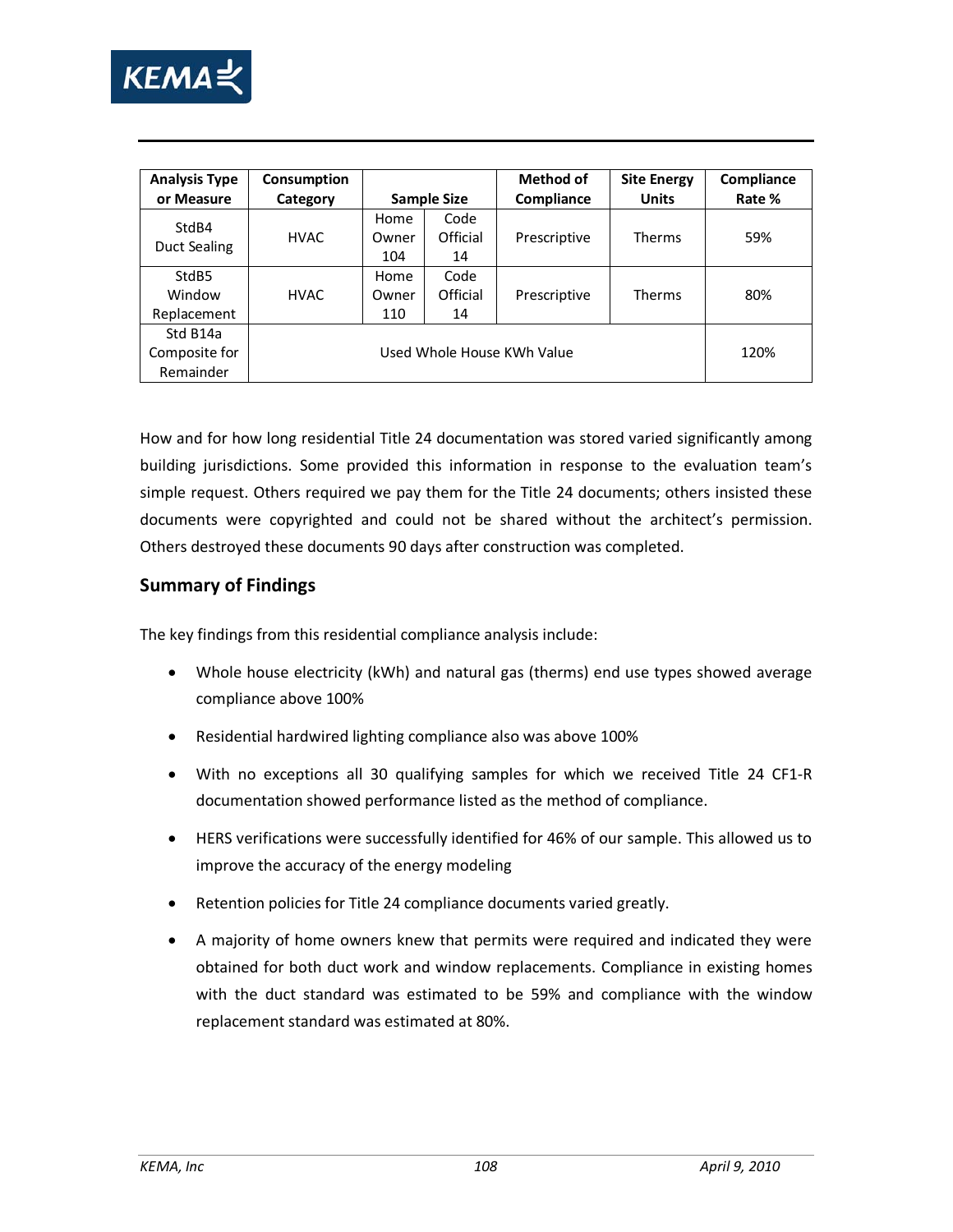| Analysis Type or Measure | Consumption Category | Sample Size | | Method of Compliance | Site Energy Units | Compliance Rate % |
|---|---|---|---|---|---|---|
| StdB4 Duct Sealing | HVAC | Home Owner 104 | Code Official 14 | Prescriptive | Therms | 59% |
| StdB5 Window Replacement | HVAC | Home Owner 110 | Code Official 14 | Prescriptive | Therms | 80% |
| Std B14a Composite for Remainder | Used Whole House KWh Value | | | | | 120% |

How and for how long residential Title 24 documentation was stored varied significantly among building jurisdictions. Some provided this information in response to the evaluation team's simple request. Others required we pay them for the Title 24 documents; others insisted these documents were copyrighted and could not be shared without the architect's permission. Others destroyed these documents 90 days after construction was completed.

## Summary of Findings

The key findings from this residential compliance analysis include:

- Whole house electricity (kWh) and natural gas (therms) end use types showed average compliance above 100%
- Residential hardwired lighting compliance also was above 100%
- With no exceptions all 30 qualifying samples for which we received Title 24 CF1-R documentation showed performance listed as the method of compliance.
- HERS verifications were successfully identified for 46% of our sample. This allowed us to improve the accuracy of the energy modeling
- Retention policies for Title 24 compliance documents varied greatly.
- A majority of home owners knew that permits were required and indicated they were obtained for both duct work and window replacements. Compliance in existing homes with the duct standard was estimated to be 59% and compliance with the window replacement standard was estimated at 80%.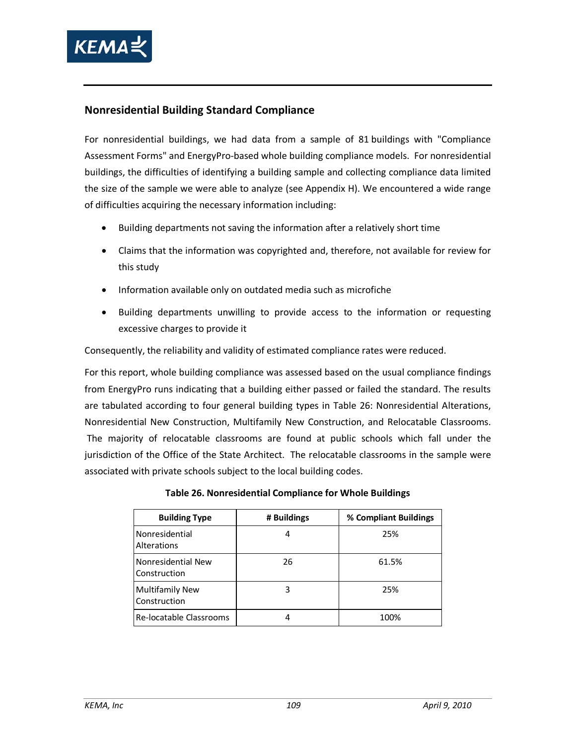## Nonresidential Building Standard Compliance

For nonresidential buildings, we had data from a sample of 81 buildings with "Compliance Assessment Forms" and EnergyPro-based whole building compliance models. For nonresidential buildings, the difficulties of identifying a building sample and collecting compliance data limited the size of the sample we were able to analyze (see Appendix H). We encountered a wide range of difficulties acquiring the necessary information including:

- Building departments not saving the information after a relatively short time
- Claims that the information was copyrighted and, therefore, not available for review for this study
- Information available only on outdated media such as microfiche
- Building departments unwilling to provide access to the information or requesting excessive charges to provide it

Consequently, the reliability and validity of estimated compliance rates were reduced.

For this report, whole building compliance was assessed based on the usual compliance findings from EnergyPro runs indicating that a building either passed or failed the standard. The results are tabulated according to four general building types in Table 26: Nonresidential Alterations, Nonresidential New Construction, Multifamily New Construction, and Relocatable Classrooms. The majority of relocatable classrooms are found at public schools which fall under the jurisdiction of the Office of the State Architect. The relocatable classrooms in the sample were associated with private schools subject to the local building codes.

**Table 26. Nonresidential Compliance for Whole Buildings**

| Building Type | # Buildings | % Compliant Buildings |
|---|---|---|
| Nonresidential Alterations | 4 | 25% |
| Nonresidential New Construction | 26 | 61.5% |
| Multifamily New Construction | 3 | 25% |
| Re-locatable Classrooms | 4 | 100% |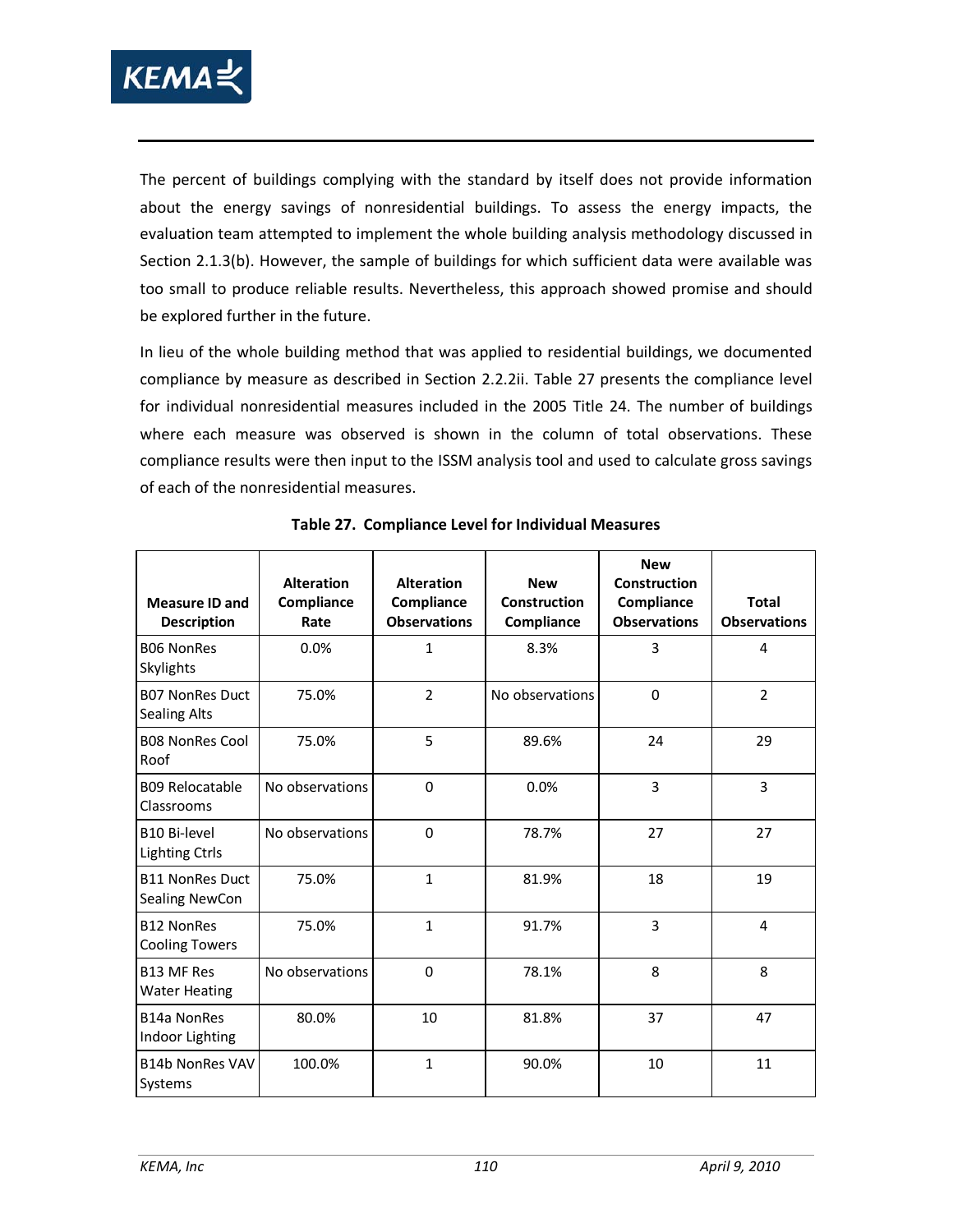The percent of buildings complying with the standard by itself does not provide information about the energy savings of nonresidential buildings. To assess the energy impacts, the evaluation team attempted to implement the whole building analysis methodology discussed in Section 2.1.3(b). However, the sample of buildings for which sufficient data were available was too small to produce reliable results. Nevertheless, this approach showed promise and should be explored further in the future.

In lieu of the whole building method that was applied to residential buildings, we documented compliance by measure as described in Section 2.2.2ii. Table 27 presents the compliance level for individual nonresidential measures included in the 2005 Title 24. The number of buildings where each measure was observed is shown in the column of total observations. These compliance results were then input to the ISSM analysis tool and used to calculate gross savings of each of the nonresidential measures.

**Table 27. Compliance Level for Individual Measures**

| Measure ID and Description | Alteration Compliance Rate | Alteration Compliance Observations | New Construction Compliance | New Construction Compliance Observations | Total Observations |
|---|---|---|---|---|---|
| B06 NonRes Skylights | 0.0% | 1 | 8.3% | 3 | 4 |
| B07 NonRes Duct Sealing Alts | 75.0% | 2 | No observations | 0 | 2 |
| B08 NonRes Cool Roof | 75.0% | 5 | 89.6% | 24 | 29 |
| B09 Relocatable Classrooms | No observations | 0 | 0.0% | 3 | 3 |
| B10 Bi-level Lighting Ctrls | No observations | 0 | 78.7% | 27 | 27 |
| B11 NonRes Duct Sealing NewCon | 75.0% | 1 | 81.9% | 18 | 19 |
| B12 NonRes Cooling Towers | 75.0% | 1 | 91.7% | 3 | 4 |
| B13 MF Res Water Heating | No observations | 0 | 78.1% | 8 | 8 |
| B14a NonRes Indoor Lighting | 80.0% | 10 | 81.8% | 37 | 47 |
| B14b NonRes VAV Systems | 100.0% | 1 | 90.0% | 10 | 11 |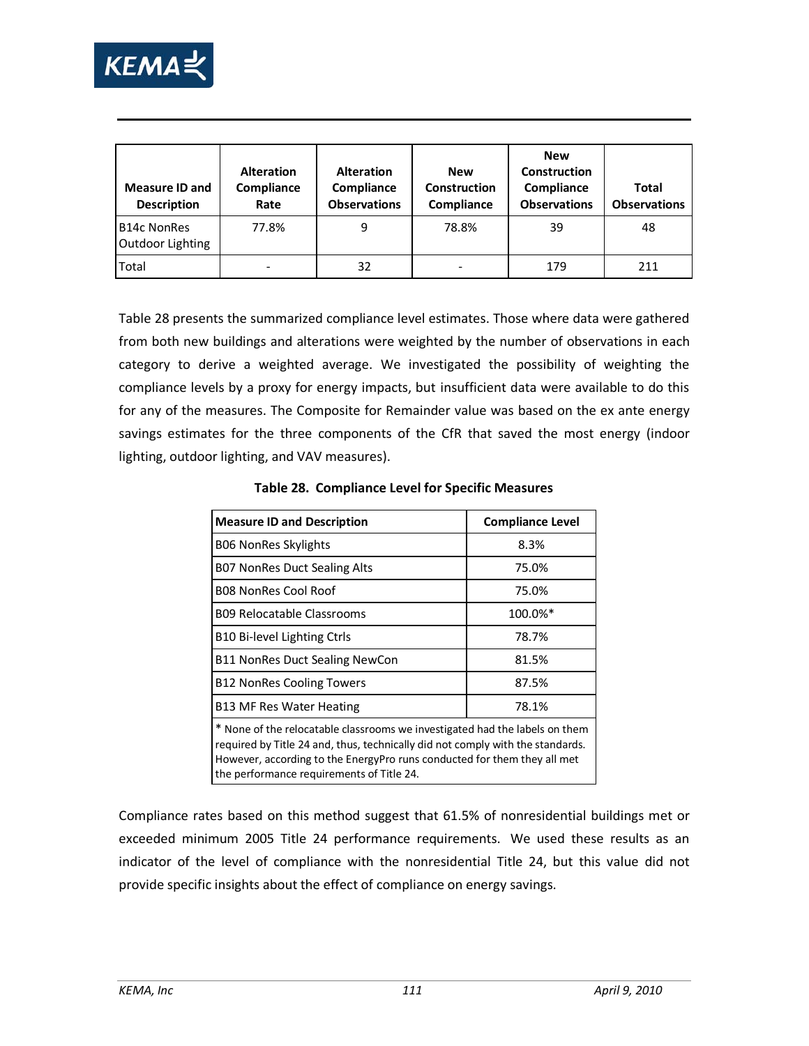| Measure ID and Description | Alteration Compliance Rate | Alteration Compliance Observations | New Construction Compliance | New Construction Compliance Observations | Total Observations |
|---|---|---|---|---|---|
| B14c NonRes Outdoor Lighting | 77.8% | 9 | 78.8% | 39 | 48 |
| Total | - | 32 | - | 179 | 211 |

Table 28 presents the summarized compliance level estimates. Those where data were gathered from both new buildings and alterations were weighted by the number of observations in each category to derive a weighted average. We investigated the possibility of weighting the compliance levels by a proxy for energy impacts, but insufficient data were available to do this for any of the measures. The Composite for Remainder value was based on the ex ante energy savings estimates for the three components of the CfR that saved the most energy (indoor lighting, outdoor lighting, and VAV measures).

**Table 28. Compliance Level for Specific Measures**

| Measure ID and Description | Compliance Level |
|---|---|
| B06 NonRes Skylights | 8.3% |
| B07 NonRes Duct Sealing Alts | 75.0% |
| B08 NonRes Cool Roof | 75.0% |
| B09 Relocatable Classrooms | 100.0%* |
| B10 Bi-level Lighting Ctrls | 78.7% |
| B11 NonRes Duct Sealing NewCon | 81.5% |
| B12 NonRes Cooling Towers | 87.5% |
| B13 MF Res Water Heating | 78.1% |

* None of the relocatable classrooms we investigated had the labels on them required by Title 24 and, thus, technically did not comply with the standards. However, according to the EnergyPro runs conducted for them they all met the performance requirements of Title 24.

Compliance rates based on this method suggest that 61.5% of nonresidential buildings met or exceeded minimum 2005 Title 24 performance requirements. We used these results as an indicator of the level of compliance with the nonresidential Title 24, but this value did not provide specific insights about the effect of compliance on energy savings.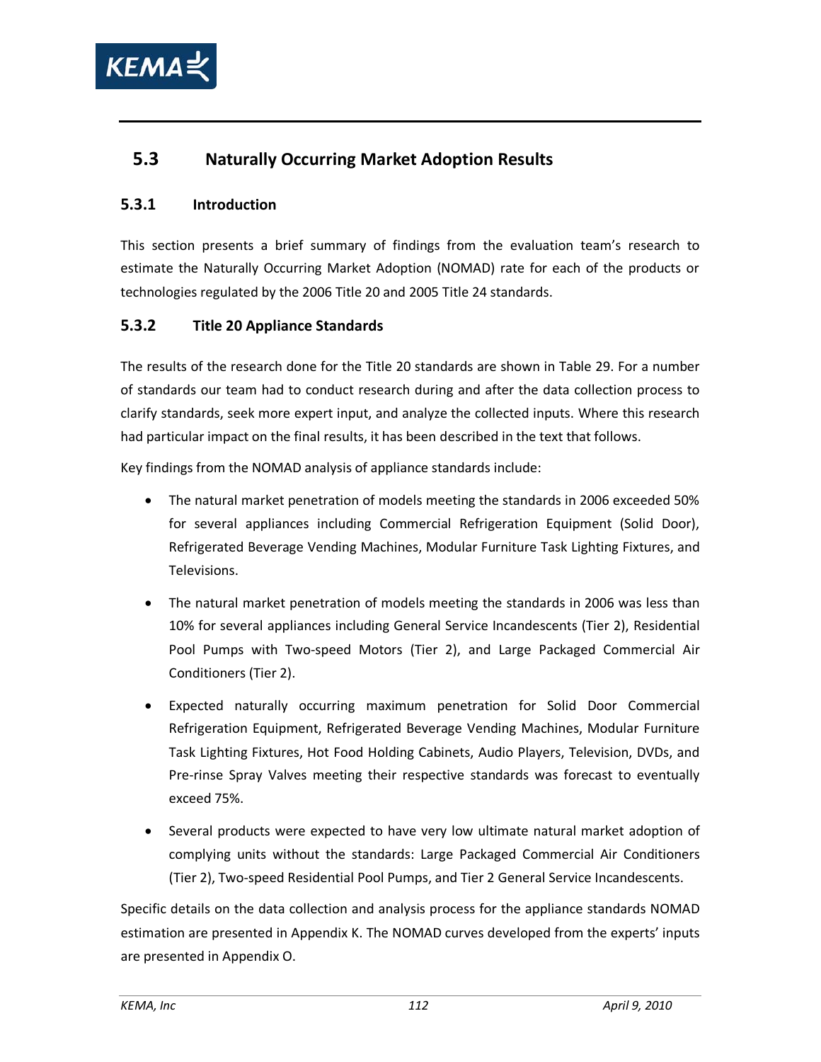## 5.3 Naturally Occurring Market Adoption Results

### 5.3.1 Introduction

This section presents a brief summary of findings from the evaluation team's research to estimate the Naturally Occurring Market Adoption (NOMAD) rate for each of the products or technologies regulated by the 2006 Title 20 and 2005 Title 24 standards.

### 5.3.2 Title 20 Appliance Standards

The results of the research done for the Title 20 standards are shown in Table 29. For a number of standards our team had to conduct research during and after the data collection process to clarify standards, seek more expert input, and analyze the collected inputs. Where this research had particular impact on the final results, it has been described in the text that follows.

Key findings from the NOMAD analysis of appliance standards include:

- The natural market penetration of models meeting the standards in 2006 exceeded 50% for several appliances including Commercial Refrigeration Equipment (Solid Door), Refrigerated Beverage Vending Machines, Modular Furniture Task Lighting Fixtures, and Televisions.
- The natural market penetration of models meeting the standards in 2006 was less than 10% for several appliances including General Service Incandescents (Tier 2), Residential Pool Pumps with Two-speed Motors (Tier 2), and Large Packaged Commercial Air Conditioners (Tier 2).
- Expected naturally occurring maximum penetration for Solid Door Commercial Refrigeration Equipment, Refrigerated Beverage Vending Machines, Modular Furniture Task Lighting Fixtures, Hot Food Holding Cabinets, Audio Players, Television, DVDs, and Pre-rinse Spray Valves meeting their respective standards was forecast to eventually exceed 75%.
- Several products were expected to have very low ultimate natural market adoption of complying units without the standards: Large Packaged Commercial Air Conditioners (Tier 2), Two-speed Residential Pool Pumps, and Tier 2 General Service Incandescents.

Specific details on the data collection and analysis process for the appliance standards NOMAD estimation are presented in Appendix K. The NOMAD curves developed from the experts' inputs are presented in Appendix O.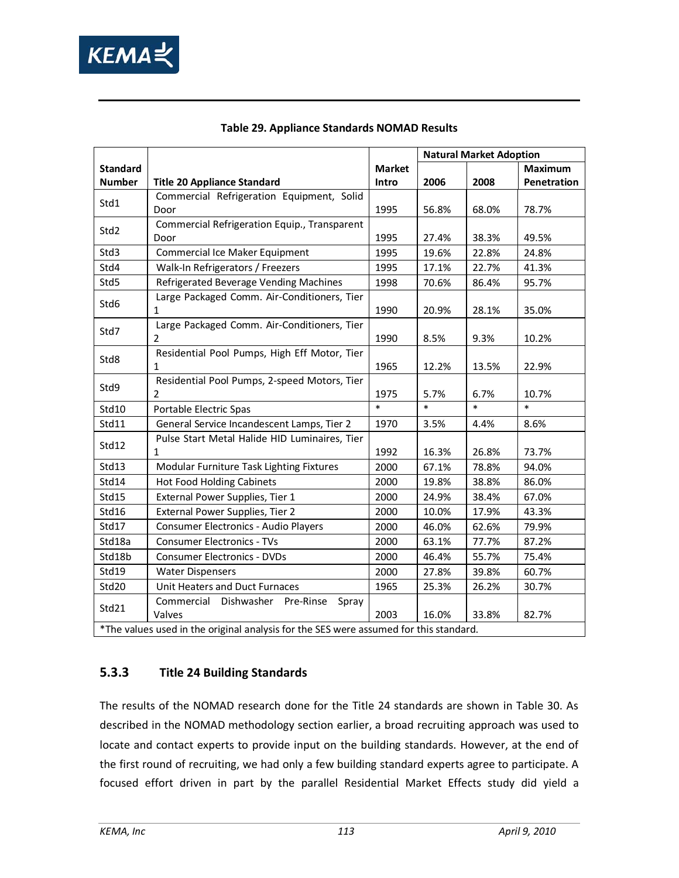**Table 29. Appliance Standards NOMAD Results**

| Standard Number | Title 20 Appliance Standard | Market Intro | Natural Market Adoption | | |
|---|---|---|---|---|---|
| | | | 2006 | 2008 | Maximum Penetration |
| Std1 | Commercial Refrigeration Equipment, Solid Door | 1995 | 56.8% | 68.0% | 78.7% |
| Std2 | Commercial Refrigeration Equip., Transparent Door | 1995 | 27.4% | 38.3% | 49.5% |
| Std3 | Commercial Ice Maker Equipment | 1995 | 19.6% | 22.8% | 24.8% |
| Std4 | Walk-In Refrigerators / Freezers | 1995 | 17.1% | 22.7% | 41.3% |
| Std5 | Refrigerated Beverage Vending Machines | 1998 | 70.6% | 86.4% | 95.7% |
| Std6 | Large Packaged Comm. Air-Conditioners, Tier 1 | 1990 | 20.9% | 28.1% | 35.0% |
| Std7 | Large Packaged Comm. Air-Conditioners, Tier 2 | 1990 | 8.5% | 9.3% | 10.2% |
| Std8 | Residential Pool Pumps, High Eff Motor, Tier 1 | 1965 | 12.2% | 13.5% | 22.9% |
| Std9 | Residential Pool Pumps, 2-speed Motors, Tier 2 | 1975 | 5.7% | 6.7% | 10.7% |
| Std10 | Portable Electric Spas | * | * | * | * |
| Std11 | General Service Incandescent Lamps, Tier 2 | 1970 | 3.5% | 4.4% | 8.6% |
| Std12 | Pulse Start Metal Halide HID Luminaires, Tier 1 | 1992 | 16.3% | 26.8% | 73.7% |
| Std13 | Modular Furniture Task Lighting Fixtures | 2000 | 67.1% | 78.8% | 94.0% |
| Std14 | Hot Food Holding Cabinets | 2000 | 19.8% | 38.8% | 86.0% |
| Std15 | External Power Supplies, Tier 1 | 2000 | 24.9% | 38.4% | 67.0% |
| Std16 | External Power Supplies, Tier 2 | 2000 | 10.0% | 17.9% | 43.3% |
| Std17 | Consumer Electronics - Audio Players | 2000 | 46.0% | 62.6% | 79.9% |
| Std18a | Consumer Electronics - TVs | 2000 | 63.1% | 77.7% | 87.2% |
| Std18b | Consumer Electronics - DVDs | 2000 | 46.4% | 55.7% | 75.4% |
| Std19 | Water Dispensers | 2000 | 27.8% | 39.8% | 60.7% |
| Std20 | Unit Heaters and Duct Furnaces | 1965 | 25.3% | 26.2% | 30.7% |
| Std21 | Commercial Dishwasher Pre-Rinse Spray Valves | 2003 | 16.0% | 33.8% | 82.7% |

*The values used in the original analysis for the SES were assumed for this standard.

### 5.3.3 Title 24 Building Standards

The results of the NOMAD research done for the Title 24 standards are shown in Table 30. As described in the NOMAD methodology section earlier, a broad recruiting approach was used to locate and contact experts to provide input on the building standards. However, at the end of the first round of recruiting, we had only a few building standard experts agree to participate. A focused effort driven in part by the parallel Residential Market Effects study did yield a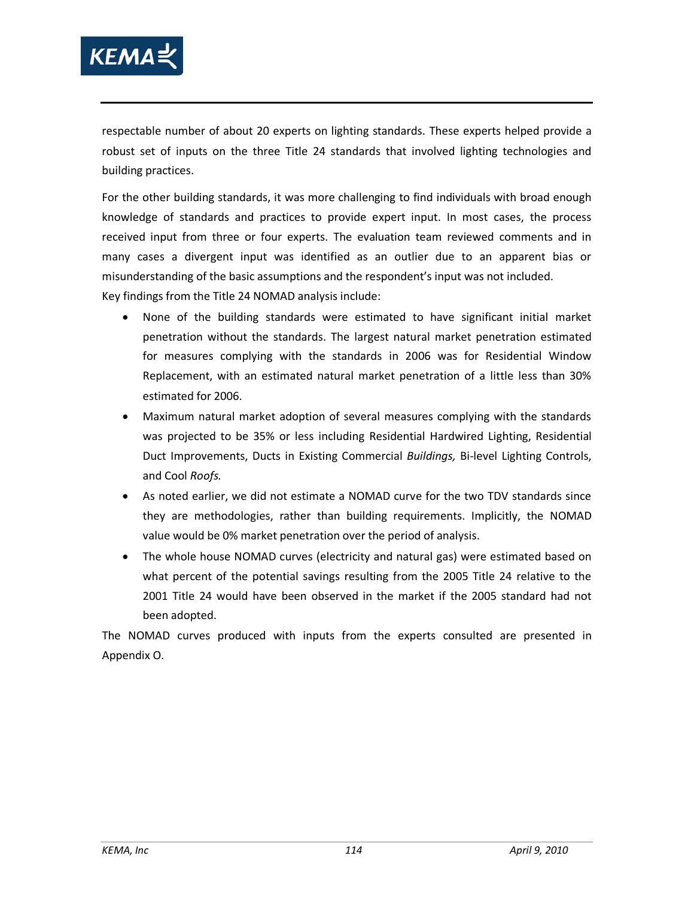respectable number of about 20 experts on lighting standards. These experts helped provide a robust set of inputs on the three Title 24 standards that involved lighting technologies and building practices.

For the other building standards, it was more challenging to find individuals with broad enough knowledge of standards and practices to provide expert input. In most cases, the process received input from three or four experts. The evaluation team reviewed comments and in many cases a divergent input was identified as an outlier due to an apparent bias or misunderstanding of the basic assumptions and the respondent's input was not included.

Key findings from the Title 24 NOMAD analysis include:

- None of the building standards were estimated to have significant initial market penetration without the standards. The largest natural market penetration estimated for measures complying with the standards in 2006 was for Residential Window Replacement, with an estimated natural market penetration of a little less than 30% estimated for 2006.
- Maximum natural market adoption of several measures complying with the standards was projected to be 35% or less including Residential Hardwired Lighting, Residential Duct Improvements, Ducts in Existing Commercial *Buildings,* Bi-level Lighting Controls, and Cool *Roofs.*
- As noted earlier, we did not estimate a NOMAD curve for the two TDV standards since they are methodologies, rather than building requirements. Implicitly, the NOMAD value would be 0% market penetration over the period of analysis.
- The whole house NOMAD curves (electricity and natural gas) were estimated based on what percent of the potential savings resulting from the 2005 Title 24 relative to the 2001 Title 24 would have been observed in the market if the 2005 standard had not been adopted.

The NOMAD curves produced with inputs from the experts consulted are presented in Appendix O.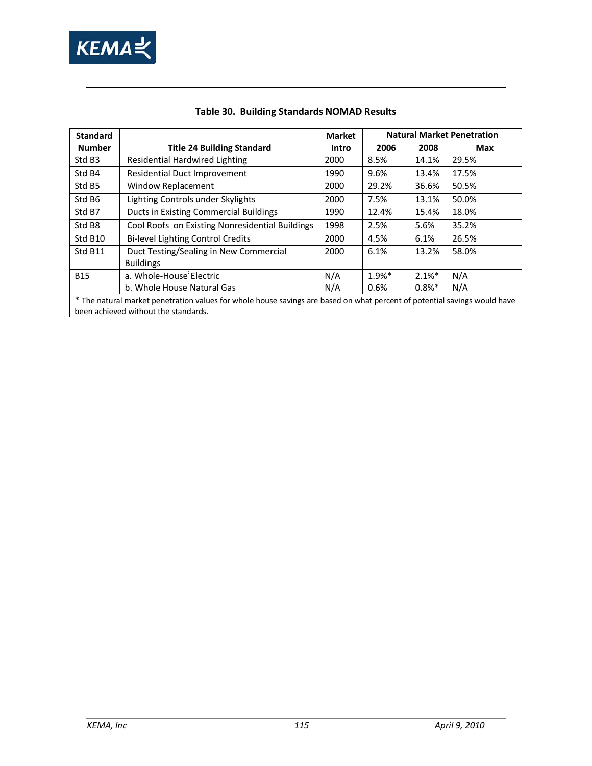**Table 30. Building Standards NOMAD Results**

| Standard Number | Title 24 Building Standard | Market Intro | Natural Market Penetration | | |
|---|---|---|---|---|---|
| | | | 2006 | 2008 | Max |
| Std B3 | Residential Hardwired Lighting | 2000 | 8.5% | 14.1% | 29.5% |
| Std B4 | Residential Duct Improvement | 1990 | 9.6% | 13.4% | 17.5% |
| Std B5 | Window Replacement | 2000 | 29.2% | 36.6% | 50.5% |
| Std B6 | Lighting Controls under Skylights | 2000 | 7.5% | 13.1% | 50.0% |
| Std B7 | Ducts in Existing Commercial Buildings | 1990 | 12.4% | 15.4% | 18.0% |
| Std B8 | Cool Roofs on Existing Nonresidential Buildings | 1998 | 2.5% | 5.6% | 35.2% |
| Std B10 | Bi-level Lighting Control Credits | 2000 | 4.5% | 6.1% | 26.5% |
| Std B11 | Duct Testing/Sealing in New Commercial Buildings | 2000 | 6.1% | 13.2% | 58.0% |
| B15 | a. Whole-House Electric<br>b. Whole House Natural Gas | N/A<br>N/A | 1.9%*<br>0.6% | 2.1%*<br>0.8%* | N/A<br>N/A |

\* The natural market penetration values for whole house savings are based on what percent of potential savings would have been achieved without the standards.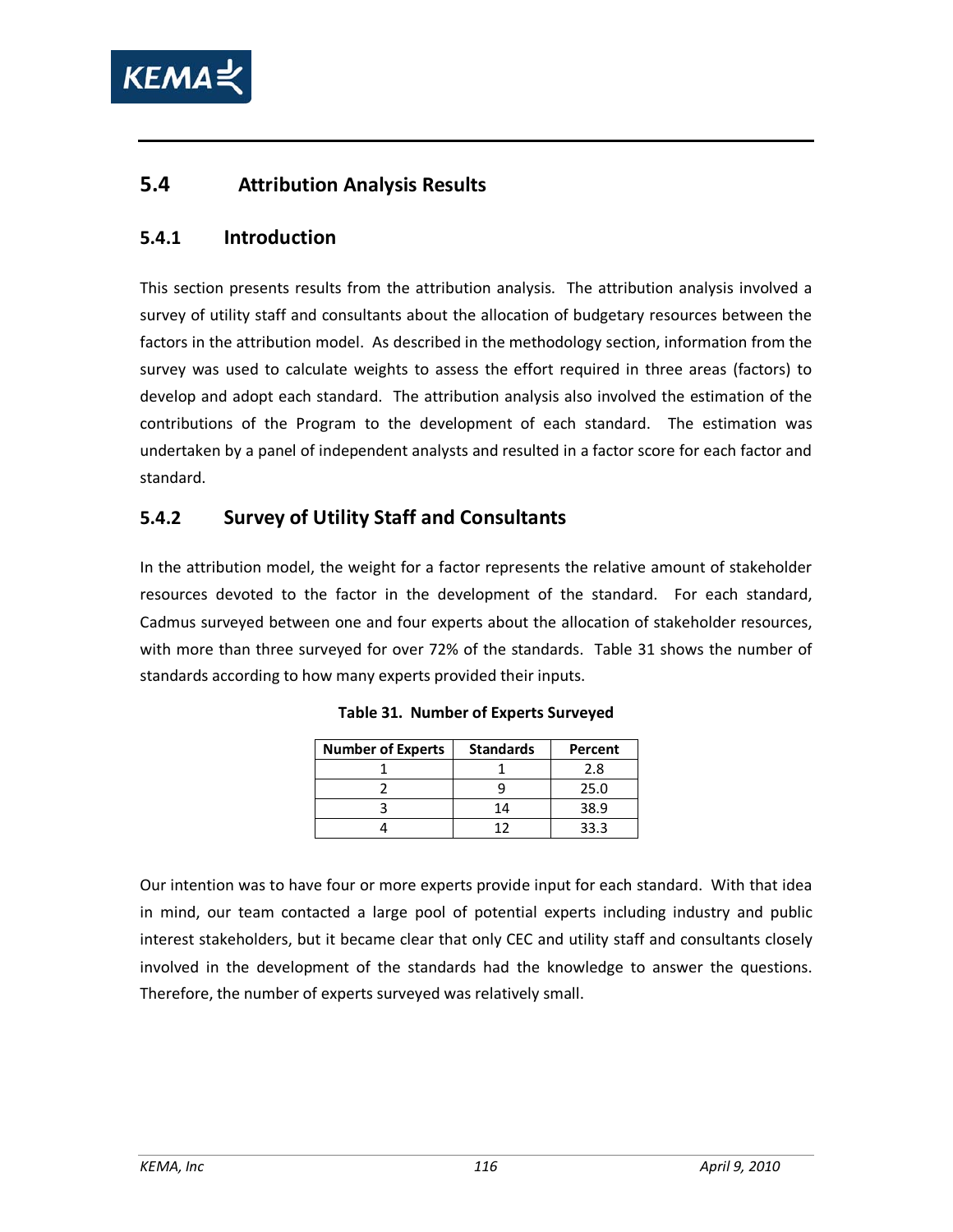## 5.4 Attribution Analysis Results

### 5.4.1 Introduction

This section presents results from the attribution analysis. The attribution analysis involved a survey of utility staff and consultants about the allocation of budgetary resources between the factors in the attribution model. As described in the methodology section, information from the survey was used to calculate weights to assess the effort required in three areas (factors) to develop and adopt each standard. The attribution analysis also involved the estimation of the contributions of the Program to the development of each standard. The estimation was undertaken by a panel of independent analysts and resulted in a factor score for each factor and standard.

### 5.4.2 Survey of Utility Staff and Consultants

In the attribution model, the weight for a factor represents the relative amount of stakeholder resources devoted to the factor in the development of the standard. For each standard, Cadmus surveyed between one and four experts about the allocation of stakeholder resources, with more than three surveyed for over 72% of the standards. Table 31 shows the number of standards according to how many experts provided their inputs.

**Table 31. Number of Experts Surveyed**

| Number of Experts | Standards | Percent |
|---|---|---|
| 1 | 1 | 2.8 |
| 2 | 9 | 25.0 |
| 3 | 14 | 38.9 |
| 4 | 12 | 33.3 |

Our intention was to have four or more experts provide input for each standard. With that idea in mind, our team contacted a large pool of potential experts including industry and public interest stakeholders, but it became clear that only CEC and utility staff and consultants closely involved in the development of the standards had the knowledge to answer the questions. Therefore, the number of experts surveyed was relatively small.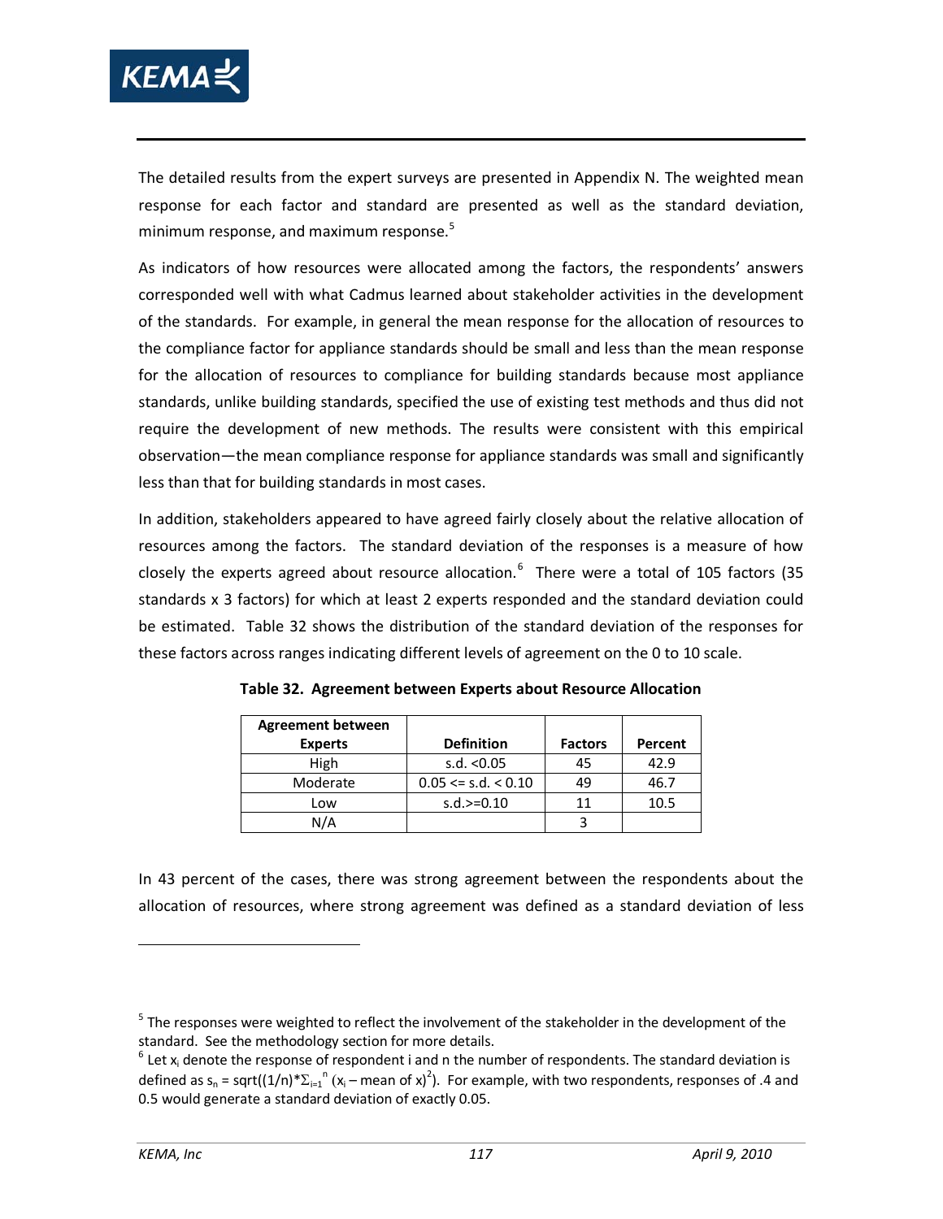The detailed results from the expert surveys are presented in Appendix N. The weighted mean response for each factor and standard are presented as well as the standard deviation, minimum response, and maximum response.[5]

As indicators of how resources were allocated among the factors, the respondents' answers corresponded well with what Cadmus learned about stakeholder activities in the development of the standards. For example, in general the mean response for the allocation of resources to the compliance factor for appliance standards should be small and less than the mean response for the allocation of resources to compliance for building standards because most appliance standards, unlike building standards, specified the use of existing test methods and thus did not require the development of new methods. The results were consistent with this empirical observation—the mean compliance response for appliance standards was small and significantly less than that for building standards in most cases.

In addition, stakeholders appeared to have agreed fairly closely about the relative allocation of resources among the factors. The standard deviation of the responses is a measure of how closely the experts agreed about resource allocation.[6] There were a total of 105 factors (35 standards x 3 factors) for which at least 2 experts responded and the standard deviation could be estimated. Table 32 shows the distribution of the standard deviation of the responses for these factors across ranges indicating different levels of agreement on the 0 to 10 scale.

**Table 32. Agreement between Experts about Resource Allocation**

| Agreement between Experts | Definition | Factors | Percent |
|---|---|---|---|
| High | s.d. <0.05 | 45 | 42.9 |
| Moderate | 0.05 <= s.d. < 0.10 | 49 | 46.7 |
| Low | s.d.>=0.10 | 11 | 10.5 |
| N/A | | 3 | |

In 43 percent of the cases, there was strong agreement between the respondents about the allocation of resources, where strong agreement was defined as a standard deviation of less

---

[5] The responses were weighted to reflect the involvement of the stakeholder in the development of the standard. See the methodology section for more details.

[6] Let $x_i$ denote the response of respondent i and n the number of respondents. The standard deviation is defined as $s_n = \text{sqrt}((1/n)*\Sigma_{i=1}^{n} (x_i - \text{mean of } x)^2)$. For example, with two respondents, responses of .4 and 0.5 would generate a standard deviation of exactly 0.05.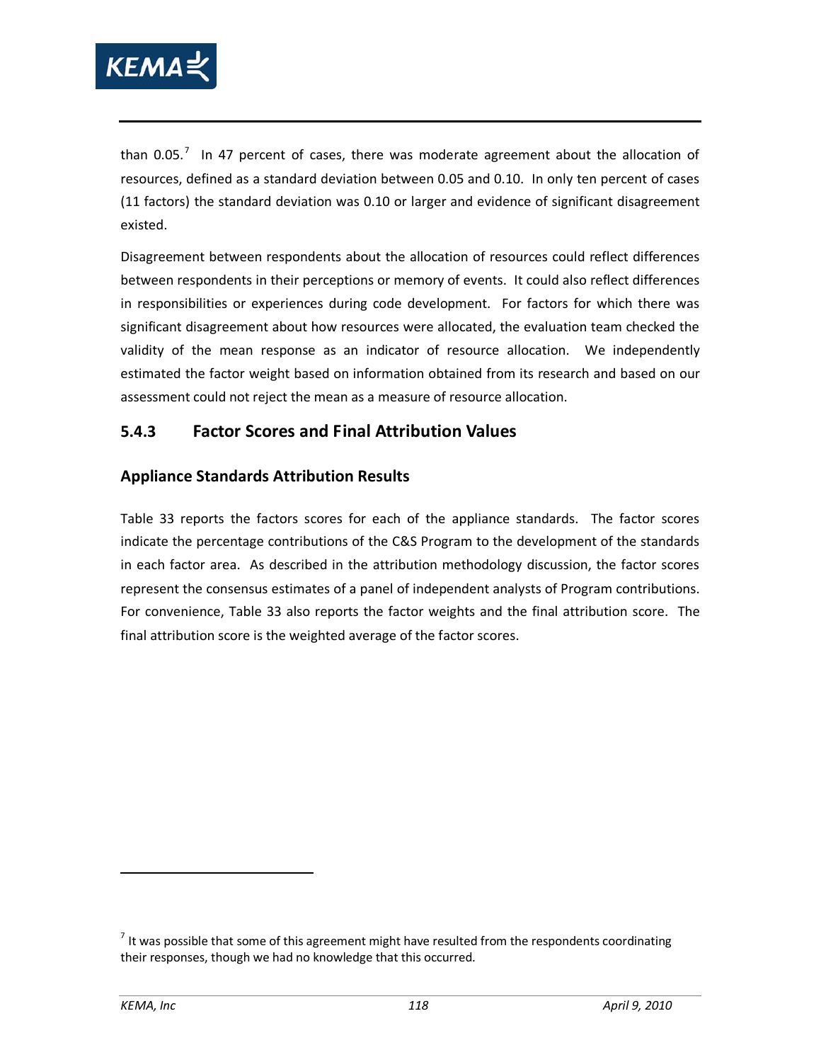than 0.05.[7] In 47 percent of cases, there was moderate agreement about the allocation of resources, defined as a standard deviation between 0.05 and 0.10. In only ten percent of cases (11 factors) the standard deviation was 0.10 or larger and evidence of significant disagreement existed.

Disagreement between respondents about the allocation of resources could reflect differences between respondents in their perceptions or memory of events. It could also reflect differences in responsibilities or experiences during code development. For factors for which there was significant disagreement about how resources were allocated, the evaluation team checked the validity of the mean response as an indicator of resource allocation. We independently estimated the factor weight based on information obtained from its research and based on our assessment could not reject the mean as a measure of resource allocation.

### 5.4.3 Factor Scores and Final Attribution Values

#### Appliance Standards Attribution Results

Table 33 reports the factors scores for each of the appliance standards. The factor scores indicate the percentage contributions of the C&S Program to the development of the standards in each factor area. As described in the attribution methodology discussion, the factor scores represent the consensus estimates of a panel of independent analysts of Program contributions. For convenience, Table 33 also reports the factor weights and the final attribution score. The final attribution score is the weighted average of the factor scores.

[7] It was possible that some of this agreement might have resulted from the respondents coordinating their responses, though we had no knowledge that this occurred.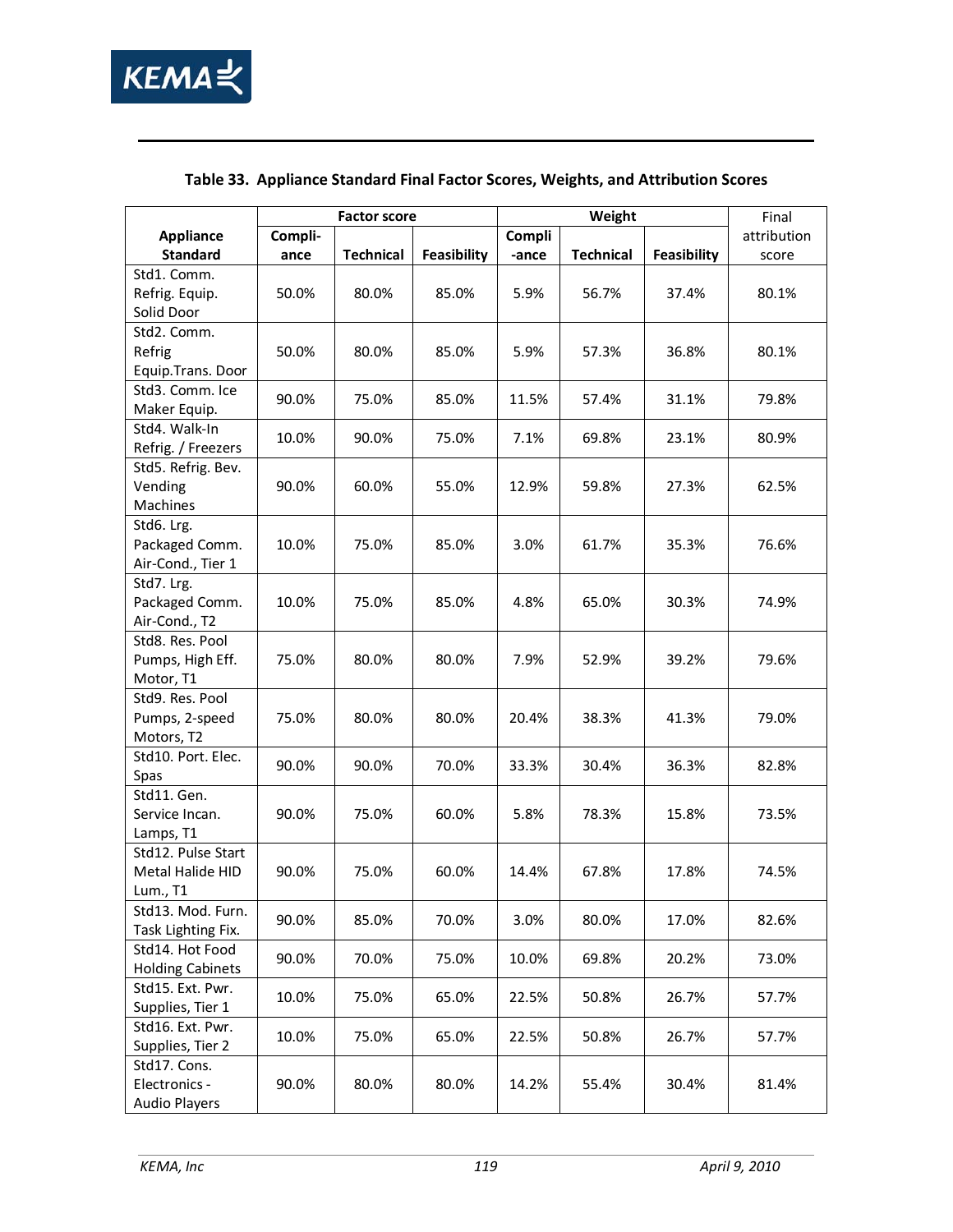**Table 33. Appliance Standard Final Factor Scores, Weights, and Attribution Scores**

| Appliance Standard | Factor score | | | Weight | | | Final attribution score |
|---|---|---|---|---|---|---|---|
| | Compliance | Technical | Feasibility | Compliance | Technical | Feasibility | |
| Std1. Comm. Refrig. Equip. Solid Door | 50.0% | 80.0% | 85.0% | 5.9% | 56.7% | 37.4% | 80.1% |
| Std2. Comm. Refrig Equip.Trans. Door | 50.0% | 80.0% | 85.0% | 5.9% | 57.3% | 36.8% | 80.1% |
| Std3. Comm. Ice Maker Equip. | 90.0% | 75.0% | 85.0% | 11.5% | 57.4% | 31.1% | 79.8% |
| Std4. Walk-In Refrig. / Freezers | 10.0% | 90.0% | 75.0% | 7.1% | 69.8% | 23.1% | 80.9% |
| Std5. Refrig. Bev. Vending Machines | 90.0% | 60.0% | 55.0% | 12.9% | 59.8% | 27.3% | 62.5% |
| Std6. Lrg. Packaged Comm. Air-Cond., Tier 1 | 10.0% | 75.0% | 85.0% | 3.0% | 61.7% | 35.3% | 76.6% |
| Std7. Lrg. Packaged Comm. Air-Cond., T2 | 10.0% | 75.0% | 85.0% | 4.8% | 65.0% | 30.3% | 74.9% |
| Std8. Res. Pool Pumps, High Eff. Motor, T1 | 75.0% | 80.0% | 80.0% | 7.9% | 52.9% | 39.2% | 79.6% |
| Std9. Res. Pool Pumps, 2-speed Motors, T2 | 75.0% | 80.0% | 80.0% | 20.4% | 38.3% | 41.3% | 79.0% |
| Std10. Port. Elec. Spas | 90.0% | 90.0% | 70.0% | 33.3% | 30.4% | 36.3% | 82.8% |
| Std11. Gen. Service Incan. Lamps, T1 | 90.0% | 75.0% | 60.0% | 5.8% | 78.3% | 15.8% | 73.5% |
| Std12. Pulse Start Metal Halide HID Lum., T1 | 90.0% | 75.0% | 60.0% | 14.4% | 67.8% | 17.8% | 74.5% |
| Std13. Mod. Furn. Task Lighting Fix. | 90.0% | 85.0% | 70.0% | 3.0% | 80.0% | 17.0% | 82.6% |
| Std14. Hot Food Holding Cabinets | 90.0% | 70.0% | 75.0% | 10.0% | 69.8% | 20.2% | 73.0% |
| Std15. Ext. Pwr. Supplies, Tier 1 | 10.0% | 75.0% | 65.0% | 22.5% | 50.8% | 26.7% | 57.7% |
| Std16. Ext. Pwr. Supplies, Tier 2 | 10.0% | 75.0% | 65.0% | 22.5% | 50.8% | 26.7% | 57.7% |
| Std17. Cons. Electronics - Audio Players | 90.0% | 80.0% | 80.0% | 14.2% | 55.4% | 30.4% | 81.4% |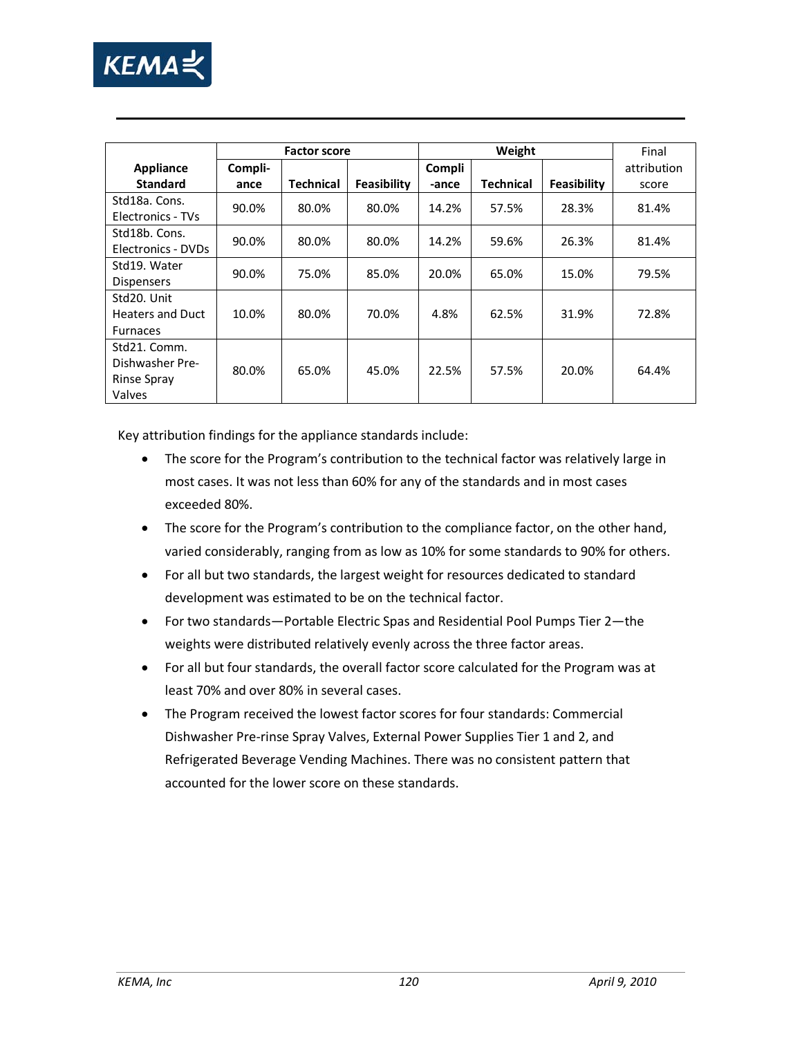| Appliance Standard | Factor score | | | Weight | | | Final attribution score |
|---|---|---|---|---|---|---|---|
| | Compli-ance | Technical | Feasibility | Compli-ance | Technical | Feasibility | |
| Std18a. Cons. Electronics - TVs | 90.0% | 80.0% | 80.0% | 14.2% | 57.5% | 28.3% | 81.4% |
| Std18b. Cons. Electronics - DVDs | 90.0% | 80.0% | 80.0% | 14.2% | 59.6% | 26.3% | 81.4% |
| Std19. Water Dispensers | 90.0% | 75.0% | 85.0% | 20.0% | 65.0% | 15.0% | 79.5% |
| Std20. Unit Heaters and Duct Furnaces | 10.0% | 80.0% | 70.0% | 4.8% | 62.5% | 31.9% | 72.8% |
| Std21. Comm. Dishwasher Pre-Rinse Spray Valves | 80.0% | 65.0% | 45.0% | 22.5% | 57.5% | 20.0% | 64.4% |

Key attribution findings for the appliance standards include:

- The score for the Program's contribution to the technical factor was relatively large in most cases. It was not less than 60% for any of the standards and in most cases exceeded 80%.
- The score for the Program's contribution to the compliance factor, on the other hand, varied considerably, ranging from as low as 10% for some standards to 90% for others.
- For all but two standards, the largest weight for resources dedicated to standard development was estimated to be on the technical factor.
- For two standards—Portable Electric Spas and Residential Pool Pumps Tier 2—the weights were distributed relatively evenly across the three factor areas.
- For all but four standards, the overall factor score calculated for the Program was at least 70% and over 80% in several cases.
- The Program received the lowest factor scores for four standards: Commercial Dishwasher Pre-rinse Spray Valves, External Power Supplies Tier 1 and 2, and Refrigerated Beverage Vending Machines. There was no consistent pattern that accounted for the lower score on these standards.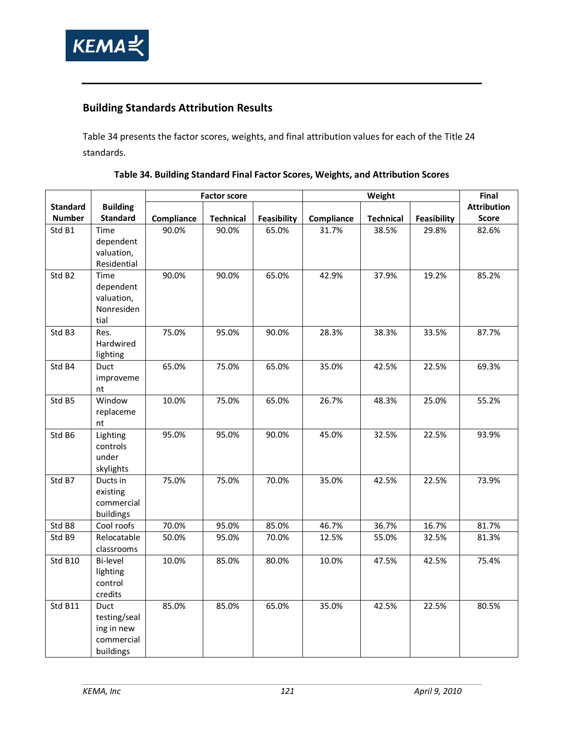## Building Standards Attribution Results

Table 34 presents the factor scores, weights, and final attribution values for each of the Title 24 standards.

**Table 34. Building Standard Final Factor Scores, Weights, and Attribution Scores**

| Standard Number | Building Standard | Factor score | | | Weight | | | Final Attribution Score |
|---|---|---|---|---|---|---|---|---|
| | | Compliance | Technical | Feasibility | Compliance | Technical | Feasibility | |
| Std B1 | Time dependent valuation, Residential | 90.0% | 90.0% | 65.0% | 31.7% | 38.5% | 29.8% | 82.6% |
| Std B2 | Time dependent valuation, Nonresidential | 90.0% | 90.0% | 65.0% | 42.9% | 37.9% | 19.2% | 85.2% |
| Std B3 | Res. Hardwired lighting | 75.0% | 95.0% | 90.0% | 28.3% | 38.3% | 33.5% | 87.7% |
| Std B4 | Duct improvement | 65.0% | 75.0% | 65.0% | 35.0% | 42.5% | 22.5% | 69.3% |
| Std B5 | Window replacement | 10.0% | 75.0% | 65.0% | 26.7% | 48.3% | 25.0% | 55.2% |
| Std B6 | Lighting controls under skylights | 95.0% | 95.0% | 90.0% | 45.0% | 32.5% | 22.5% | 93.9% |
| Std B7 | Ducts in existing commercial buildings | 75.0% | 75.0% | 70.0% | 35.0% | 42.5% | 22.5% | 73.9% |
| Std B8 | Cool roofs | 70.0% | 95.0% | 85.0% | 46.7% | 36.7% | 16.7% | 81.7% |
| Std B9 | Relocatable classrooms | 50.0% | 95.0% | 70.0% | 12.5% | 55.0% | 32.5% | 81.3% |
| Std B10 | Bi-level lighting control credits | 10.0% | 85.0% | 80.0% | 10.0% | 47.5% | 42.5% | 75.4% |
| Std B11 | Duct testing/sealing in new commercial buildings | 85.0% | 85.0% | 65.0% | 35.0% | 42.5% | 22.5% | 80.5% |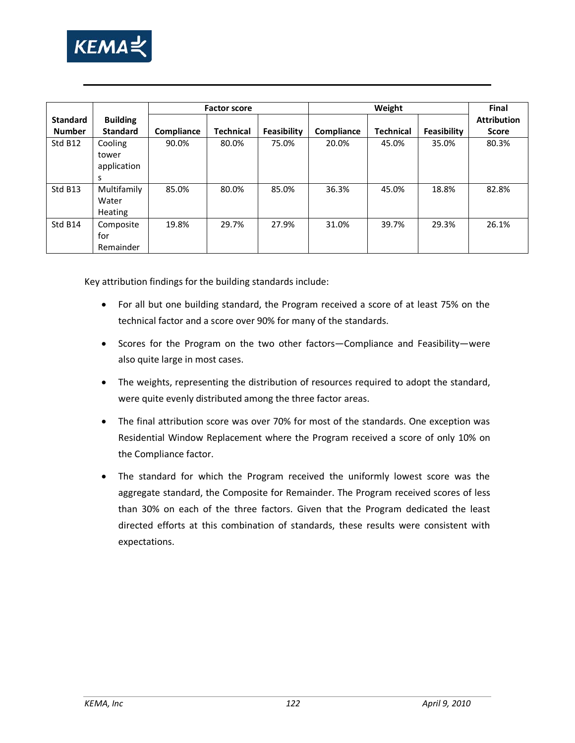| Standard Number | Building Standard | Factor score | | | Weight | | | Final Attribution Score |
|---|---|---|---|---|---|---|---|---|
| | | Compliance | Technical | Feasibility | Compliance | Technical | Feasibility | |
| Std B12 | Cooling tower applications | 90.0% | 80.0% | 75.0% | 20.0% | 45.0% | 35.0% | 80.3% |
| Std B13 | Multifamily Water Heating | 85.0% | 80.0% | 85.0% | 36.3% | 45.0% | 18.8% | 82.8% |
| Std B14 | Composite for Remainder | 19.8% | 29.7% | 27.9% | 31.0% | 39.7% | 29.3% | 26.1% |

Key attribution findings for the building standards include:

- For all but one building standard, the Program received a score of at least 75% on the technical factor and a score over 90% for many of the standards.
- Scores for the Program on the two other factors—Compliance and Feasibility—were also quite large in most cases.
- The weights, representing the distribution of resources required to adopt the standard, were quite evenly distributed among the three factor areas.
- The final attribution score was over 70% for most of the standards. One exception was Residential Window Replacement where the Program received a score of only 10% on the Compliance factor.
- The standard for which the Program received the uniformly lowest score was the aggregate standard, the Composite for Remainder. The Program received scores of less than 30% on each of the three factors. Given that the Program dedicated the least directed efforts at this combination of standards, these results were consistent with expectations.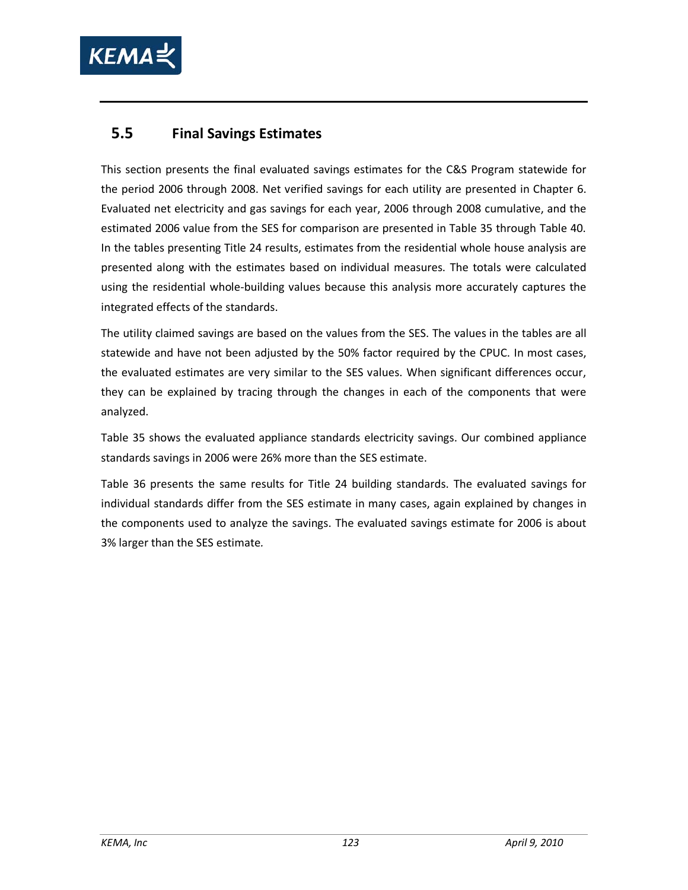## 5.5 Final Savings Estimates

This section presents the final evaluated savings estimates for the C&S Program statewide for the period 2006 through 2008. Net verified savings for each utility are presented in Chapter 6. Evaluated net electricity and gas savings for each year, 2006 through 2008 cumulative, and the estimated 2006 value from the SES for comparison are presented in Table 35 through Table 40. In the tables presenting Title 24 results, estimates from the residential whole house analysis are presented along with the estimates based on individual measures. The totals were calculated using the residential whole-building values because this analysis more accurately captures the integrated effects of the standards.

The utility claimed savings are based on the values from the SES. The values in the tables are all statewide and have not been adjusted by the 50% factor required by the CPUC. In most cases, the evaluated estimates are very similar to the SES values. When significant differences occur, they can be explained by tracing through the changes in each of the components that were analyzed.

Table 35 shows the evaluated appliance standards electricity savings. Our combined appliance standards savings in 2006 were 26% more than the SES estimate.

Table 36 presents the same results for Title 24 building standards. The evaluated savings for individual standards differ from the SES estimate in many cases, again explained by changes in the components used to analyze the savings. The evaluated savings estimate for 2006 is about 3% larger than the SES estimate.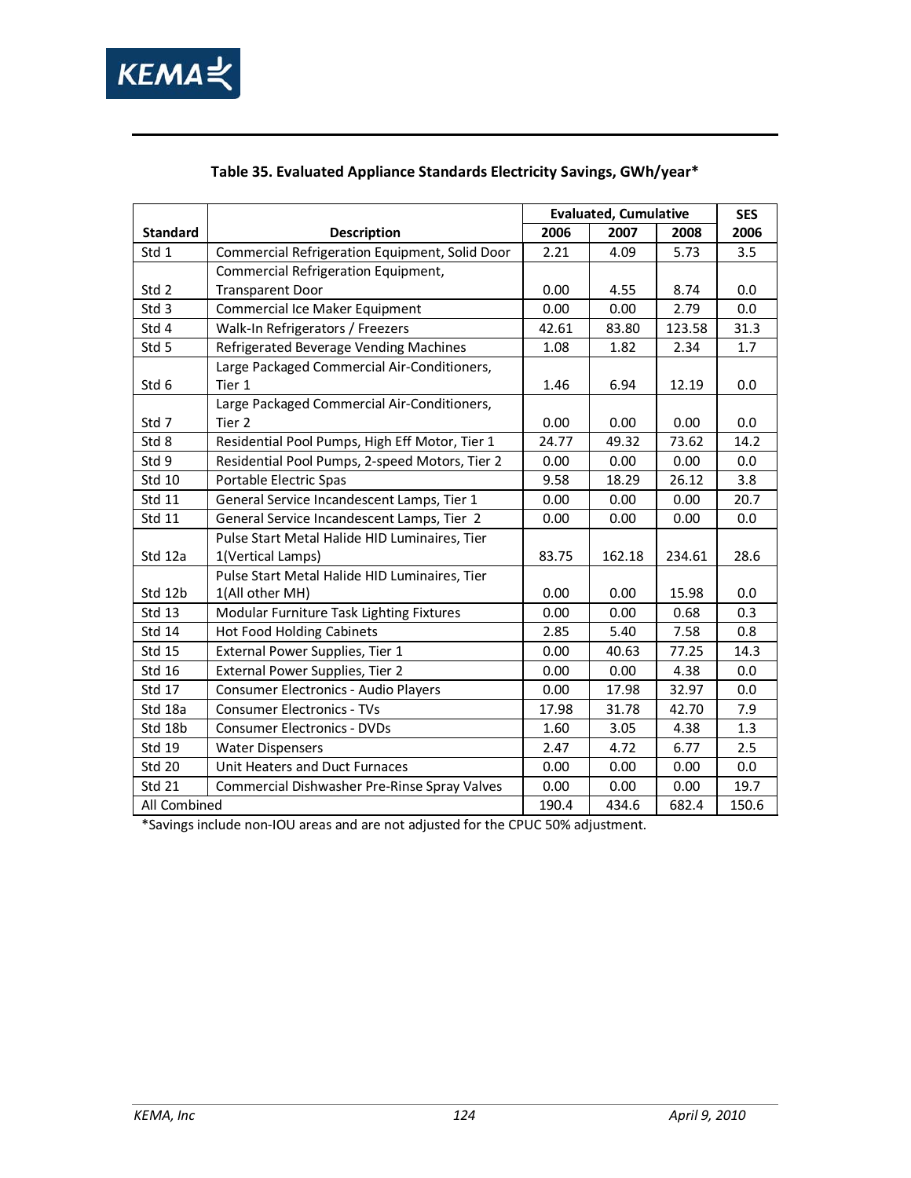**Table 35. Evaluated Appliance Standards Electricity Savings, GWh/year***

| Standard | Description | Evaluated, Cumulative | | | SES |
|---|---|---|---|---|---|
| | | 2006 | 2007 | 2008 | 2006 |
| Std 1 | Commercial Refrigeration Equipment, Solid Door | 2.21 | 4.09 | 5.73 | 3.5 |
| Std 2 | Commercial Refrigeration Equipment, Transparent Door | 0.00 | 4.55 | 8.74 | 0.0 |
| Std 3 | Commercial Ice Maker Equipment | 0.00 | 0.00 | 2.79 | 0.0 |
| Std 4 | Walk-In Refrigerators / Freezers | 42.61 | 83.80 | 123.58 | 31.3 |
| Std 5 | Refrigerated Beverage Vending Machines | 1.08 | 1.82 | 2.34 | 1.7 |
| Std 6 | Large Packaged Commercial Air-Conditioners, Tier 1 | 1.46 | 6.94 | 12.19 | 0.0 |
| Std 7 | Large Packaged Commercial Air-Conditioners, Tier 2 | 0.00 | 0.00 | 0.00 | 0.0 |
| Std 8 | Residential Pool Pumps, High Eff Motor, Tier 1 | 24.77 | 49.32 | 73.62 | 14.2 |
| Std 9 | Residential Pool Pumps, 2-speed Motors, Tier 2 | 0.00 | 0.00 | 0.00 | 0.0 |
| Std 10 | Portable Electric Spas | 9.58 | 18.29 | 26.12 | 3.8 |
| Std 11 | General Service Incandescent Lamps, Tier 1 | 0.00 | 0.00 | 0.00 | 20.7 |
| Std 11 | General Service Incandescent Lamps, Tier 2 | 0.00 | 0.00 | 0.00 | 0.0 |
| Std 12a | Pulse Start Metal Halide HID Luminaires, Tier 1(Vertical Lamps) | 83.75 | 162.18 | 234.61 | 28.6 |
| Std 12b | Pulse Start Metal Halide HID Luminaires, Tier 1(All other MH) | 0.00 | 0.00 | 15.98 | 0.0 |
| Std 13 | Modular Furniture Task Lighting Fixtures | 0.00 | 0.00 | 0.68 | 0.3 |
| Std 14 | Hot Food Holding Cabinets | 2.85 | 5.40 | 7.58 | 0.8 |
| Std 15 | External Power Supplies, Tier 1 | 0.00 | 40.63 | 77.25 | 14.3 |
| Std 16 | External Power Supplies, Tier 2 | 0.00 | 0.00 | 4.38 | 0.0 |
| Std 17 | Consumer Electronics - Audio Players | 0.00 | 17.98 | 32.97 | 0.0 |
| Std 18a | Consumer Electronics - TVs | 17.98 | 31.78 | 42.70 | 7.9 |
| Std 18b | Consumer Electronics - DVDs | 1.60 | 3.05 | 4.38 | 1.3 |
| Std 19 | Water Dispensers | 2.47 | 4.72 | 6.77 | 2.5 |
| Std 20 | Unit Heaters and Duct Furnaces | 0.00 | 0.00 | 0.00 | 0.0 |
| Std 21 | Commercial Dishwasher Pre-Rinse Spray Valves | 0.00 | 0.00 | 0.00 | 19.7 |
| All Combined | | 190.4 | 434.6 | 682.4 | 150.6 |

*Savings include non-IOU areas and are not adjusted for the CPUC 50% adjustment.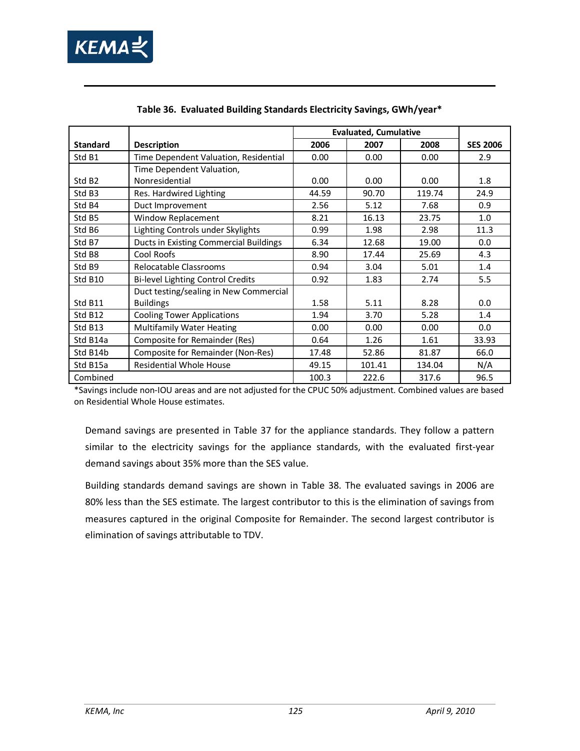**Table 36. Evaluated Building Standards Electricity Savings, GWh/year***

| Standard | Description | Evaluated, Cumulative | | | SES 2006 |
|---|---|---|---|---|---|
| | | 2006 | 2007 | 2008 | |
| Std B1 | Time Dependent Valuation, Residential | 0.00 | 0.00 | 0.00 | 2.9 |
| Std B2 | Time Dependent Valuation, Nonresidential | 0.00 | 0.00 | 0.00 | 1.8 |
| Std B3 | Res. Hardwired Lighting | 44.59 | 90.70 | 119.74 | 24.9 |
| Std B4 | Duct Improvement | 2.56 | 5.12 | 7.68 | 0.9 |
| Std B5 | Window Replacement | 8.21 | 16.13 | 23.75 | 1.0 |
| Std B6 | Lighting Controls under Skylights | 0.99 | 1.98 | 2.98 | 11.3 |
| Std B7 | Ducts in Existing Commercial Buildings | 6.34 | 12.68 | 19.00 | 0.0 |
| Std B8 | Cool Roofs | 8.90 | 17.44 | 25.69 | 4.3 |
| Std B9 | Relocatable Classrooms | 0.94 | 3.04 | 5.01 | 1.4 |
| Std B10 | Bi-level Lighting Control Credits | 0.92 | 1.83 | 2.74 | 5.5 |
| Std B11 | Duct testing/sealing in New Commercial Buildings | 1.58 | 5.11 | 8.28 | 0.0 |
| Std B12 | Cooling Tower Applications | 1.94 | 3.70 | 5.28 | 1.4 |
| Std B13 | Multifamily Water Heating | 0.00 | 0.00 | 0.00 | 0.0 |
| Std B14a | Composite for Remainder (Res) | 0.64 | 1.26 | 1.61 | 33.93 |
| Std B14b | Composite for Remainder (Non-Res) | 17.48 | 52.86 | 81.87 | 66.0 |
| Std B15a | Residential Whole House | 49.15 | 101.41 | 134.04 | N/A |
| Combined | | 100.3 | 222.6 | 317.6 | 96.5 |

*Savings include non-IOU areas and are not adjusted for the CPUC 50% adjustment. Combined values are based on Residential Whole House estimates.

Demand savings are presented in Table 37 for the appliance standards. They follow a pattern similar to the electricity savings for the appliance standards, with the evaluated first-year demand savings about 35% more than the SES value.

Building standards demand savings are shown in Table 38. The evaluated savings in 2006 are 80% less than the SES estimate. The largest contributor to this is the elimination of savings from measures captured in the original Composite for Remainder. The second largest contributor is elimination of savings attributable to TDV.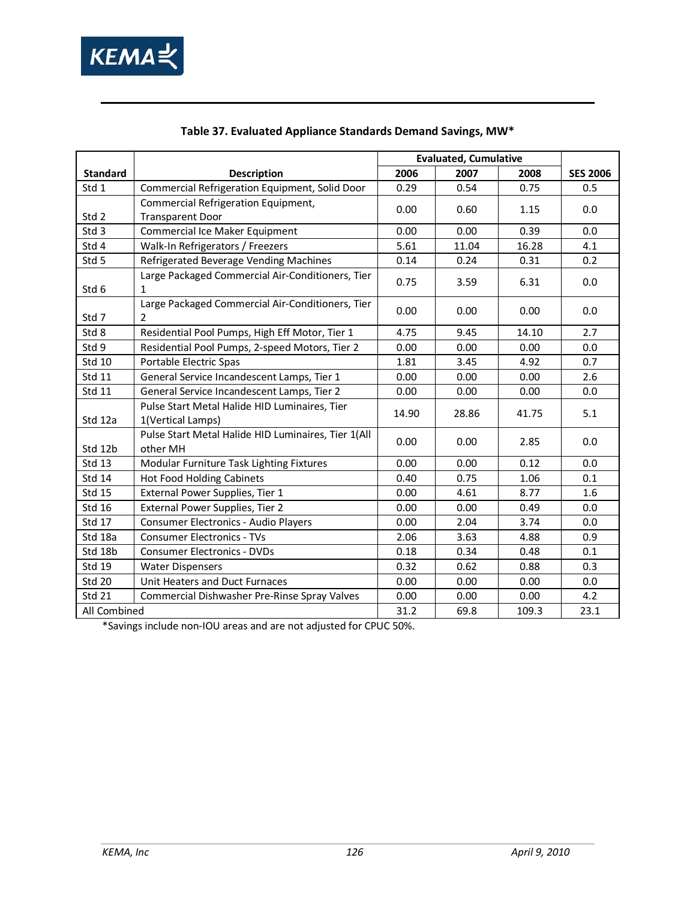**Table 37. Evaluated Appliance Standards Demand Savings, MW***

| Standard | Description | Evaluated, Cumulative | | | |
|---|---|---|---|---|---|
| | | 2006 | 2007 | 2008 | SES 2006 |
| Std 1 | Commercial Refrigeration Equipment, Solid Door | 0.29 | 0.54 | 0.75 | 0.5 |
| Std 2 | Commercial Refrigeration Equipment, Transparent Door | 0.00 | 0.60 | 1.15 | 0.0 |
| Std 3 | Commercial Ice Maker Equipment | 0.00 | 0.00 | 0.39 | 0.0 |
| Std 4 | Walk-In Refrigerators / Freezers | 5.61 | 11.04 | 16.28 | 4.1 |
| Std 5 | Refrigerated Beverage Vending Machines | 0.14 | 0.24 | 0.31 | 0.2 |
| Std 6 | Large Packaged Commercial Air-Conditioners, Tier 1 | 0.75 | 3.59 | 6.31 | 0.0 |
| Std 7 | Large Packaged Commercial Air-Conditioners, Tier 2 | 0.00 | 0.00 | 0.00 | 0.0 |
| Std 8 | Residential Pool Pumps, High Eff Motor, Tier 1 | 4.75 | 9.45 | 14.10 | 2.7 |
| Std 9 | Residential Pool Pumps, 2-speed Motors, Tier 2 | 0.00 | 0.00 | 0.00 | 0.0 |
| Std 10 | Portable Electric Spas | 1.81 | 3.45 | 4.92 | 0.7 |
| Std 11 | General Service Incandescent Lamps, Tier 1 | 0.00 | 0.00 | 0.00 | 2.6 |
| Std 11 | General Service Incandescent Lamps, Tier 2 | 0.00 | 0.00 | 0.00 | 0.0 |
| Std 12a | Pulse Start Metal Halide HID Luminaires, Tier 1(Vertical Lamps) | 14.90 | 28.86 | 41.75 | 5.1 |
| Std 12b | Pulse Start Metal Halide HID Luminaires, Tier 1(All other MH | 0.00 | 0.00 | 2.85 | 0.0 |
| Std 13 | Modular Furniture Task Lighting Fixtures | 0.00 | 0.00 | 0.12 | 0.0 |
| Std 14 | Hot Food Holding Cabinets | 0.40 | 0.75 | 1.06 | 0.1 |
| Std 15 | External Power Supplies, Tier 1 | 0.00 | 4.61 | 8.77 | 1.6 |
| Std 16 | External Power Supplies, Tier 2 | 0.00 | 0.00 | 0.49 | 0.0 |
| Std 17 | Consumer Electronics - Audio Players | 0.00 | 2.04 | 3.74 | 0.0 |
| Std 18a | Consumer Electronics - TVs | 2.06 | 3.63 | 4.88 | 0.9 |
| Std 18b | Consumer Electronics - DVDs | 0.18 | 0.34 | 0.48 | 0.1 |
| Std 19 | Water Dispensers | 0.32 | 0.62 | 0.88 | 0.3 |
| Std 20 | Unit Heaters and Duct Furnaces | 0.00 | 0.00 | 0.00 | 0.0 |
| Std 21 | Commercial Dishwasher Pre-Rinse Spray Valves | 0.00 | 0.00 | 0.00 | 4.2 |
| All Combined | | 31.2 | 69.8 | 109.3 | 23.1 |

*Savings include non-IOU areas and are not adjusted for CPUC 50%.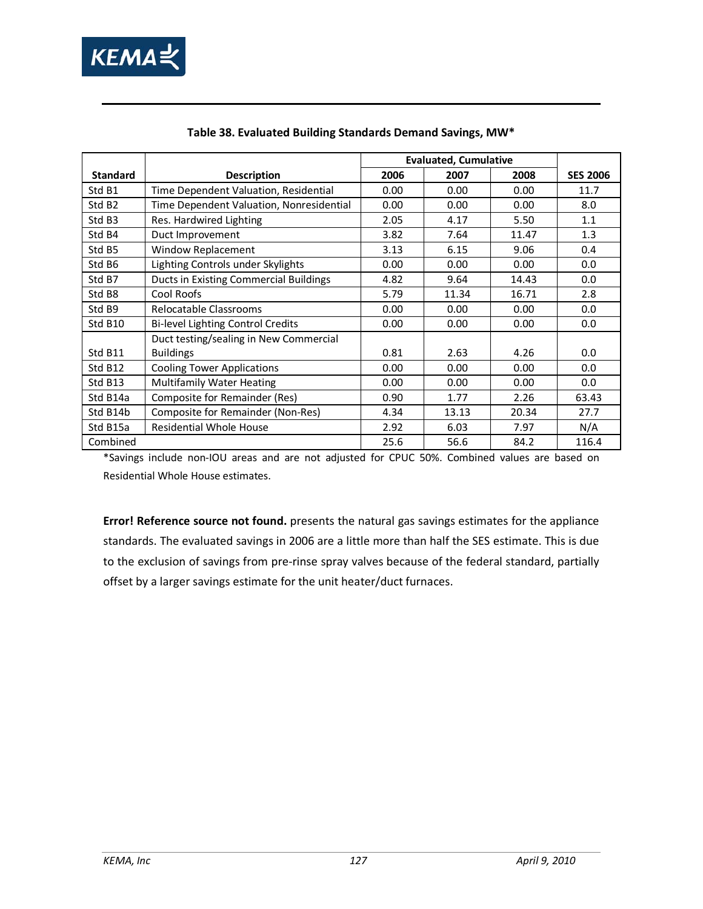**Table 38. Evaluated Building Standards Demand Savings, MW***

| Standard | Description | Evaluated, Cumulative | | | SES 2006 |
|---|---|---|---|---|---|
| | | 2006 | 2007 | 2008 | |
| Std B1 | Time Dependent Valuation, Residential | 0.00 | 0.00 | 0.00 | 11.7 |
| Std B2 | Time Dependent Valuation, Nonresidential | 0.00 | 0.00 | 0.00 | 8.0 |
| Std B3 | Res. Hardwired Lighting | 2.05 | 4.17 | 5.50 | 1.1 |
| Std B4 | Duct Improvement | 3.82 | 7.64 | 11.47 | 1.3 |
| Std B5 | Window Replacement | 3.13 | 6.15 | 9.06 | 0.4 |
| Std B6 | Lighting Controls under Skylights | 0.00 | 0.00 | 0.00 | 0.0 |
| Std B7 | Ducts in Existing Commercial Buildings | 4.82 | 9.64 | 14.43 | 0.0 |
| Std B8 | Cool Roofs | 5.79 | 11.34 | 16.71 | 2.8 |
| Std B9 | Relocatable Classrooms | 0.00 | 0.00 | 0.00 | 0.0 |
| Std B10 | Bi-level Lighting Control Credits | 0.00 | 0.00 | 0.00 | 0.0 |
| Std B11 | Duct testing/sealing in New Commercial Buildings | 0.81 | 2.63 | 4.26 | 0.0 |
| Std B12 | Cooling Tower Applications | 0.00 | 0.00 | 0.00 | 0.0 |
| Std B13 | Multifamily Water Heating | 0.00 | 0.00 | 0.00 | 0.0 |
| Std B14a | Composite for Remainder (Res) | 0.90 | 1.77 | 2.26 | 63.43 |
| Std B14b | Composite for Remainder (Non-Res) | 4.34 | 13.13 | 20.34 | 27.7 |
| Std B15a | Residential Whole House | 2.92 | 6.03 | 7.97 | N/A |
| Combined | | 25.6 | 56.6 | 84.2 | 116.4 |

*Savings include non-IOU areas and are not adjusted for CPUC 50%. Combined values are based on Residential Whole House estimates.

**Error! Reference source not found.** presents the natural gas savings estimates for the appliance standards. The evaluated savings in 2006 are a little more than half the SES estimate. This is due to the exclusion of savings from pre-rinse spray valves because of the federal standard, partially offset by a larger savings estimate for the unit heater/duct furnaces.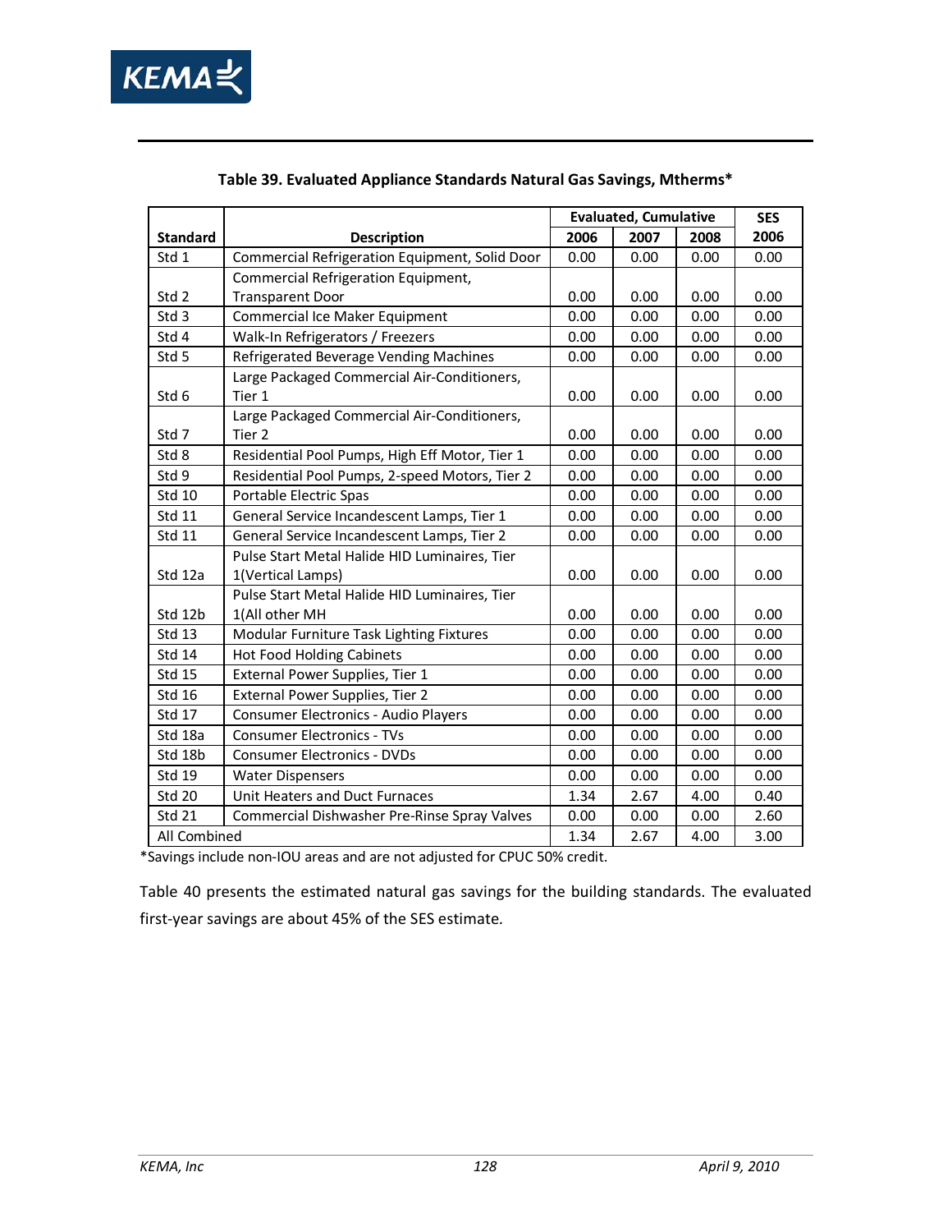**Table 39. Evaluated Appliance Standards Natural Gas Savings, Mtherms***

| Standard | Description | Evaluated, Cumulative | | | SES |
|---|---|---|---|---|---|
| | | 2006 | 2007 | 2008 | 2006 |
| Std 1 | Commercial Refrigeration Equipment, Solid Door | 0.00 | 0.00 | 0.00 | 0.00 |
| Std 2 | Commercial Refrigeration Equipment, Transparent Door | 0.00 | 0.00 | 0.00 | 0.00 |
| Std 3 | Commercial Ice Maker Equipment | 0.00 | 0.00 | 0.00 | 0.00 |
| Std 4 | Walk-In Refrigerators / Freezers | 0.00 | 0.00 | 0.00 | 0.00 |
| Std 5 | Refrigerated Beverage Vending Machines | 0.00 | 0.00 | 0.00 | 0.00 |
| Std 6 | Large Packaged Commercial Air-Conditioners, Tier 1 | 0.00 | 0.00 | 0.00 | 0.00 |
| Std 7 | Large Packaged Commercial Air-Conditioners, Tier 2 | 0.00 | 0.00 | 0.00 | 0.00 |
| Std 8 | Residential Pool Pumps, High Eff Motor, Tier 1 | 0.00 | 0.00 | 0.00 | 0.00 |
| Std 9 | Residential Pool Pumps, 2-speed Motors, Tier 2 | 0.00 | 0.00 | 0.00 | 0.00 |
| Std 10 | Portable Electric Spas | 0.00 | 0.00 | 0.00 | 0.00 |
| Std 11 | General Service Incandescent Lamps, Tier 1 | 0.00 | 0.00 | 0.00 | 0.00 |
| Std 11 | General Service Incandescent Lamps, Tier 2 | 0.00 | 0.00 | 0.00 | 0.00 |
| Std 12a | Pulse Start Metal Halide HID Luminaires, Tier 1(Vertical Lamps) | 0.00 | 0.00 | 0.00 | 0.00 |
| Std 12b | Pulse Start Metal Halide HID Luminaires, Tier 1(All other MH | 0.00 | 0.00 | 0.00 | 0.00 |
| Std 13 | Modular Furniture Task Lighting Fixtures | 0.00 | 0.00 | 0.00 | 0.00 |
| Std 14 | Hot Food Holding Cabinets | 0.00 | 0.00 | 0.00 | 0.00 |
| Std 15 | External Power Supplies, Tier 1 | 0.00 | 0.00 | 0.00 | 0.00 |
| Std 16 | External Power Supplies, Tier 2 | 0.00 | 0.00 | 0.00 | 0.00 |
| Std 17 | Consumer Electronics - Audio Players | 0.00 | 0.00 | 0.00 | 0.00 |
| Std 18a | Consumer Electronics - TVs | 0.00 | 0.00 | 0.00 | 0.00 |
| Std 18b | Consumer Electronics - DVDs | 0.00 | 0.00 | 0.00 | 0.00 |
| Std 19 | Water Dispensers | 0.00 | 0.00 | 0.00 | 0.00 |
| Std 20 | Unit Heaters and Duct Furnaces | 1.34 | 2.67 | 4.00 | 0.40 |
| Std 21 | Commercial Dishwasher Pre-Rinse Spray Valves | 0.00 | 0.00 | 0.00 | 2.60 |
| All Combined | | 1.34 | 2.67 | 4.00 | 3.00 |

*Savings include non-IOU areas and are not adjusted for CPUC 50% credit.

Table 40 presents the estimated natural gas savings for the building standards. The evaluated first-year savings are about 45% of the SES estimate.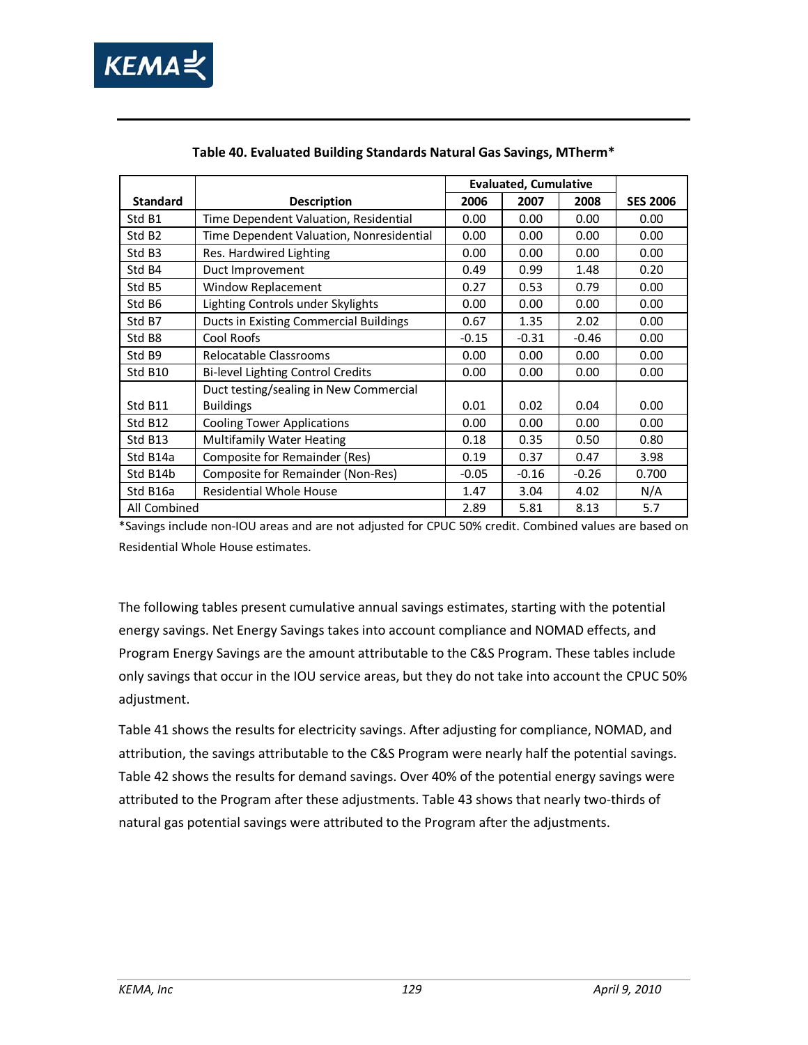**Table 40. Evaluated Building Standards Natural Gas Savings, MTherm***

| Standard | Description | Evaluated, Cumulative | | | SES 2006 |
|---|---|---|---|---|---|
| | | 2006 | 2007 | 2008 | |
| Std B1 | Time Dependent Valuation, Residential | 0.00 | 0.00 | 0.00 | 0.00 |
| Std B2 | Time Dependent Valuation, Nonresidential | 0.00 | 0.00 | 0.00 | 0.00 |
| Std B3 | Res. Hardwired Lighting | 0.00 | 0.00 | 0.00 | 0.00 |
| Std B4 | Duct Improvement | 0.49 | 0.99 | 1.48 | 0.20 |
| Std B5 | Window Replacement | 0.27 | 0.53 | 0.79 | 0.00 |
| Std B6 | Lighting Controls under Skylights | 0.00 | 0.00 | 0.00 | 0.00 |
| Std B7 | Ducts in Existing Commercial Buildings | 0.67 | 1.35 | 2.02 | 0.00 |
| Std B8 | Cool Roofs | -0.15 | -0.31 | -0.46 | 0.00 |
| Std B9 | Relocatable Classrooms | 0.00 | 0.00 | 0.00 | 0.00 |
| Std B10 | Bi-level Lighting Control Credits | 0.00 | 0.00 | 0.00 | 0.00 |
| Std B11 | Duct testing/sealing in New Commercial Buildings | 0.01 | 0.02 | 0.04 | 0.00 |
| Std B12 | Cooling Tower Applications | 0.00 | 0.00 | 0.00 | 0.00 |
| Std B13 | Multifamily Water Heating | 0.18 | 0.35 | 0.50 | 0.80 |
| Std B14a | Composite for Remainder (Res) | 0.19 | 0.37 | 0.47 | 3.98 |
| Std B14b | Composite for Remainder (Non-Res) | -0.05 | -0.16 | -0.26 | 0.700 |
| Std B16a | Residential Whole House | 1.47 | 3.04 | 4.02 | N/A |
| All Combined | | 2.89 | 5.81 | 8.13 | 5.7 |

*Savings include non-IOU areas and are not adjusted for CPUC 50% credit. Combined values are based on Residential Whole House estimates.

The following tables present cumulative annual savings estimates, starting with the potential energy savings. Net Energy Savings takes into account compliance and NOMAD effects, and Program Energy Savings are the amount attributable to the C&S Program. These tables include only savings that occur in the IOU service areas, but they do not take into account the CPUC 50% adjustment.

Table 41 shows the results for electricity savings. After adjusting for compliance, NOMAD, and attribution, the savings attributable to the C&S Program were nearly half the potential savings. Table 42 shows the results for demand savings. Over 40% of the potential energy savings were attributed to the Program after these adjustments. Table 43 shows that nearly two-thirds of natural gas potential savings were attributed to the Program after the adjustments.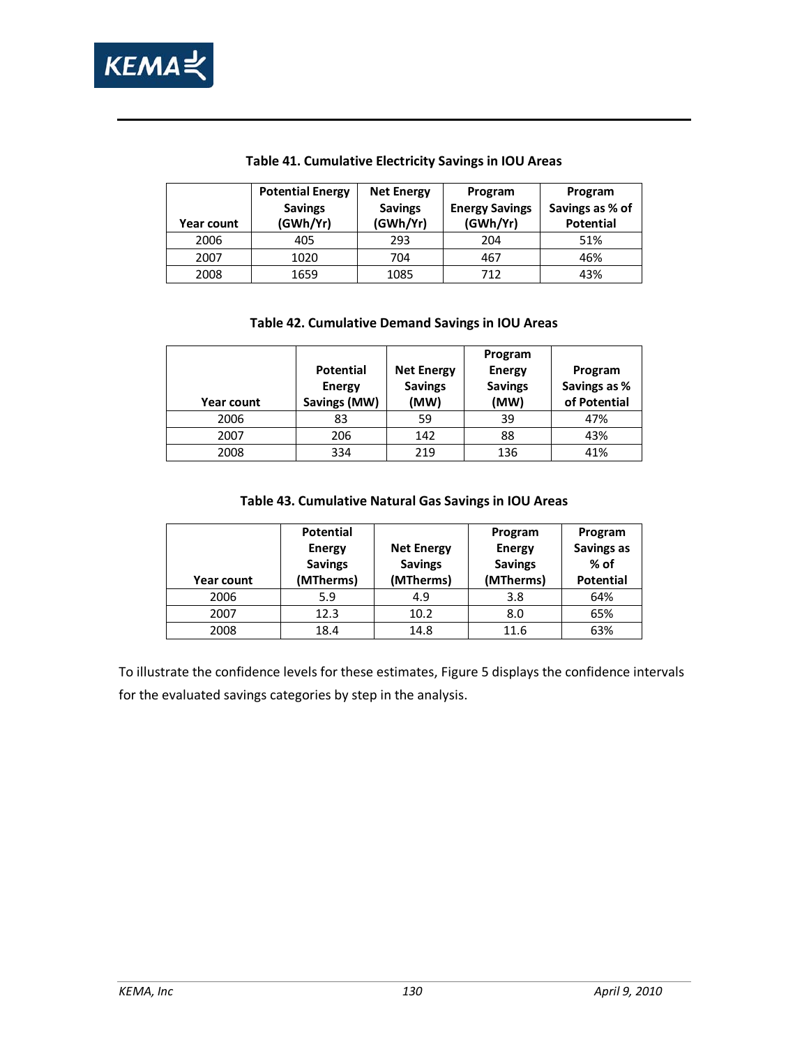**Table 41. Cumulative Electricity Savings in IOU Areas**

| Year count | Potential Energy Savings (GWh/Yr) | Net Energy Savings (GWh/Yr) | Program Energy Savings (GWh/Yr) | Program Savings as % of Potential |
|---|---|---|---|---|
| 2006 | 405 | 293 | 204 | 51% |
| 2007 | 1020 | 704 | 467 | 46% |
| 2008 | 1659 | 1085 | 712 | 43% |

**Table 42. Cumulative Demand Savings in IOU Areas**

| Year count | Potential Energy Savings (MW) | Net Energy Savings (MW) | Program Energy Savings (MW) | Program Savings as % of Potential |
|---|---|---|---|---|
| 2006 | 83 | 59 | 39 | 47% |
| 2007 | 206 | 142 | 88 | 43% |
| 2008 | 334 | 219 | 136 | 41% |

**Table 43. Cumulative Natural Gas Savings in IOU Areas**

| Year count | Potential Energy Savings (MTherms) | Net Energy Savings (MTherms) | Program Energy Savings (MTherms) | Program Savings as % of Potential |
|---|---|---|---|---|
| 2006 | 5.9 | 4.9 | 3.8 | 64% |
| 2007 | 12.3 | 10.2 | 8.0 | 65% |
| 2008 | 18.4 | 14.8 | 11.6 | 63% |

To illustrate the confidence levels for these estimates, Figure 5 displays the confidence intervals for the evaluated savings categories by step in the analysis.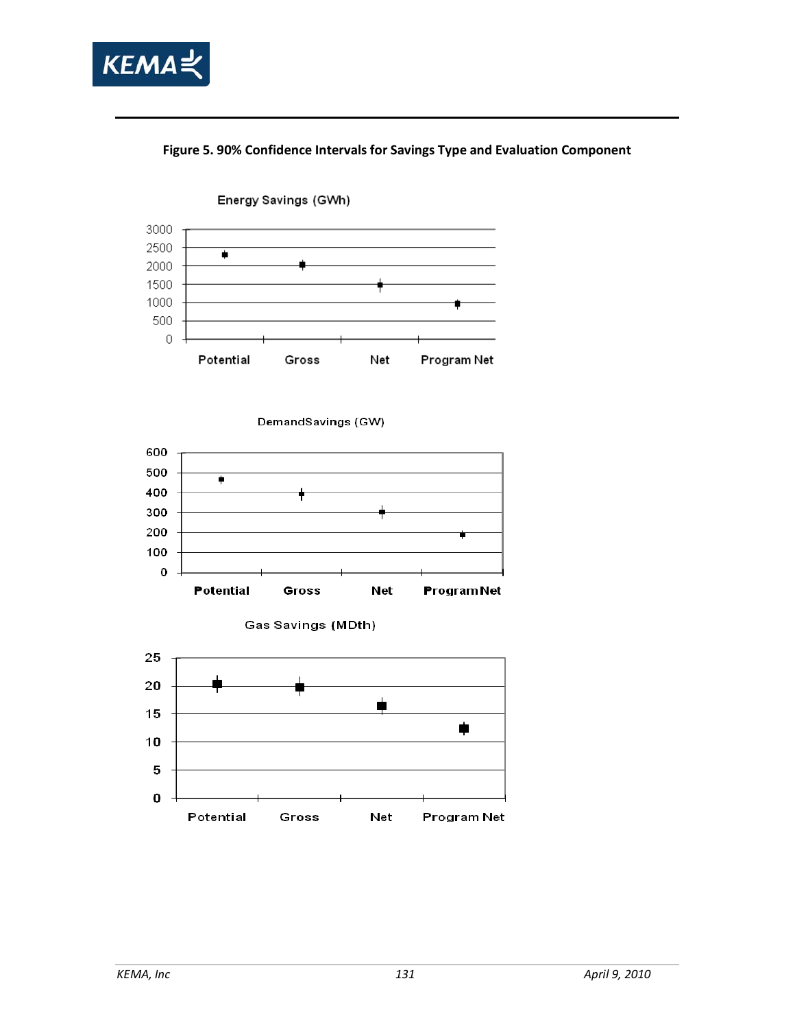**Figure 5. 90% Confidence Intervals for Savings Type and Evaluation Component**

Energy Savings (GWh)

DemandSavings (GW)

Gas Savings (MDth)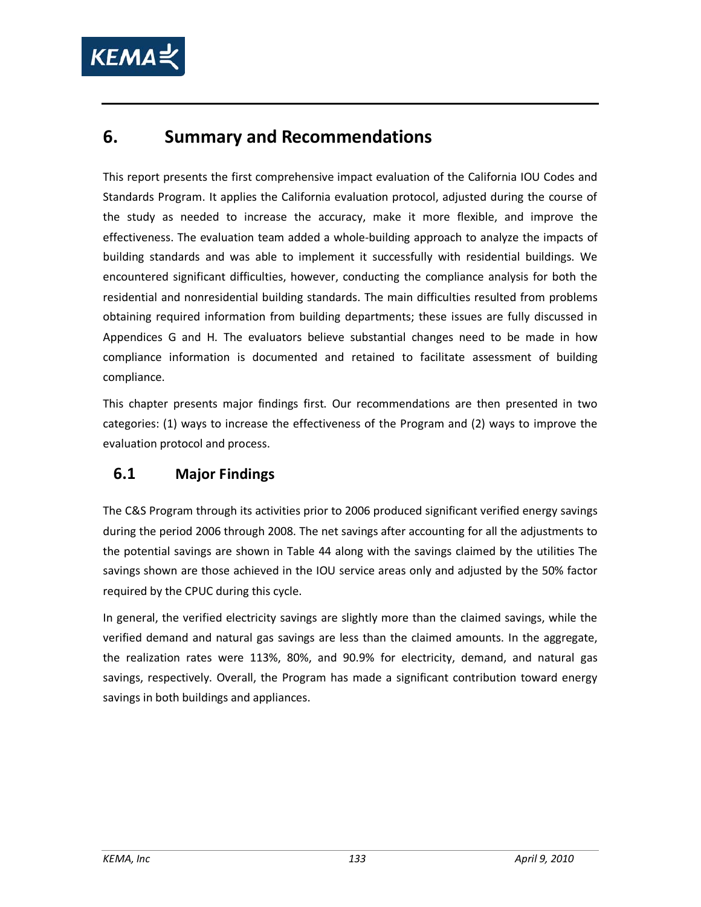# 6. Summary and Recommendations

This report presents the first comprehensive impact evaluation of the California IOU Codes and Standards Program. It applies the California evaluation protocol, adjusted during the course of the study as needed to increase the accuracy, make it more flexible, and improve the effectiveness. The evaluation team added a whole-building approach to analyze the impacts of building standards and was able to implement it successfully with residential buildings. We encountered significant difficulties, however, conducting the compliance analysis for both the residential and nonresidential building standards. The main difficulties resulted from problems obtaining required information from building departments; these issues are fully discussed in Appendices G and H. The evaluators believe substantial changes need to be made in how compliance information is documented and retained to facilitate assessment of building compliance.

This chapter presents major findings first. Our recommendations are then presented in two categories: (1) ways to increase the effectiveness of the Program and (2) ways to improve the evaluation protocol and process.

## 6.1 Major Findings

The C&S Program through its activities prior to 2006 produced significant verified energy savings during the period 2006 through 2008. The net savings after accounting for all the adjustments to the potential savings are shown in Table 44 along with the savings claimed by the utilities The savings shown are those achieved in the IOU service areas only and adjusted by the 50% factor required by the CPUC during this cycle.

In general, the verified electricity savings are slightly more than the claimed savings, while the verified demand and natural gas savings are less than the claimed amounts. In the aggregate, the realization rates were 113%, 80%, and 90.9% for electricity, demand, and natural gas savings, respectively. Overall, the Program has made a significant contribution toward energy savings in both buildings and appliances.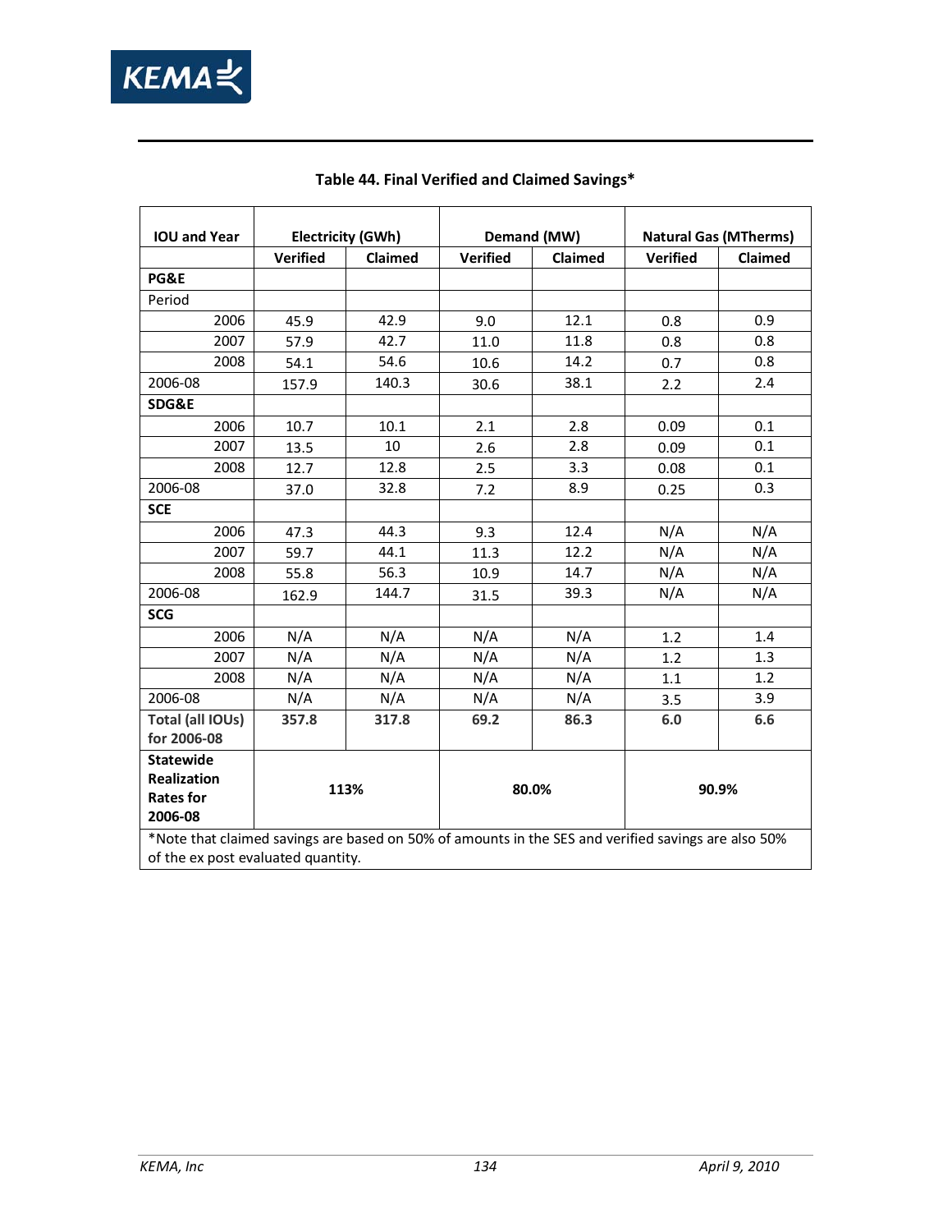**Table 44. Final Verified and Claimed Savings***

| IOU and Year | Electricity (GWh) | | Demand (MW) | | Natural Gas (MTherms) | |
|---|---|---|---|---|---|---|
| | Verified | Claimed | Verified | Claimed | Verified | Claimed |
| **PG&E** | | | | | | |
| Period | | | | | | |
| 2006 | 45.9 | 42.9 | 9.0 | 12.1 | 0.8 | 0.9 |
| 2007 | 57.9 | 42.7 | 11.0 | 11.8 | 0.8 | 0.8 |
| 2008 | 54.1 | 54.6 | 10.6 | 14.2 | 0.7 | 0.8 |
| 2006-08 | 157.9 | 140.3 | 30.6 | 38.1 | 2.2 | 2.4 |
| **SDG&E** | | | | | | |
| 2006 | 10.7 | 10.1 | 2.1 | 2.8 | 0.09 | 0.1 |
| 2007 | 13.5 | 10 | 2.6 | 2.8 | 0.09 | 0.1 |
| 2008 | 12.7 | 12.8 | 2.5 | 3.3 | 0.08 | 0.1 |
| 2006-08 | 37.0 | 32.8 | 7.2 | 8.9 | 0.25 | 0.3 |
| **SCE** | | | | | | |
| 2006 | 47.3 | 44.3 | 9.3 | 12.4 | N/A | N/A |
| 2007 | 59.7 | 44.1 | 11.3 | 12.2 | N/A | N/A |
| 2008 | 55.8 | 56.3 | 10.9 | 14.7 | N/A | N/A |
| 2006-08 | 162.9 | 144.7 | 31.5 | 39.3 | N/A | N/A |
| **SCG** | | | | | | |
| 2006 | N/A | N/A | N/A | N/A | 1.2 | 1.4 |
| 2007 | N/A | N/A | N/A | N/A | 1.2 | 1.3 |
| 2008 | N/A | N/A | N/A | N/A | 1.1 | 1.2 |
| 2006-08 | N/A | N/A | N/A | N/A | 3.5 | 3.9 |
| **Total (all IOUs) for 2006-08** | **357.8** | **317.8** | **69.2** | **86.3** | **6.0** | **6.6** |
| **Statewide Realization Rates for 2006-08** | **113%** | | **80.0%** | | **90.9%** | |

*Note that claimed savings are based on 50% of amounts in the SES and verified savings are also 50% of the ex post evaluated quantity.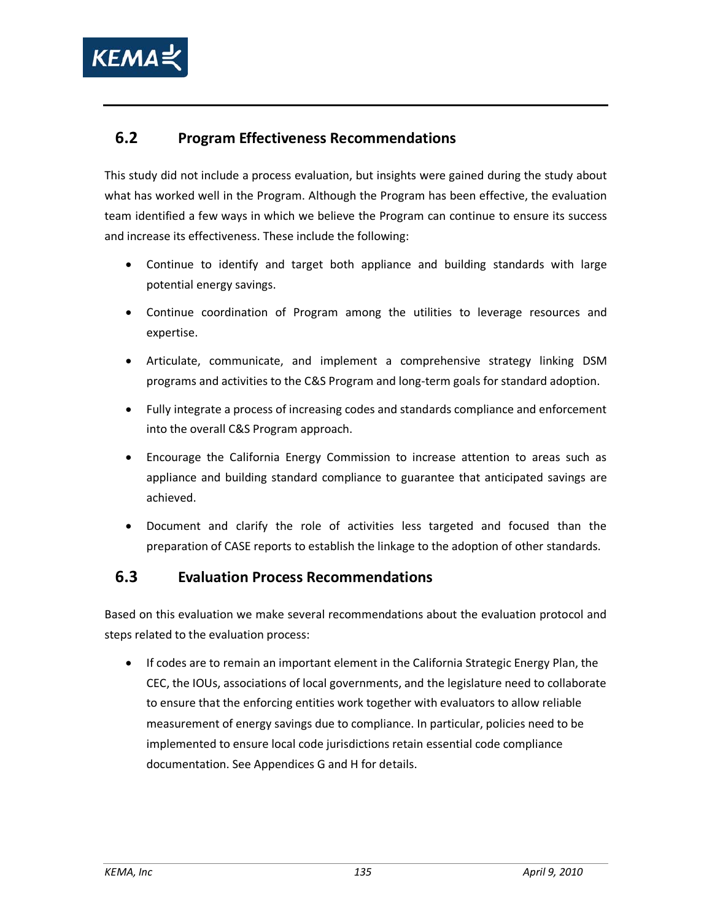## 6.2 Program Effectiveness Recommendations

This study did not include a process evaluation, but insights were gained during the study about what has worked well in the Program. Although the Program has been effective, the evaluation team identified a few ways in which we believe the Program can continue to ensure its success and increase its effectiveness. These include the following:

- Continue to identify and target both appliance and building standards with large potential energy savings.
- Continue coordination of Program among the utilities to leverage resources and expertise.
- Articulate, communicate, and implement a comprehensive strategy linking DSM programs and activities to the C&S Program and long-term goals for standard adoption.
- Fully integrate a process of increasing codes and standards compliance and enforcement into the overall C&S Program approach.
- Encourage the California Energy Commission to increase attention to areas such as appliance and building standard compliance to guarantee that anticipated savings are achieved.
- Document and clarify the role of activities less targeted and focused than the preparation of CASE reports to establish the linkage to the adoption of other standards.

## 6.3 Evaluation Process Recommendations

Based on this evaluation we make several recommendations about the evaluation protocol and steps related to the evaluation process:

- If codes are to remain an important element in the California Strategic Energy Plan, the CEC, the IOUs, associations of local governments, and the legislature need to collaborate to ensure that the enforcing entities work together with evaluators to allow reliable measurement of energy savings due to compliance. In particular, policies need to be implemented to ensure local code jurisdictions retain essential code compliance documentation. See Appendices G and H for details.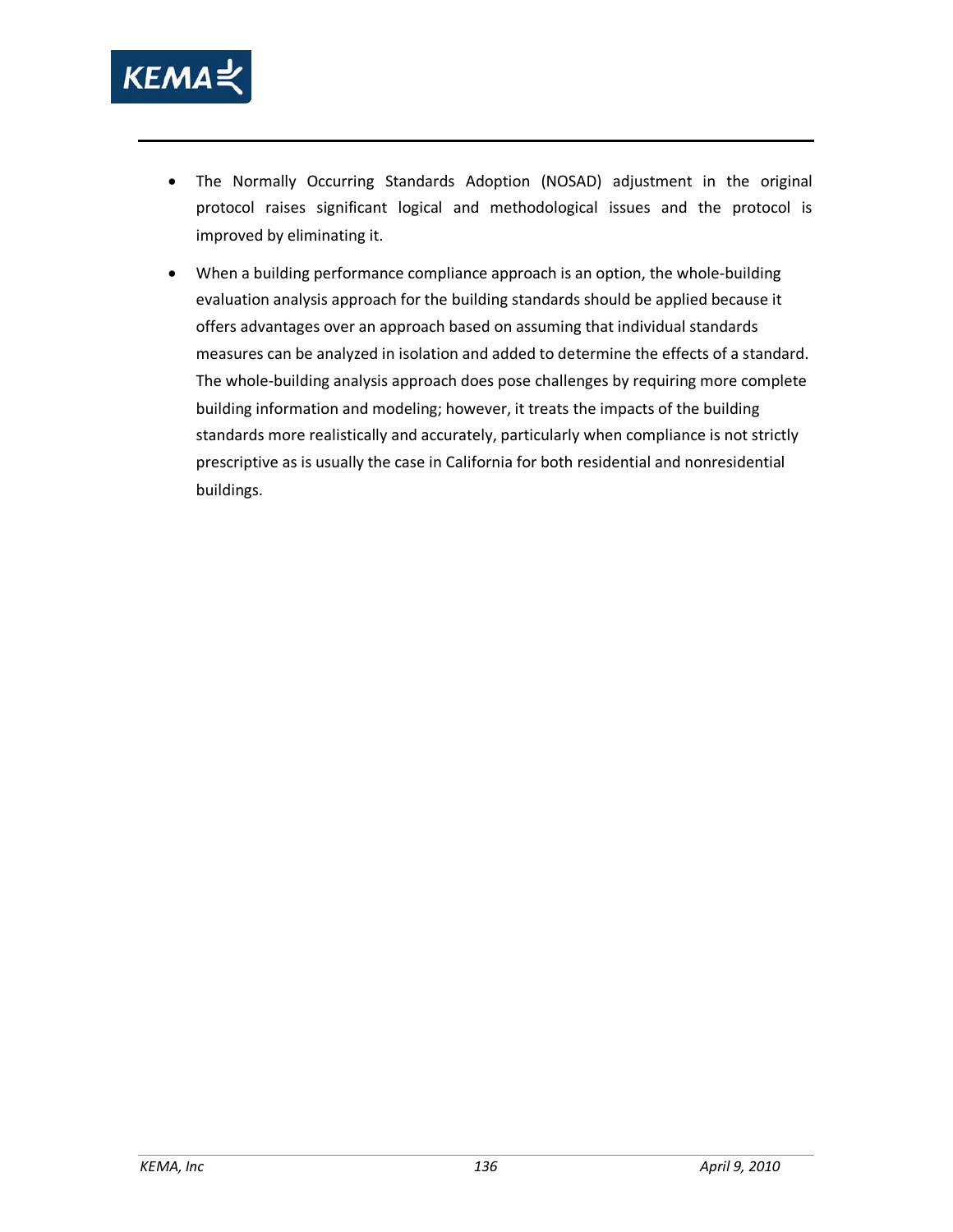- The Normally Occurring Standards Adoption (NOSAD) adjustment in the original protocol raises significant logical and methodological issues and the protocol is improved by eliminating it.
- When a building performance compliance approach is an option, the whole-building evaluation analysis approach for the building standards should be applied because it offers advantages over an approach based on assuming that individual standards measures can be analyzed in isolation and added to determine the effects of a standard. The whole-building analysis approach does pose challenges by requiring more complete building information and modeling; however, it treats the impacts of the building standards more realistically and accurately, particularly when compliance is not strictly prescriptive as is usually the case in California for both residential and nonresidential buildings.